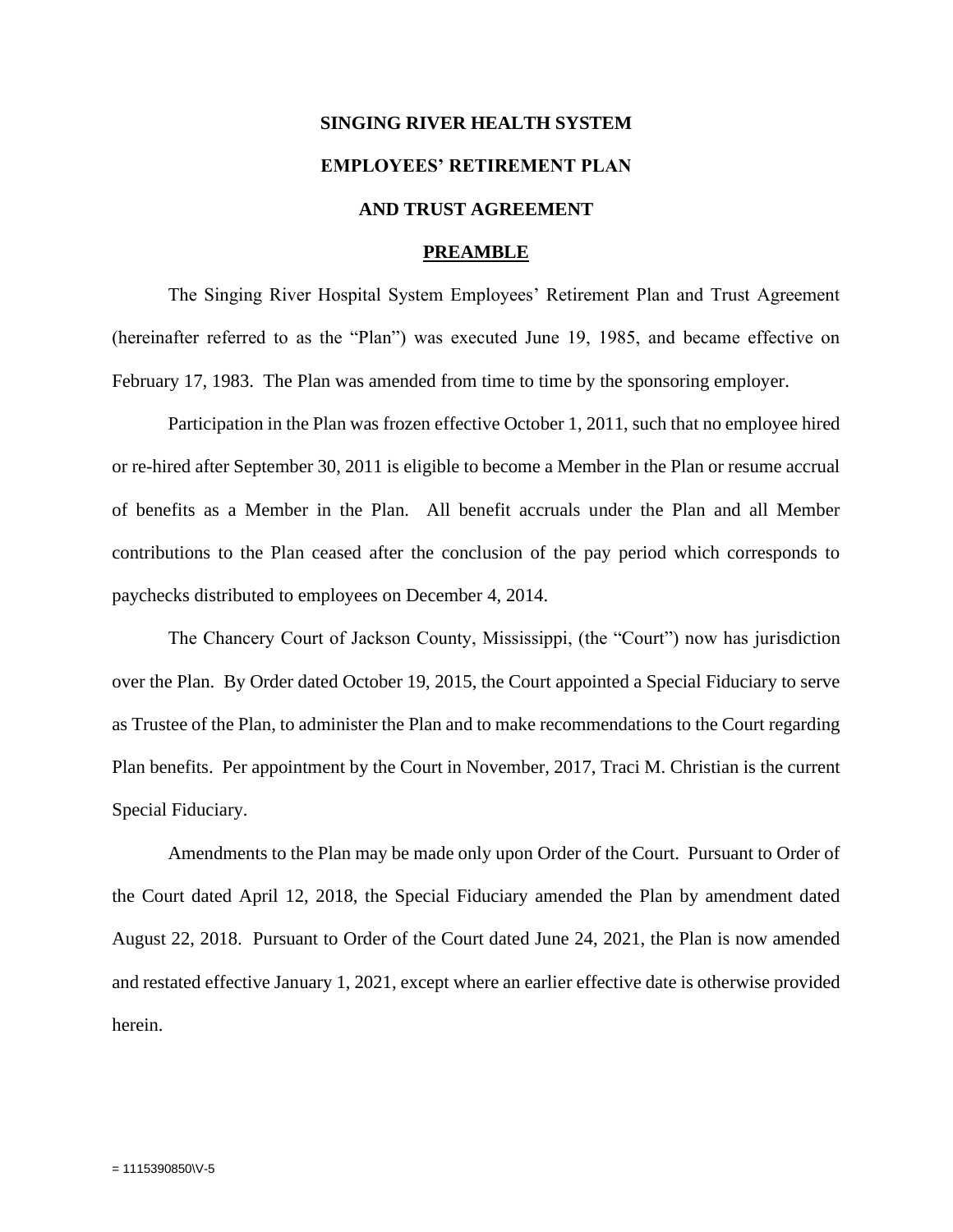# SINGING RIVER HEALTH SYSTEM

# EMPLOYEES' RETIREMENT PLAN

# AND TRUST AGREEMENT

## PREAMBLE

The Singing River Hospital System Employees' Retirement Plan and Trust Agreement (hereinafter referred to as the "Plan") was executed June 19, 1985, and became effective on February 17, 1983. The Plan was amended from time to time by the sponsoring employer.

Participation in the Plan was frozen effective October 1, 2011, such that no employee hired or re-hired after September 30, 2011 is eligible to become a Member in the Plan or resume accrual of benefits as a Member in the Plan. All benefit accruals under the Plan and all Member contributions to the Plan ceased after the conclusion of the pay period which corresponds to paychecks distributed to employees on December 4, 2014.

The Chancery Court of Jackson County, Mississippi, (the "Court") now has jurisdiction over the Plan. By Order dated October 19, 2015, the Court appointed a Special Fiduciary to serve as Trustee of the Plan, to administer the Plan and to make recommendations to the Court regarding Plan benefits. Per appointment by the Court in November, 2017, Traci M. Christian is the current Special Fiduciary.

Amendments to the Plan may be made only upon Order of the Court. Pursuant to Order of the Court dated April 12, 2018, the Special Fiduciary amended the Plan by amendment dated August 22, 2018. Pursuant to Order of the Court dated June 24, 2021, the Plan is now amended and restated effective January 1, 2021, except where an earlier effective date is otherwise provided herein.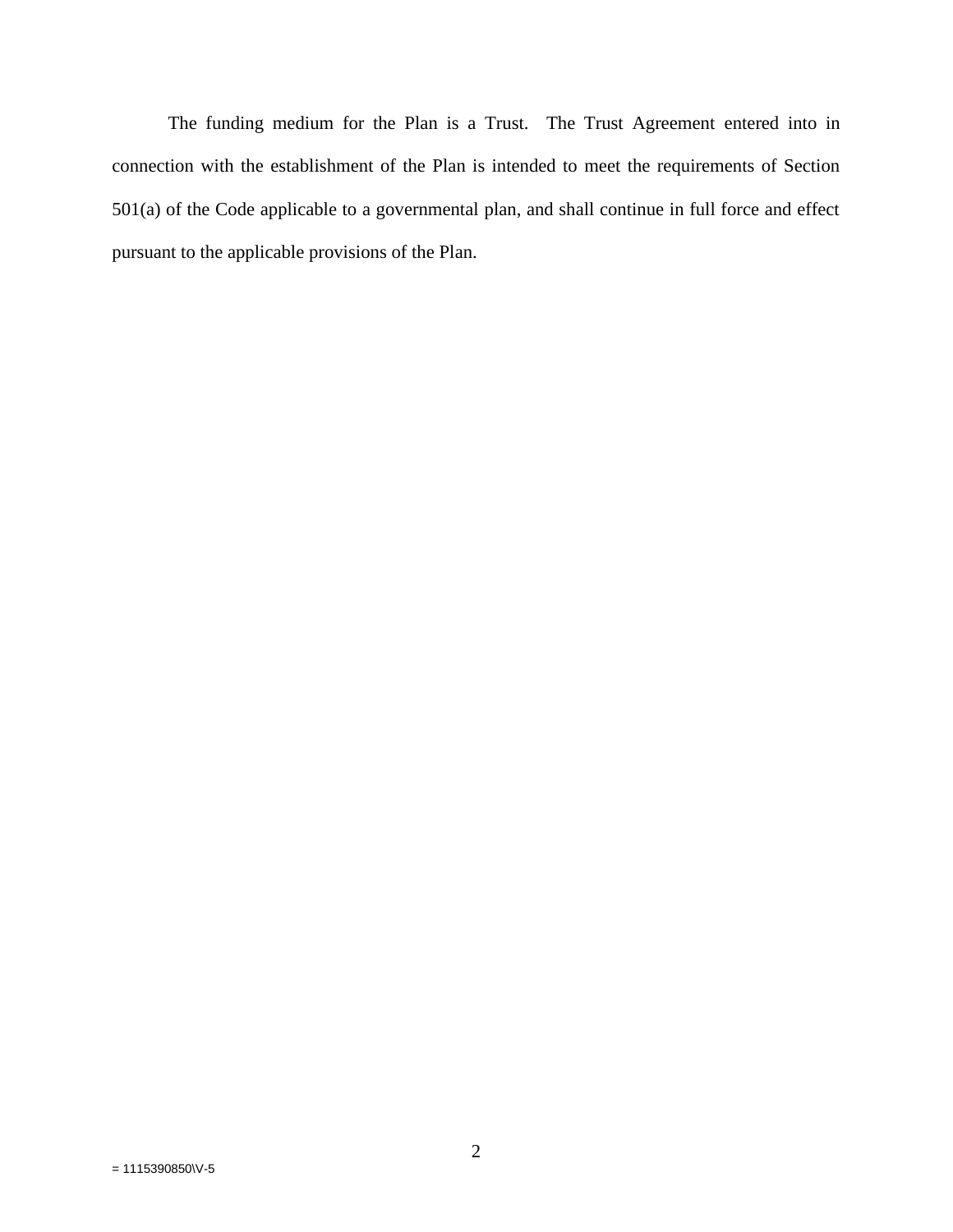The funding medium for the Plan is a Trust. The Trust Agreement entered into in connection with the establishment of the Plan is intended to meet the requirements of Section 501(a) of the Code applicable to a governmental plan, and shall continue in full force and effect pursuant to the applicable provisions of the Plan.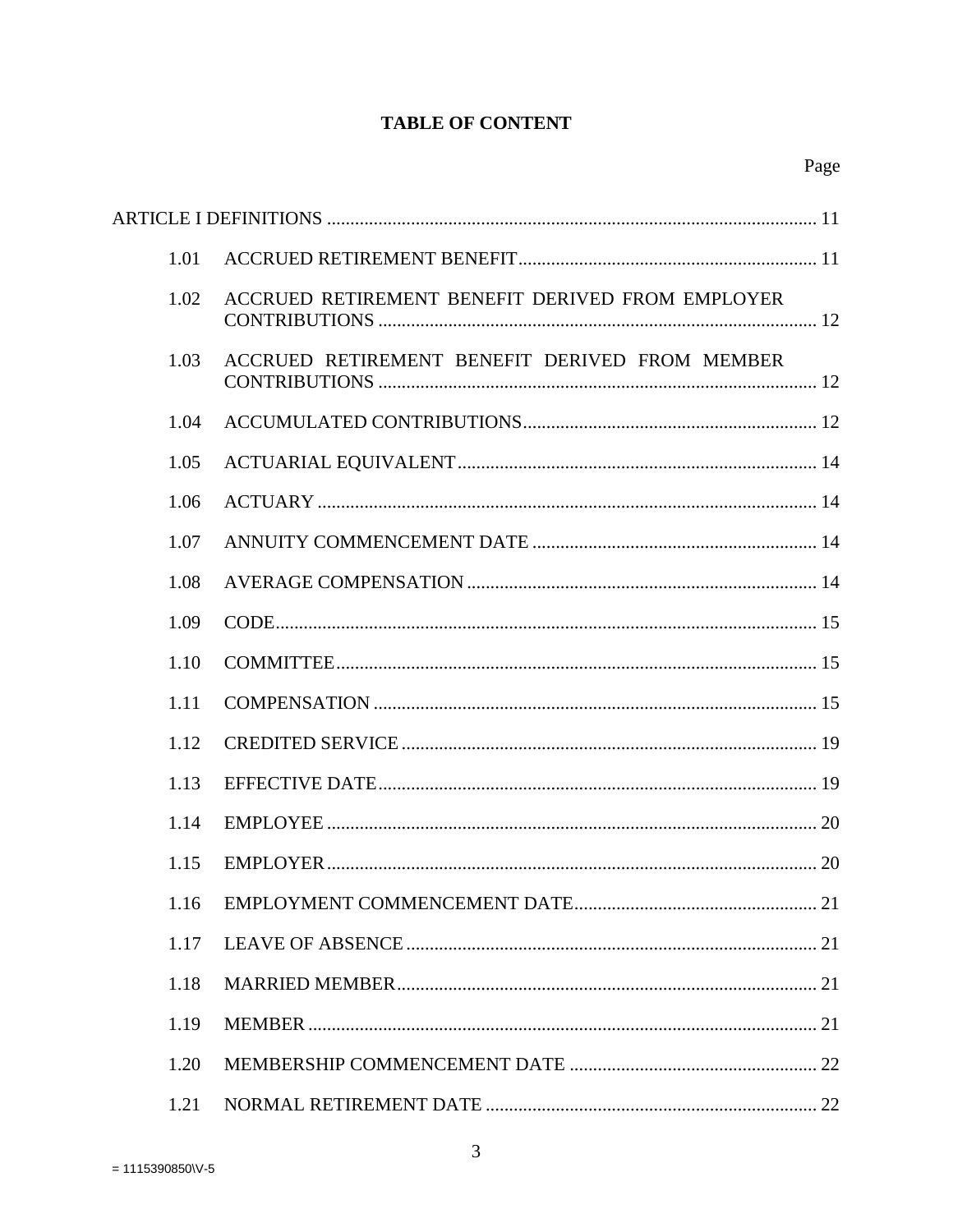# TABLE OF CONTENT

| | | Page |
|---|---|---|
| ARTICLE I DEFINITIONS | | 11 |
| 1.01 | ACCRUED RETIREMENT BENEFIT | 11 |
| 1.02 | ACCRUED RETIREMENT BENEFIT DERIVED FROM EMPLOYER CONTRIBUTIONS | 12 |
| 1.03 | ACCRUED RETIREMENT BENEFIT DERIVED FROM MEMBER CONTRIBUTIONS | 12 |
| 1.04 | ACCUMULATED CONTRIBUTIONS | 12 |
| 1.05 | ACTUARIAL EQUIVALENT | 14 |
| 1.06 | ACTUARY | 14 |
| 1.07 | ANNUITY COMMENCEMENT DATE | 14 |
| 1.08 | AVERAGE COMPENSATION | 14 |
| 1.09 | CODE | 15 |
| 1.10 | COMMITTEE | 15 |
| 1.11 | COMPENSATION | 15 |
| 1.12 | CREDITED SERVICE | 19 |
| 1.13 | EFFECTIVE DATE | 19 |
| 1.14 | EMPLOYEE | 20 |
| 1.15 | EMPLOYER | 20 |
| 1.16 | EMPLOYMENT COMMENCEMENT DATE | 21 |
| 1.17 | LEAVE OF ABSENCE | 21 |
| 1.18 | MARRIED MEMBER | 21 |
| 1.19 | MEMBER | 21 |
| 1.20 | MEMBERSHIP COMMENCEMENT DATE | 22 |
| 1.21 | NORMAL RETIREMENT DATE | 22 |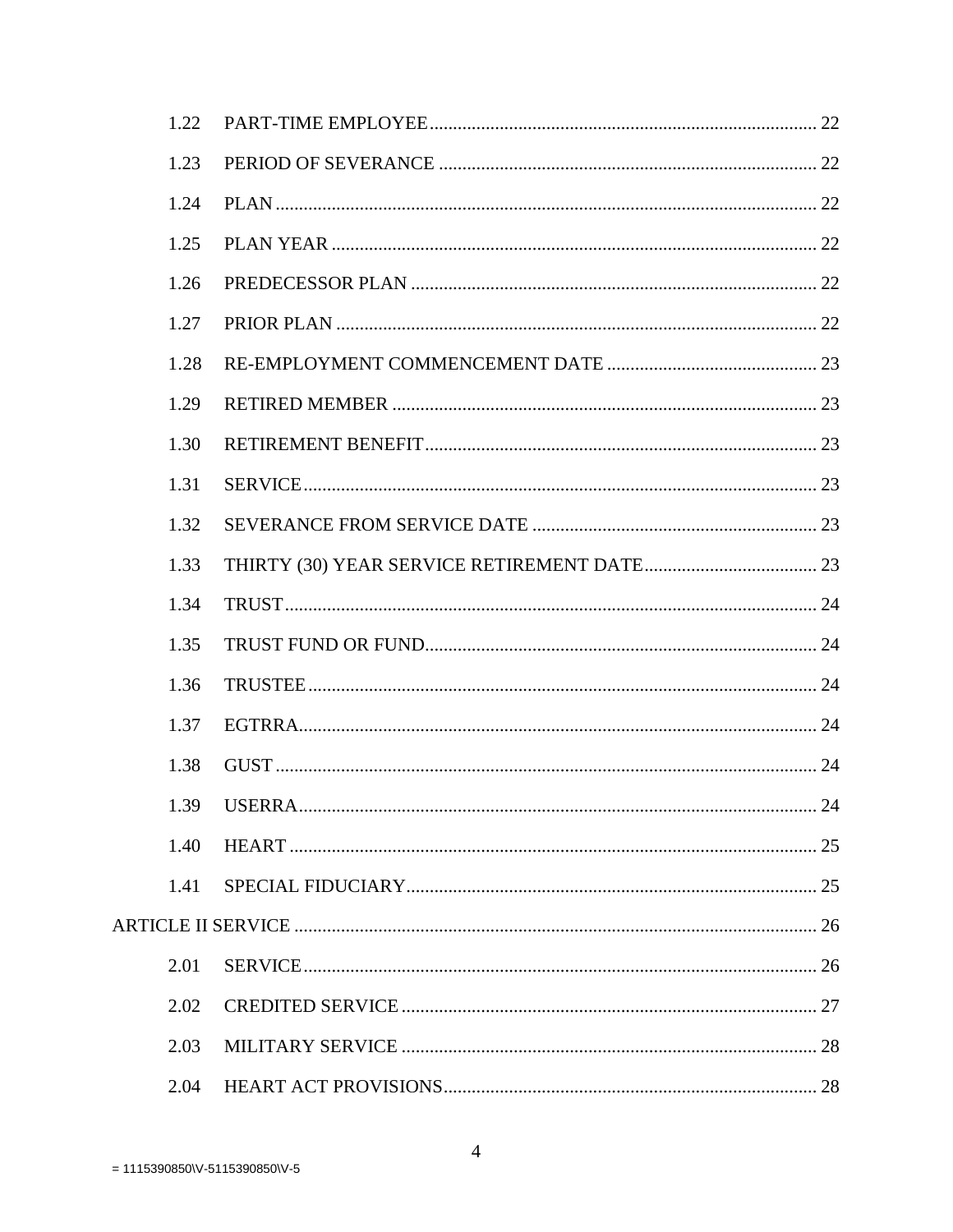1.22 PART-TIME EMPLOYEE ... 22

1.23 PERIOD OF SEVERANCE ... 22

1.24 PLAN ... 22

1.25 PLAN YEAR ... 22

1.26 PREDECESSOR PLAN ... 22

1.27 PRIOR PLAN ... 22

1.28 RE-EMPLOYMENT COMMENCEMENT DATE ... 23

1.29 RETIRED MEMBER ... 23

1.30 RETIREMENT BENEFIT ... 23

1.31 SERVICE ... 23

1.32 SEVERANCE FROM SERVICE DATE ... 23

1.33 THIRTY (30) YEAR SERVICE RETIREMENT DATE ... 23

1.34 TRUST ... 24

1.35 TRUST FUND OR FUND ... 24

1.36 TRUSTEE ... 24

1.37 EGTRRA ... 24

1.38 GUST ... 24

1.39 USERRA ... 24

1.40 HEART ... 25

1.41 SPECIAL FIDUCIARY ... 25

ARTICLE II SERVICE ... 26

2.01 SERVICE ... 26

2.02 CREDITED SERVICE ... 27

2.03 MILITARY SERVICE ... 28

2.04 HEART ACT PROVISIONS ... 28

= 1115390850\V-5115390850\V-5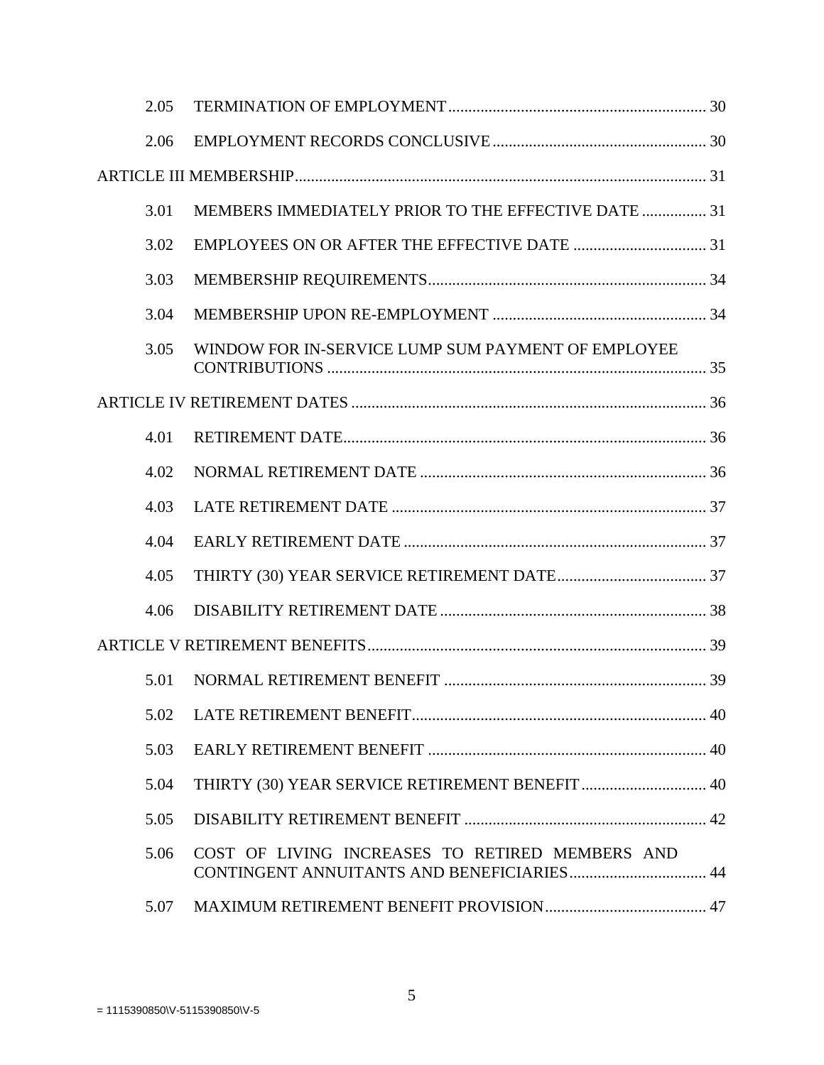| | | |
|---|---|---|
| 2.05 | TERMINATION OF EMPLOYMENT | 30 |
| 2.06 | EMPLOYMENT RECORDS CONCLUSIVE | 30 |
| ARTICLE III MEMBERSHIP | | 31 |
| 3.01 | MEMBERS IMMEDIATELY PRIOR TO THE EFFECTIVE DATE | 31 |
| 3.02 | EMPLOYEES ON OR AFTER THE EFFECTIVE DATE | 31 |
| 3.03 | MEMBERSHIP REQUIREMENTS | 34 |
| 3.04 | MEMBERSHIP UPON RE-EMPLOYMENT | 34 |
| 3.05 | WINDOW FOR IN-SERVICE LUMP SUM PAYMENT OF EMPLOYEE CONTRIBUTIONS | 35 |
| ARTICLE IV RETIREMENT DATES | | 36 |
| 4.01 | RETIREMENT DATE | 36 |
| 4.02 | NORMAL RETIREMENT DATE | 36 |
| 4.03 | LATE RETIREMENT DATE | 37 |
| 4.04 | EARLY RETIREMENT DATE | 37 |
| 4.05 | THIRTY (30) YEAR SERVICE RETIREMENT DATE | 37 |
| 4.06 | DISABILITY RETIREMENT DATE | 38 |
| ARTICLE V RETIREMENT BENEFITS | | 39 |
| 5.01 | NORMAL RETIREMENT BENEFIT | 39 |
| 5.02 | LATE RETIREMENT BENEFIT | 40 |
| 5.03 | EARLY RETIREMENT BENEFIT | 40 |
| 5.04 | THIRTY (30) YEAR SERVICE RETIREMENT BENEFIT | 40 |
| 5.05 | DISABILITY RETIREMENT BENEFIT | 42 |
| 5.06 | COST OF LIVING INCREASES TO RETIRED MEMBERS AND CONTINGENT ANNUITANTS AND BENEFICIARIES | 44 |
| 5.07 | MAXIMUM RETIREMENT BENEFIT PROVISION | 47 |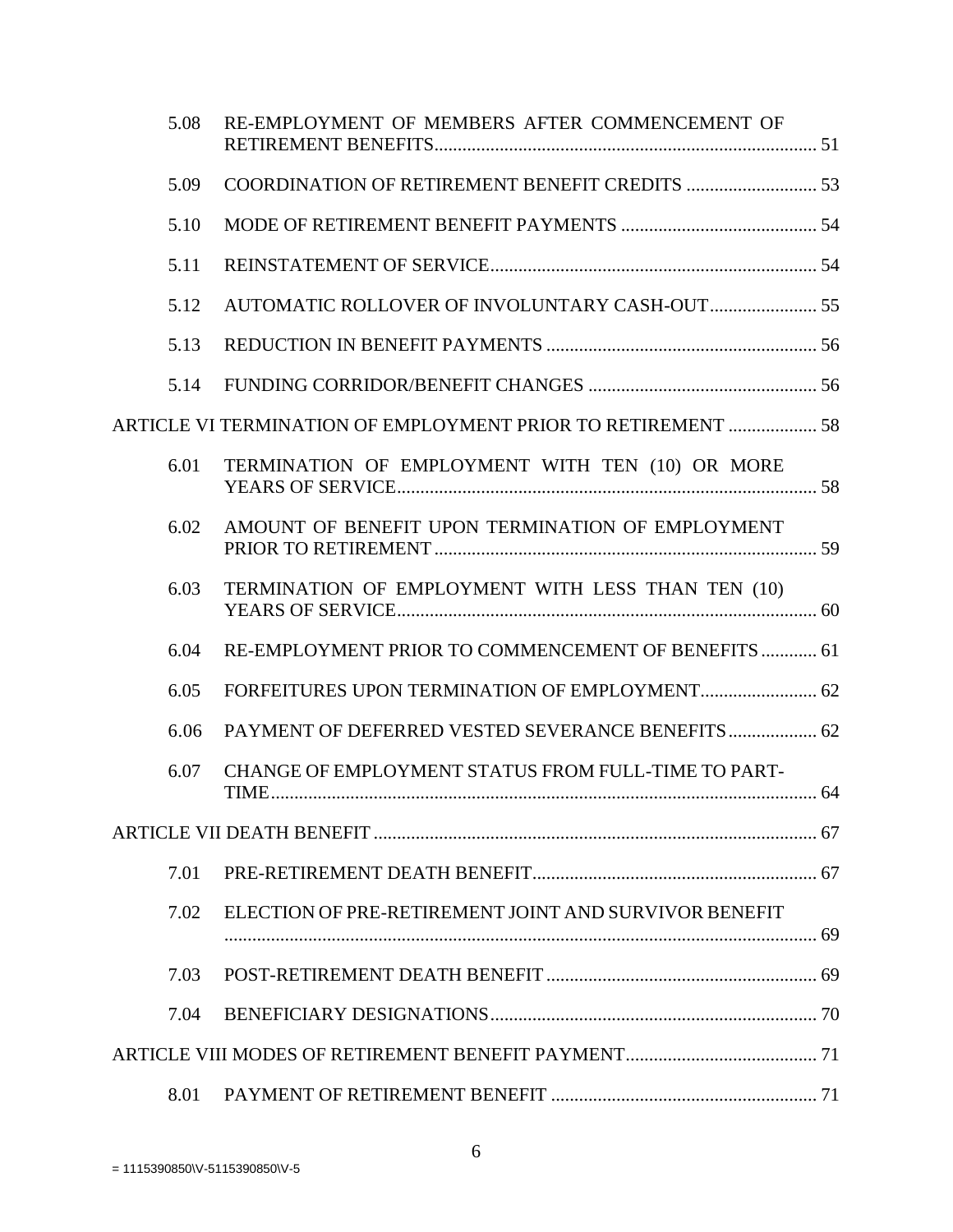| | | |
|---|---|---|
| 5.08 | RE-EMPLOYMENT OF MEMBERS AFTER COMMENCEMENT OF RETIREMENT BENEFITS | 51 |
| 5.09 | COORDINATION OF RETIREMENT BENEFIT CREDITS | 53 |
| 5.10 | MODE OF RETIREMENT BENEFIT PAYMENTS | 54 |
| 5.11 | REINSTATEMENT OF SERVICE | 54 |
| 5.12 | AUTOMATIC ROLLOVER OF INVOLUNTARY CASH-OUT | 55 |
| 5.13 | REDUCTION IN BENEFIT PAYMENTS | 56 |
| 5.14 | FUNDING CORRIDOR/BENEFIT CHANGES | 56 |
| ARTICLE VI TERMINATION OF EMPLOYMENT PRIOR TO RETIREMENT | | 58 |
| 6.01 | TERMINATION OF EMPLOYMENT WITH TEN (10) OR MORE YEARS OF SERVICE | 58 |
| 6.02 | AMOUNT OF BENEFIT UPON TERMINATION OF EMPLOYMENT PRIOR TO RETIREMENT | 59 |
| 6.03 | TERMINATION OF EMPLOYMENT WITH LESS THAN TEN (10) YEARS OF SERVICE | 60 |
| 6.04 | RE-EMPLOYMENT PRIOR TO COMMENCEMENT OF BENEFITS | 61 |
| 6.05 | FORFEITURES UPON TERMINATION OF EMPLOYMENT | 62 |
| 6.06 | PAYMENT OF DEFERRED VESTED SEVERANCE BENEFITS | 62 |
| 6.07 | CHANGE OF EMPLOYMENT STATUS FROM FULL-TIME TO PART-TIME | 64 |
| ARTICLE VII DEATH BENEFIT | | 67 |
| 7.01 | PRE-RETIREMENT DEATH BENEFIT | 67 |
| 7.02 | ELECTION OF PRE-RETIREMENT JOINT AND SURVIVOR BENEFIT | 69 |
| 7.03 | POST-RETIREMENT DEATH BENEFIT | 69 |
| 7.04 | BENEFICIARY DESIGNATIONS | 70 |
| ARTICLE VIII MODES OF RETIREMENT BENEFIT PAYMENT | | 71 |
| 8.01 | PAYMENT OF RETIREMENT BENEFIT | 71 |

= 1115390850\V-5115390850\V-5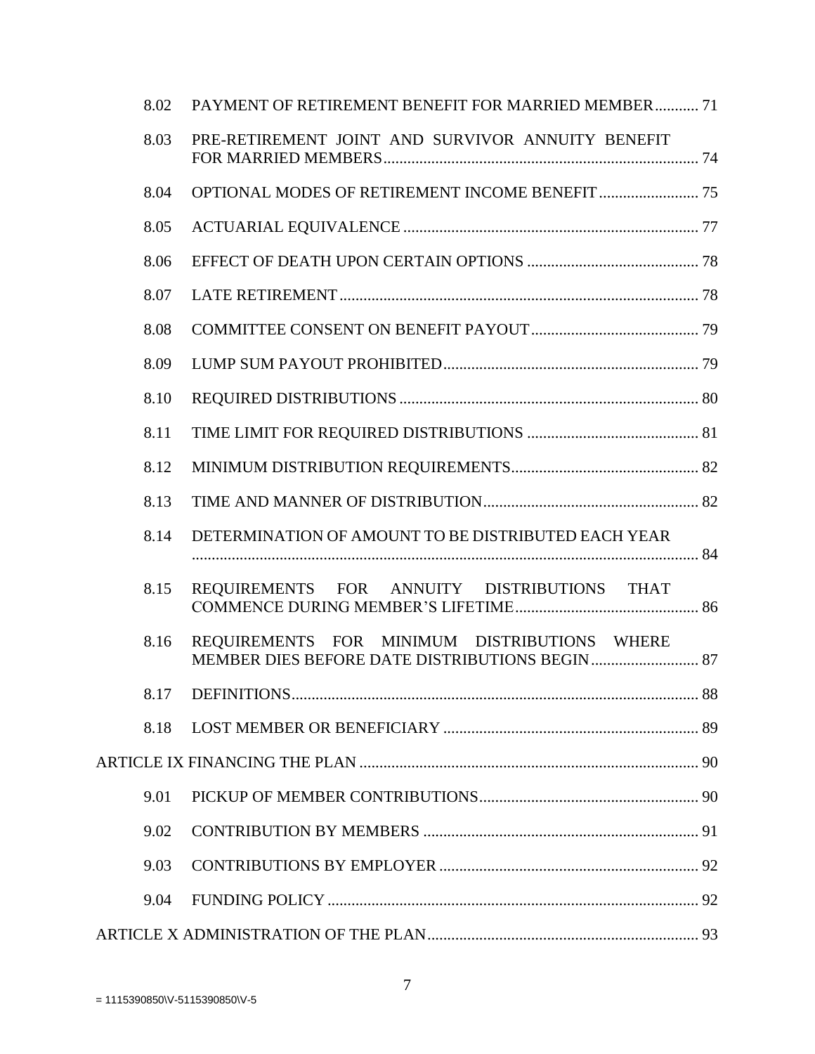| | | |
|---|---|---|
| 8.02 | PAYMENT OF RETIREMENT BENEFIT FOR MARRIED MEMBER | 71 |
| 8.03 | PRE-RETIREMENT JOINT AND SURVIVOR ANNUITY BENEFIT FOR MARRIED MEMBERS | 74 |
| 8.04 | OPTIONAL MODES OF RETIREMENT INCOME BENEFIT | 75 |
| 8.05 | ACTUARIAL EQUIVALENCE | 77 |
| 8.06 | EFFECT OF DEATH UPON CERTAIN OPTIONS | 78 |
| 8.07 | LATE RETIREMENT | 78 |
| 8.08 | COMMITTEE CONSENT ON BENEFIT PAYOUT | 79 |
| 8.09 | LUMP SUM PAYOUT PROHIBITED | 79 |
| 8.10 | REQUIRED DISTRIBUTIONS | 80 |
| 8.11 | TIME LIMIT FOR REQUIRED DISTRIBUTIONS | 81 |
| 8.12 | MINIMUM DISTRIBUTION REQUIREMENTS | 82 |
| 8.13 | TIME AND MANNER OF DISTRIBUTION | 82 |
| 8.14 | DETERMINATION OF AMOUNT TO BE DISTRIBUTED EACH YEAR | 84 |
| 8.15 | REQUIREMENTS FOR ANNUITY DISTRIBUTIONS THAT COMMENCE DURING MEMBER'S LIFETIME | 86 |
| 8.16 | REQUIREMENTS FOR MINIMUM DISTRIBUTIONS WHERE MEMBER DIES BEFORE DATE DISTRIBUTIONS BEGIN | 87 |
| 8.17 | DEFINITIONS | 88 |
| 8.18 | LOST MEMBER OR BENEFICIARY | 89 |
| ARTICLE IX FINANCING THE PLAN | | 90 |
| 9.01 | PICKUP OF MEMBER CONTRIBUTIONS | 90 |
| 9.02 | CONTRIBUTION BY MEMBERS | 91 |
| 9.03 | CONTRIBUTIONS BY EMPLOYER | 92 |
| 9.04 | FUNDING POLICY | 92 |
| ARTICLE X ADMINISTRATION OF THE PLAN | | 93 |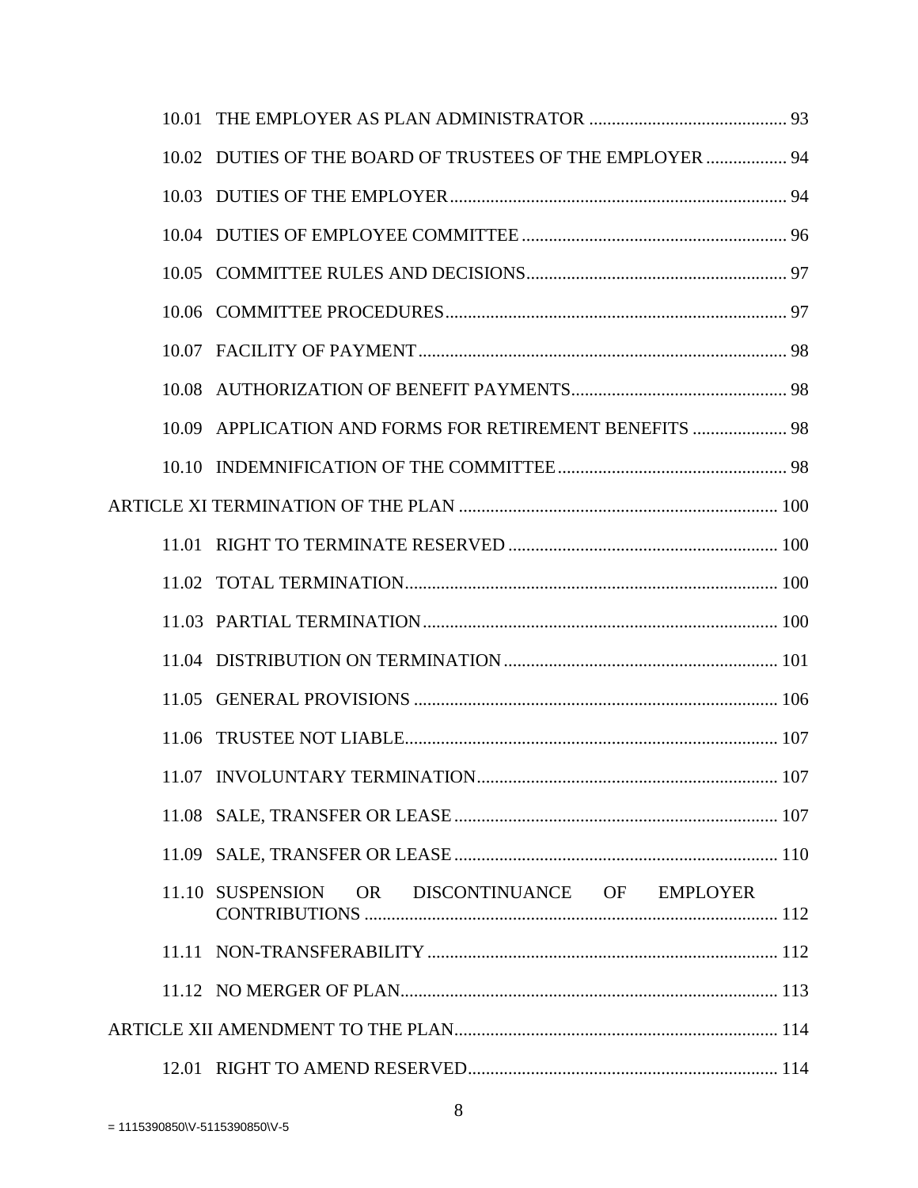10.01 THE EMPLOYER AS PLAN ADMINISTRATOR ........................................... 93

10.02 DUTIES OF THE BOARD OF TRUSTEES OF THE EMPLOYER ................. 94

10.03 DUTIES OF THE EMPLOYER .......................................................................... 94

10.04 DUTIES OF EMPLOYEE COMMITTEE ........................................................... 96

10.05 COMMITTEE RULES AND DECISIONS ......................................................... 97

10.06 COMMITTEE PROCEDURES ........................................................................... 97

10.07 FACILITY OF PAYMENT ................................................................................. 98

10.08 AUTHORIZATION OF BENEFIT PAYMENTS ................................................ 98

10.09 APPLICATION AND FORMS FOR RETIREMENT BENEFITS ..................... 98

10.10 INDEMNIFICATION OF THE COMMITTEE .................................................. 98

ARTICLE XI TERMINATION OF THE PLAN ....................................................................... 100

11.01 RIGHT TO TERMINATE RESERVED ........................................................... 100

11.02 TOTAL TERMINATION .................................................................................. 100

11.03 PARTIAL TERMINATION ............................................................................... 100

11.04 DISTRIBUTION ON TERMINATION ............................................................. 101

11.05 GENERAL PROVISIONS ................................................................................ 106

11.06 TRUSTEE NOT LIABLE .................................................................................. 107

11.07 INVOLUNTARY TERMINATION ................................................................... 107

11.08 SALE, TRANSFER OR LEASE ........................................................................ 107

11.09 SALE, TRANSFER OR LEASE ........................................................................ 110

11.10 SUSPENSION OR DISCONTINUANCE OF EMPLOYER CONTRIBUTIONS ........................................................................................... 112

11.11 NON-TRANSFERABILITY ............................................................................. 112

11.12 NO MERGER OF PLAN ................................................................................... 113

ARTICLE XII AMENDMENT TO THE PLAN ....................................................................... 114

12.01 RIGHT TO AMEND RESERVED .................................................................... 114

= 1115390850\V-5115390850\V-5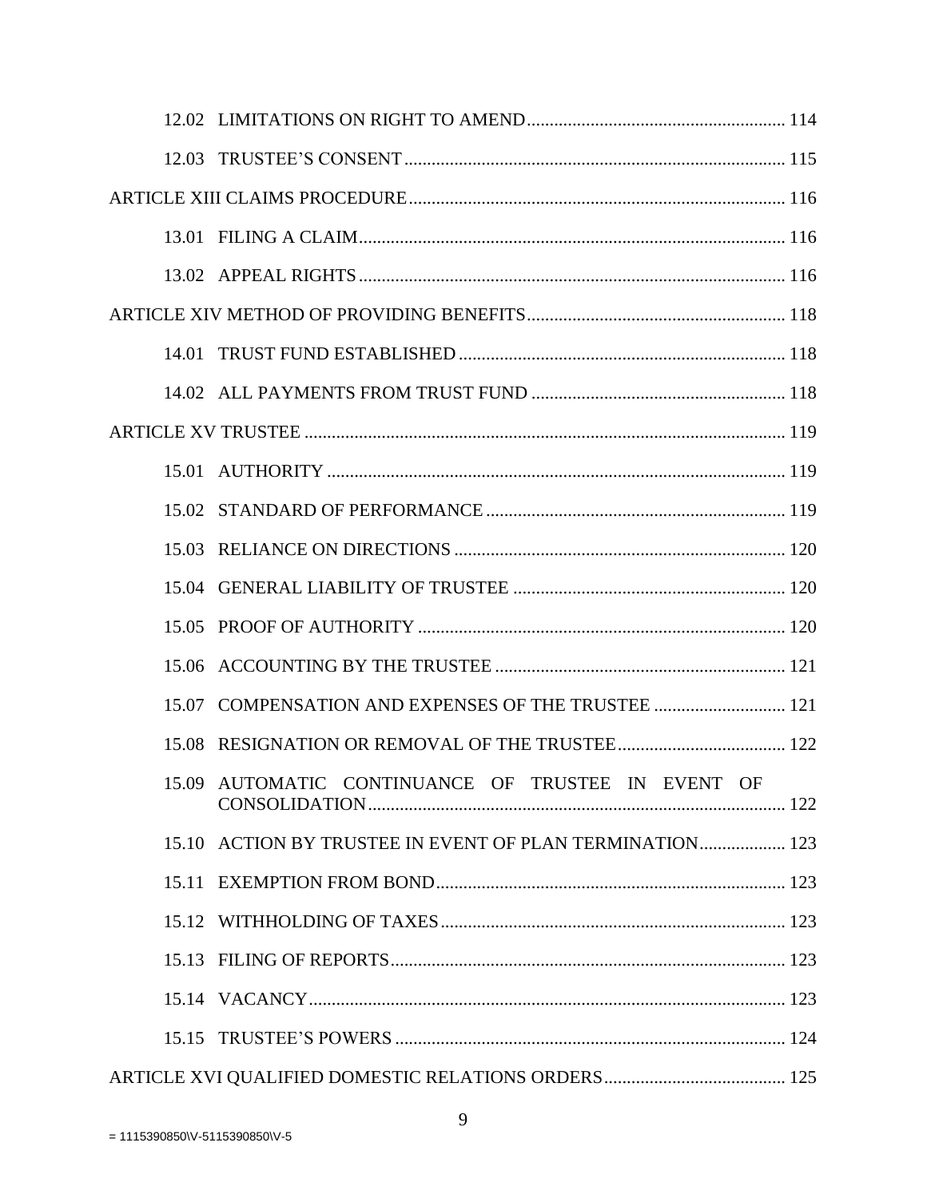12.02 LIMITATIONS ON RIGHT TO AMEND ........................................................ 114

12.03 TRUSTEE'S CONSENT ........................................................ 115

ARTICLE XIII CLAIMS PROCEDURE ........................................................ 116

13.01 FILING A CLAIM ........................................................ 116

13.02 APPEAL RIGHTS ........................................................ 116

ARTICLE XIV METHOD OF PROVIDING BENEFITS ........................................................ 118

14.01 TRUST FUND ESTABLISHED ........................................................ 118

14.02 ALL PAYMENTS FROM TRUST FUND ........................................................ 118

ARTICLE XV TRUSTEE ........................................................ 119

15.01 AUTHORITY ........................................................ 119

15.02 STANDARD OF PERFORMANCE ........................................................ 119

15.03 RELIANCE ON DIRECTIONS ........................................................ 120

15.04 GENERAL LIABILITY OF TRUSTEE ........................................................ 120

15.05 PROOF OF AUTHORITY ........................................................ 120

15.06 ACCOUNTING BY THE TRUSTEE ........................................................ 121

15.07 COMPENSATION AND EXPENSES OF THE TRUSTEE ........................................................ 121

15.08 RESIGNATION OR REMOVAL OF THE TRUSTEE ........................................................ 122

15.09 AUTOMATIC CONTINUANCE OF TRUSTEE IN EVENT OF CONSOLIDATION ........................................................ 122

15.10 ACTION BY TRUSTEE IN EVENT OF PLAN TERMINATION ........................................................ 123

15.11 EXEMPTION FROM BOND ........................................................ 123

15.12 WITHHOLDING OF TAXES ........................................................ 123

15.13 FILING OF REPORTS ........................................................ 123

15.14 VACANCY ........................................................ 123

15.15 TRUSTEE'S POWERS ........................................................ 124

ARTICLE XVI QUALIFIED DOMESTIC RELATIONS ORDERS ........................................................ 125

= 1115390850\V-5115390850\V-5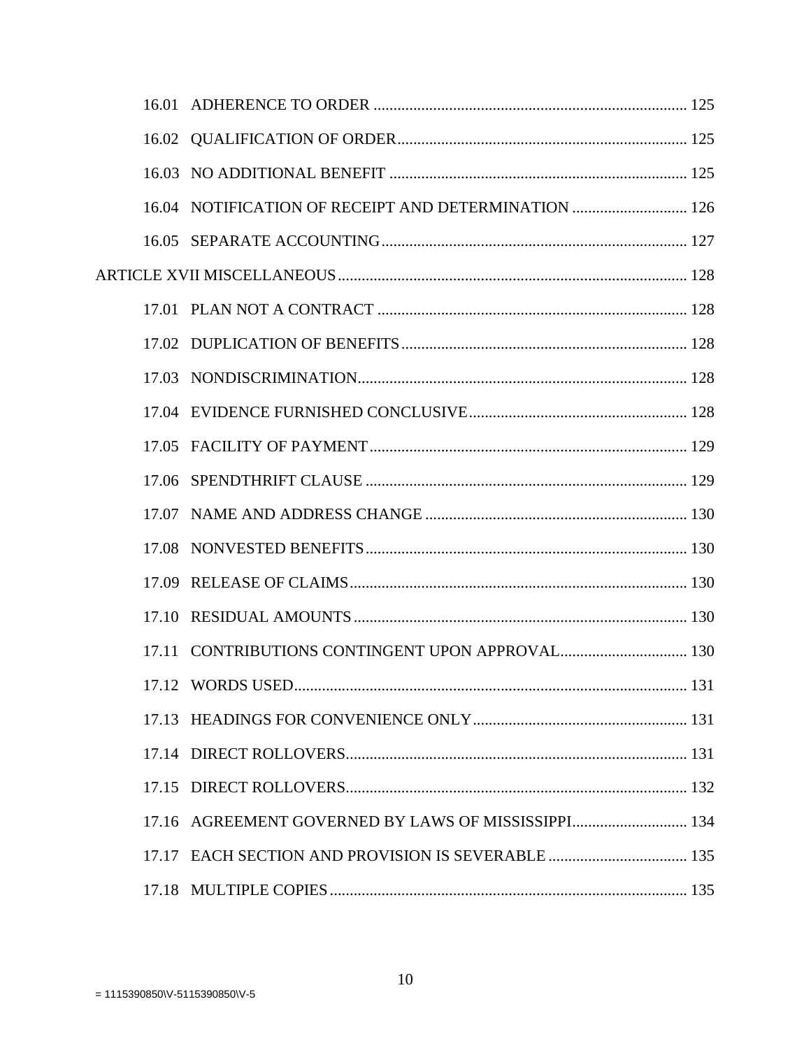16.01 ADHERENCE TO ORDER ............................................................................. 125

16.02 QUALIFICATION OF ORDER ........................................................................ 125

16.03 NO ADDITIONAL BENEFIT .......................................................................... 125

16.04 NOTIFICATION OF RECEIPT AND DETERMINATION ............................. 126

16.05 SEPARATE ACCOUNTING ............................................................................ 127

ARTICLE XVII MISCELLANEOUS ...................................................................................... 128

17.01 PLAN NOT A CONTRACT ............................................................................. 128

17.02 DUPLICATION OF BENEFITS ....................................................................... 128

17.03 NONDISCRIMINATION .................................................................................. 128

17.04 EVIDENCE FURNISHED CONCLUSIVE ...................................................... 128

17.05 FACILITY OF PAYMENT ............................................................................... 129

17.06 SPENDTHRIFT CLAUSE ................................................................................ 129

17.07 NAME AND ADDRESS CHANGE ................................................................. 130

17.08 NONVESTED BENEFITS ................................................................................ 130

17.09 RELEASE OF CLAIMS .................................................................................... 130

17.10 RESIDUAL AMOUNTS ................................................................................... 130

17.11 CONTRIBUTIONS CONTINGENT UPON APPROVAL ................................ 130

17.12 WORDS USED .................................................................................................. 131

17.13 HEADINGS FOR CONVENIENCE ONLY ...................................................... 131

17.14 DIRECT ROLLOVERS ..................................................................................... 131

17.15 DIRECT ROLLOVERS ..................................................................................... 132

17.16 AGREEMENT GOVERNED BY LAWS OF MISSISSIPPI ............................. 134

17.17 EACH SECTION AND PROVISION IS SEVERABLE ................................... 135

17.18 MULTIPLE COPIES .......................................................................................... 135

= 1115390850\V-5115390850\V-5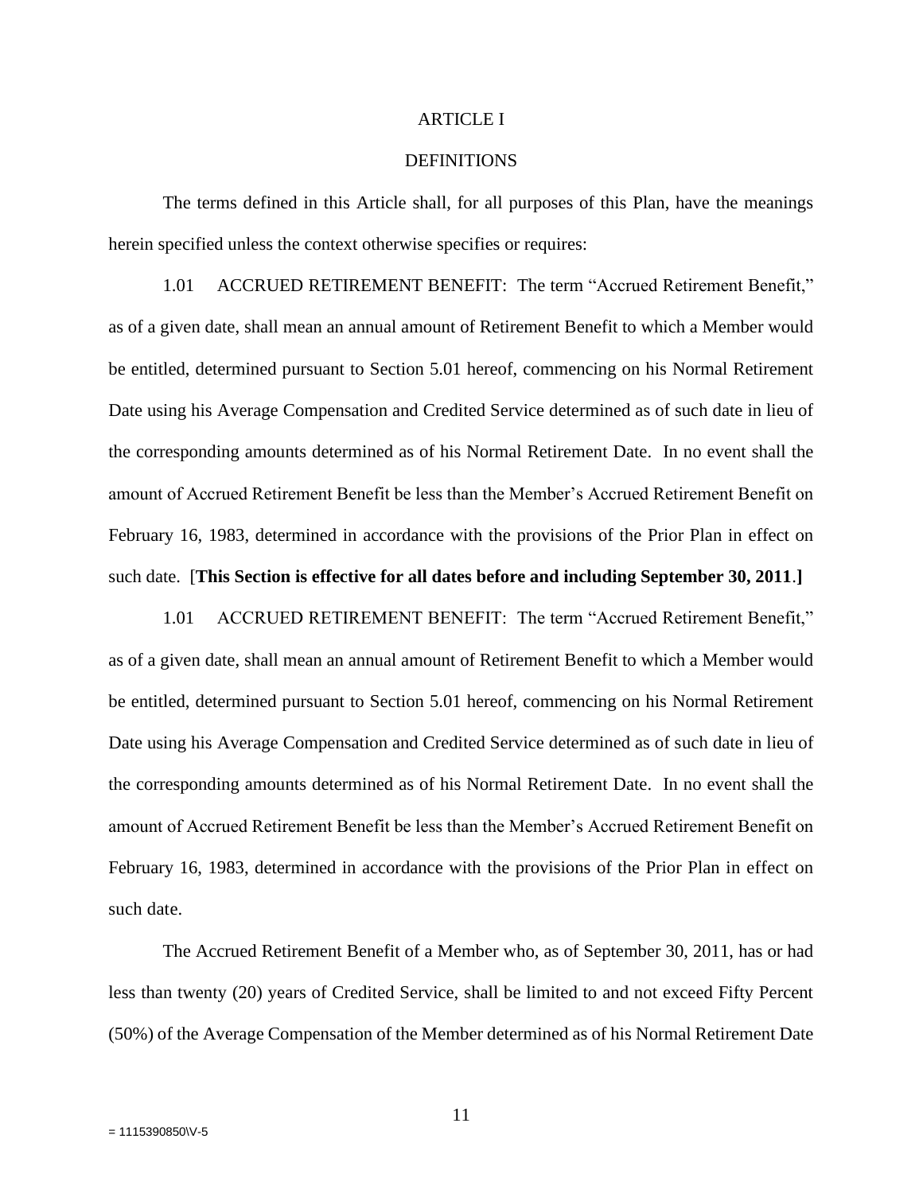# ARTICLE I

## DEFINITIONS

The terms defined in this Article shall, for all purposes of this Plan, have the meanings herein specified unless the context otherwise specifies or requires:

1.01 ACCRUED RETIREMENT BENEFIT: The term "Accrued Retirement Benefit," as of a given date, shall mean an annual amount of Retirement Benefit to which a Member would be entitled, determined pursuant to Section 5.01 hereof, commencing on his Normal Retirement Date using his Average Compensation and Credited Service determined as of such date in lieu of the corresponding amounts determined as of his Normal Retirement Date. In no event shall the amount of Accrued Retirement Benefit be less than the Member's Accrued Retirement Benefit on February 16, 1983, determined in accordance with the provisions of the Prior Plan in effect on such date. [**This Section is effective for all dates before and including September 30, 2011**.**]**

1.01 ACCRUED RETIREMENT BENEFIT: The term "Accrued Retirement Benefit," as of a given date, shall mean an annual amount of Retirement Benefit to which a Member would be entitled, determined pursuant to Section 5.01 hereof, commencing on his Normal Retirement Date using his Average Compensation and Credited Service determined as of such date in lieu of the corresponding amounts determined as of his Normal Retirement Date. In no event shall the amount of Accrued Retirement Benefit be less than the Member's Accrued Retirement Benefit on February 16, 1983, determined in accordance with the provisions of the Prior Plan in effect on such date.

The Accrued Retirement Benefit of a Member who, as of September 30, 2011, has or had less than twenty (20) years of Credited Service, shall be limited to and not exceed Fifty Percent (50%) of the Average Compensation of the Member determined as of his Normal Retirement Date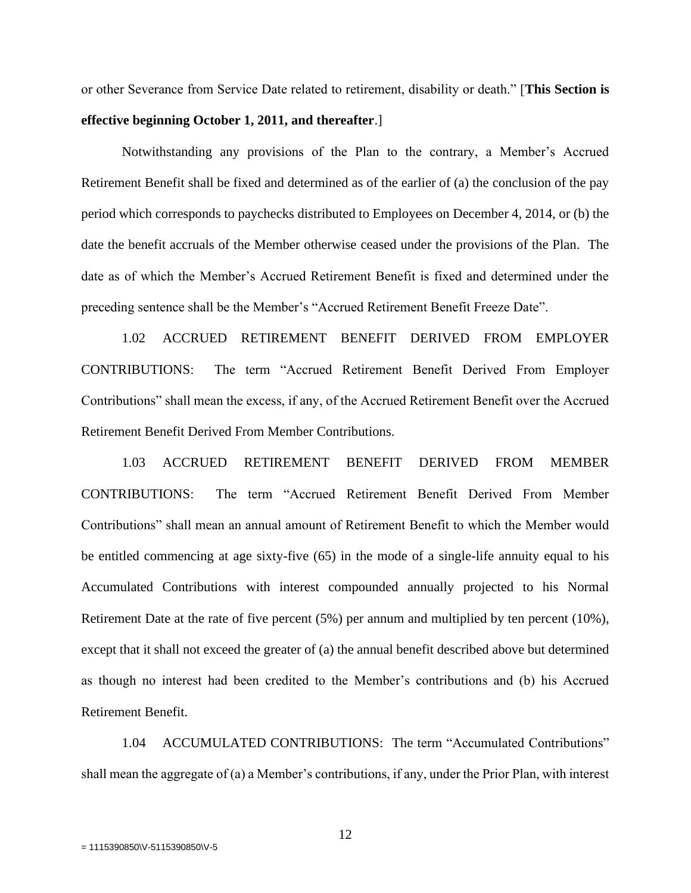or other Severance from Service Date related to retirement, disability or death." [**This Section is effective beginning October 1, 2011, and thereafter**.]

Notwithstanding any provisions of the Plan to the contrary, a Member's Accrued Retirement Benefit shall be fixed and determined as of the earlier of (a) the conclusion of the pay period which corresponds to paychecks distributed to Employees on December 4, 2014, or (b) the date the benefit accruals of the Member otherwise ceased under the provisions of the Plan. The date as of which the Member's Accrued Retirement Benefit is fixed and determined under the preceding sentence shall be the Member's "Accrued Retirement Benefit Freeze Date".

1.02 ACCRUED RETIREMENT BENEFIT DERIVED FROM EMPLOYER CONTRIBUTIONS: The term "Accrued Retirement Benefit Derived From Employer Contributions" shall mean the excess, if any, of the Accrued Retirement Benefit over the Accrued Retirement Benefit Derived From Member Contributions.

1.03 ACCRUED RETIREMENT BENEFIT DERIVED FROM MEMBER CONTRIBUTIONS: The term "Accrued Retirement Benefit Derived From Member Contributions" shall mean an annual amount of Retirement Benefit to which the Member would be entitled commencing at age sixty-five (65) in the mode of a single-life annuity equal to his Accumulated Contributions with interest compounded annually projected to his Normal Retirement Date at the rate of five percent (5%) per annum and multiplied by ten percent (10%), except that it shall not exceed the greater of (a) the annual benefit described above but determined as though no interest had been credited to the Member's contributions and (b) his Accrued Retirement Benefit.

1.04 ACCUMULATED CONTRIBUTIONS: The term "Accumulated Contributions" shall mean the aggregate of (a) a Member's contributions, if any, under the Prior Plan, with interest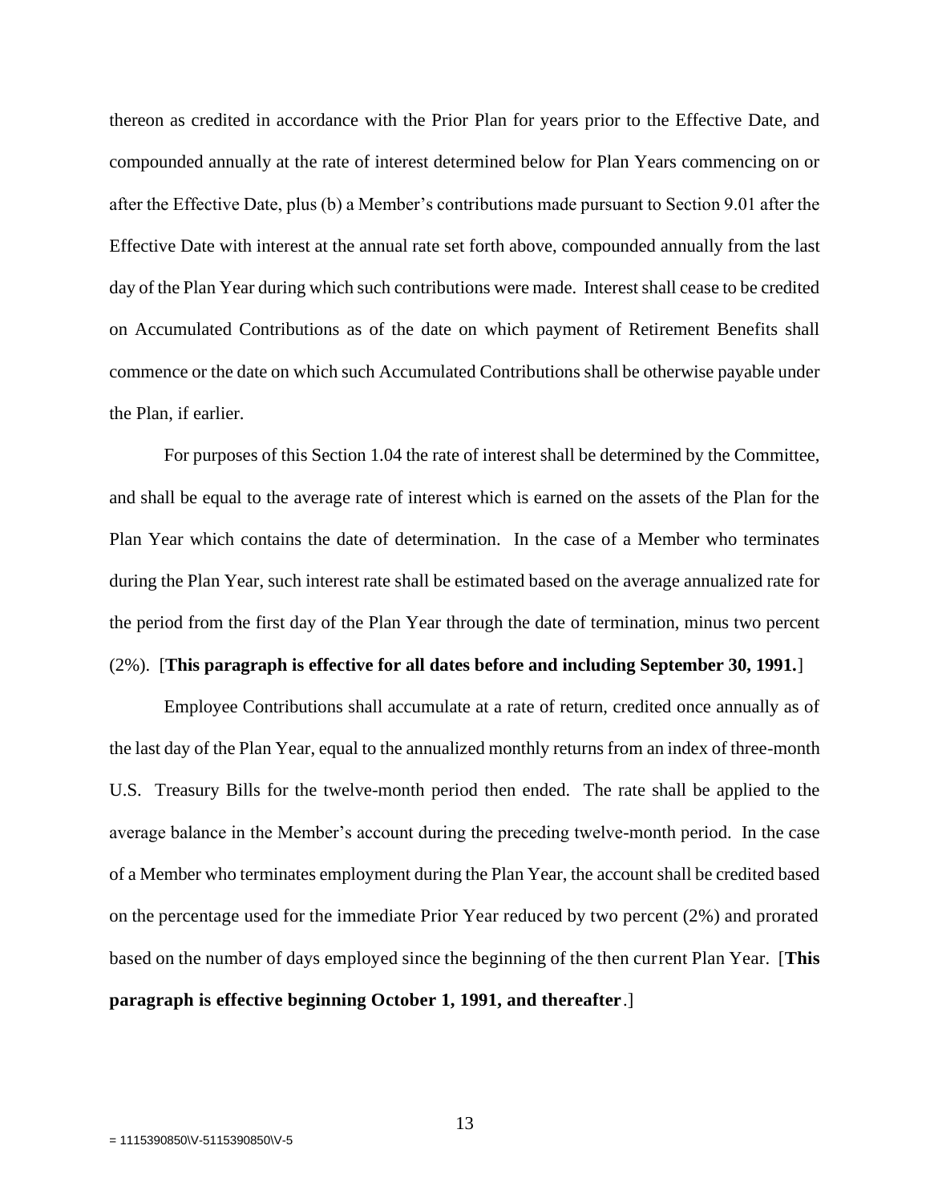thereon as credited in accordance with the Prior Plan for years prior to the Effective Date, and compounded annually at the rate of interest determined below for Plan Years commencing on or after the Effective Date, plus (b) a Member's contributions made pursuant to Section 9.01 after the Effective Date with interest at the annual rate set forth above, compounded annually from the last day of the Plan Year during which such contributions were made. Interest shall cease to be credited on Accumulated Contributions as of the date on which payment of Retirement Benefits shall commence or the date on which such Accumulated Contributions shall be otherwise payable under the Plan, if earlier.

For purposes of this Section 1.04 the rate of interest shall be determined by the Committee, and shall be equal to the average rate of interest which is earned on the assets of the Plan for the Plan Year which contains the date of determination. In the case of a Member who terminates during the Plan Year, such interest rate shall be estimated based on the average annualized rate for the period from the first day of the Plan Year through the date of termination, minus two percent (2%). [**This paragraph is effective for all dates before and including September 30, 1991.**]

Employee Contributions shall accumulate at a rate of return, credited once annually as of the last day of the Plan Year, equal to the annualized monthly returns from an index of three-month U.S. Treasury Bills for the twelve-month period then ended. The rate shall be applied to the average balance in the Member's account during the preceding twelve-month period. In the case of a Member who terminates employment during the Plan Year, the account shall be credited based on the percentage used for the immediate Prior Year reduced by two percent (2%) and prorated based on the number of days employed since the beginning of the then current Plan Year. [**This paragraph is effective beginning October 1, 1991, and thereafter**.]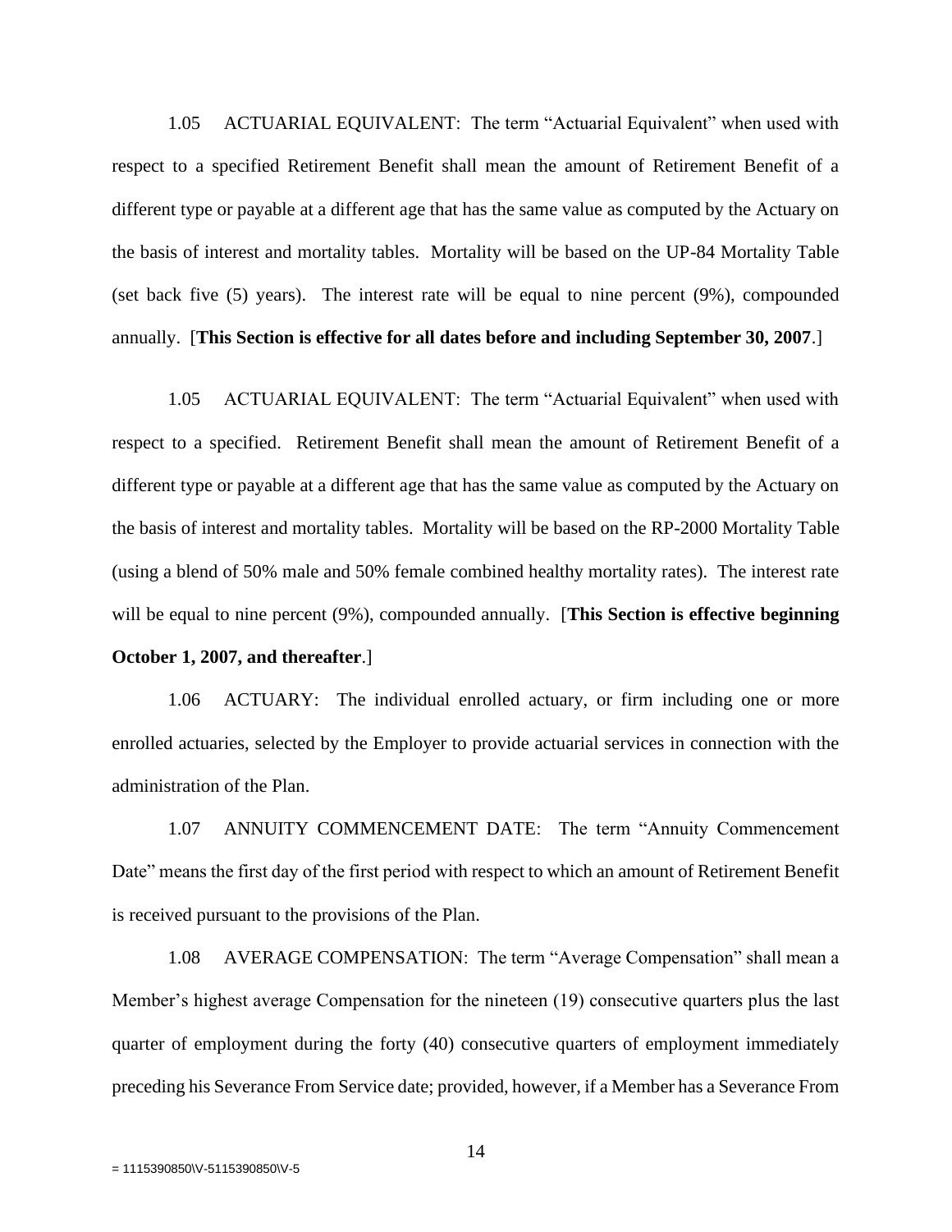1.05 ACTUARIAL EQUIVALENT: The term "Actuarial Equivalent" when used with respect to a specified Retirement Benefit shall mean the amount of Retirement Benefit of a different type or payable at a different age that has the same value as computed by the Actuary on the basis of interest and mortality tables. Mortality will be based on the UP-84 Mortality Table (set back five (5) years). The interest rate will be equal to nine percent (9%), compounded annually. [**This Section is effective for all dates before and including September 30, 2007**.]

1.05 ACTUARIAL EQUIVALENT: The term "Actuarial Equivalent" when used with respect to a specified. Retirement Benefit shall mean the amount of Retirement Benefit of a different type or payable at a different age that has the same value as computed by the Actuary on the basis of interest and mortality tables. Mortality will be based on the RP-2000 Mortality Table (using a blend of 50% male and 50% female combined healthy mortality rates). The interest rate will be equal to nine percent (9%), compounded annually. [**This Section is effective beginning October 1, 2007, and thereafter**.]

1.06 ACTUARY: The individual enrolled actuary, or firm including one or more enrolled actuaries, selected by the Employer to provide actuarial services in connection with the administration of the Plan.

1.07 ANNUITY COMMENCEMENT DATE: The term "Annuity Commencement Date" means the first day of the first period with respect to which an amount of Retirement Benefit is received pursuant to the provisions of the Plan.

1.08 AVERAGE COMPENSATION: The term "Average Compensation" shall mean a Member's highest average Compensation for the nineteen (19) consecutive quarters plus the last quarter of employment during the forty (40) consecutive quarters of employment immediately preceding his Severance From Service date; provided, however, if a Member has a Severance From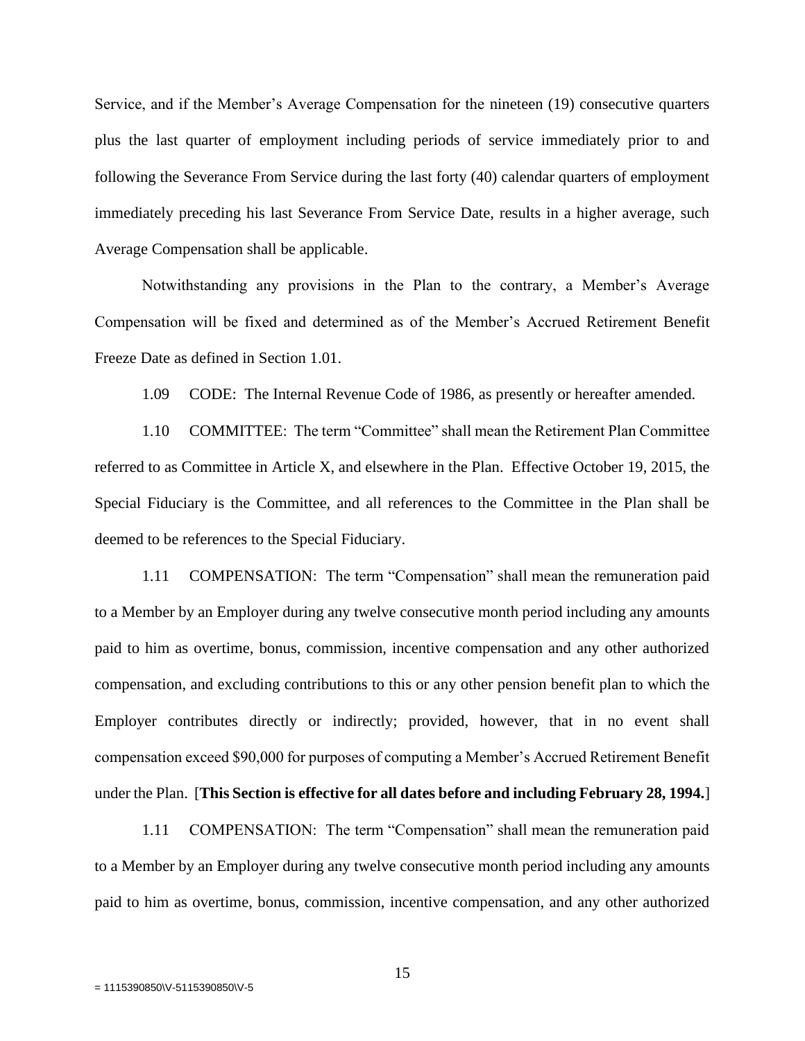Service, and if the Member's Average Compensation for the nineteen (19) consecutive quarters plus the last quarter of employment including periods of service immediately prior to and following the Severance From Service during the last forty (40) calendar quarters of employment immediately preceding his last Severance From Service Date, results in a higher average, such Average Compensation shall be applicable.

Notwithstanding any provisions in the Plan to the contrary, a Member's Average Compensation will be fixed and determined as of the Member's Accrued Retirement Benefit Freeze Date as defined in Section 1.01.

1.09 CODE: The Internal Revenue Code of 1986, as presently or hereafter amended.

1.10 COMMITTEE: The term "Committee" shall mean the Retirement Plan Committee referred to as Committee in Article X, and elsewhere in the Plan. Effective October 19, 2015, the Special Fiduciary is the Committee, and all references to the Committee in the Plan shall be deemed to be references to the Special Fiduciary.

1.11 COMPENSATION: The term "Compensation" shall mean the remuneration paid to a Member by an Employer during any twelve consecutive month period including any amounts paid to him as overtime, bonus, commission, incentive compensation and any other authorized compensation, and excluding contributions to this or any other pension benefit plan to which the Employer contributes directly or indirectly; provided, however, that in no event shall compensation exceed $90,000 for purposes of computing a Member's Accrued Retirement Benefit under the Plan. [**This Section is effective for all dates before and including February 28, 1994.**]

1.11 COMPENSATION: The term "Compensation" shall mean the remuneration paid to a Member by an Employer during any twelve consecutive month period including any amounts paid to him as overtime, bonus, commission, incentive compensation, and any other authorized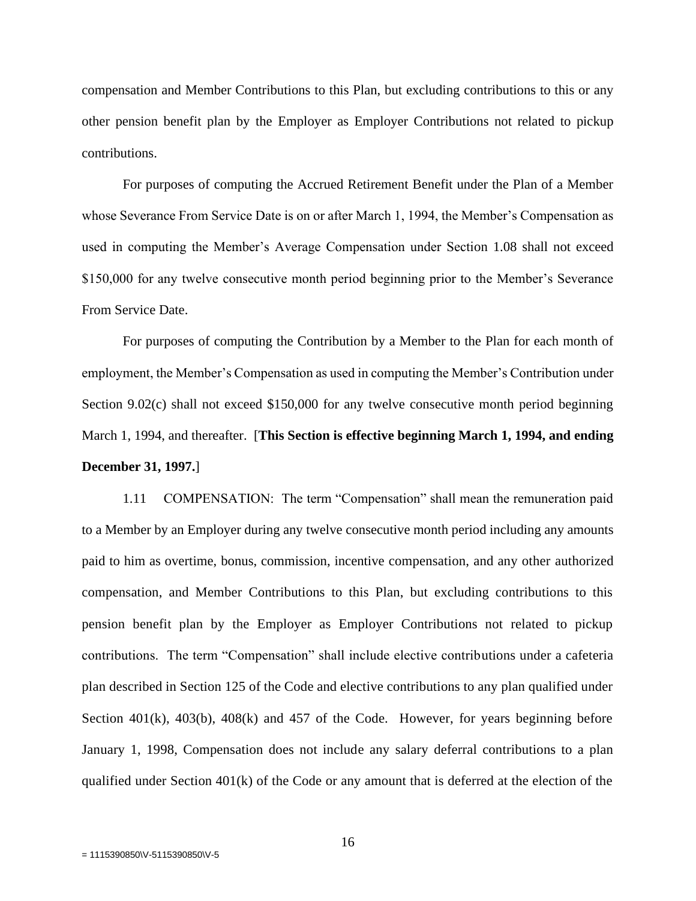compensation and Member Contributions to this Plan, but excluding contributions to this or any other pension benefit plan by the Employer as Employer Contributions not related to pickup contributions.

For purposes of computing the Accrued Retirement Benefit under the Plan of a Member whose Severance From Service Date is on or after March 1, 1994, the Member's Compensation as used in computing the Member's Average Compensation under Section 1.08 shall not exceed $150,000 for any twelve consecutive month period beginning prior to the Member's Severance From Service Date.

For purposes of computing the Contribution by a Member to the Plan for each month of employment, the Member's Compensation as used in computing the Member's Contribution under Section 9.02(c) shall not exceed $150,000 for any twelve consecutive month period beginning March 1, 1994, and thereafter. [**This Section is effective beginning March 1, 1994, and ending December 31, 1997.**]

1.11 COMPENSATION: The term "Compensation" shall mean the remuneration paid to a Member by an Employer during any twelve consecutive month period including any amounts paid to him as overtime, bonus, commission, incentive compensation, and any other authorized compensation, and Member Contributions to this Plan, but excluding contributions to this pension benefit plan by the Employer as Employer Contributions not related to pickup contributions. The term "Compensation" shall include elective contributions under a cafeteria plan described in Section 125 of the Code and elective contributions to any plan qualified under Section 401(k), 403(b), 408(k) and 457 of the Code. However, for years beginning before January 1, 1998, Compensation does not include any salary deferral contributions to a plan qualified under Section 401(k) of the Code or any amount that is deferred at the election of the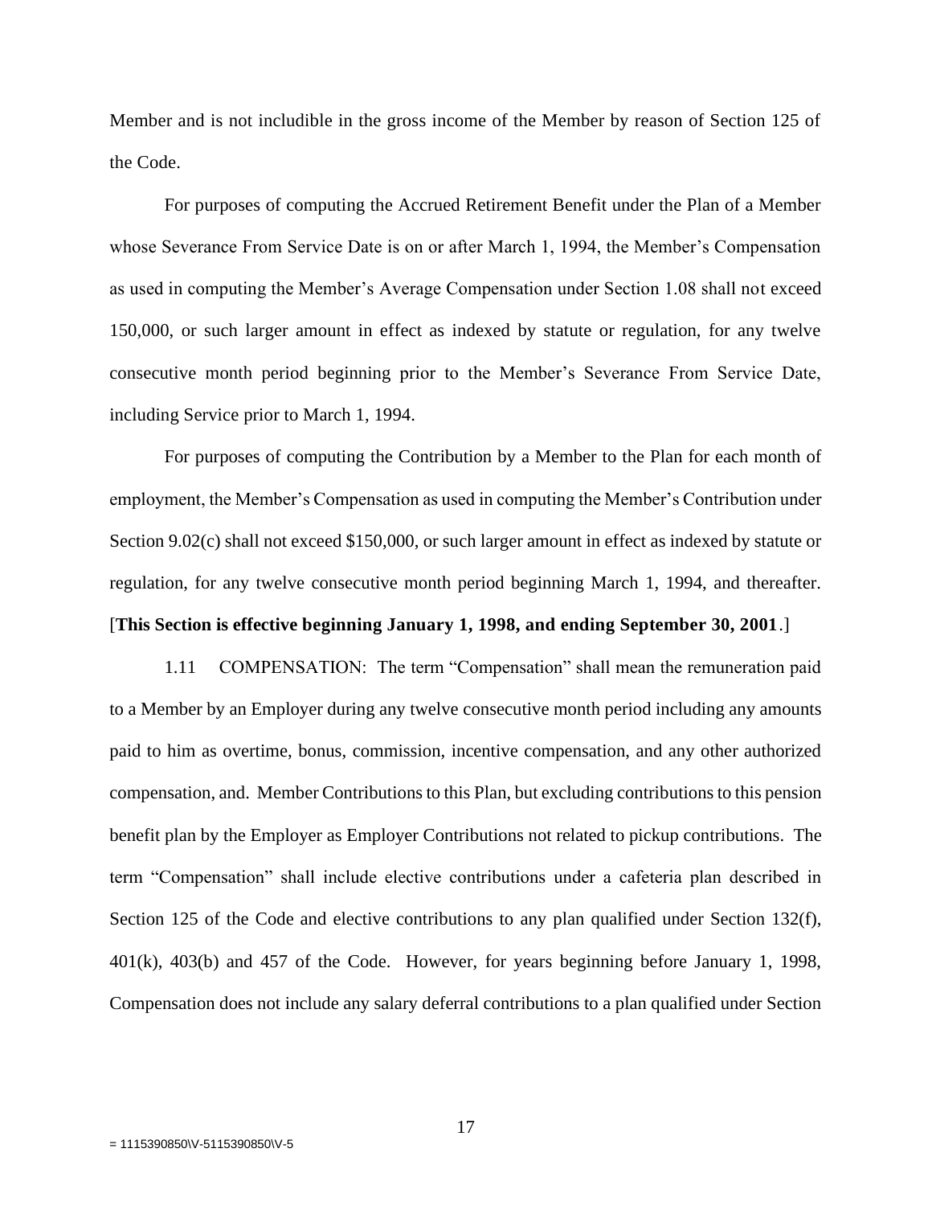Member and is not includible in the gross income of the Member by reason of Section 125 of the Code.

For purposes of computing the Accrued Retirement Benefit under the Plan of a Member whose Severance From Service Date is on or after March 1, 1994, the Member's Compensation as used in computing the Member's Average Compensation under Section 1.08 shall not exceed 150,000, or such larger amount in effect as indexed by statute or regulation, for any twelve consecutive month period beginning prior to the Member's Severance From Service Date, including Service prior to March 1, 1994.

For purposes of computing the Contribution by a Member to the Plan for each month of employment, the Member's Compensation as used in computing the Member's Contribution under Section 9.02(c) shall not exceed $150,000, or such larger amount in effect as indexed by statute or regulation, for any twelve consecutive month period beginning March 1, 1994, and thereafter. [**This Section is effective beginning January 1, 1998, and ending September 30, 2001**.]

1.11 COMPENSATION: The term "Compensation" shall mean the remuneration paid to a Member by an Employer during any twelve consecutive month period including any amounts paid to him as overtime, bonus, commission, incentive compensation, and any other authorized compensation, and. Member Contributions to this Plan, but excluding contributions to this pension benefit plan by the Employer as Employer Contributions not related to pickup contributions. The term "Compensation" shall include elective contributions under a cafeteria plan described in Section 125 of the Code and elective contributions to any plan qualified under Section 132(f), 401(k), 403(b) and 457 of the Code. However, for years beginning before January 1, 1998, Compensation does not include any salary deferral contributions to a plan qualified under Section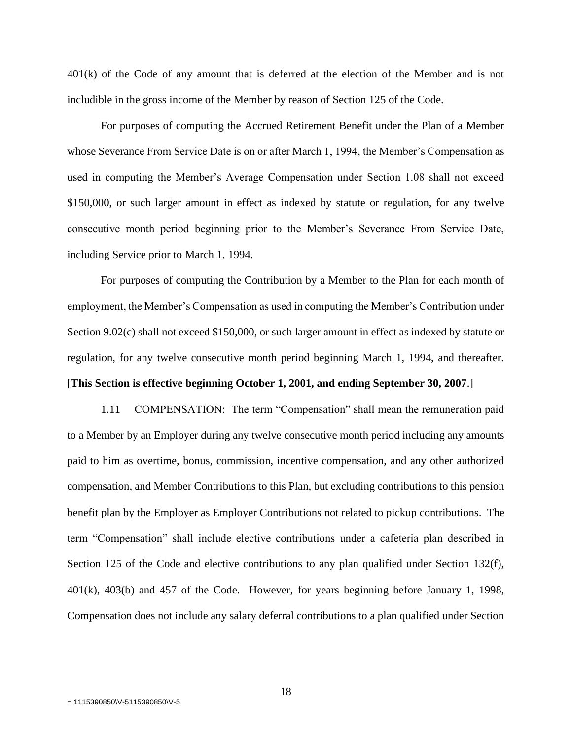401(k) of the Code of any amount that is deferred at the election of the Member and is not includible in the gross income of the Member by reason of Section 125 of the Code.

For purposes of computing the Accrued Retirement Benefit under the Plan of a Member whose Severance From Service Date is on or after March 1, 1994, the Member's Compensation as used in computing the Member's Average Compensation under Section 1.08 shall not exceed $150,000, or such larger amount in effect as indexed by statute or regulation, for any twelve consecutive month period beginning prior to the Member's Severance From Service Date, including Service prior to March 1, 1994.

For purposes of computing the Contribution by a Member to the Plan for each month of employment, the Member's Compensation as used in computing the Member's Contribution under Section 9.02(c) shall not exceed $150,000, or such larger amount in effect as indexed by statute or regulation, for any twelve consecutive month period beginning March 1, 1994, and thereafter. [**This Section is effective beginning October 1, 2001, and ending September 30, 2007**.]

1.11 COMPENSATION: The term "Compensation" shall mean the remuneration paid to a Member by an Employer during any twelve consecutive month period including any amounts paid to him as overtime, bonus, commission, incentive compensation, and any other authorized compensation, and Member Contributions to this Plan, but excluding contributions to this pension benefit plan by the Employer as Employer Contributions not related to pickup contributions. The term "Compensation" shall include elective contributions under a cafeteria plan described in Section 125 of the Code and elective contributions to any plan qualified under Section 132(f), 401(k), 403(b) and 457 of the Code. However, for years beginning before January 1, 1998, Compensation does not include any salary deferral contributions to a plan qualified under Section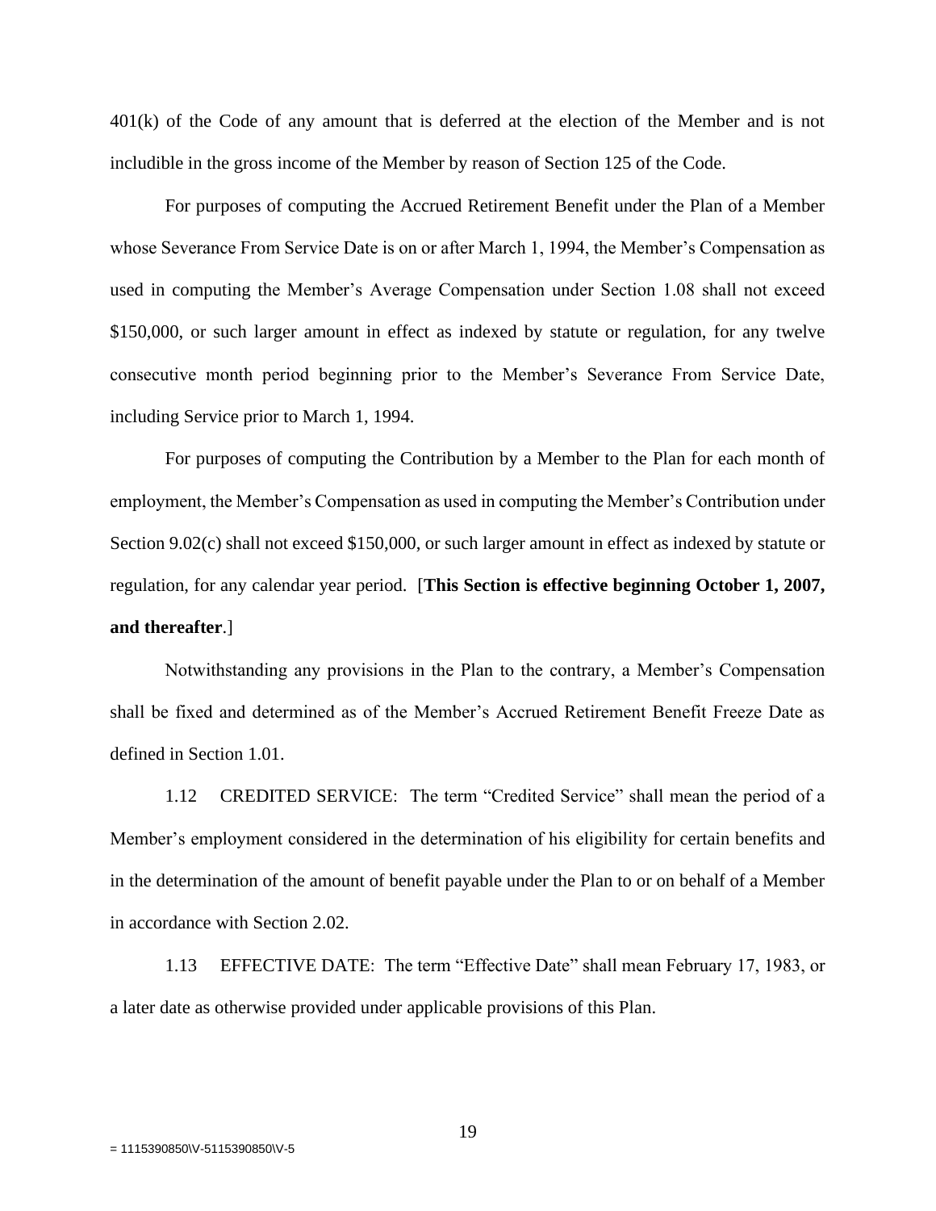401(k) of the Code of any amount that is deferred at the election of the Member and is not includible in the gross income of the Member by reason of Section 125 of the Code.

For purposes of computing the Accrued Retirement Benefit under the Plan of a Member whose Severance From Service Date is on or after March 1, 1994, the Member's Compensation as used in computing the Member's Average Compensation under Section 1.08 shall not exceed $150,000, or such larger amount in effect as indexed by statute or regulation, for any twelve consecutive month period beginning prior to the Member's Severance From Service Date, including Service prior to March 1, 1994.

For purposes of computing the Contribution by a Member to the Plan for each month of employment, the Member's Compensation as used in computing the Member's Contribution under Section 9.02(c) shall not exceed $150,000, or such larger amount in effect as indexed by statute or regulation, for any calendar year period. [**This Section is effective beginning October 1, 2007, and thereafter**.]

Notwithstanding any provisions in the Plan to the contrary, a Member's Compensation shall be fixed and determined as of the Member's Accrued Retirement Benefit Freeze Date as defined in Section 1.01.

1.12 CREDITED SERVICE: The term "Credited Service" shall mean the period of a Member's employment considered in the determination of his eligibility for certain benefits and in the determination of the amount of benefit payable under the Plan to or on behalf of a Member in accordance with Section 2.02.

1.13 EFFECTIVE DATE: The term "Effective Date" shall mean February 17, 1983, or a later date as otherwise provided under applicable provisions of this Plan.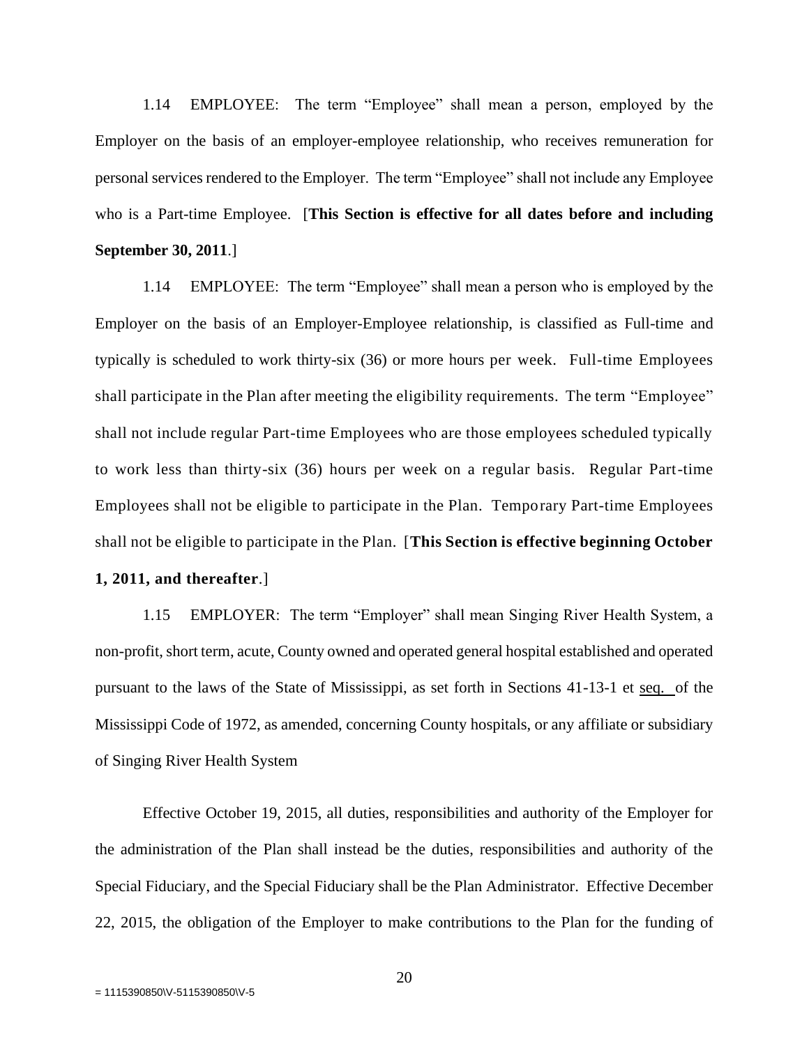1.14 EMPLOYEE: The term "Employee" shall mean a person, employed by the Employer on the basis of an employer-employee relationship, who receives remuneration for personal services rendered to the Employer. The term "Employee" shall not include any Employee who is a Part-time Employee. [**This Section is effective for all dates before and including September 30, 2011**.]

1.14 EMPLOYEE: The term "Employee" shall mean a person who is employed by the Employer on the basis of an Employer-Employee relationship, is classified as Full-time and typically is scheduled to work thirty-six (36) or more hours per week. Full-time Employees shall participate in the Plan after meeting the eligibility requirements. The term "Employee" shall not include regular Part-time Employees who are those employees scheduled typically to work less than thirty-six (36) hours per week on a regular basis. Regular Part-time Employees shall not be eligible to participate in the Plan. Temporary Part-time Employees shall not be eligible to participate in the Plan. [**This Section is effective beginning October 1, 2011, and thereafter**.]

1.15 EMPLOYER: The term "Employer" shall mean Singing River Health System, a non-profit, short term, acute, County owned and operated general hospital established and operated pursuant to the laws of the State of Mississippi, as set forth in Sections 41-13-1 et seq. of the Mississippi Code of 1972, as amended, concerning County hospitals, or any affiliate or subsidiary of Singing River Health System

Effective October 19, 2015, all duties, responsibilities and authority of the Employer for the administration of the Plan shall instead be the duties, responsibilities and authority of the Special Fiduciary, and the Special Fiduciary shall be the Plan Administrator. Effective December 22, 2015, the obligation of the Employer to make contributions to the Plan for the funding of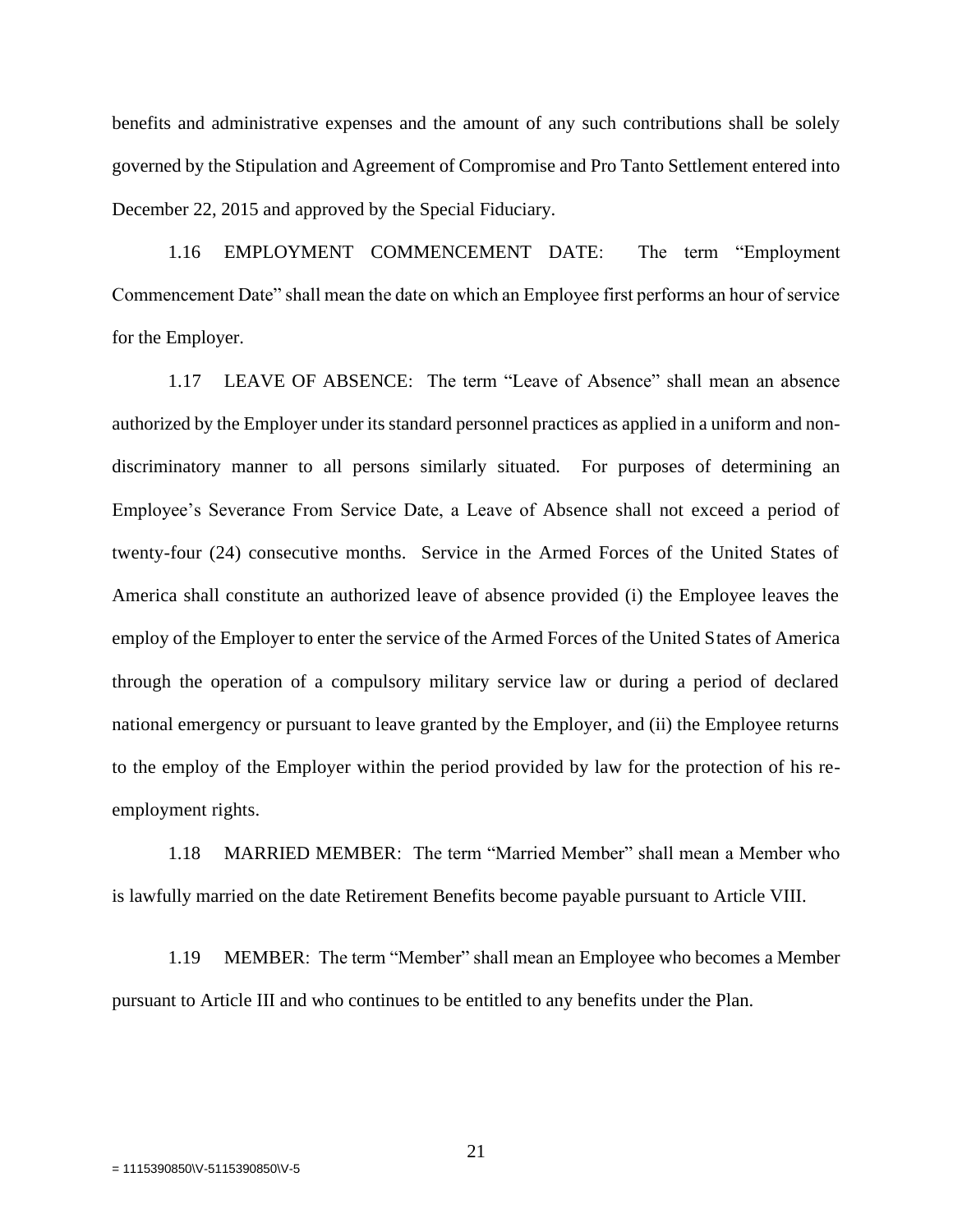benefits and administrative expenses and the amount of any such contributions shall be solely governed by the Stipulation and Agreement of Compromise and Pro Tanto Settlement entered into December 22, 2015 and approved by the Special Fiduciary.

1.16 EMPLOYMENT COMMENCEMENT DATE: The term "Employment Commencement Date" shall mean the date on which an Employee first performs an hour of service for the Employer.

1.17 LEAVE OF ABSENCE: The term "Leave of Absence" shall mean an absence authorized by the Employer under its standard personnel practices as applied in a uniform and non-discriminatory manner to all persons similarly situated. For purposes of determining an Employee's Severance From Service Date, a Leave of Absence shall not exceed a period of twenty-four (24) consecutive months. Service in the Armed Forces of the United States of America shall constitute an authorized leave of absence provided (i) the Employee leaves the employ of the Employer to enter the service of the Armed Forces of the United States of America through the operation of a compulsory military service law or during a period of declared national emergency or pursuant to leave granted by the Employer, and (ii) the Employee returns to the employ of the Employer within the period provided by law for the protection of his re-employment rights.

1.18 MARRIED MEMBER: The term "Married Member" shall mean a Member who is lawfully married on the date Retirement Benefits become payable pursuant to Article VIII.

1.19 MEMBER: The term "Member" shall mean an Employee who becomes a Member pursuant to Article III and who continues to be entitled to any benefits under the Plan.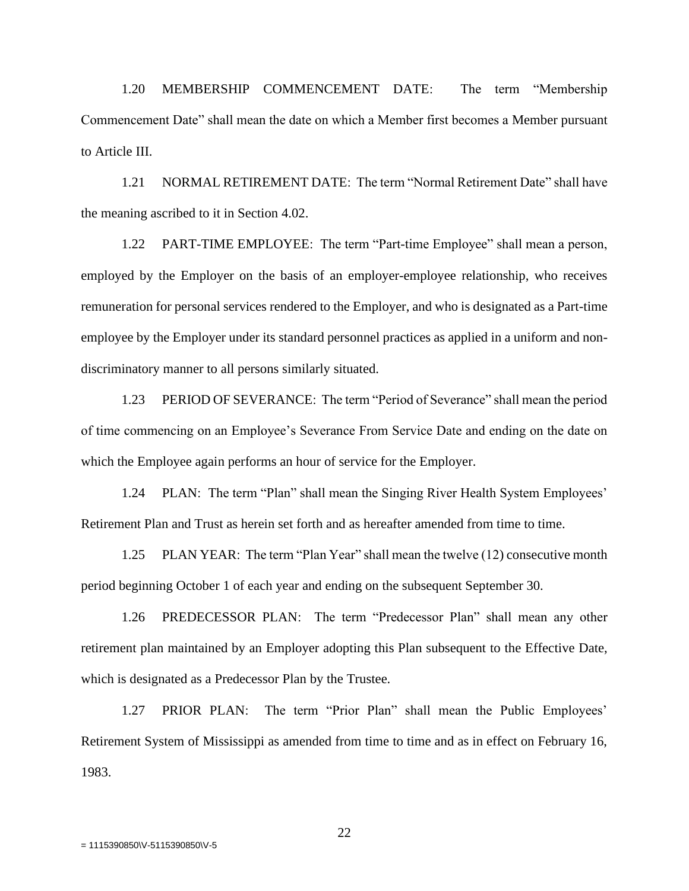1.20 MEMBERSHIP COMMENCEMENT DATE: The term "Membership Commencement Date" shall mean the date on which a Member first becomes a Member pursuant to Article III.

1.21 NORMAL RETIREMENT DATE: The term "Normal Retirement Date" shall have the meaning ascribed to it in Section 4.02.

1.22 PART-TIME EMPLOYEE: The term "Part-time Employee" shall mean a person, employed by the Employer on the basis of an employer-employee relationship, who receives remuneration for personal services rendered to the Employer, and who is designated as a Part-time employee by the Employer under its standard personnel practices as applied in a uniform and non-discriminatory manner to all persons similarly situated.

1.23 PERIOD OF SEVERANCE: The term "Period of Severance" shall mean the period of time commencing on an Employee's Severance From Service Date and ending on the date on which the Employee again performs an hour of service for the Employer.

1.24 PLAN: The term "Plan" shall mean the Singing River Health System Employees' Retirement Plan and Trust as herein set forth and as hereafter amended from time to time.

1.25 PLAN YEAR: The term "Plan Year" shall mean the twelve (12) consecutive month period beginning October 1 of each year and ending on the subsequent September 30.

1.26 PREDECESSOR PLAN: The term "Predecessor Plan" shall mean any other retirement plan maintained by an Employer adopting this Plan subsequent to the Effective Date, which is designated as a Predecessor Plan by the Trustee.

1.27 PRIOR PLAN: The term "Prior Plan" shall mean the Public Employees' Retirement System of Mississippi as amended from time to time and as in effect on February 16, 1983.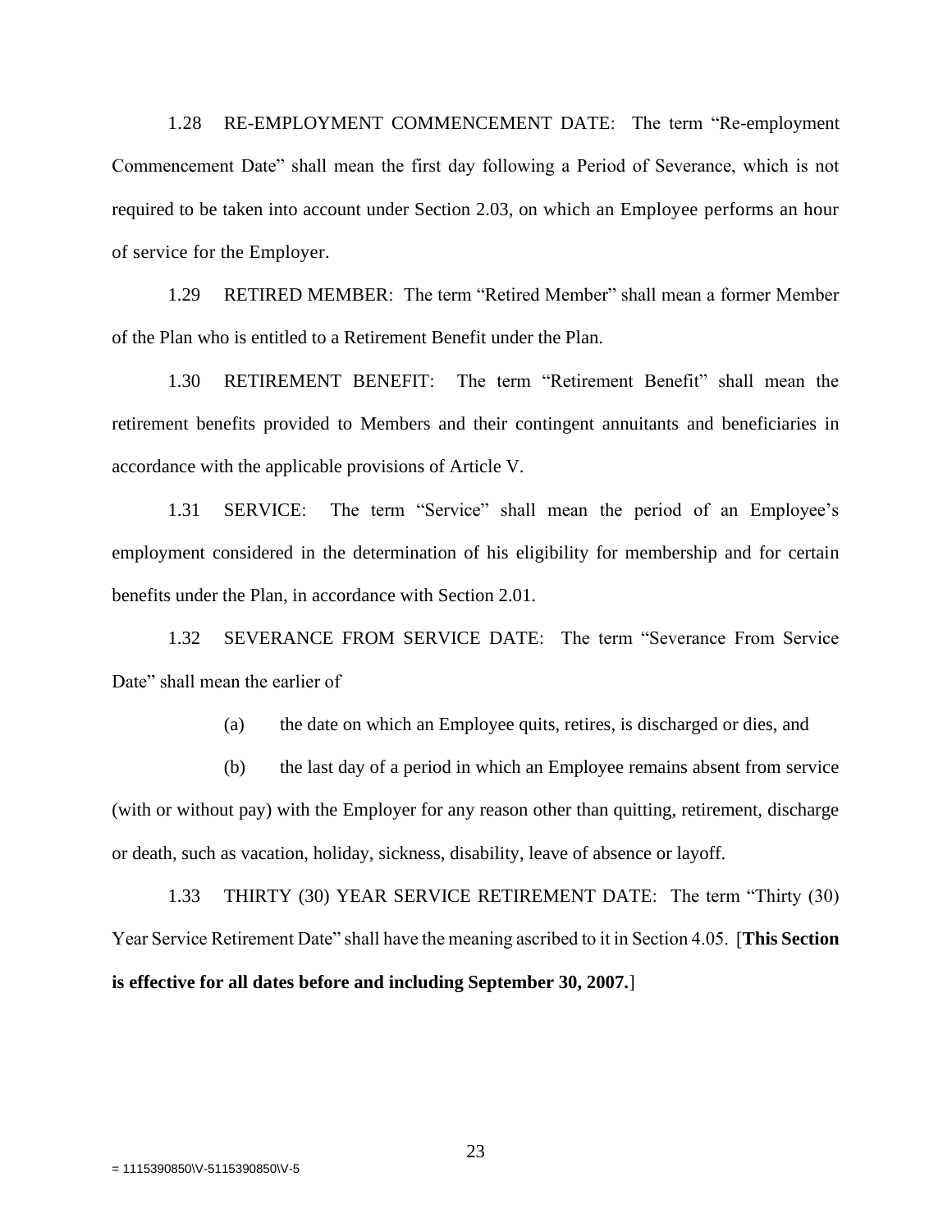1.28 RE-EMPLOYMENT COMMENCEMENT DATE: The term “Re-employment Commencement Date” shall mean the first day following a Period of Severance, which is not required to be taken into account under Section 2.03, on which an Employee performs an hour of service for the Employer.

1.29 RETIRED MEMBER: The term “Retired Member” shall mean a former Member of the Plan who is entitled to a Retirement Benefit under the Plan.

1.30 RETIREMENT BENEFIT: The term “Retirement Benefit” shall mean the retirement benefits provided to Members and their contingent annuitants and beneficiaries in accordance with the applicable provisions of Article V.

1.31 SERVICE: The term “Service” shall mean the period of an Employee’s employment considered in the determination of his eligibility for membership and for certain benefits under the Plan, in accordance with Section 2.01.

1.32 SEVERANCE FROM SERVICE DATE: The term “Severance From Service Date” shall mean the earlier of

(a) the date on which an Employee quits, retires, is discharged or dies, and

(b) the last day of a period in which an Employee remains absent from service (with or without pay) with the Employer for any reason other than quitting, retirement, discharge or death, such as vacation, holiday, sickness, disability, leave of absence or layoff.

1.33 THIRTY (30) YEAR SERVICE RETIREMENT DATE: The term “Thirty (30) Year Service Retirement Date” shall have the meaning ascribed to it in Section 4.05. [**This Section is effective for all dates before and including September 30, 2007.**]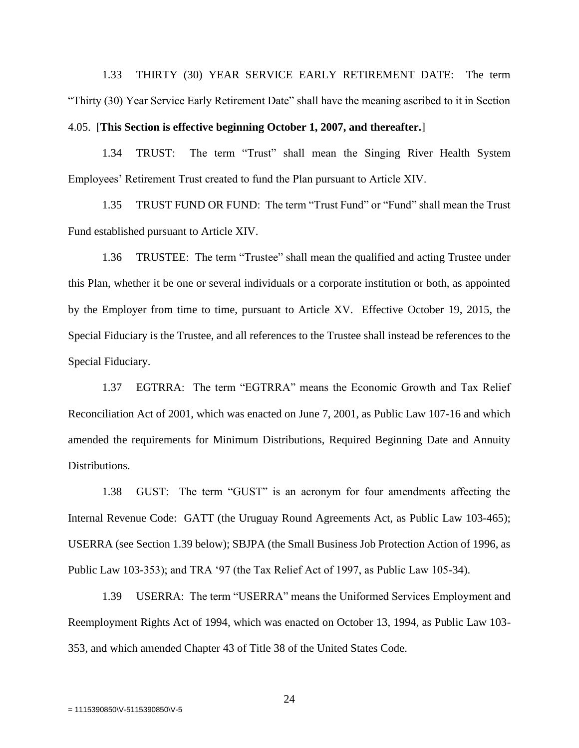1.33 THIRTY (30) YEAR SERVICE EARLY RETIREMENT DATE: The term "Thirty (30) Year Service Early Retirement Date" shall have the meaning ascribed to it in Section 4.05. [**This Section is effective beginning October 1, 2007, and thereafter.**]

1.34 TRUST: The term "Trust" shall mean the Singing River Health System Employees' Retirement Trust created to fund the Plan pursuant to Article XIV.

1.35 TRUST FUND OR FUND: The term "Trust Fund" or "Fund" shall mean the Trust Fund established pursuant to Article XIV.

1.36 TRUSTEE: The term "Trustee" shall mean the qualified and acting Trustee under this Plan, whether it be one or several individuals or a corporate institution or both, as appointed by the Employer from time to time, pursuant to Article XV. Effective October 19, 2015, the Special Fiduciary is the Trustee, and all references to the Trustee shall instead be references to the Special Fiduciary.

1.37 EGTRRA: The term "EGTRRA" means the Economic Growth and Tax Relief Reconciliation Act of 2001, which was enacted on June 7, 2001, as Public Law 107-16 and which amended the requirements for Minimum Distributions, Required Beginning Date and Annuity Distributions.

1.38 GUST: The term "GUST" is an acronym for four amendments affecting the Internal Revenue Code: GATT (the Uruguay Round Agreements Act, as Public Law 103-465); USERRA (see Section 1.39 below); SBJPA (the Small Business Job Protection Action of 1996, as Public Law 103-353); and TRA '97 (the Tax Relief Act of 1997, as Public Law 105-34).

1.39 USERRA: The term "USERRA" means the Uniformed Services Employment and Reemployment Rights Act of 1994, which was enacted on October 13, 1994, as Public Law 103-353, and which amended Chapter 43 of Title 38 of the United States Code.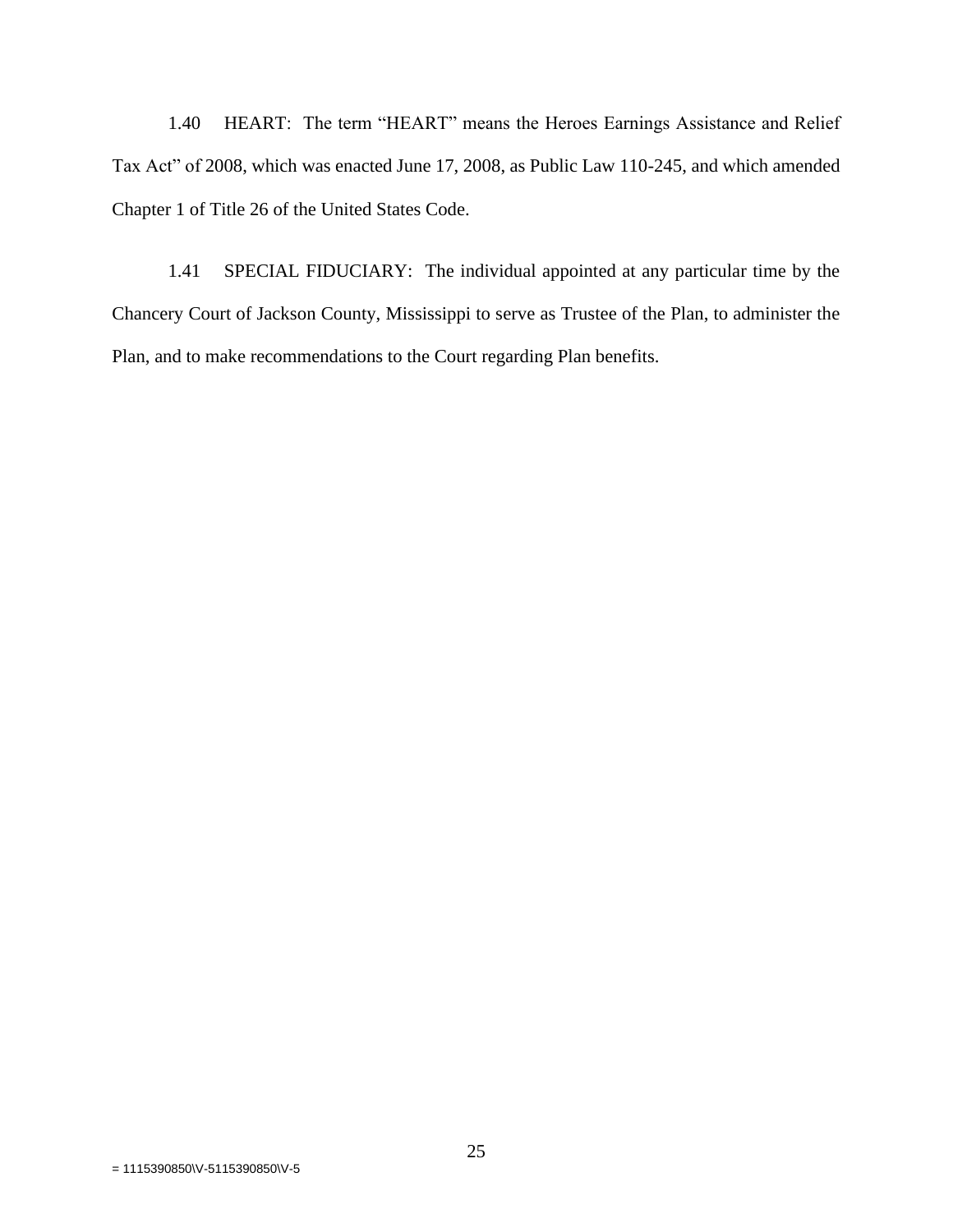1.40 HEART: The term "HEART" means the Heroes Earnings Assistance and Relief Tax Act" of 2008, which was enacted June 17, 2008, as Public Law 110-245, and which amended Chapter 1 of Title 26 of the United States Code.

1.41 SPECIAL FIDUCIARY: The individual appointed at any particular time by the Chancery Court of Jackson County, Mississippi to serve as Trustee of the Plan, to administer the Plan, and to make recommendations to the Court regarding Plan benefits.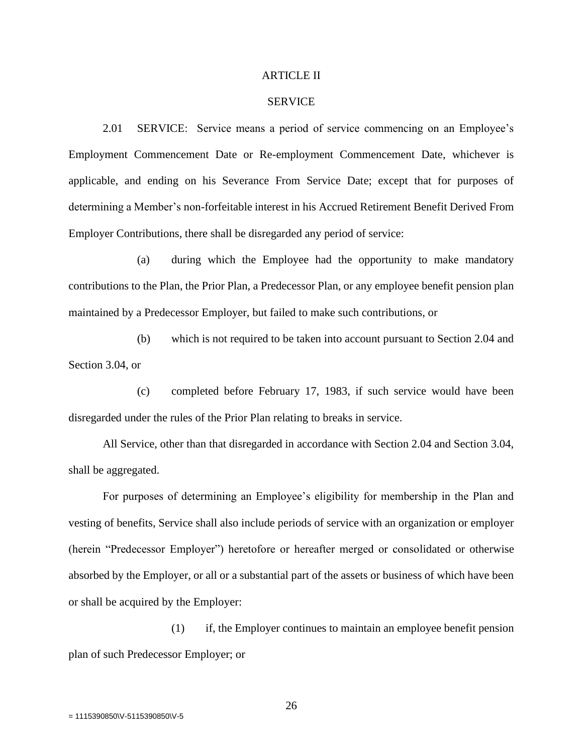# ARTICLE II

## SERVICE

2.01 SERVICE: Service means a period of service commencing on an Employee's Employment Commencement Date or Re-employment Commencement Date, whichever is applicable, and ending on his Severance From Service Date; except that for purposes of determining a Member's non-forfeitable interest in his Accrued Retirement Benefit Derived From Employer Contributions, there shall be disregarded any period of service:

(a) during which the Employee had the opportunity to make mandatory contributions to the Plan, the Prior Plan, a Predecessor Plan, or any employee benefit pension plan maintained by a Predecessor Employer, but failed to make such contributions, or

(b) which is not required to be taken into account pursuant to Section 2.04 and Section 3.04, or

(c) completed before February 17, 1983, if such service would have been disregarded under the rules of the Prior Plan relating to breaks in service.

All Service, other than that disregarded in accordance with Section 2.04 and Section 3.04, shall be aggregated.

For purposes of determining an Employee's eligibility for membership in the Plan and vesting of benefits, Service shall also include periods of service with an organization or employer (herein "Predecessor Employer") heretofore or hereafter merged or consolidated or otherwise absorbed by the Employer, or all or a substantial part of the assets or business of which have been or shall be acquired by the Employer:

(1) if, the Employer continues to maintain an employee benefit pension plan of such Predecessor Employer; or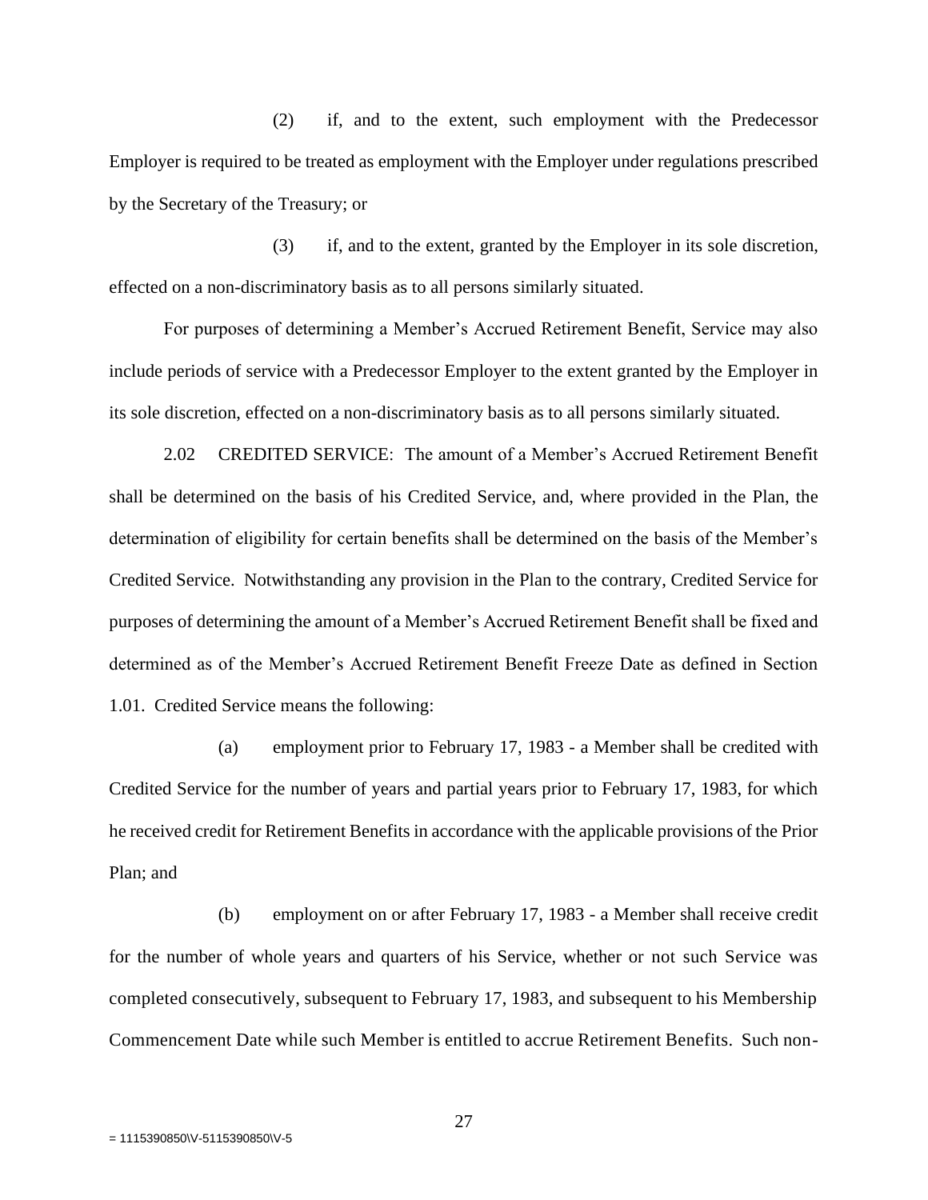(2) if, and to the extent, such employment with the Predecessor Employer is required to be treated as employment with the Employer under regulations prescribed by the Secretary of the Treasury; or

(3) if, and to the extent, granted by the Employer in its sole discretion, effected on a non-discriminatory basis as to all persons similarly situated.

For purposes of determining a Member's Accrued Retirement Benefit, Service may also include periods of service with a Predecessor Employer to the extent granted by the Employer in its sole discretion, effected on a non-discriminatory basis as to all persons similarly situated.

2.02 CREDITED SERVICE: The amount of a Member's Accrued Retirement Benefit shall be determined on the basis of his Credited Service, and, where provided in the Plan, the determination of eligibility for certain benefits shall be determined on the basis of the Member's Credited Service. Notwithstanding any provision in the Plan to the contrary, Credited Service for purposes of determining the amount of a Member's Accrued Retirement Benefit shall be fixed and determined as of the Member's Accrued Retirement Benefit Freeze Date as defined in Section 1.01. Credited Service means the following:

(a) employment prior to February 17, 1983 - a Member shall be credited with Credited Service for the number of years and partial years prior to February 17, 1983, for which he received credit for Retirement Benefits in accordance with the applicable provisions of the Prior Plan; and

(b) employment on or after February 17, 1983 - a Member shall receive credit for the number of whole years and quarters of his Service, whether or not such Service was completed consecutively, subsequent to February 17, 1983, and subsequent to his Membership Commencement Date while such Member is entitled to accrue Retirement Benefits. Such non-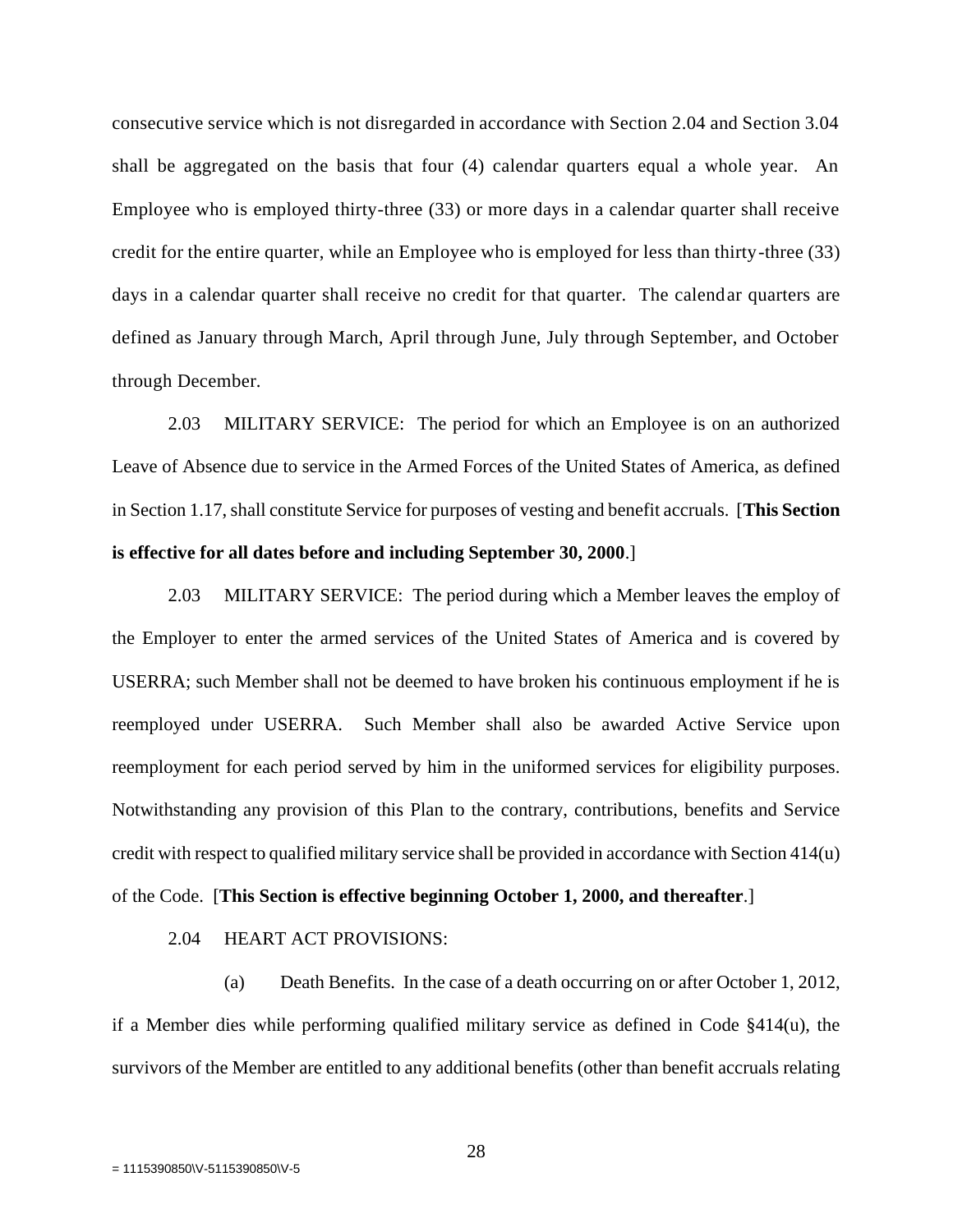consecutive service which is not disregarded in accordance with Section 2.04 and Section 3.04 shall be aggregated on the basis that four (4) calendar quarters equal a whole year. An Employee who is employed thirty-three (33) or more days in a calendar quarter shall receive credit for the entire quarter, while an Employee who is employed for less than thirty-three (33) days in a calendar quarter shall receive no credit for that quarter. The calendar quarters are defined as January through March, April through June, July through September, and October through December.

2.03 MILITARY SERVICE: The period for which an Employee is on an authorized Leave of Absence due to service in the Armed Forces of the United States of America, as defined in Section 1.17, shall constitute Service for purposes of vesting and benefit accruals. [**This Section is effective for all dates before and including September 30, 2000**.]

2.03 MILITARY SERVICE: The period during which a Member leaves the employ of the Employer to enter the armed services of the United States of America and is covered by USERRA; such Member shall not be deemed to have broken his continuous employment if he is reemployed under USERRA. Such Member shall also be awarded Active Service upon reemployment for each period served by him in the uniformed services for eligibility purposes. Notwithstanding any provision of this Plan to the contrary, contributions, benefits and Service credit with respect to qualified military service shall be provided in accordance with Section 414(u) of the Code. [**This Section is effective beginning October 1, 2000, and thereafter**.]

2.04 HEART ACT PROVISIONS:

(a) Death Benefits. In the case of a death occurring on or after October 1, 2012, if a Member dies while performing qualified military service as defined in Code §414(u), the survivors of the Member are entitled to any additional benefits (other than benefit accruals relating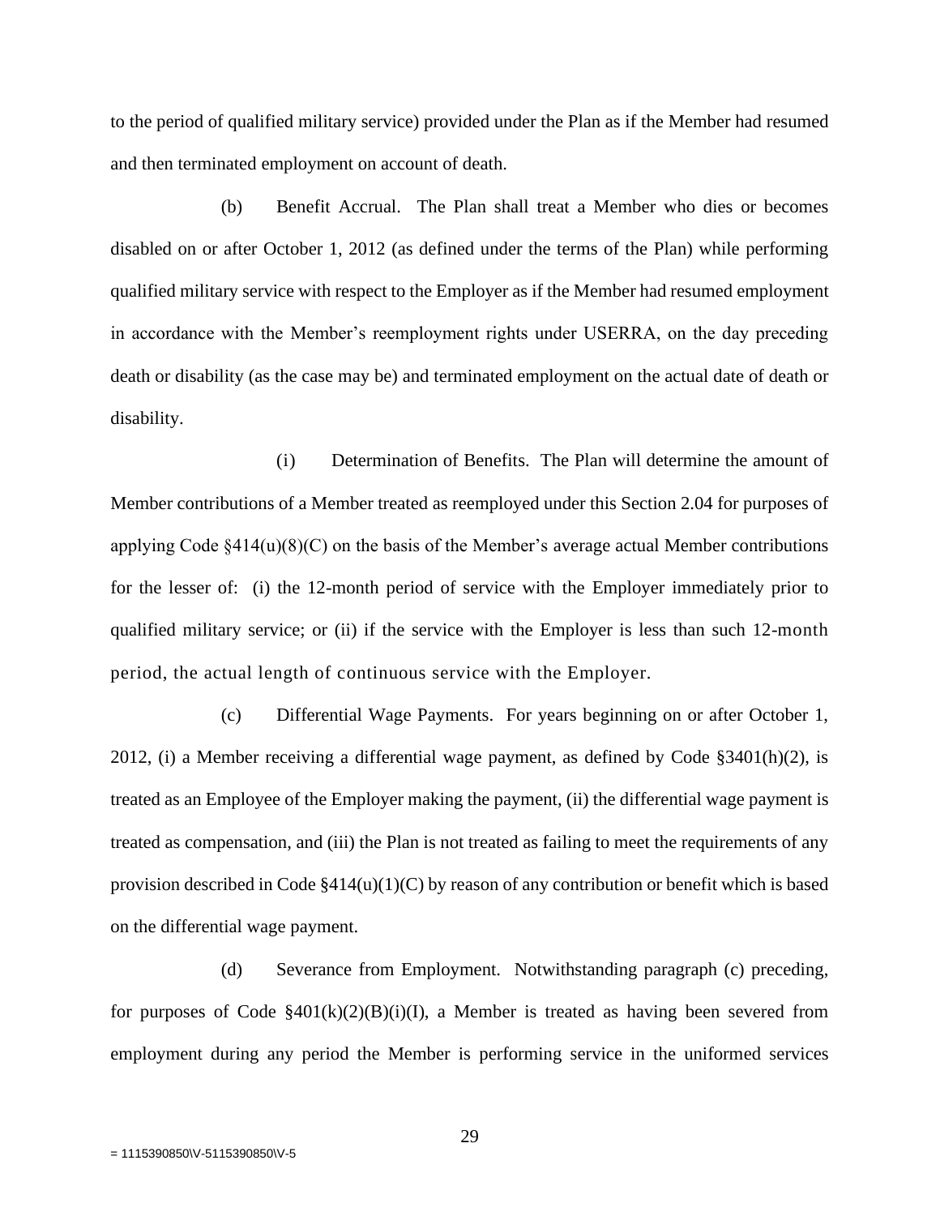to the period of qualified military service) provided under the Plan as if the Member had resumed and then terminated employment on account of death.

(b) Benefit Accrual. The Plan shall treat a Member who dies or becomes disabled on or after October 1, 2012 (as defined under the terms of the Plan) while performing qualified military service with respect to the Employer as if the Member had resumed employment in accordance with the Member's reemployment rights under USERRA, on the day preceding death or disability (as the case may be) and terminated employment on the actual date of death or disability.

(i) Determination of Benefits. The Plan will determine the amount of Member contributions of a Member treated as reemployed under this Section 2.04 for purposes of applying Code §414(u)(8)(C) on the basis of the Member's average actual Member contributions for the lesser of: (i) the 12-month period of service with the Employer immediately prior to qualified military service; or (ii) if the service with the Employer is less than such 12-month period, the actual length of continuous service with the Employer.

(c) Differential Wage Payments. For years beginning on or after October 1, 2012, (i) a Member receiving a differential wage payment, as defined by Code §3401(h)(2), is treated as an Employee of the Employer making the payment, (ii) the differential wage payment is treated as compensation, and (iii) the Plan is not treated as failing to meet the requirements of any provision described in Code §414(u)(1)(C) by reason of any contribution or benefit which is based on the differential wage payment.

(d) Severance from Employment. Notwithstanding paragraph (c) preceding, for purposes of Code §401(k)(2)(B)(i)(I), a Member is treated as having been severed from employment during any period the Member is performing service in the uniformed services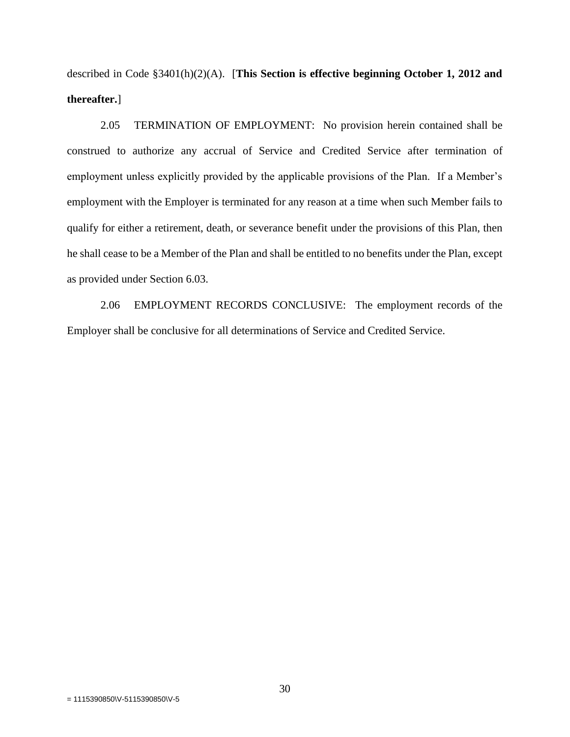described in Code §3401(h)(2)(A). [**This Section is effective beginning October 1, 2012 and thereafter.**]

2.05 TERMINATION OF EMPLOYMENT: No provision herein contained shall be construed to authorize any accrual of Service and Credited Service after termination of employment unless explicitly provided by the applicable provisions of the Plan. If a Member's employment with the Employer is terminated for any reason at a time when such Member fails to qualify for either a retirement, death, or severance benefit under the provisions of this Plan, then he shall cease to be a Member of the Plan and shall be entitled to no benefits under the Plan, except as provided under Section 6.03.

2.06 EMPLOYMENT RECORDS CONCLUSIVE: The employment records of the Employer shall be conclusive for all determinations of Service and Credited Service.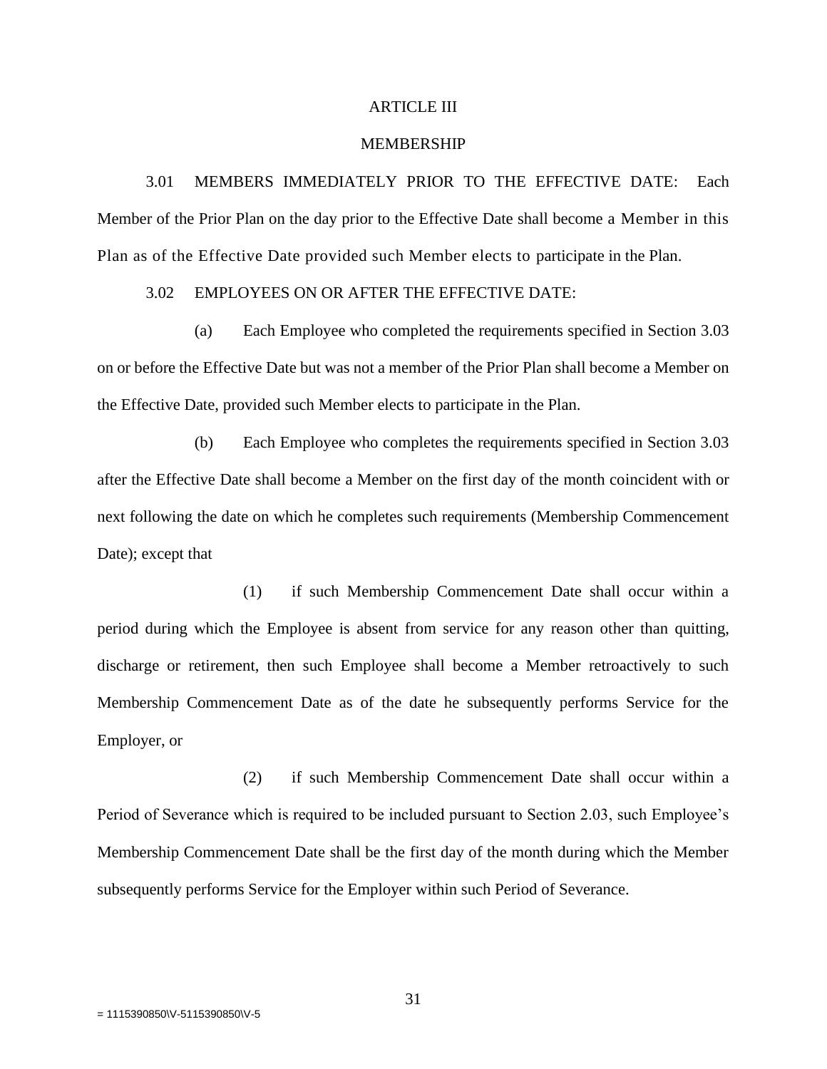# ARTICLE III

## MEMBERSHIP

3.01 MEMBERS IMMEDIATELY PRIOR TO THE EFFECTIVE DATE: Each Member of the Prior Plan on the day prior to the Effective Date shall become a Member in this Plan as of the Effective Date provided such Member elects to participate in the Plan.

3.02 EMPLOYEES ON OR AFTER THE EFFECTIVE DATE:

(a) Each Employee who completed the requirements specified in Section 3.03 on or before the Effective Date but was not a member of the Prior Plan shall become a Member on the Effective Date, provided such Member elects to participate in the Plan.

(b) Each Employee who completes the requirements specified in Section 3.03 after the Effective Date shall become a Member on the first day of the month coincident with or next following the date on which he completes such requirements (Membership Commencement Date); except that

(1) if such Membership Commencement Date shall occur within a period during which the Employee is absent from service for any reason other than quitting, discharge or retirement, then such Employee shall become a Member retroactively to such Membership Commencement Date as of the date he subsequently performs Service for the Employer, or

(2) if such Membership Commencement Date shall occur within a Period of Severance which is required to be included pursuant to Section 2.03, such Employee's Membership Commencement Date shall be the first day of the month during which the Member subsequently performs Service for the Employer within such Period of Severance.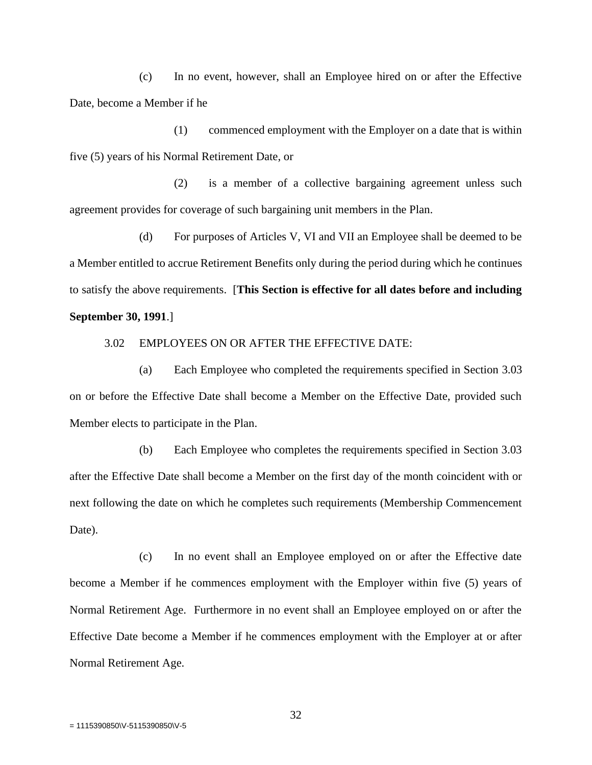(c) In no event, however, shall an Employee hired on or after the Effective Date, become a Member if he

(1) commenced employment with the Employer on a date that is within five (5) years of his Normal Retirement Date, or

(2) is a member of a collective bargaining agreement unless such agreement provides for coverage of such bargaining unit members in the Plan.

(d) For purposes of Articles V, VI and VII an Employee shall be deemed to be a Member entitled to accrue Retirement Benefits only during the period during which he continues to satisfy the above requirements. [**This Section is effective for all dates before and including September 30, 1991**.]

3.02 EMPLOYEES ON OR AFTER THE EFFECTIVE DATE:

(a) Each Employee who completed the requirements specified in Section 3.03 on or before the Effective Date shall become a Member on the Effective Date, provided such Member elects to participate in the Plan.

(b) Each Employee who completes the requirements specified in Section 3.03 after the Effective Date shall become a Member on the first day of the month coincident with or next following the date on which he completes such requirements (Membership Commencement Date).

(c) In no event shall an Employee employed on or after the Effective date become a Member if he commences employment with the Employer within five (5) years of Normal Retirement Age. Furthermore in no event shall an Employee employed on or after the Effective Date become a Member if he commences employment with the Employer at or after Normal Retirement Age.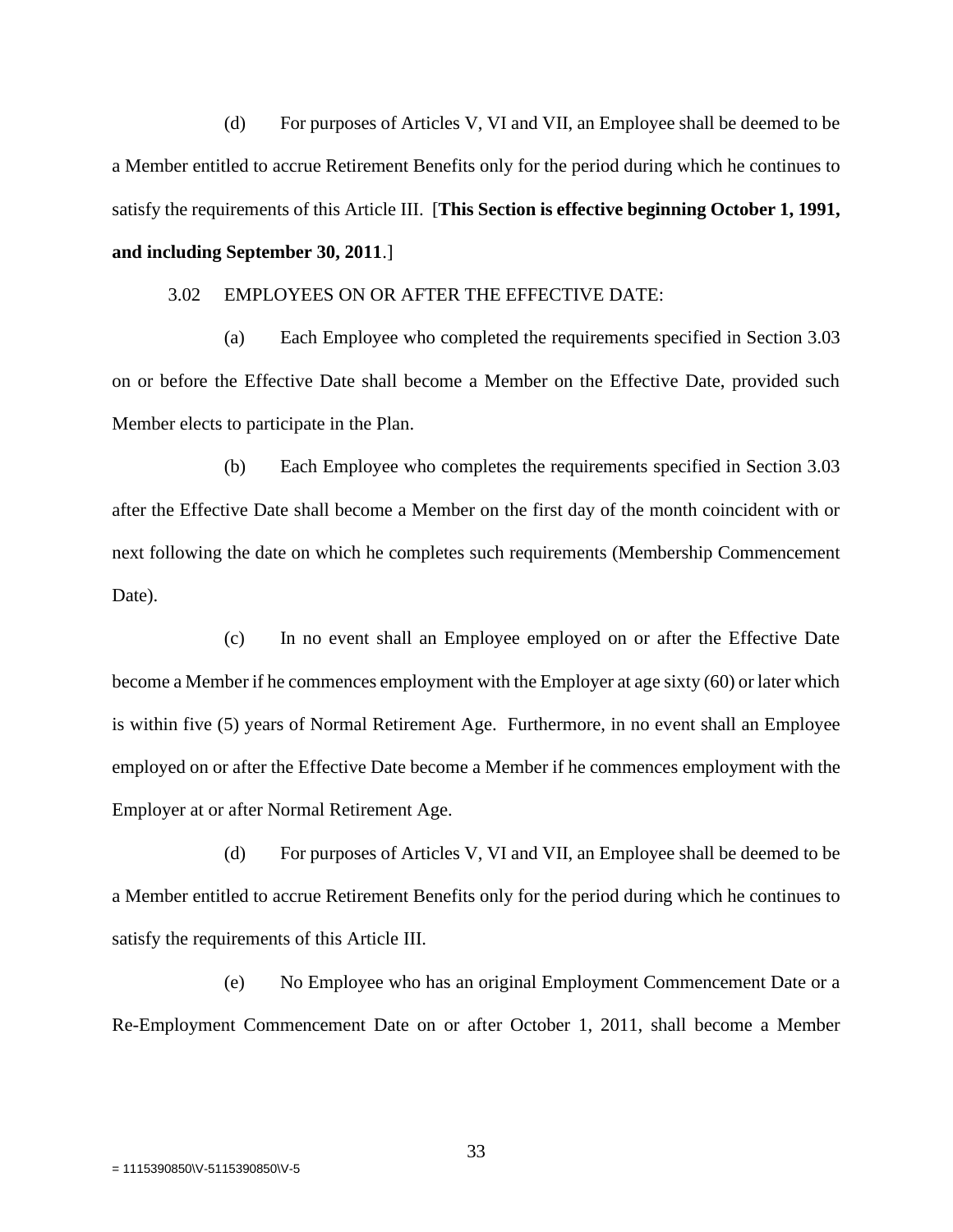(d) For purposes of Articles V, VI and VII, an Employee shall be deemed to be a Member entitled to accrue Retirement Benefits only for the period during which he continues to satisfy the requirements of this Article III. [**This Section is effective beginning October 1, 1991, and including September 30, 2011**.]

3.02 EMPLOYEES ON OR AFTER THE EFFECTIVE DATE:

(a) Each Employee who completed the requirements specified in Section 3.03 on or before the Effective Date shall become a Member on the Effective Date, provided such Member elects to participate in the Plan.

(b) Each Employee who completes the requirements specified in Section 3.03 after the Effective Date shall become a Member on the first day of the month coincident with or next following the date on which he completes such requirements (Membership Commencement Date).

(c) In no event shall an Employee employed on or after the Effective Date become a Member if he commences employment with the Employer at age sixty (60) or later which is within five (5) years of Normal Retirement Age. Furthermore, in no event shall an Employee employed on or after the Effective Date become a Member if he commences employment with the Employer at or after Normal Retirement Age.

(d) For purposes of Articles V, VI and VII, an Employee shall be deemed to be a Member entitled to accrue Retirement Benefits only for the period during which he continues to satisfy the requirements of this Article III.

(e) No Employee who has an original Employment Commencement Date or a Re-Employment Commencement Date on or after October 1, 2011, shall become a Member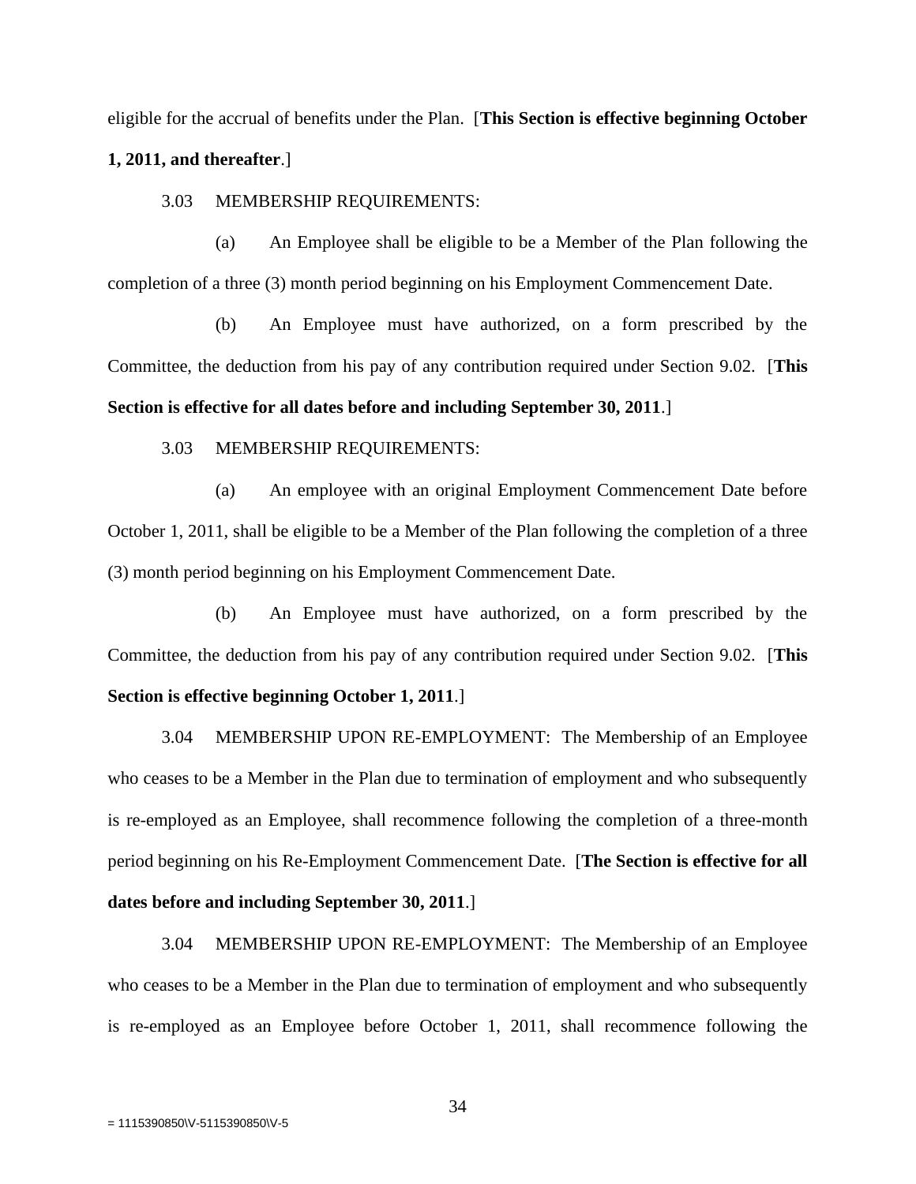eligible for the accrual of benefits under the Plan. [**This Section is effective beginning October 1, 2011, and thereafter**.]

3.03 MEMBERSHIP REQUIREMENTS:

(a) An Employee shall be eligible to be a Member of the Plan following the completion of a three (3) month period beginning on his Employment Commencement Date.

(b) An Employee must have authorized, on a form prescribed by the Committee, the deduction from his pay of any contribution required under Section 9.02. [**This Section is effective for all dates before and including September 30, 2011**.]

3.03 MEMBERSHIP REQUIREMENTS:

(a) An employee with an original Employment Commencement Date before October 1, 2011, shall be eligible to be a Member of the Plan following the completion of a three (3) month period beginning on his Employment Commencement Date.

(b) An Employee must have authorized, on a form prescribed by the Committee, the deduction from his pay of any contribution required under Section 9.02. [**This Section is effective beginning October 1, 2011**.]

3.04 MEMBERSHIP UPON RE-EMPLOYMENT: The Membership of an Employee who ceases to be a Member in the Plan due to termination of employment and who subsequently is re-employed as an Employee, shall recommence following the completion of a three-month period beginning on his Re-Employment Commencement Date. [**The Section is effective for all dates before and including September 30, 2011**.]

3.04 MEMBERSHIP UPON RE-EMPLOYMENT: The Membership of an Employee who ceases to be a Member in the Plan due to termination of employment and who subsequently is re-employed as an Employee before October 1, 2011, shall recommence following the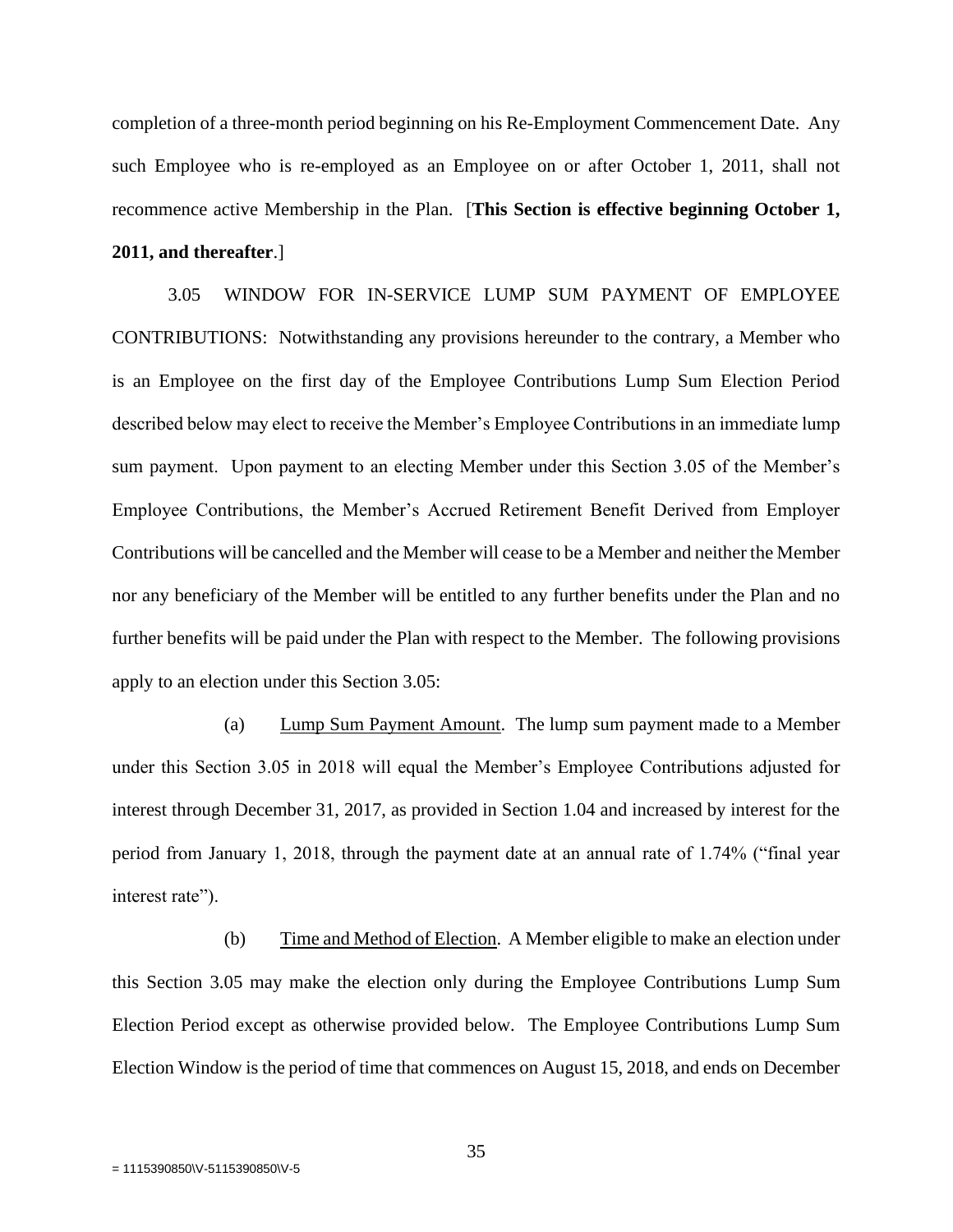completion of a three-month period beginning on his Re-Employment Commencement Date. Any such Employee who is re-employed as an Employee on or after October 1, 2011, shall not recommence active Membership in the Plan. [**This Section is effective beginning October 1, 2011, and thereafter**.]

3.05 WINDOW FOR IN-SERVICE LUMP SUM PAYMENT OF EMPLOYEE CONTRIBUTIONS: Notwithstanding any provisions hereunder to the contrary, a Member who is an Employee on the first day of the Employee Contributions Lump Sum Election Period described below may elect to receive the Member's Employee Contributions in an immediate lump sum payment. Upon payment to an electing Member under this Section 3.05 of the Member's Employee Contributions, the Member's Accrued Retirement Benefit Derived from Employer Contributions will be cancelled and the Member will cease to be a Member and neither the Member nor any beneficiary of the Member will be entitled to any further benefits under the Plan and no further benefits will be paid under the Plan with respect to the Member. The following provisions apply to an election under this Section 3.05:

(a) <u>Lump Sum Payment Amount</u>. The lump sum payment made to a Member under this Section 3.05 in 2018 will equal the Member's Employee Contributions adjusted for interest through December 31, 2017, as provided in Section 1.04 and increased by interest for the period from January 1, 2018, through the payment date at an annual rate of 1.74% ("final year interest rate").

(b) <u>Time and Method of Election</u>. A Member eligible to make an election under this Section 3.05 may make the election only during the Employee Contributions Lump Sum Election Period except as otherwise provided below. The Employee Contributions Lump Sum Election Window is the period of time that commences on August 15, 2018, and ends on December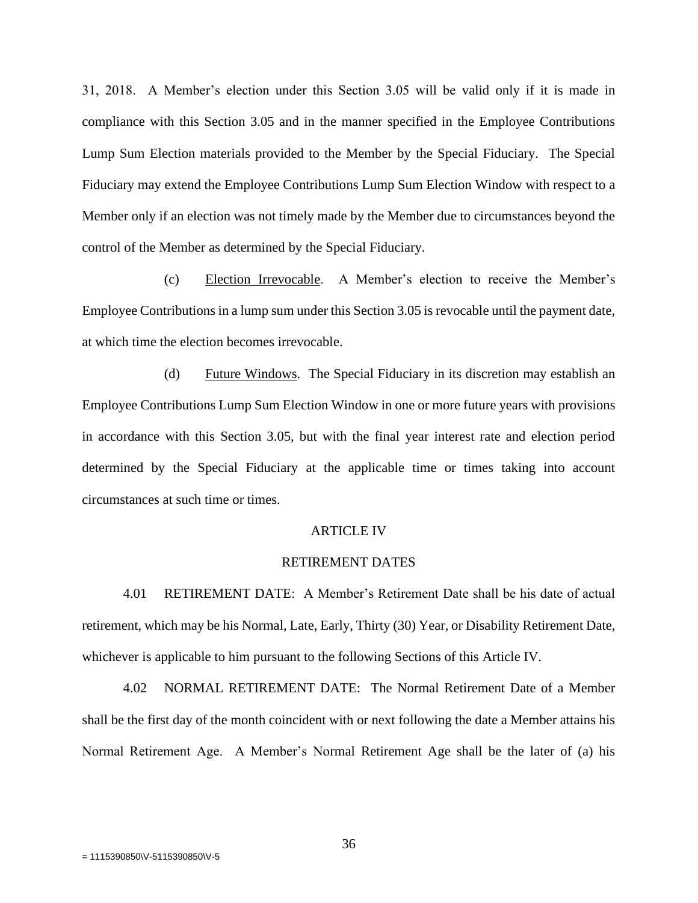31, 2018. A Member's election under this Section 3.05 will be valid only if it is made in compliance with this Section 3.05 and in the manner specified in the Employee Contributions Lump Sum Election materials provided to the Member by the Special Fiduciary. The Special Fiduciary may extend the Employee Contributions Lump Sum Election Window with respect to a Member only if an election was not timely made by the Member due to circumstances beyond the control of the Member as determined by the Special Fiduciary.

(c) Election Irrevocable. A Member's election to receive the Member's Employee Contributions in a lump sum under this Section 3.05 is revocable until the payment date, at which time the election becomes irrevocable.

(d) Future Windows. The Special Fiduciary in its discretion may establish an Employee Contributions Lump Sum Election Window in one or more future years with provisions in accordance with this Section 3.05, but with the final year interest rate and election period determined by the Special Fiduciary at the applicable time or times taking into account circumstances at such time or times.

## ARTICLE IV

## RETIREMENT DATES

4.01 RETIREMENT DATE: A Member's Retirement Date shall be his date of actual retirement, which may be his Normal, Late, Early, Thirty (30) Year, or Disability Retirement Date, whichever is applicable to him pursuant to the following Sections of this Article IV.

4.02 NORMAL RETIREMENT DATE: The Normal Retirement Date of a Member shall be the first day of the month coincident with or next following the date a Member attains his Normal Retirement Age. A Member's Normal Retirement Age shall be the later of (a) his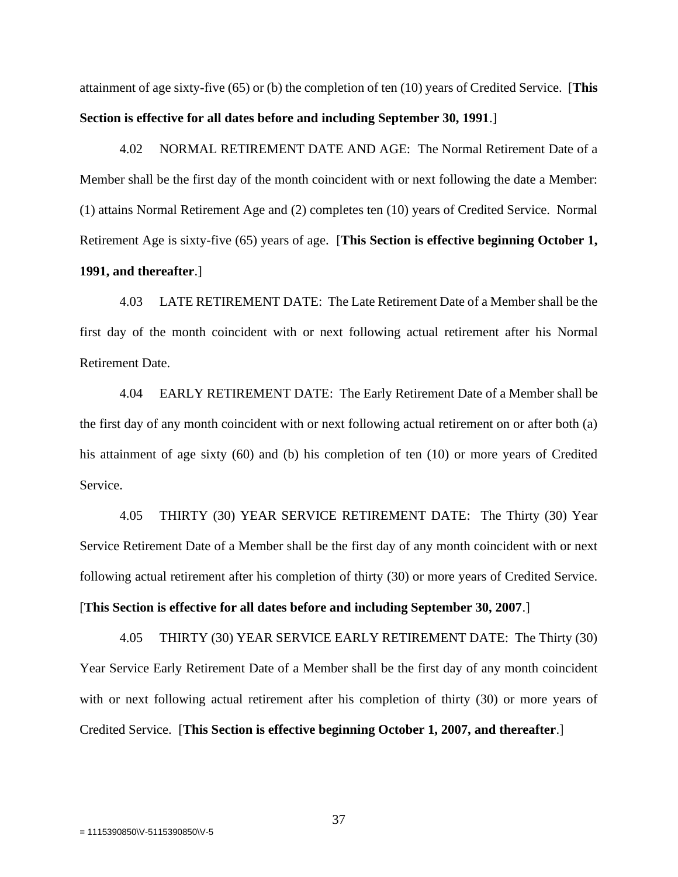attainment of age sixty-five (65) or (b) the completion of ten (10) years of Credited Service. [**This Section is effective for all dates before and including September 30, 1991**.]

4.02 NORMAL RETIREMENT DATE AND AGE: The Normal Retirement Date of a Member shall be the first day of the month coincident with or next following the date a Member: (1) attains Normal Retirement Age and (2) completes ten (10) years of Credited Service. Normal Retirement Age is sixty-five (65) years of age. [**This Section is effective beginning October 1, 1991, and thereafter**.]

4.03 LATE RETIREMENT DATE: The Late Retirement Date of a Member shall be the first day of the month coincident with or next following actual retirement after his Normal Retirement Date.

4.04 EARLY RETIREMENT DATE: The Early Retirement Date of a Member shall be the first day of any month coincident with or next following actual retirement on or after both (a) his attainment of age sixty (60) and (b) his completion of ten (10) or more years of Credited Service.

4.05 THIRTY (30) YEAR SERVICE RETIREMENT DATE: The Thirty (30) Year Service Retirement Date of a Member shall be the first day of any month coincident with or next following actual retirement after his completion of thirty (30) or more years of Credited Service. [**This Section is effective for all dates before and including September 30, 2007**.]

4.05 THIRTY (30) YEAR SERVICE EARLY RETIREMENT DATE: The Thirty (30) Year Service Early Retirement Date of a Member shall be the first day of any month coincident with or next following actual retirement after his completion of thirty (30) or more years of Credited Service. [**This Section is effective beginning October 1, 2007, and thereafter**.]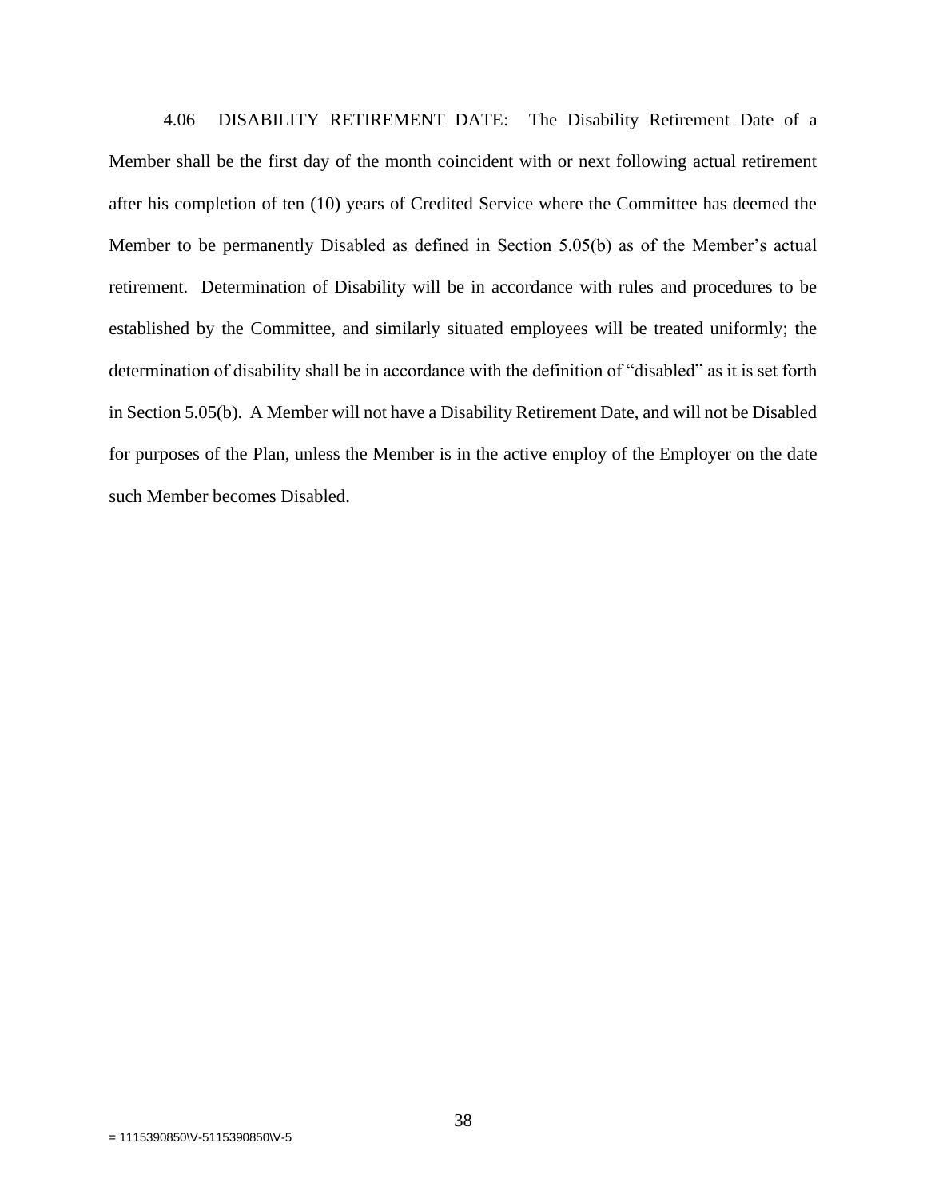4.06 DISABILITY RETIREMENT DATE: The Disability Retirement Date of a Member shall be the first day of the month coincident with or next following actual retirement after his completion of ten (10) years of Credited Service where the Committee has deemed the Member to be permanently Disabled as defined in Section 5.05(b) as of the Member's actual retirement. Determination of Disability will be in accordance with rules and procedures to be established by the Committee, and similarly situated employees will be treated uniformly; the determination of disability shall be in accordance with the definition of "disabled" as it is set forth in Section 5.05(b). A Member will not have a Disability Retirement Date, and will not be Disabled for purposes of the Plan, unless the Member is in the active employ of the Employer on the date such Member becomes Disabled.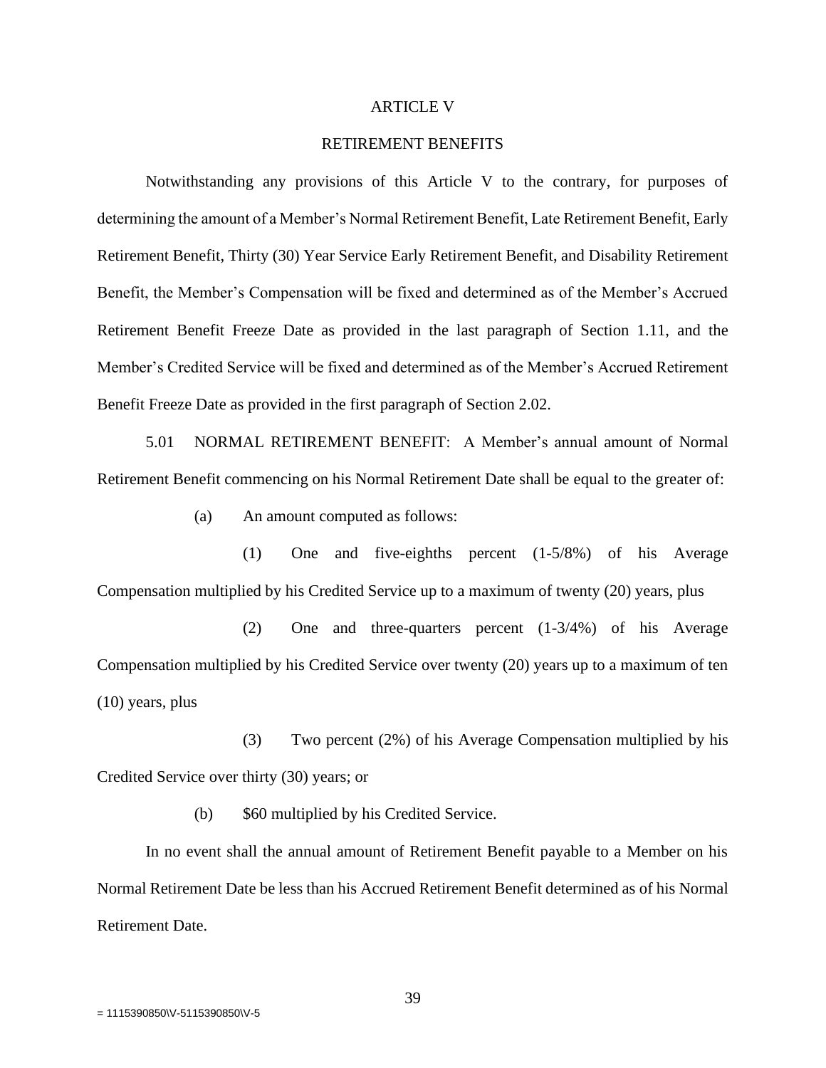# ARTICLE V

## RETIREMENT BENEFITS

Notwithstanding any provisions of this Article V to the contrary, for purposes of determining the amount of a Member's Normal Retirement Benefit, Late Retirement Benefit, Early Retirement Benefit, Thirty (30) Year Service Early Retirement Benefit, and Disability Retirement Benefit, the Member's Compensation will be fixed and determined as of the Member's Accrued Retirement Benefit Freeze Date as provided in the last paragraph of Section 1.11, and the Member's Credited Service will be fixed and determined as of the Member's Accrued Retirement Benefit Freeze Date as provided in the first paragraph of Section 2.02.

5.01 NORMAL RETIREMENT BENEFIT: A Member's annual amount of Normal Retirement Benefit commencing on his Normal Retirement Date shall be equal to the greater of:

(a) An amount computed as follows:

(1) One and five-eighths percent (1-5/8%) of his Average Compensation multiplied by his Credited Service up to a maximum of twenty (20) years, plus

(2) One and three-quarters percent (1-3/4%) of his Average Compensation multiplied by his Credited Service over twenty (20) years up to a maximum of ten (10) years, plus

(3) Two percent (2%) of his Average Compensation multiplied by his Credited Service over thirty (30) years; or

(b) $60 multiplied by his Credited Service.

In no event shall the annual amount of Retirement Benefit payable to a Member on his Normal Retirement Date be less than his Accrued Retirement Benefit determined as of his Normal Retirement Date.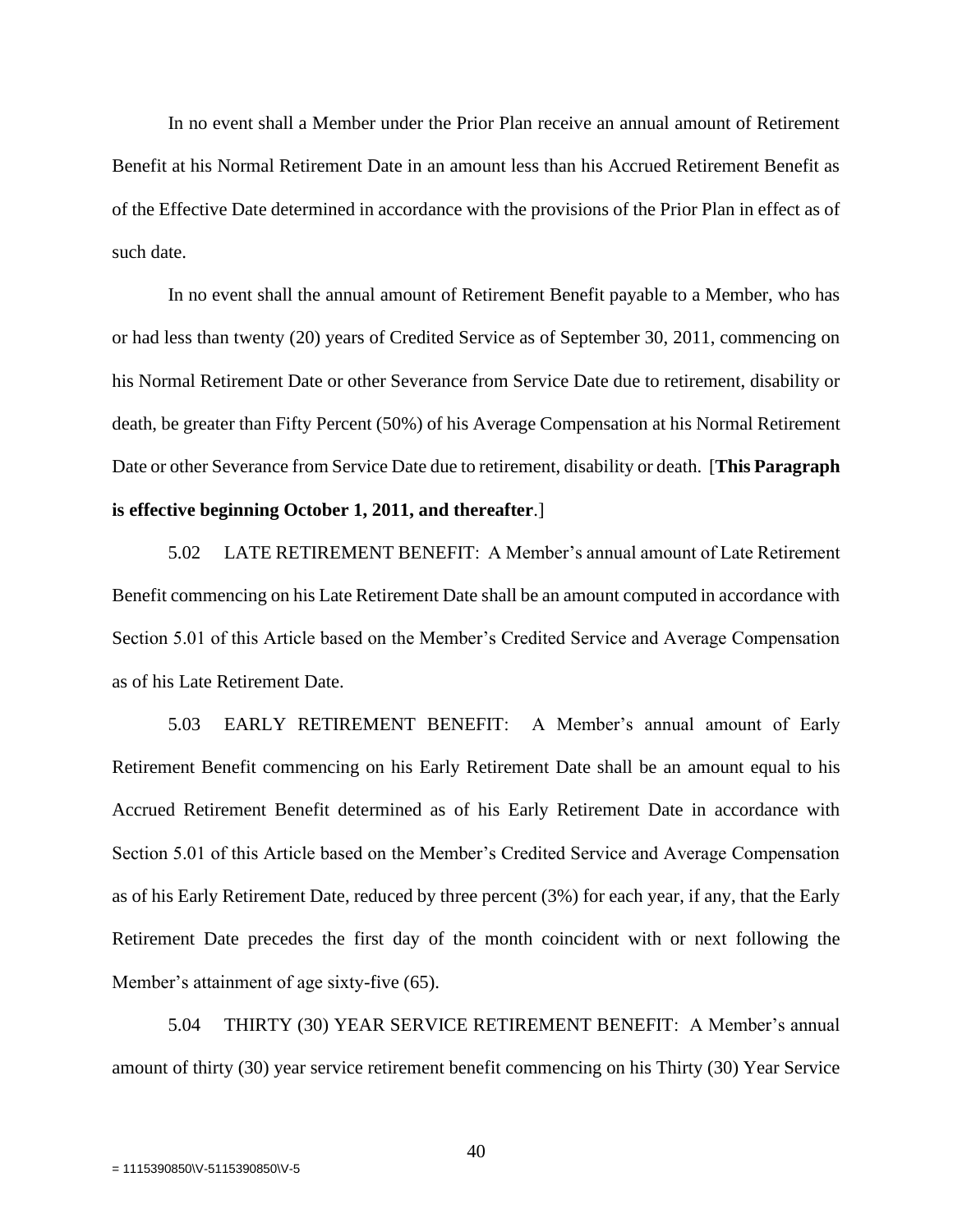In no event shall a Member under the Prior Plan receive an annual amount of Retirement Benefit at his Normal Retirement Date in an amount less than his Accrued Retirement Benefit as of the Effective Date determined in accordance with the provisions of the Prior Plan in effect as of such date.

In no event shall the annual amount of Retirement Benefit payable to a Member, who has or had less than twenty (20) years of Credited Service as of September 30, 2011, commencing on his Normal Retirement Date or other Severance from Service Date due to retirement, disability or death, be greater than Fifty Percent (50%) of his Average Compensation at his Normal Retirement Date or other Severance from Service Date due to retirement, disability or death. [**This Paragraph is effective beginning October 1, 2011, and thereafter**.]

5.02 LATE RETIREMENT BENEFIT: A Member's annual amount of Late Retirement Benefit commencing on his Late Retirement Date shall be an amount computed in accordance with Section 5.01 of this Article based on the Member's Credited Service and Average Compensation as of his Late Retirement Date.

5.03 EARLY RETIREMENT BENEFIT: A Member's annual amount of Early Retirement Benefit commencing on his Early Retirement Date shall be an amount equal to his Accrued Retirement Benefit determined as of his Early Retirement Date in accordance with Section 5.01 of this Article based on the Member's Credited Service and Average Compensation as of his Early Retirement Date, reduced by three percent (3%) for each year, if any, that the Early Retirement Date precedes the first day of the month coincident with or next following the Member's attainment of age sixty-five (65).

5.04 THIRTY (30) YEAR SERVICE RETIREMENT BENEFIT: A Member's annual amount of thirty (30) year service retirement benefit commencing on his Thirty (30) Year Service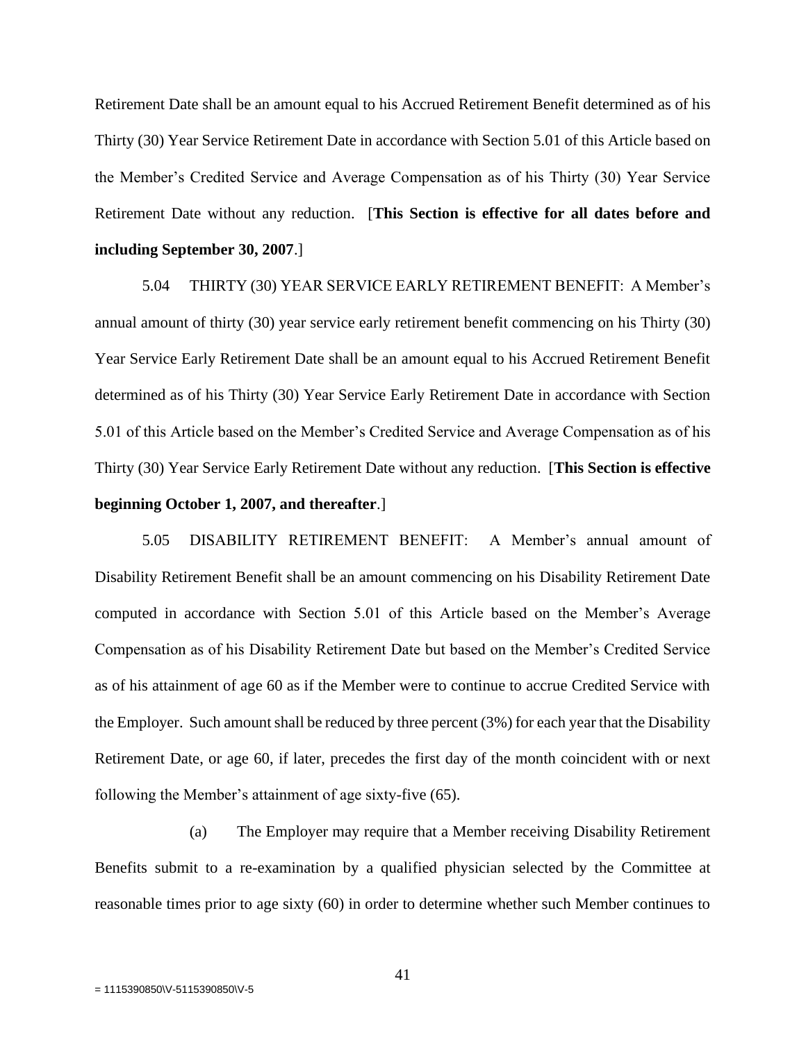Retirement Date shall be an amount equal to his Accrued Retirement Benefit determined as of his Thirty (30) Year Service Retirement Date in accordance with Section 5.01 of this Article based on the Member's Credited Service and Average Compensation as of his Thirty (30) Year Service Retirement Date without any reduction. [**This Section is effective for all dates before and including September 30, 2007**.]

5.04 THIRTY (30) YEAR SERVICE EARLY RETIREMENT BENEFIT: A Member's annual amount of thirty (30) year service early retirement benefit commencing on his Thirty (30) Year Service Early Retirement Date shall be an amount equal to his Accrued Retirement Benefit determined as of his Thirty (30) Year Service Early Retirement Date in accordance with Section 5.01 of this Article based on the Member's Credited Service and Average Compensation as of his Thirty (30) Year Service Early Retirement Date without any reduction. [**This Section is effective beginning October 1, 2007, and thereafter**.]

5.05 DISABILITY RETIREMENT BENEFIT: A Member's annual amount of Disability Retirement Benefit shall be an amount commencing on his Disability Retirement Date computed in accordance with Section 5.01 of this Article based on the Member's Average Compensation as of his Disability Retirement Date but based on the Member's Credited Service as of his attainment of age 60 as if the Member were to continue to accrue Credited Service with the Employer. Such amount shall be reduced by three percent (3%) for each year that the Disability Retirement Date, or age 60, if later, precedes the first day of the month coincident with or next following the Member's attainment of age sixty-five (65).

(a) The Employer may require that a Member receiving Disability Retirement Benefits submit to a re-examination by a qualified physician selected by the Committee at reasonable times prior to age sixty (60) in order to determine whether such Member continues to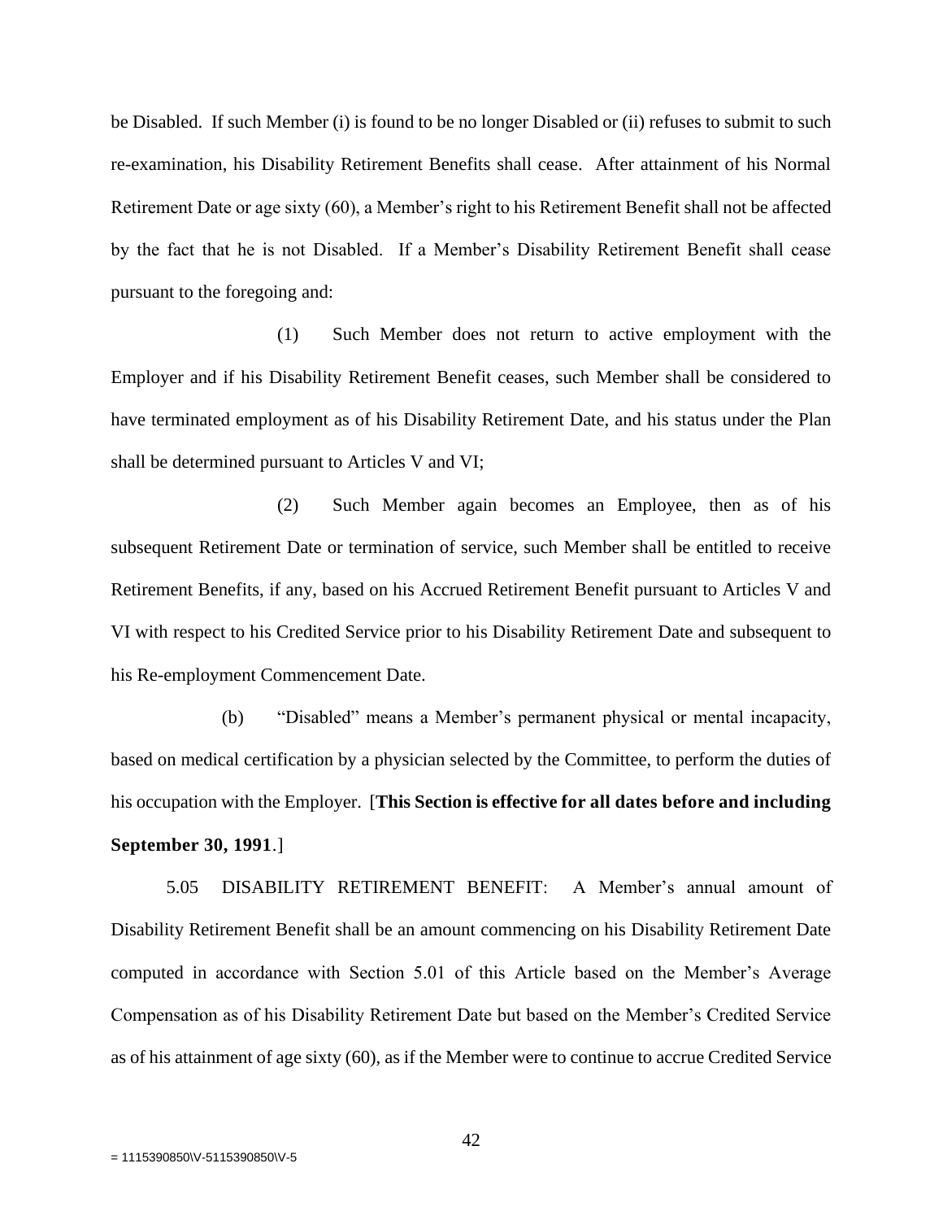be Disabled. If such Member (i) is found to be no longer Disabled or (ii) refuses to submit to such re-examination, his Disability Retirement Benefits shall cease. After attainment of his Normal Retirement Date or age sixty (60), a Member's right to his Retirement Benefit shall not be affected by the fact that he is not Disabled. If a Member's Disability Retirement Benefit shall cease pursuant to the foregoing and:

(1) Such Member does not return to active employment with the Employer and if his Disability Retirement Benefit ceases, such Member shall be considered to have terminated employment as of his Disability Retirement Date, and his status under the Plan shall be determined pursuant to Articles V and VI;

(2) Such Member again becomes an Employee, then as of his subsequent Retirement Date or termination of service, such Member shall be entitled to receive Retirement Benefits, if any, based on his Accrued Retirement Benefit pursuant to Articles V and VI with respect to his Credited Service prior to his Disability Retirement Date and subsequent to his Re-employment Commencement Date.

(b) "Disabled" means a Member's permanent physical or mental incapacity, based on medical certification by a physician selected by the Committee, to perform the duties of his occupation with the Employer. [**This Section is effective for all dates before and including September 30, 1991**.]

5.05 DISABILITY RETIREMENT BENEFIT: A Member's annual amount of Disability Retirement Benefit shall be an amount commencing on his Disability Retirement Date computed in accordance with Section 5.01 of this Article based on the Member's Average Compensation as of his Disability Retirement Date but based on the Member's Credited Service as of his attainment of age sixty (60), as if the Member were to continue to accrue Credited Service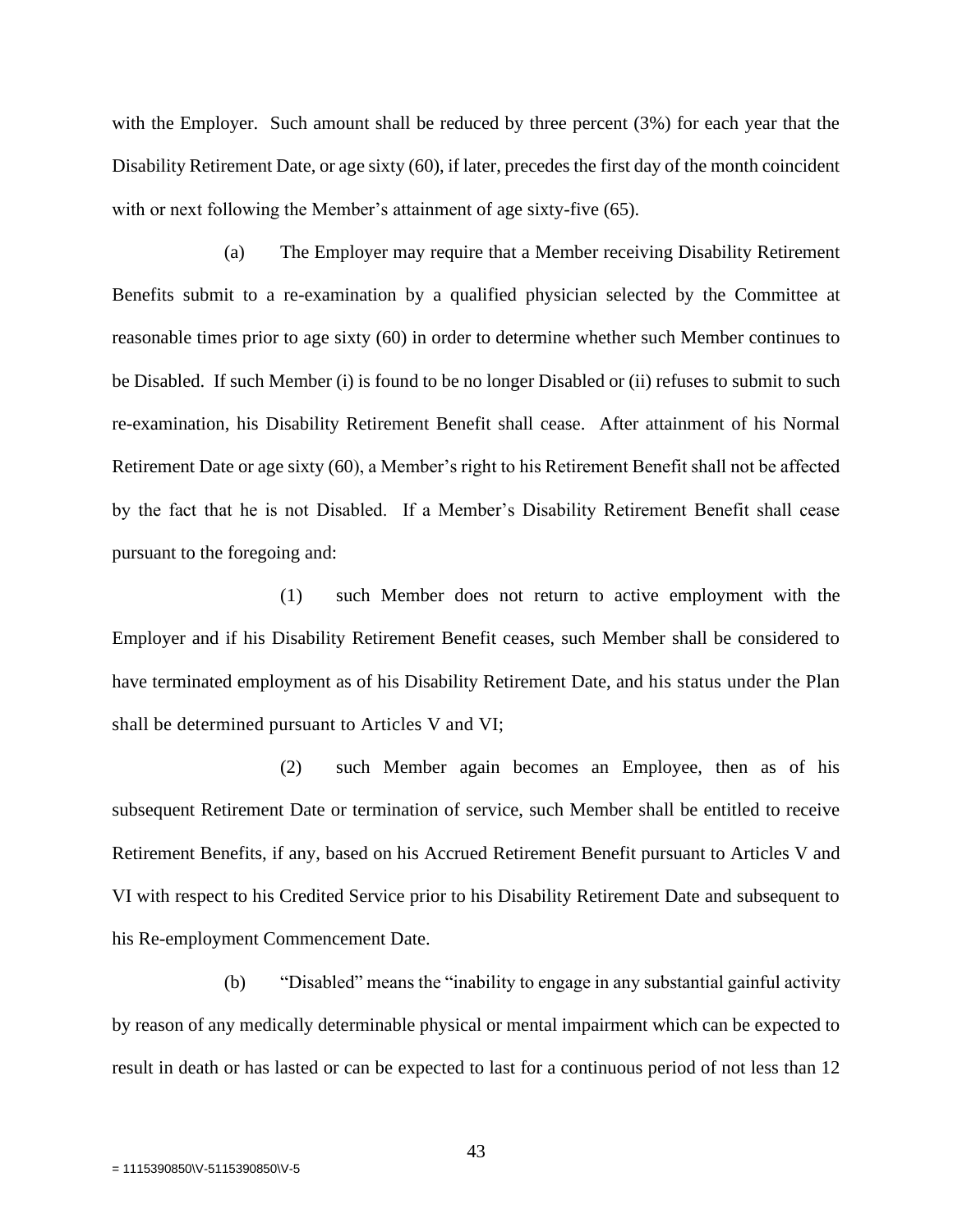with the Employer. Such amount shall be reduced by three percent (3%) for each year that the Disability Retirement Date, or age sixty (60), if later, precedes the first day of the month coincident with or next following the Member's attainment of age sixty-five (65).

(a) The Employer may require that a Member receiving Disability Retirement Benefits submit to a re-examination by a qualified physician selected by the Committee at reasonable times prior to age sixty (60) in order to determine whether such Member continues to be Disabled. If such Member (i) is found to be no longer Disabled or (ii) refuses to submit to such re-examination, his Disability Retirement Benefit shall cease. After attainment of his Normal Retirement Date or age sixty (60), a Member's right to his Retirement Benefit shall not be affected by the fact that he is not Disabled. If a Member's Disability Retirement Benefit shall cease pursuant to the foregoing and:

(1) such Member does not return to active employment with the Employer and if his Disability Retirement Benefit ceases, such Member shall be considered to have terminated employment as of his Disability Retirement Date, and his status under the Plan shall be determined pursuant to Articles V and VI;

(2) such Member again becomes an Employee, then as of his subsequent Retirement Date or termination of service, such Member shall be entitled to receive Retirement Benefits, if any, based on his Accrued Retirement Benefit pursuant to Articles V and VI with respect to his Credited Service prior to his Disability Retirement Date and subsequent to his Re-employment Commencement Date.

(b) "Disabled" means the "inability to engage in any substantial gainful activity by reason of any medically determinable physical or mental impairment which can be expected to result in death or has lasted or can be expected to last for a continuous period of not less than 12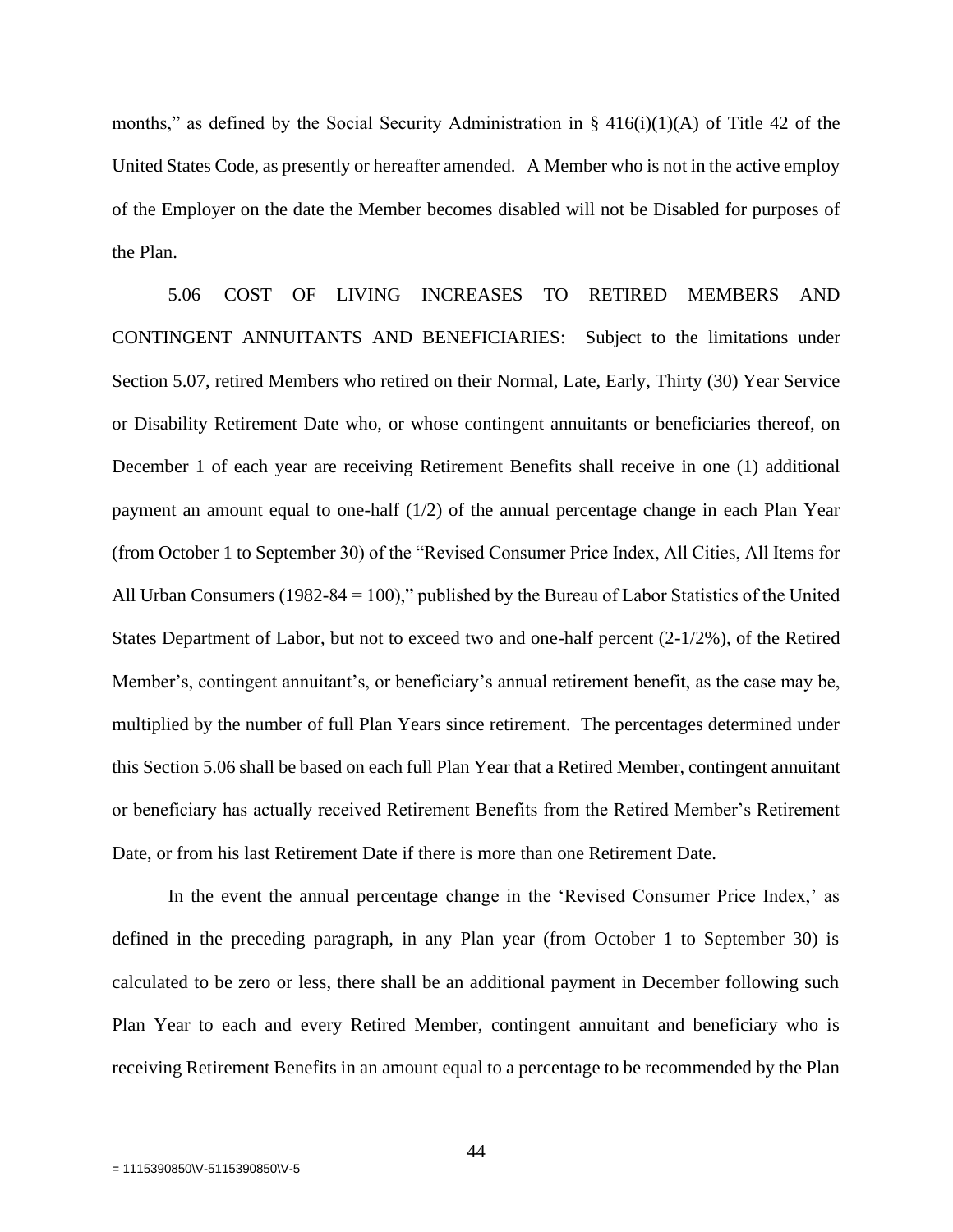months," as defined by the Social Security Administration in § 416(i)(1)(A) of Title 42 of the United States Code, as presently or hereafter amended. A Member who is not in the active employ of the Employer on the date the Member becomes disabled will not be Disabled for purposes of the Plan.

5.06 COST OF LIVING INCREASES TO RETIRED MEMBERS AND CONTINGENT ANNUITANTS AND BENEFICIARIES: Subject to the limitations under Section 5.07, retired Members who retired on their Normal, Late, Early, Thirty (30) Year Service or Disability Retirement Date who, or whose contingent annuitants or beneficiaries thereof, on December 1 of each year are receiving Retirement Benefits shall receive in one (1) additional payment an amount equal to one-half (1/2) of the annual percentage change in each Plan Year (from October 1 to September 30) of the "Revised Consumer Price Index, All Cities, All Items for All Urban Consumers (1982-84 = 100)," published by the Bureau of Labor Statistics of the United States Department of Labor, but not to exceed two and one-half percent (2-1/2%), of the Retired Member's, contingent annuitant's, or beneficiary's annual retirement benefit, as the case may be, multiplied by the number of full Plan Years since retirement. The percentages determined under this Section 5.06 shall be based on each full Plan Year that a Retired Member, contingent annuitant or beneficiary has actually received Retirement Benefits from the Retired Member's Retirement Date, or from his last Retirement Date if there is more than one Retirement Date.

In the event the annual percentage change in the 'Revised Consumer Price Index,' as defined in the preceding paragraph, in any Plan year (from October 1 to September 30) is calculated to be zero or less, there shall be an additional payment in December following such Plan Year to each and every Retired Member, contingent annuitant and beneficiary who is receiving Retirement Benefits in an amount equal to a percentage to be recommended by the Plan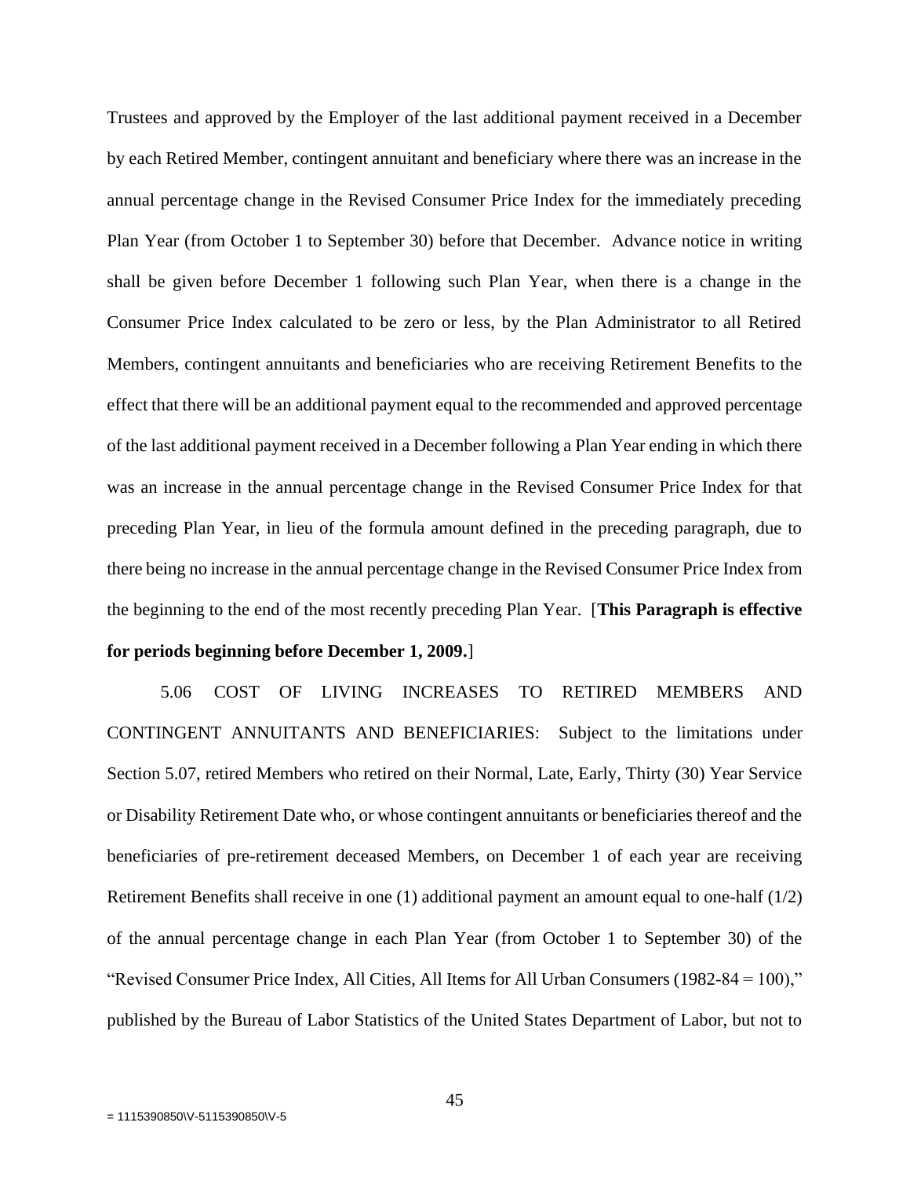Trustees and approved by the Employer of the last additional payment received in a December by each Retired Member, contingent annuitant and beneficiary where there was an increase in the annual percentage change in the Revised Consumer Price Index for the immediately preceding Plan Year (from October 1 to September 30) before that December. Advance notice in writing shall be given before December 1 following such Plan Year, when there is a change in the Consumer Price Index calculated to be zero or less, by the Plan Administrator to all Retired Members, contingent annuitants and beneficiaries who are receiving Retirement Benefits to the effect that there will be an additional payment equal to the recommended and approved percentage of the last additional payment received in a December following a Plan Year ending in which there was an increase in the annual percentage change in the Revised Consumer Price Index for that preceding Plan Year, in lieu of the formula amount defined in the preceding paragraph, due to there being no increase in the annual percentage change in the Revised Consumer Price Index from the beginning to the end of the most recently preceding Plan Year. [**This Paragraph is effective for periods beginning before December 1, 2009.**]

5.06 COST OF LIVING INCREASES TO RETIRED MEMBERS AND CONTINGENT ANNUITANTS AND BENEFICIARIES: Subject to the limitations under Section 5.07, retired Members who retired on their Normal, Late, Early, Thirty (30) Year Service or Disability Retirement Date who, or whose contingent annuitants or beneficiaries thereof and the beneficiaries of pre-retirement deceased Members, on December 1 of each year are receiving Retirement Benefits shall receive in one (1) additional payment an amount equal to one-half (1/2) of the annual percentage change in each Plan Year (from October 1 to September 30) of the "Revised Consumer Price Index, All Cities, All Items for All Urban Consumers (1982-84 = 100)," published by the Bureau of Labor Statistics of the United States Department of Labor, but not to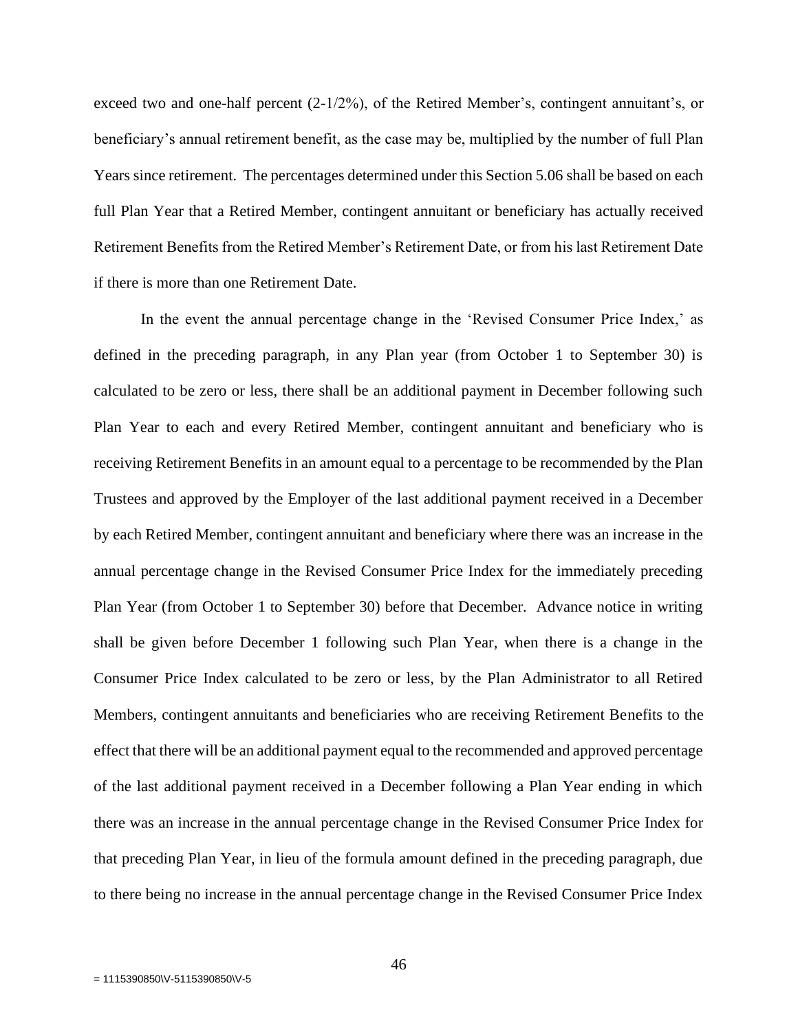exceed two and one-half percent (2-1/2%), of the Retired Member's, contingent annuitant's, or beneficiary's annual retirement benefit, as the case may be, multiplied by the number of full Plan Years since retirement. The percentages determined under this Section 5.06 shall be based on each full Plan Year that a Retired Member, contingent annuitant or beneficiary has actually received Retirement Benefits from the Retired Member's Retirement Date, or from his last Retirement Date if there is more than one Retirement Date.

In the event the annual percentage change in the 'Revised Consumer Price Index,' as defined in the preceding paragraph, in any Plan year (from October 1 to September 30) is calculated to be zero or less, there shall be an additional payment in December following such Plan Year to each and every Retired Member, contingent annuitant and beneficiary who is receiving Retirement Benefits in an amount equal to a percentage to be recommended by the Plan Trustees and approved by the Employer of the last additional payment received in a December by each Retired Member, contingent annuitant and beneficiary where there was an increase in the annual percentage change in the Revised Consumer Price Index for the immediately preceding Plan Year (from October 1 to September 30) before that December. Advance notice in writing shall be given before December 1 following such Plan Year, when there is a change in the Consumer Price Index calculated to be zero or less, by the Plan Administrator to all Retired Members, contingent annuitants and beneficiaries who are receiving Retirement Benefits to the effect that there will be an additional payment equal to the recommended and approved percentage of the last additional payment received in a December following a Plan Year ending in which there was an increase in the annual percentage change in the Revised Consumer Price Index for that preceding Plan Year, in lieu of the formula amount defined in the preceding paragraph, due to there being no increase in the annual percentage change in the Revised Consumer Price Index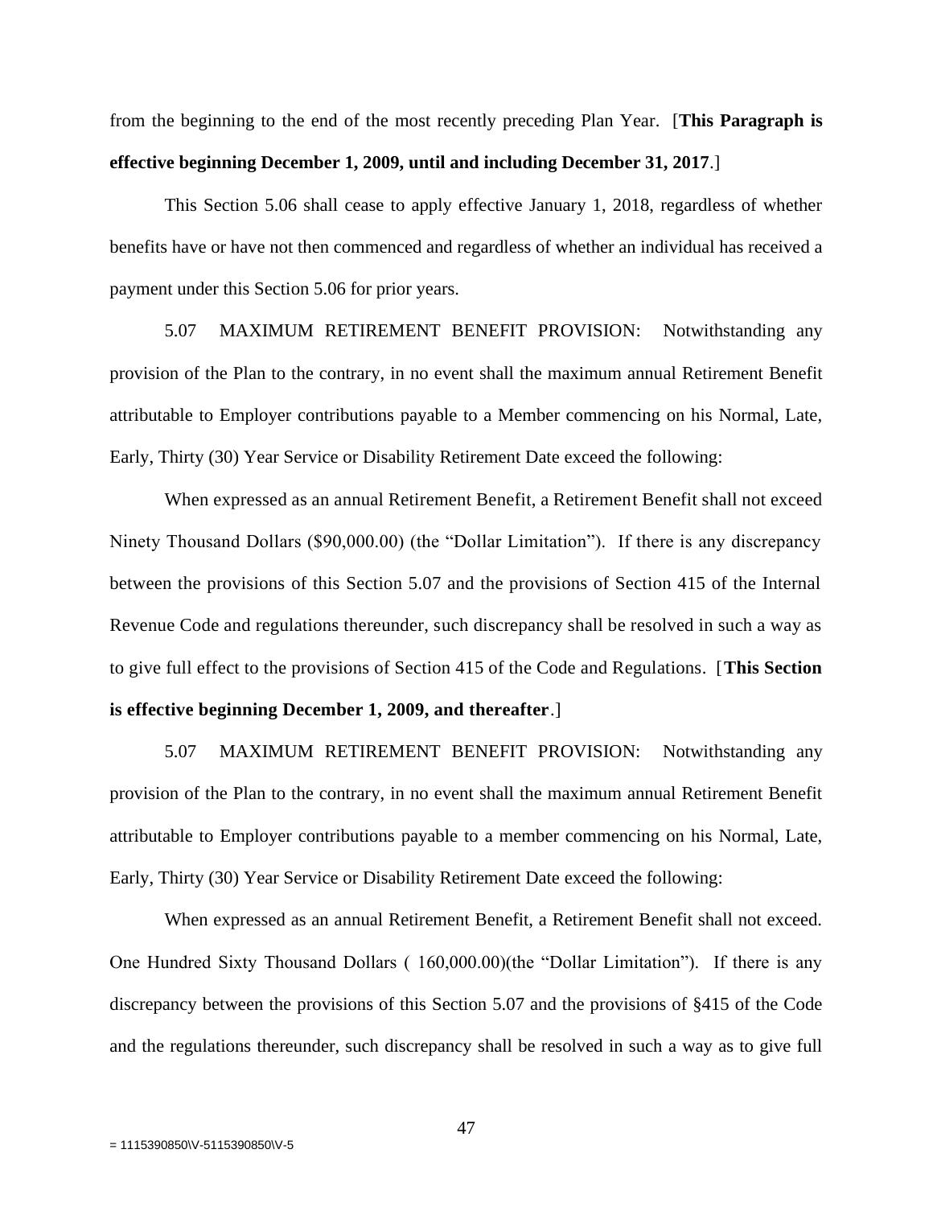from the beginning to the end of the most recently preceding Plan Year. [**This Paragraph is effective beginning December 1, 2009, until and including December 31, 2017**.]

This Section 5.06 shall cease to apply effective January 1, 2018, regardless of whether benefits have or have not then commenced and regardless of whether an individual has received a payment under this Section 5.06 for prior years.

5.07 MAXIMUM RETIREMENT BENEFIT PROVISION: Notwithstanding any provision of the Plan to the contrary, in no event shall the maximum annual Retirement Benefit attributable to Employer contributions payable to a Member commencing on his Normal, Late, Early, Thirty (30) Year Service or Disability Retirement Date exceed the following:

When expressed as an annual Retirement Benefit, a Retirement Benefit shall not exceed Ninety Thousand Dollars ($90,000.00) (the "Dollar Limitation"). If there is any discrepancy between the provisions of this Section 5.07 and the provisions of Section 415 of the Internal Revenue Code and regulations thereunder, such discrepancy shall be resolved in such a way as to give full effect to the provisions of Section 415 of the Code and Regulations. [**This Section is effective beginning December 1, 2009, and thereafter**.]

5.07 MAXIMUM RETIREMENT BENEFIT PROVISION: Notwithstanding any provision of the Plan to the contrary, in no event shall the maximum annual Retirement Benefit attributable to Employer contributions payable to a member commencing on his Normal, Late, Early, Thirty (30) Year Service or Disability Retirement Date exceed the following:

When expressed as an annual Retirement Benefit, a Retirement Benefit shall not exceed. One Hundred Sixty Thousand Dollars ( 160,000.00)(the "Dollar Limitation"). If there is any discrepancy between the provisions of this Section 5.07 and the provisions of §415 of the Code and the regulations thereunder, such discrepancy shall be resolved in such a way as to give full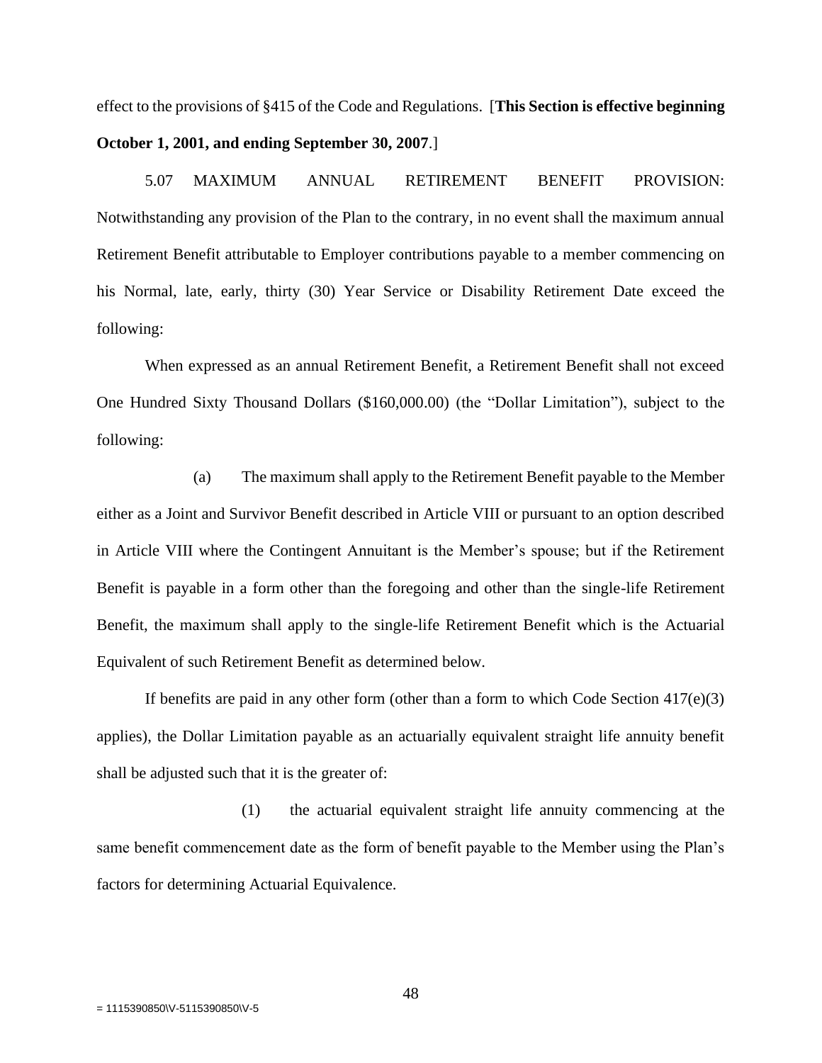effect to the provisions of §415 of the Code and Regulations. [**This Section is effective beginning October 1, 2001, and ending September 30, 2007**.]

5.07 MAXIMUM ANNUAL RETIREMENT BENEFIT PROVISION: Notwithstanding any provision of the Plan to the contrary, in no event shall the maximum annual Retirement Benefit attributable to Employer contributions payable to a member commencing on his Normal, late, early, thirty (30) Year Service or Disability Retirement Date exceed the following:

When expressed as an annual Retirement Benefit, a Retirement Benefit shall not exceed One Hundred Sixty Thousand Dollars ($160,000.00) (the "Dollar Limitation"), subject to the following:

(a) The maximum shall apply to the Retirement Benefit payable to the Member either as a Joint and Survivor Benefit described in Article VIII or pursuant to an option described in Article VIII where the Contingent Annuitant is the Member's spouse; but if the Retirement Benefit is payable in a form other than the foregoing and other than the single-life Retirement Benefit, the maximum shall apply to the single-life Retirement Benefit which is the Actuarial Equivalent of such Retirement Benefit as determined below.

If benefits are paid in any other form (other than a form to which Code Section 417(e)(3) applies), the Dollar Limitation payable as an actuarially equivalent straight life annuity benefit shall be adjusted such that it is the greater of:

(1) the actuarial equivalent straight life annuity commencing at the same benefit commencement date as the form of benefit payable to the Member using the Plan's factors for determining Actuarial Equivalence.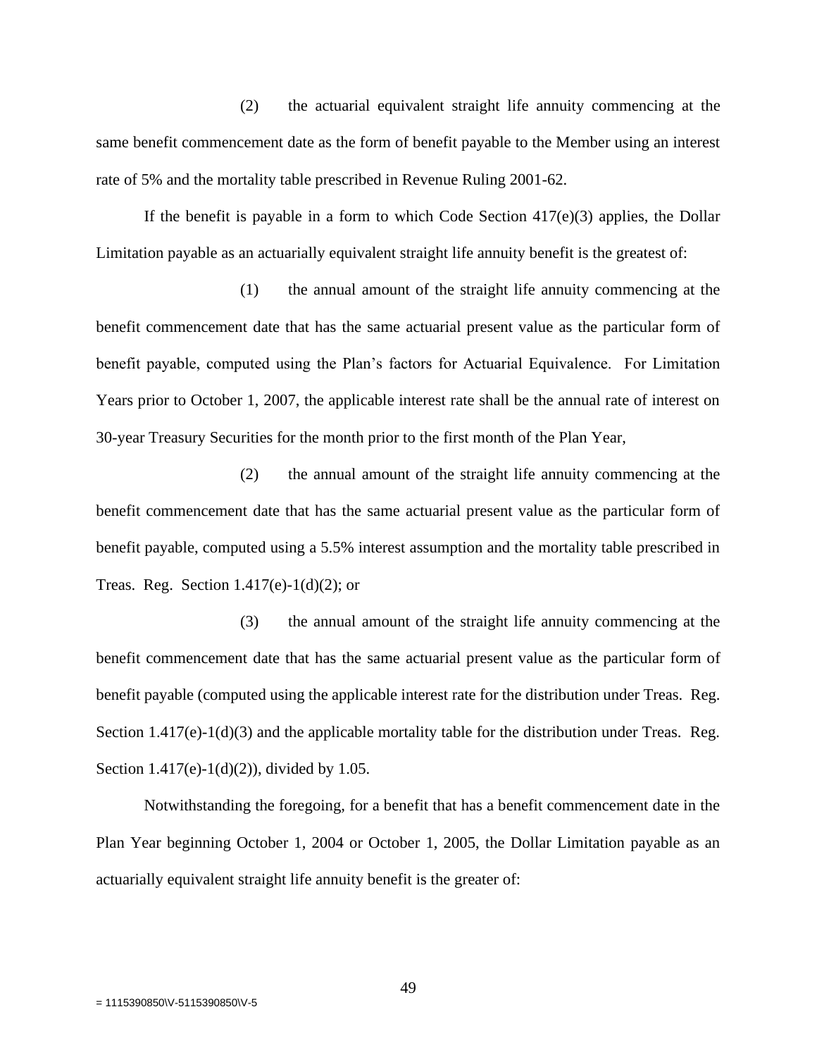(2) the actuarial equivalent straight life annuity commencing at the same benefit commencement date as the form of benefit payable to the Member using an interest rate of 5% and the mortality table prescribed in Revenue Ruling 2001-62.

If the benefit is payable in a form to which Code Section 417(e)(3) applies, the Dollar Limitation payable as an actuarially equivalent straight life annuity benefit is the greatest of:

(1) the annual amount of the straight life annuity commencing at the benefit commencement date that has the same actuarial present value as the particular form of benefit payable, computed using the Plan's factors for Actuarial Equivalence. For Limitation Years prior to October 1, 2007, the applicable interest rate shall be the annual rate of interest on 30-year Treasury Securities for the month prior to the first month of the Plan Year,

(2) the annual amount of the straight life annuity commencing at the benefit commencement date that has the same actuarial present value as the particular form of benefit payable, computed using a 5.5% interest assumption and the mortality table prescribed in Treas. Reg. Section 1.417(e)-1(d)(2); or

(3) the annual amount of the straight life annuity commencing at the benefit commencement date that has the same actuarial present value as the particular form of benefit payable (computed using the applicable interest rate for the distribution under Treas. Reg. Section 1.417(e)-1(d)(3) and the applicable mortality table for the distribution under Treas. Reg. Section 1.417(e)-1(d)(2)), divided by 1.05.

Notwithstanding the foregoing, for a benefit that has a benefit commencement date in the Plan Year beginning October 1, 2004 or October 1, 2005, the Dollar Limitation payable as an actuarially equivalent straight life annuity benefit is the greater of: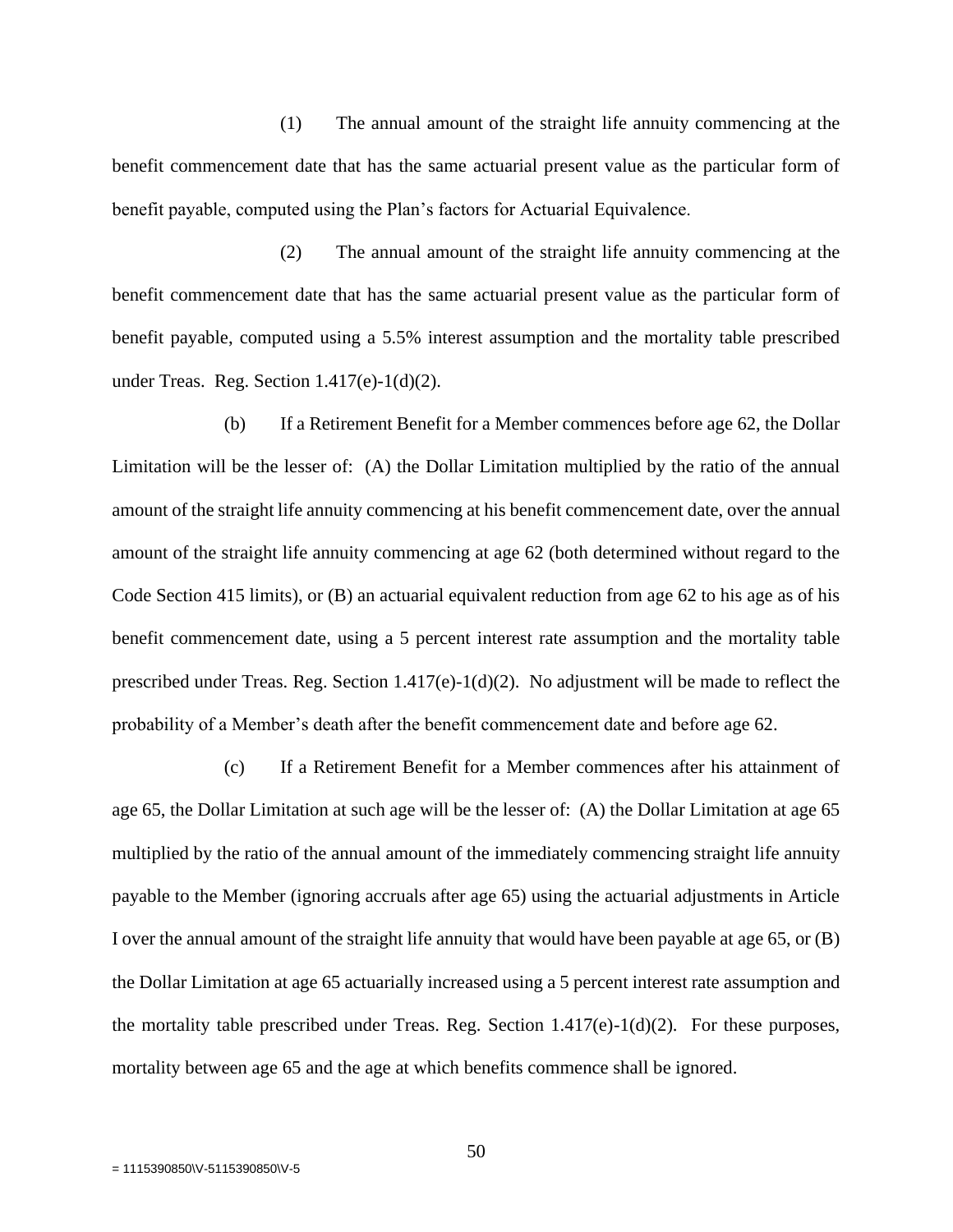(1) The annual amount of the straight life annuity commencing at the benefit commencement date that has the same actuarial present value as the particular form of benefit payable, computed using the Plan's factors for Actuarial Equivalence.

(2) The annual amount of the straight life annuity commencing at the benefit commencement date that has the same actuarial present value as the particular form of benefit payable, computed using a 5.5% interest assumption and the mortality table prescribed under Treas. Reg. Section 1.417(e)-1(d)(2).

(b) If a Retirement Benefit for a Member commences before age 62, the Dollar Limitation will be the lesser of: (A) the Dollar Limitation multiplied by the ratio of the annual amount of the straight life annuity commencing at his benefit commencement date, over the annual amount of the straight life annuity commencing at age 62 (both determined without regard to the Code Section 415 limits), or (B) an actuarial equivalent reduction from age 62 to his age as of his benefit commencement date, using a 5 percent interest rate assumption and the mortality table prescribed under Treas. Reg. Section 1.417(e)-1(d)(2). No adjustment will be made to reflect the probability of a Member's death after the benefit commencement date and before age 62.

(c) If a Retirement Benefit for a Member commences after his attainment of age 65, the Dollar Limitation at such age will be the lesser of: (A) the Dollar Limitation at age 65 multiplied by the ratio of the annual amount of the immediately commencing straight life annuity payable to the Member (ignoring accruals after age 65) using the actuarial adjustments in Article I over the annual amount of the straight life annuity that would have been payable at age 65, or (B) the Dollar Limitation at age 65 actuarially increased using a 5 percent interest rate assumption and the mortality table prescribed under Treas. Reg. Section 1.417(e)-1(d)(2). For these purposes, mortality between age 65 and the age at which benefits commence shall be ignored.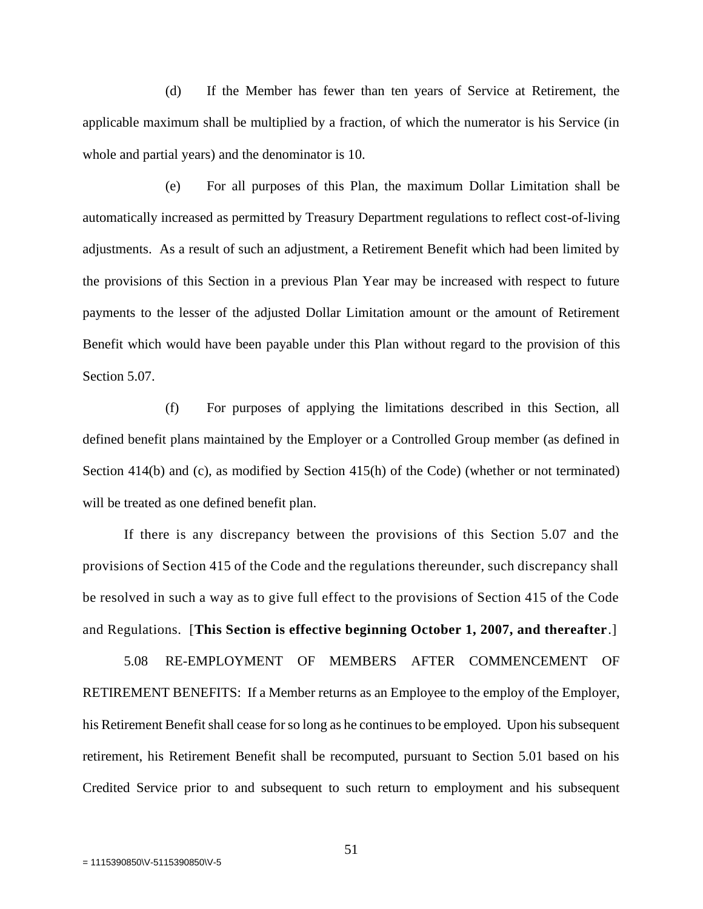(d) If the Member has fewer than ten years of Service at Retirement, the applicable maximum shall be multiplied by a fraction, of which the numerator is his Service (in whole and partial years) and the denominator is 10.

(e) For all purposes of this Plan, the maximum Dollar Limitation shall be automatically increased as permitted by Treasury Department regulations to reflect cost-of-living adjustments. As a result of such an adjustment, a Retirement Benefit which had been limited by the provisions of this Section in a previous Plan Year may be increased with respect to future payments to the lesser of the adjusted Dollar Limitation amount or the amount of Retirement Benefit which would have been payable under this Plan without regard to the provision of this Section 5.07.

(f) For purposes of applying the limitations described in this Section, all defined benefit plans maintained by the Employer or a Controlled Group member (as defined in Section 414(b) and (c), as modified by Section 415(h) of the Code) (whether or not terminated) will be treated as one defined benefit plan.

If there is any discrepancy between the provisions of this Section 5.07 and the provisions of Section 415 of the Code and the regulations thereunder, such discrepancy shall be resolved in such a way as to give full effect to the provisions of Section 415 of the Code and Regulations. [**This Section is effective beginning October 1, 2007, and thereafter**.]

5.08 RE-EMPLOYMENT OF MEMBERS AFTER COMMENCEMENT OF RETIREMENT BENEFITS: If a Member returns as an Employee to the employ of the Employer, his Retirement Benefit shall cease for so long as he continues to be employed. Upon his subsequent retirement, his Retirement Benefit shall be recomputed, pursuant to Section 5.01 based on his Credited Service prior to and subsequent to such return to employment and his subsequent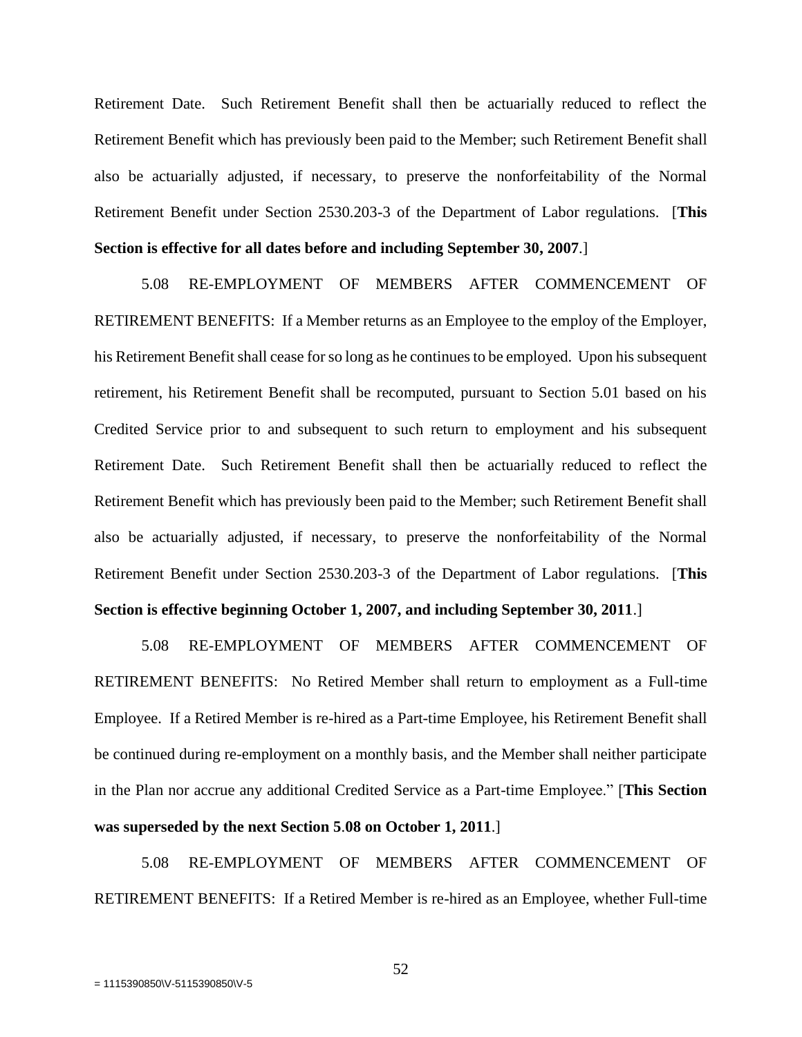Retirement Date. Such Retirement Benefit shall then be actuarially reduced to reflect the Retirement Benefit which has previously been paid to the Member; such Retirement Benefit shall also be actuarially adjusted, if necessary, to preserve the nonforfeitability of the Normal Retirement Benefit under Section 2530.203-3 of the Department of Labor regulations. [**This Section is effective for all dates before and including September 30, 2007**.]

5.08 RE-EMPLOYMENT OF MEMBERS AFTER COMMENCEMENT OF RETIREMENT BENEFITS: If a Member returns as an Employee to the employ of the Employer, his Retirement Benefit shall cease for so long as he continues to be employed. Upon his subsequent retirement, his Retirement Benefit shall be recomputed, pursuant to Section 5.01 based on his Credited Service prior to and subsequent to such return to employment and his subsequent Retirement Date. Such Retirement Benefit shall then be actuarially reduced to reflect the Retirement Benefit which has previously been paid to the Member; such Retirement Benefit shall also be actuarially adjusted, if necessary, to preserve the nonforfeitability of the Normal Retirement Benefit under Section 2530.203-3 of the Department of Labor regulations. [**This Section is effective beginning October 1, 2007, and including September 30, 2011**.]

5.08 RE-EMPLOYMENT OF MEMBERS AFTER COMMENCEMENT OF RETIREMENT BENEFITS: No Retired Member shall return to employment as a Full-time Employee. If a Retired Member is re-hired as a Part-time Employee, his Retirement Benefit shall be continued during re-employment on a monthly basis, and the Member shall neither participate in the Plan nor accrue any additional Credited Service as a Part-time Employee." [**This Section was superseded by the next Section 5.08 on October 1, 2011**.]

5.08 RE-EMPLOYMENT OF MEMBERS AFTER COMMENCEMENT OF RETIREMENT BENEFITS: If a Retired Member is re-hired as an Employee, whether Full-time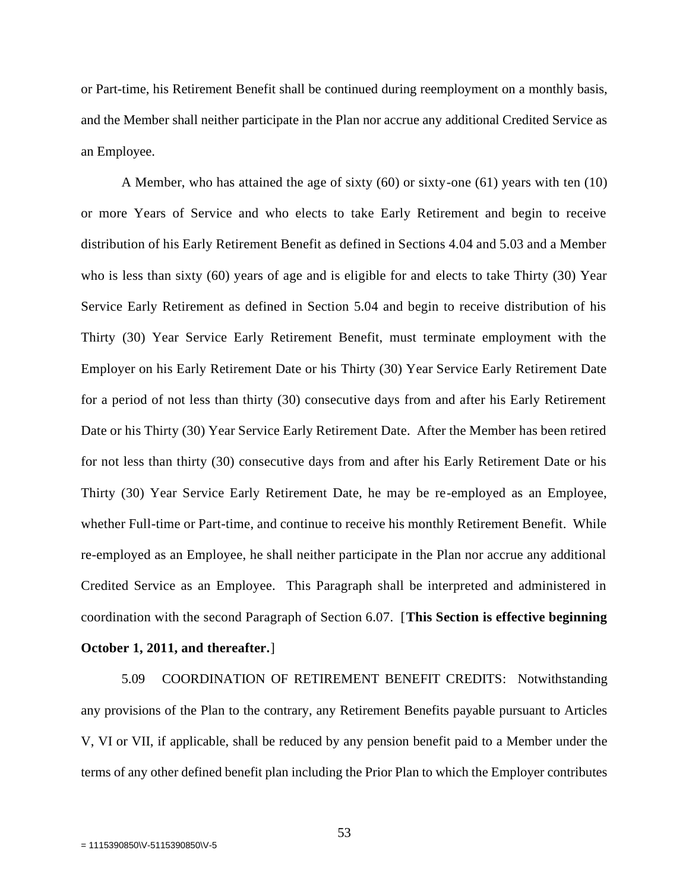or Part-time, his Retirement Benefit shall be continued during reemployment on a monthly basis, and the Member shall neither participate in the Plan nor accrue any additional Credited Service as an Employee.

A Member, who has attained the age of sixty (60) or sixty-one (61) years with ten (10) or more Years of Service and who elects to take Early Retirement and begin to receive distribution of his Early Retirement Benefit as defined in Sections 4.04 and 5.03 and a Member who is less than sixty (60) years of age and is eligible for and elects to take Thirty (30) Year Service Early Retirement as defined in Section 5.04 and begin to receive distribution of his Thirty (30) Year Service Early Retirement Benefit, must terminate employment with the Employer on his Early Retirement Date or his Thirty (30) Year Service Early Retirement Date for a period of not less than thirty (30) consecutive days from and after his Early Retirement Date or his Thirty (30) Year Service Early Retirement Date. After the Member has been retired for not less than thirty (30) consecutive days from and after his Early Retirement Date or his Thirty (30) Year Service Early Retirement Date, he may be re-employed as an Employee, whether Full-time or Part-time, and continue to receive his monthly Retirement Benefit. While re-employed as an Employee, he shall neither participate in the Plan nor accrue any additional Credited Service as an Employee. This Paragraph shall be interpreted and administered in coordination with the second Paragraph of Section 6.07. [**This Section is effective beginning October 1, 2011, and thereafter.**]

5.09 COORDINATION OF RETIREMENT BENEFIT CREDITS: Notwithstanding any provisions of the Plan to the contrary, any Retirement Benefits payable pursuant to Articles V, VI or VII, if applicable, shall be reduced by any pension benefit paid to a Member under the terms of any other defined benefit plan including the Prior Plan to which the Employer contributes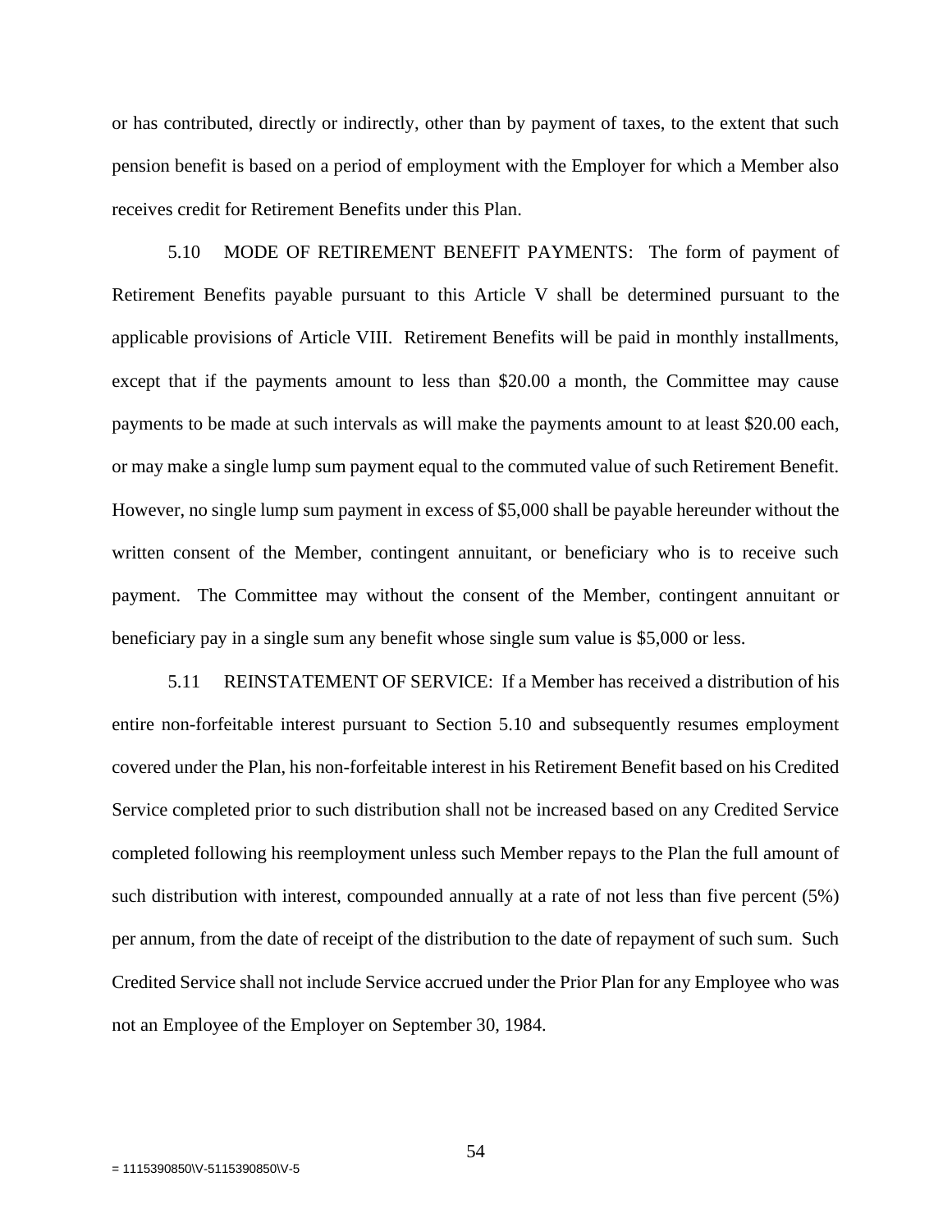or has contributed, directly or indirectly, other than by payment of taxes, to the extent that such pension benefit is based on a period of employment with the Employer for which a Member also receives credit for Retirement Benefits under this Plan.

5.10 MODE OF RETIREMENT BENEFIT PAYMENTS: The form of payment of Retirement Benefits payable pursuant to this Article V shall be determined pursuant to the applicable provisions of Article VIII. Retirement Benefits will be paid in monthly installments, except that if the payments amount to less than $20.00 a month, the Committee may cause payments to be made at such intervals as will make the payments amount to at least $20.00 each, or may make a single lump sum payment equal to the commuted value of such Retirement Benefit. However, no single lump sum payment in excess of $5,000 shall be payable hereunder without the written consent of the Member, contingent annuitant, or beneficiary who is to receive such payment. The Committee may without the consent of the Member, contingent annuitant or beneficiary pay in a single sum any benefit whose single sum value is $5,000 or less.

5.11 REINSTATEMENT OF SERVICE: If a Member has received a distribution of his entire non-forfeitable interest pursuant to Section 5.10 and subsequently resumes employment covered under the Plan, his non-forfeitable interest in his Retirement Benefit based on his Credited Service completed prior to such distribution shall not be increased based on any Credited Service completed following his reemployment unless such Member repays to the Plan the full amount of such distribution with interest, compounded annually at a rate of not less than five percent (5%) per annum, from the date of receipt of the distribution to the date of repayment of such sum. Such Credited Service shall not include Service accrued under the Prior Plan for any Employee who was not an Employee of the Employer on September 30, 1984.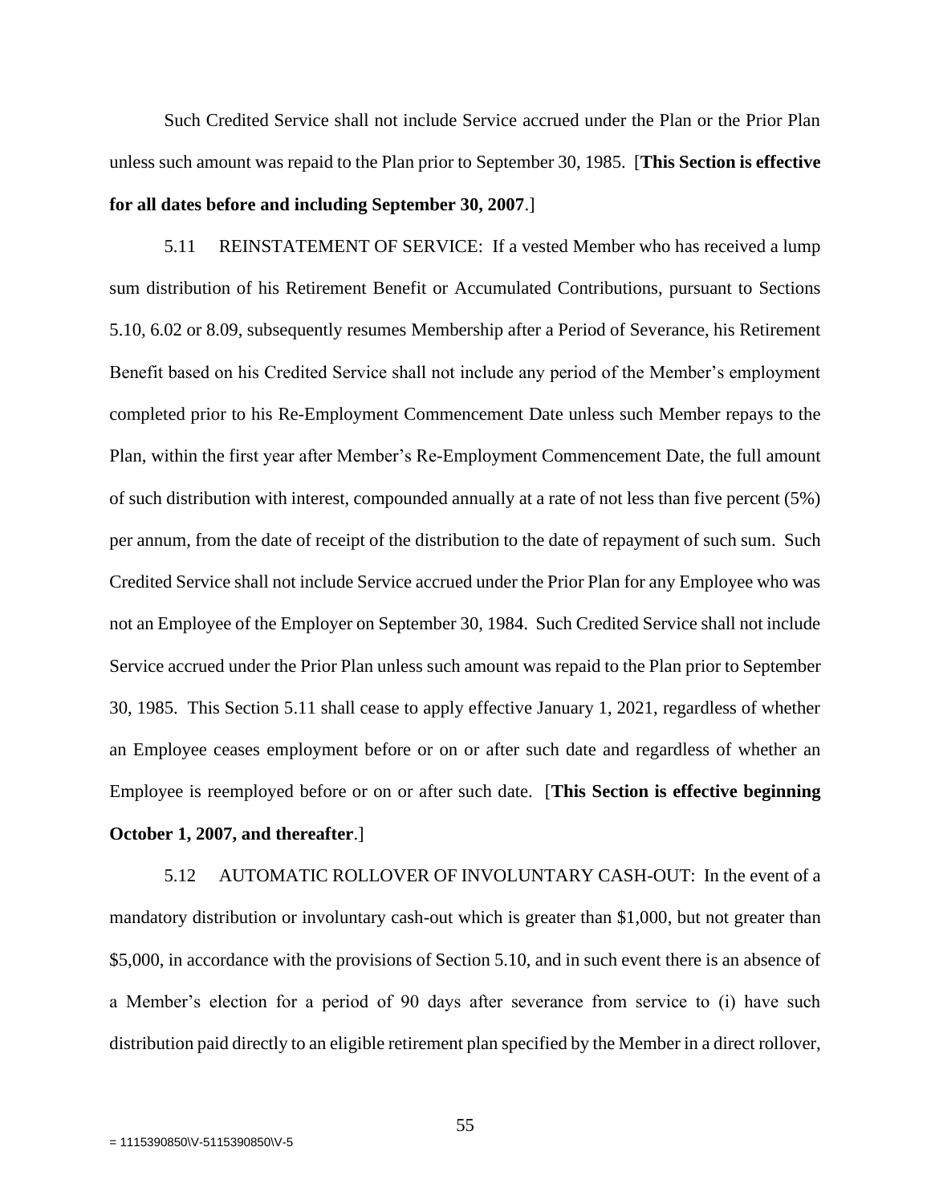Such Credited Service shall not include Service accrued under the Plan or the Prior Plan unless such amount was repaid to the Plan prior to September 30, 1985. [**This Section is effective for all dates before and including September 30, 2007**.]

5.11 REINSTATEMENT OF SERVICE: If a vested Member who has received a lump sum distribution of his Retirement Benefit or Accumulated Contributions, pursuant to Sections 5.10, 6.02 or 8.09, subsequently resumes Membership after a Period of Severance, his Retirement Benefit based on his Credited Service shall not include any period of the Member's employment completed prior to his Re-Employment Commencement Date unless such Member repays to the Plan, within the first year after Member's Re-Employment Commencement Date, the full amount of such distribution with interest, compounded annually at a rate of not less than five percent (5%) per annum, from the date of receipt of the distribution to the date of repayment of such sum. Such Credited Service shall not include Service accrued under the Prior Plan for any Employee who was not an Employee of the Employer on September 30, 1984. Such Credited Service shall not include Service accrued under the Prior Plan unless such amount was repaid to the Plan prior to September 30, 1985. This Section 5.11 shall cease to apply effective January 1, 2021, regardless of whether an Employee ceases employment before or on or after such date and regardless of whether an Employee is reemployed before or on or after such date. [**This Section is effective beginning October 1, 2007, and thereafter**.]

5.12 AUTOMATIC ROLLOVER OF INVOLUNTARY CASH-OUT: In the event of a mandatory distribution or involuntary cash-out which is greater than $1,000, but not greater than $5,000, in accordance with the provisions of Section 5.10, and in such event there is an absence of a Member's election for a period of 90 days after severance from service to (i) have such distribution paid directly to an eligible retirement plan specified by the Member in a direct rollover,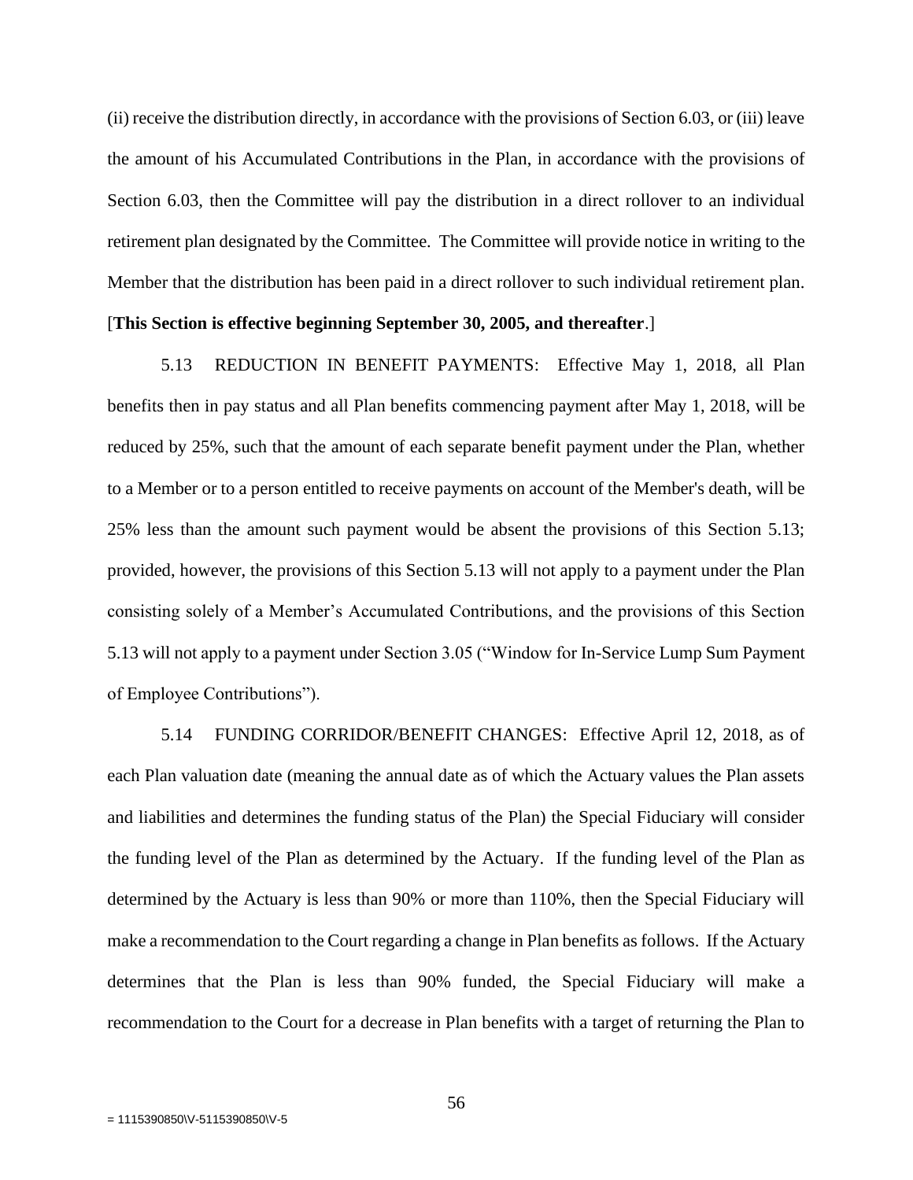(ii) receive the distribution directly, in accordance with the provisions of Section 6.03, or (iii) leave the amount of his Accumulated Contributions in the Plan, in accordance with the provisions of Section 6.03, then the Committee will pay the distribution in a direct rollover to an individual retirement plan designated by the Committee. The Committee will provide notice in writing to the Member that the distribution has been paid in a direct rollover to such individual retirement plan. [**This Section is effective beginning September 30, 2005, and thereafter**.]

5.13 REDUCTION IN BENEFIT PAYMENTS: Effective May 1, 2018, all Plan benefits then in pay status and all Plan benefits commencing payment after May 1, 2018, will be reduced by 25%, such that the amount of each separate benefit payment under the Plan, whether to a Member or to a person entitled to receive payments on account of the Member's death, will be 25% less than the amount such payment would be absent the provisions of this Section 5.13; provided, however, the provisions of this Section 5.13 will not apply to a payment under the Plan consisting solely of a Member's Accumulated Contributions, and the provisions of this Section 5.13 will not apply to a payment under Section 3.05 ("Window for In-Service Lump Sum Payment of Employee Contributions").

5.14 FUNDING CORRIDOR/BENEFIT CHANGES: Effective April 12, 2018, as of each Plan valuation date (meaning the annual date as of which the Actuary values the Plan assets and liabilities and determines the funding status of the Plan) the Special Fiduciary will consider the funding level of the Plan as determined by the Actuary. If the funding level of the Plan as determined by the Actuary is less than 90% or more than 110%, then the Special Fiduciary will make a recommendation to the Court regarding a change in Plan benefits as follows. If the Actuary determines that the Plan is less than 90% funded, the Special Fiduciary will make a recommendation to the Court for a decrease in Plan benefits with a target of returning the Plan to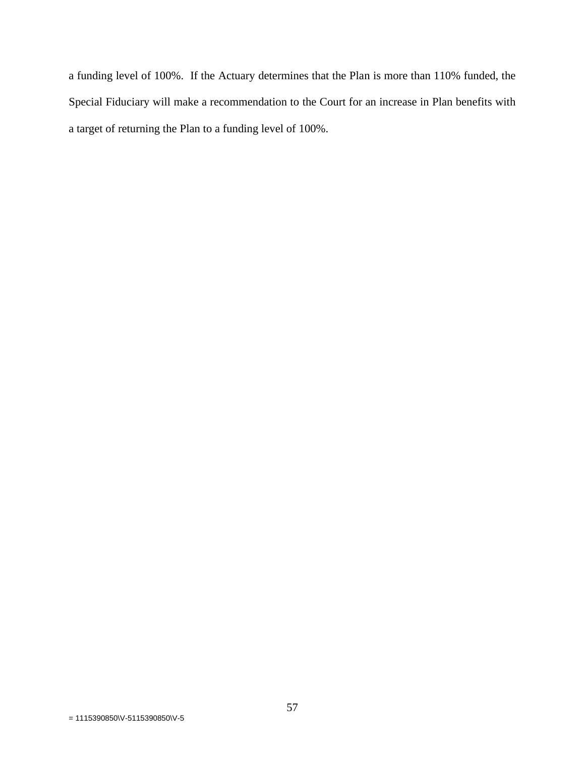a funding level of 100%. If the Actuary determines that the Plan is more than 110% funded, the Special Fiduciary will make a recommendation to the Court for an increase in Plan benefits with a target of returning the Plan to a funding level of 100%.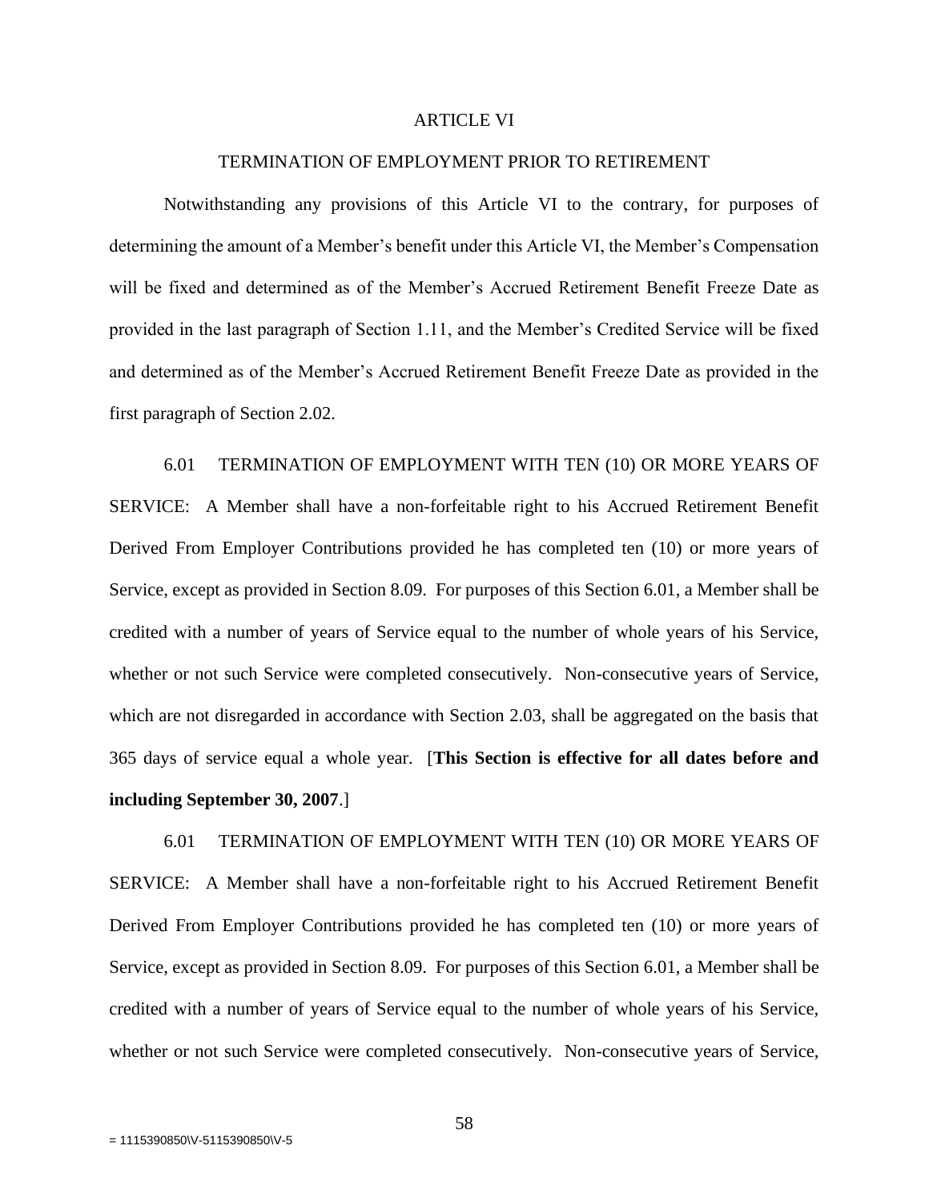# ARTICLE VI

## TERMINATION OF EMPLOYMENT PRIOR TO RETIREMENT

Notwithstanding any provisions of this Article VI to the contrary, for purposes of determining the amount of a Member's benefit under this Article VI, the Member's Compensation will be fixed and determined as of the Member's Accrued Retirement Benefit Freeze Date as provided in the last paragraph of Section 1.11, and the Member's Credited Service will be fixed and determined as of the Member's Accrued Retirement Benefit Freeze Date as provided in the first paragraph of Section 2.02.

6.01 TERMINATION OF EMPLOYMENT WITH TEN (10) OR MORE YEARS OF SERVICE: A Member shall have a non-forfeitable right to his Accrued Retirement Benefit Derived From Employer Contributions provided he has completed ten (10) or more years of Service, except as provided in Section 8.09. For purposes of this Section 6.01, a Member shall be credited with a number of years of Service equal to the number of whole years of his Service, whether or not such Service were completed consecutively. Non-consecutive years of Service, which are not disregarded in accordance with Section 2.03, shall be aggregated on the basis that 365 days of service equal a whole year. [**This Section is effective for all dates before and including September 30, 2007**.]

6.01 TERMINATION OF EMPLOYMENT WITH TEN (10) OR MORE YEARS OF SERVICE: A Member shall have a non-forfeitable right to his Accrued Retirement Benefit Derived From Employer Contributions provided he has completed ten (10) or more years of Service, except as provided in Section 8.09. For purposes of this Section 6.01, a Member shall be credited with a number of years of Service equal to the number of whole years of his Service, whether or not such Service were completed consecutively. Non-consecutive years of Service,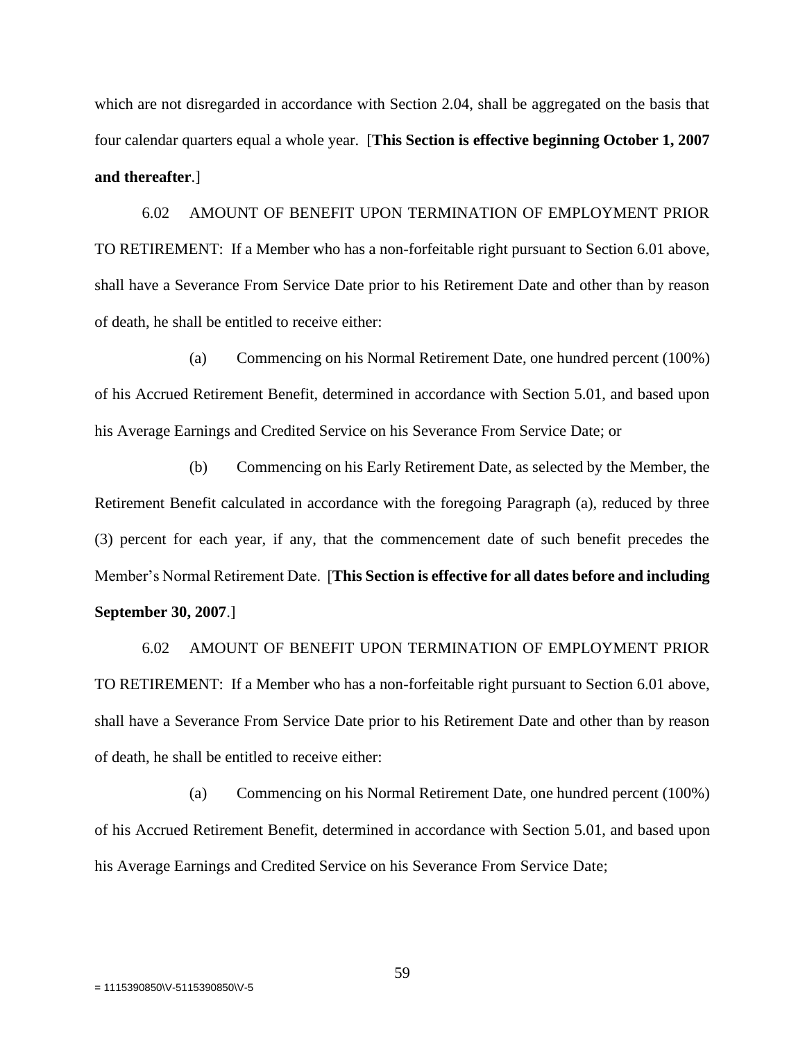which are not disregarded in accordance with Section 2.04, shall be aggregated on the basis that four calendar quarters equal a whole year. [**This Section is effective beginning October 1, 2007 and thereafter**.]

6.02 AMOUNT OF BENEFIT UPON TERMINATION OF EMPLOYMENT PRIOR TO RETIREMENT: If a Member who has a non-forfeitable right pursuant to Section 6.01 above, shall have a Severance From Service Date prior to his Retirement Date and other than by reason of death, he shall be entitled to receive either:

(a) Commencing on his Normal Retirement Date, one hundred percent (100%) of his Accrued Retirement Benefit, determined in accordance with Section 5.01, and based upon his Average Earnings and Credited Service on his Severance From Service Date; or

(b) Commencing on his Early Retirement Date, as selected by the Member, the Retirement Benefit calculated in accordance with the foregoing Paragraph (a), reduced by three (3) percent for each year, if any, that the commencement date of such benefit precedes the Member's Normal Retirement Date. [**This Section is effective for all dates before and including September 30, 2007**.]

6.02 AMOUNT OF BENEFIT UPON TERMINATION OF EMPLOYMENT PRIOR TO RETIREMENT: If a Member who has a non-forfeitable right pursuant to Section 6.01 above, shall have a Severance From Service Date prior to his Retirement Date and other than by reason of death, he shall be entitled to receive either:

(a) Commencing on his Normal Retirement Date, one hundred percent (100%) of his Accrued Retirement Benefit, determined in accordance with Section 5.01, and based upon his Average Earnings and Credited Service on his Severance From Service Date;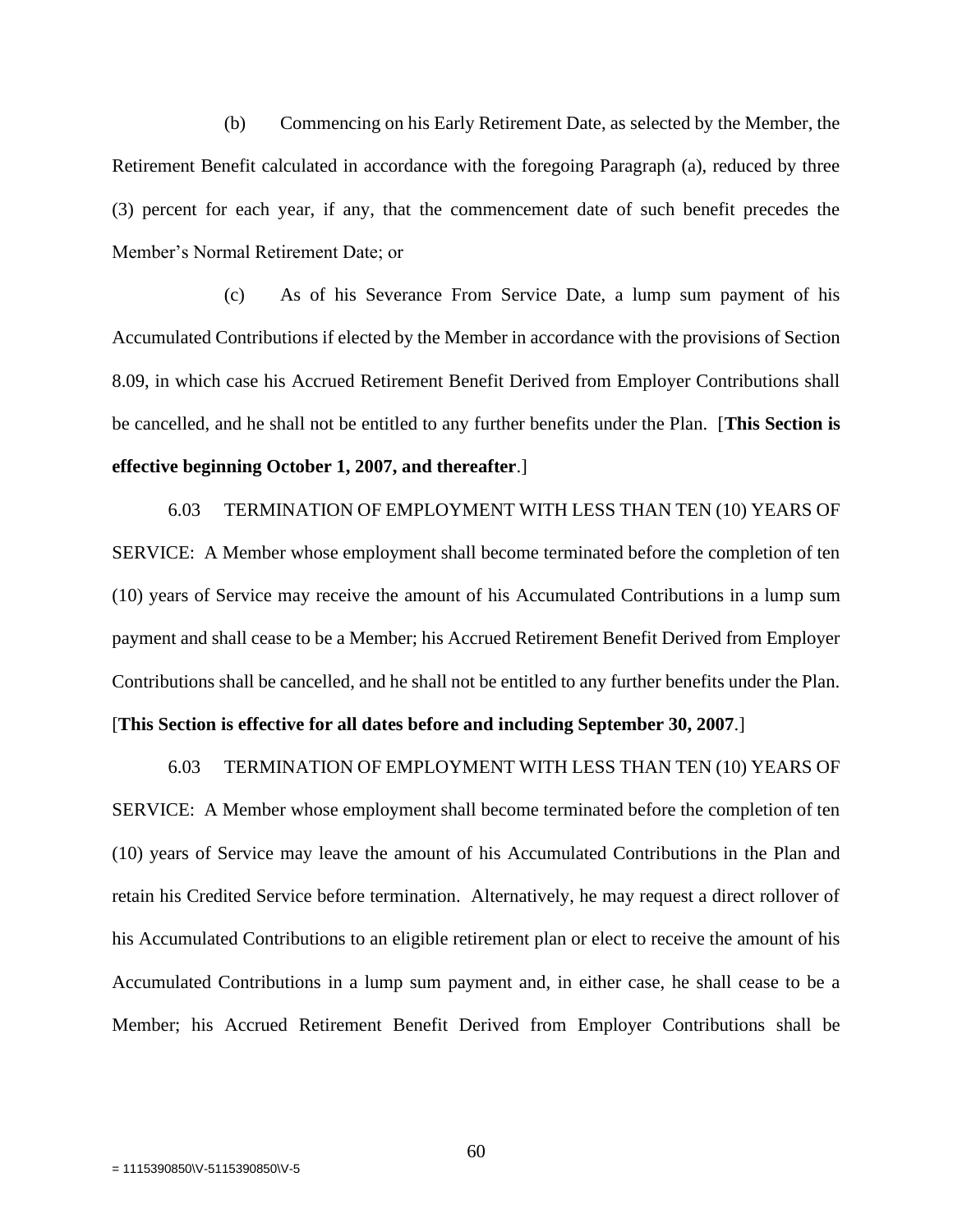(b) Commencing on his Early Retirement Date, as selected by the Member, the Retirement Benefit calculated in accordance with the foregoing Paragraph (a), reduced by three (3) percent for each year, if any, that the commencement date of such benefit precedes the Member's Normal Retirement Date; or

(c) As of his Severance From Service Date, a lump sum payment of his Accumulated Contributions if elected by the Member in accordance with the provisions of Section 8.09, in which case his Accrued Retirement Benefit Derived from Employer Contributions shall be cancelled, and he shall not be entitled to any further benefits under the Plan. [**This Section is effective beginning October 1, 2007, and thereafter**.]

6.03 TERMINATION OF EMPLOYMENT WITH LESS THAN TEN (10) YEARS OF SERVICE: A Member whose employment shall become terminated before the completion of ten (10) years of Service may receive the amount of his Accumulated Contributions in a lump sum payment and shall cease to be a Member; his Accrued Retirement Benefit Derived from Employer Contributions shall be cancelled, and he shall not be entitled to any further benefits under the Plan. [**This Section is effective for all dates before and including September 30, 2007**.]

6.03 TERMINATION OF EMPLOYMENT WITH LESS THAN TEN (10) YEARS OF SERVICE: A Member whose employment shall become terminated before the completion of ten (10) years of Service may leave the amount of his Accumulated Contributions in the Plan and retain his Credited Service before termination. Alternatively, he may request a direct rollover of his Accumulated Contributions to an eligible retirement plan or elect to receive the amount of his Accumulated Contributions in a lump sum payment and, in either case, he shall cease to be a Member; his Accrued Retirement Benefit Derived from Employer Contributions shall be

= 1115390850\V-5115390850\V-5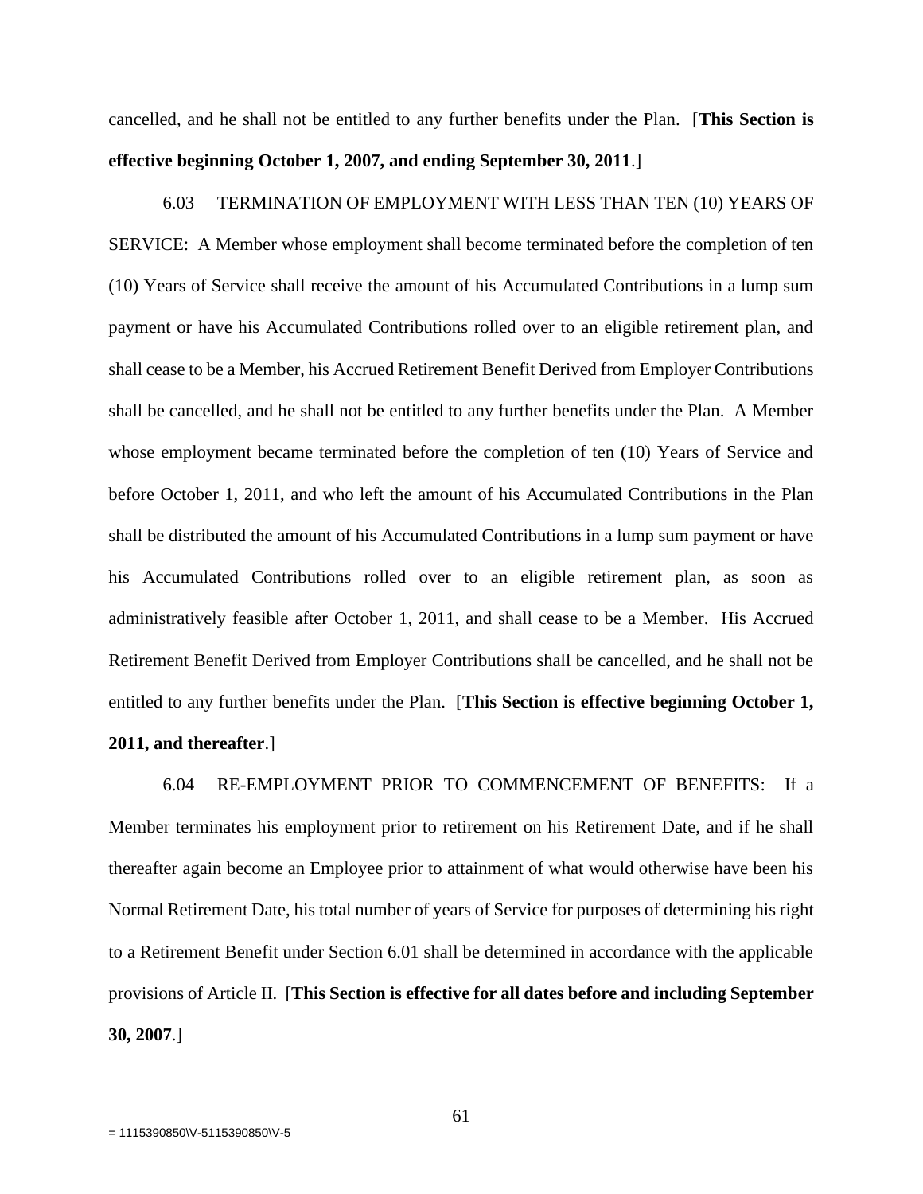cancelled, and he shall not be entitled to any further benefits under the Plan. [**This Section is effective beginning October 1, 2007, and ending September 30, 2011**.]

6.03 TERMINATION OF EMPLOYMENT WITH LESS THAN TEN (10) YEARS OF SERVICE: A Member whose employment shall become terminated before the completion of ten (10) Years of Service shall receive the amount of his Accumulated Contributions in a lump sum payment or have his Accumulated Contributions rolled over to an eligible retirement plan, and shall cease to be a Member, his Accrued Retirement Benefit Derived from Employer Contributions shall be cancelled, and he shall not be entitled to any further benefits under the Plan. A Member whose employment became terminated before the completion of ten (10) Years of Service and before October 1, 2011, and who left the amount of his Accumulated Contributions in the Plan shall be distributed the amount of his Accumulated Contributions in a lump sum payment or have his Accumulated Contributions rolled over to an eligible retirement plan, as soon as administratively feasible after October 1, 2011, and shall cease to be a Member. His Accrued Retirement Benefit Derived from Employer Contributions shall be cancelled, and he shall not be entitled to any further benefits under the Plan. [**This Section is effective beginning October 1, 2011, and thereafter**.]

6.04 RE-EMPLOYMENT PRIOR TO COMMENCEMENT OF BENEFITS: If a Member terminates his employment prior to retirement on his Retirement Date, and if he shall thereafter again become an Employee prior to attainment of what would otherwise have been his Normal Retirement Date, his total number of years of Service for purposes of determining his right to a Retirement Benefit under Section 6.01 shall be determined in accordance with the applicable provisions of Article II. [**This Section is effective for all dates before and including September 30, 2007**.]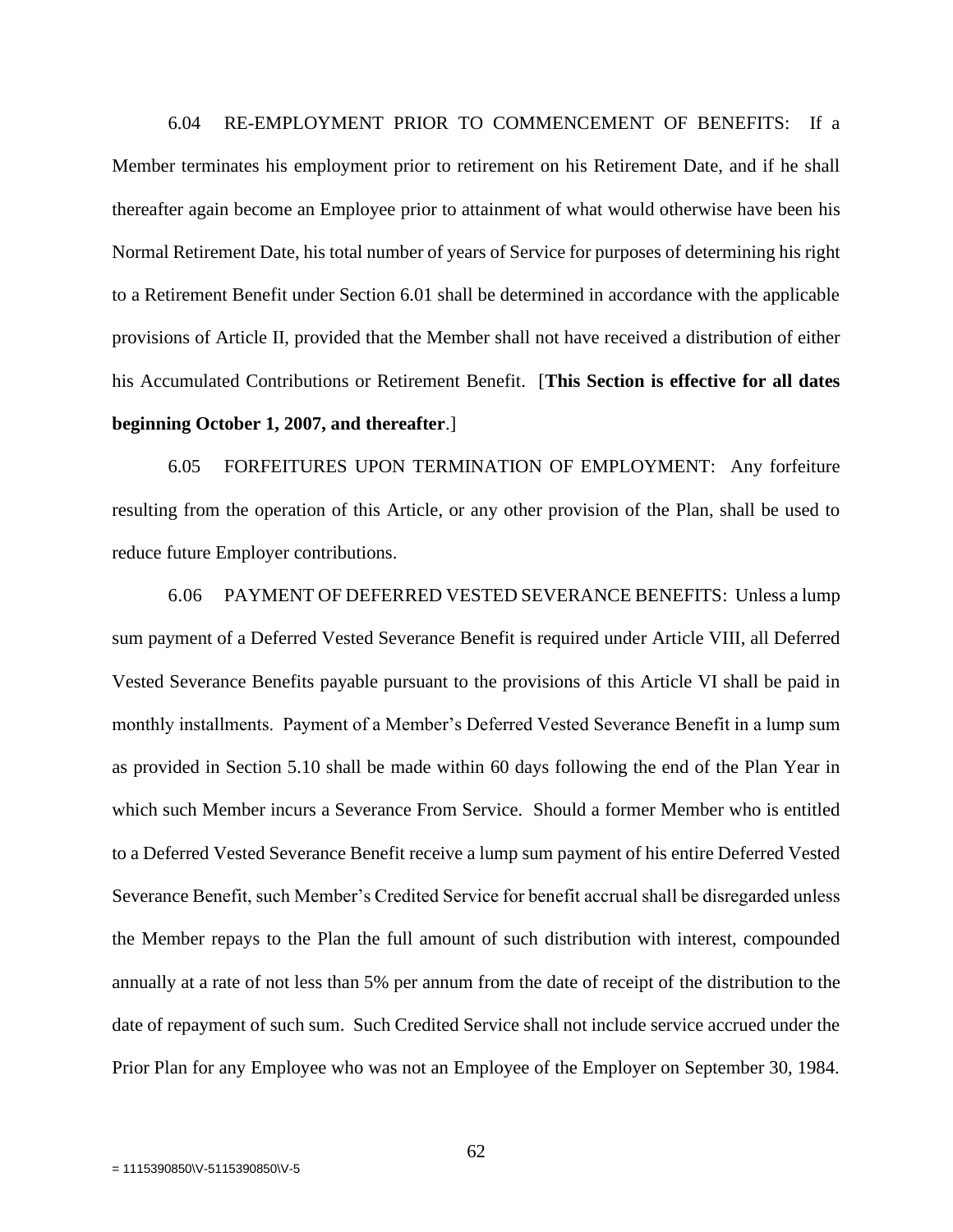6.04 RE-EMPLOYMENT PRIOR TO COMMENCEMENT OF BENEFITS: If a Member terminates his employment prior to retirement on his Retirement Date, and if he shall thereafter again become an Employee prior to attainment of what would otherwise have been his Normal Retirement Date, his total number of years of Service for purposes of determining his right to a Retirement Benefit under Section 6.01 shall be determined in accordance with the applicable provisions of Article II, provided that the Member shall not have received a distribution of either his Accumulated Contributions or Retirement Benefit. [**This Section is effective for all dates beginning October 1, 2007, and thereafter**.]

6.05 FORFEITURES UPON TERMINATION OF EMPLOYMENT: Any forfeiture resulting from the operation of this Article, or any other provision of the Plan, shall be used to reduce future Employer contributions.

6.06 PAYMENT OF DEFERRED VESTED SEVERANCE BENEFITS: Unless a lump sum payment of a Deferred Vested Severance Benefit is required under Article VIII, all Deferred Vested Severance Benefits payable pursuant to the provisions of this Article VI shall be paid in monthly installments. Payment of a Member's Deferred Vested Severance Benefit in a lump sum as provided in Section 5.10 shall be made within 60 days following the end of the Plan Year in which such Member incurs a Severance From Service. Should a former Member who is entitled to a Deferred Vested Severance Benefit receive a lump sum payment of his entire Deferred Vested Severance Benefit, such Member's Credited Service for benefit accrual shall be disregarded unless the Member repays to the Plan the full amount of such distribution with interest, compounded annually at a rate of not less than 5% per annum from the date of receipt of the distribution to the date of repayment of such sum. Such Credited Service shall not include service accrued under the Prior Plan for any Employee who was not an Employee of the Employer on September 30, 1984.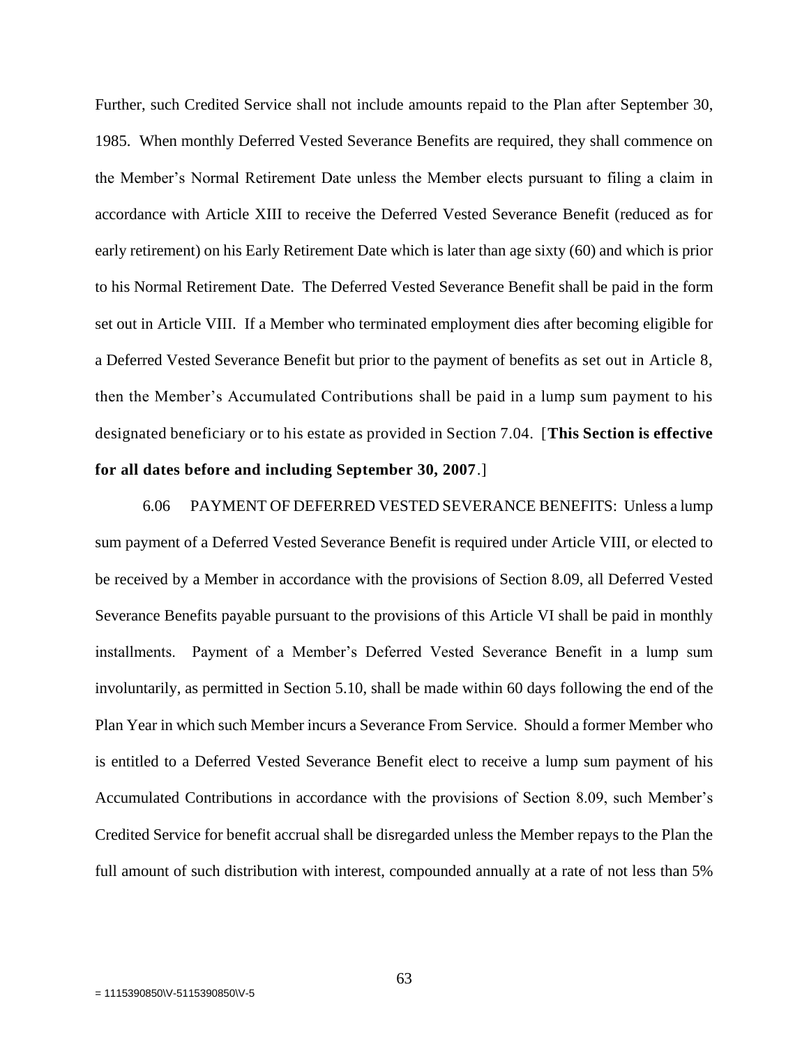Further, such Credited Service shall not include amounts repaid to the Plan after September 30, 1985. When monthly Deferred Vested Severance Benefits are required, they shall commence on the Member's Normal Retirement Date unless the Member elects pursuant to filing a claim in accordance with Article XIII to receive the Deferred Vested Severance Benefit (reduced as for early retirement) on his Early Retirement Date which is later than age sixty (60) and which is prior to his Normal Retirement Date. The Deferred Vested Severance Benefit shall be paid in the form set out in Article VIII. If a Member who terminated employment dies after becoming eligible for a Deferred Vested Severance Benefit but prior to the payment of benefits as set out in Article 8, then the Member's Accumulated Contributions shall be paid in a lump sum payment to his designated beneficiary or to his estate as provided in Section 7.04. [**This Section is effective for all dates before and including September 30, 2007**.]

6.06 PAYMENT OF DEFERRED VESTED SEVERANCE BENEFITS: Unless a lump sum payment of a Deferred Vested Severance Benefit is required under Article VIII, or elected to be received by a Member in accordance with the provisions of Section 8.09, all Deferred Vested Severance Benefits payable pursuant to the provisions of this Article VI shall be paid in monthly installments. Payment of a Member's Deferred Vested Severance Benefit in a lump sum involuntarily, as permitted in Section 5.10, shall be made within 60 days following the end of the Plan Year in which such Member incurs a Severance From Service. Should a former Member who is entitled to a Deferred Vested Severance Benefit elect to receive a lump sum payment of his Accumulated Contributions in accordance with the provisions of Section 8.09, such Member's Credited Service for benefit accrual shall be disregarded unless the Member repays to the Plan the full amount of such distribution with interest, compounded annually at a rate of not less than 5%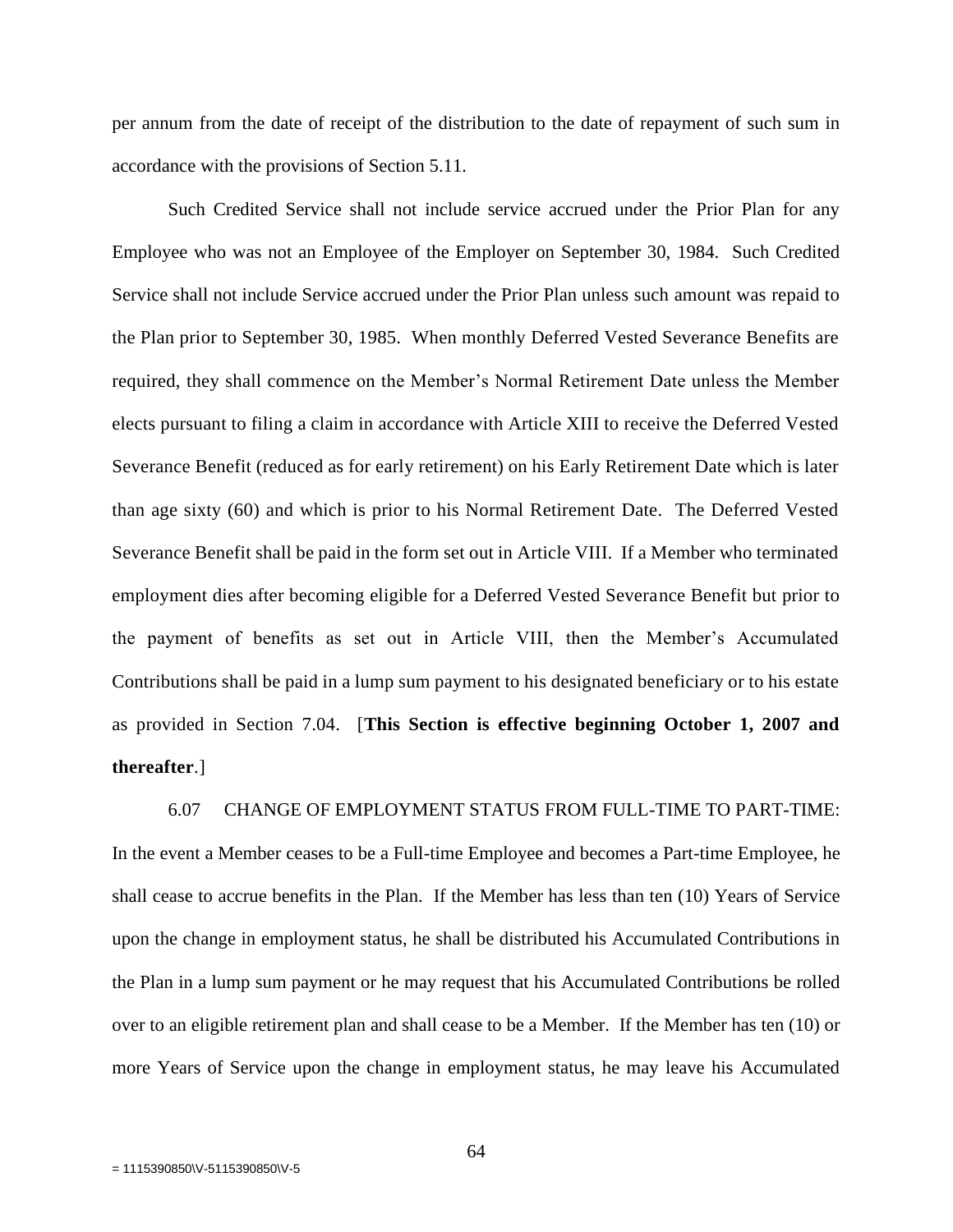per annum from the date of receipt of the distribution to the date of repayment of such sum in accordance with the provisions of Section 5.11.

Such Credited Service shall not include service accrued under the Prior Plan for any Employee who was not an Employee of the Employer on September 30, 1984. Such Credited Service shall not include Service accrued under the Prior Plan unless such amount was repaid to the Plan prior to September 30, 1985. When monthly Deferred Vested Severance Benefits are required, they shall commence on the Member's Normal Retirement Date unless the Member elects pursuant to filing a claim in accordance with Article XIII to receive the Deferred Vested Severance Benefit (reduced as for early retirement) on his Early Retirement Date which is later than age sixty (60) and which is prior to his Normal Retirement Date. The Deferred Vested Severance Benefit shall be paid in the form set out in Article VIII. If a Member who terminated employment dies after becoming eligible for a Deferred Vested Severance Benefit but prior to the payment of benefits as set out in Article VIII, then the Member's Accumulated Contributions shall be paid in a lump sum payment to his designated beneficiary or to his estate as provided in Section 7.04. [**This Section is effective beginning October 1, 2007 and thereafter**.]

6.07 CHANGE OF EMPLOYMENT STATUS FROM FULL-TIME TO PART-TIME: In the event a Member ceases to be a Full-time Employee and becomes a Part-time Employee, he shall cease to accrue benefits in the Plan. If the Member has less than ten (10) Years of Service upon the change in employment status, he shall be distributed his Accumulated Contributions in the Plan in a lump sum payment or he may request that his Accumulated Contributions be rolled over to an eligible retirement plan and shall cease to be a Member. If the Member has ten (10) or more Years of Service upon the change in employment status, he may leave his Accumulated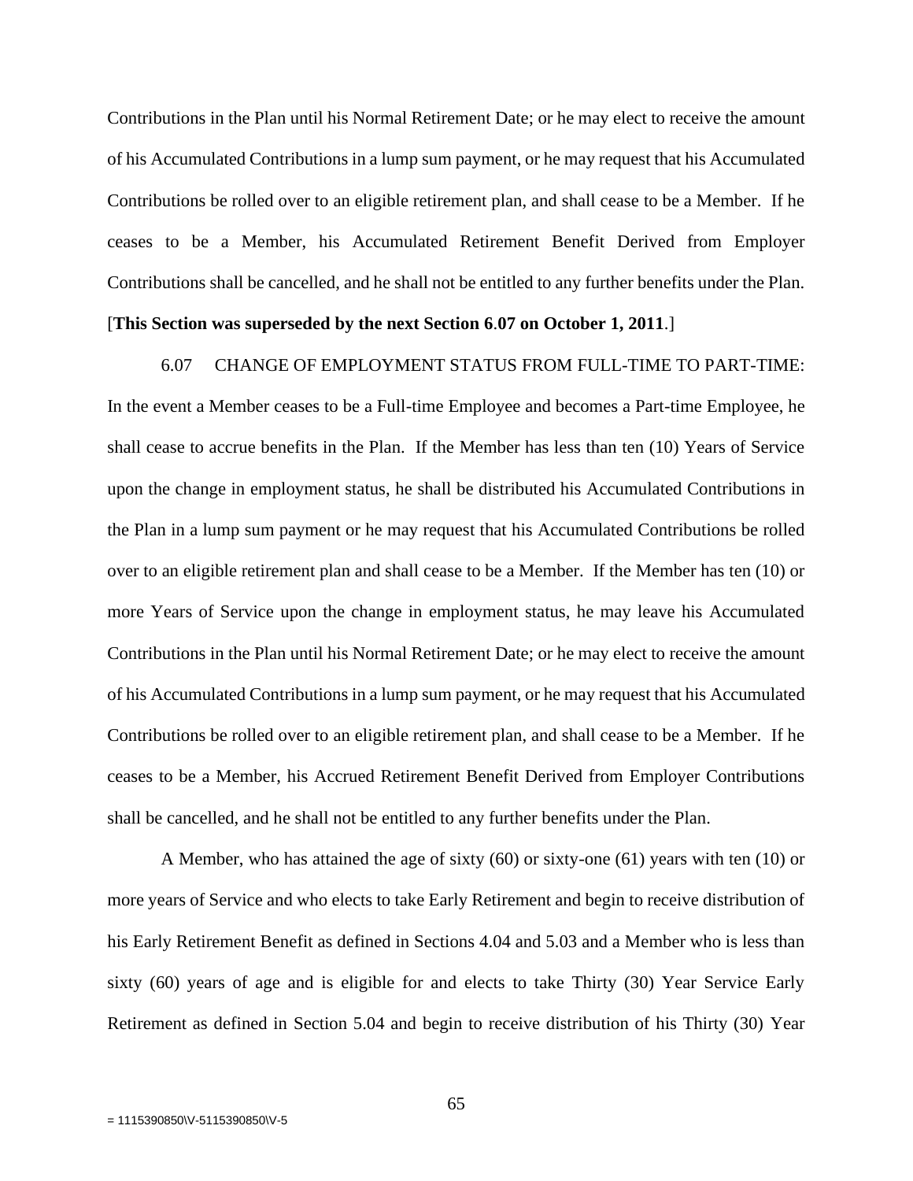Contributions in the Plan until his Normal Retirement Date; or he may elect to receive the amount of his Accumulated Contributions in a lump sum payment, or he may request that his Accumulated Contributions be rolled over to an eligible retirement plan, and shall cease to be a Member. If he ceases to be a Member, his Accumulated Retirement Benefit Derived from Employer Contributions shall be cancelled, and he shall not be entitled to any further benefits under the Plan. [**This Section was superseded by the next Section 6.07 on October 1, 2011**.]

6.07 CHANGE OF EMPLOYMENT STATUS FROM FULL-TIME TO PART-TIME: In the event a Member ceases to be a Full-time Employee and becomes a Part-time Employee, he shall cease to accrue benefits in the Plan. If the Member has less than ten (10) Years of Service upon the change in employment status, he shall be distributed his Accumulated Contributions in the Plan in a lump sum payment or he may request that his Accumulated Contributions be rolled over to an eligible retirement plan and shall cease to be a Member. If the Member has ten (10) or more Years of Service upon the change in employment status, he may leave his Accumulated Contributions in the Plan until his Normal Retirement Date; or he may elect to receive the amount of his Accumulated Contributions in a lump sum payment, or he may request that his Accumulated Contributions be rolled over to an eligible retirement plan, and shall cease to be a Member. If he ceases to be a Member, his Accrued Retirement Benefit Derived from Employer Contributions shall be cancelled, and he shall not be entitled to any further benefits under the Plan.

A Member, who has attained the age of sixty (60) or sixty-one (61) years with ten (10) or more years of Service and who elects to take Early Retirement and begin to receive distribution of his Early Retirement Benefit as defined in Sections 4.04 and 5.03 and a Member who is less than sixty (60) years of age and is eligible for and elects to take Thirty (30) Year Service Early Retirement as defined in Section 5.04 and begin to receive distribution of his Thirty (30) Year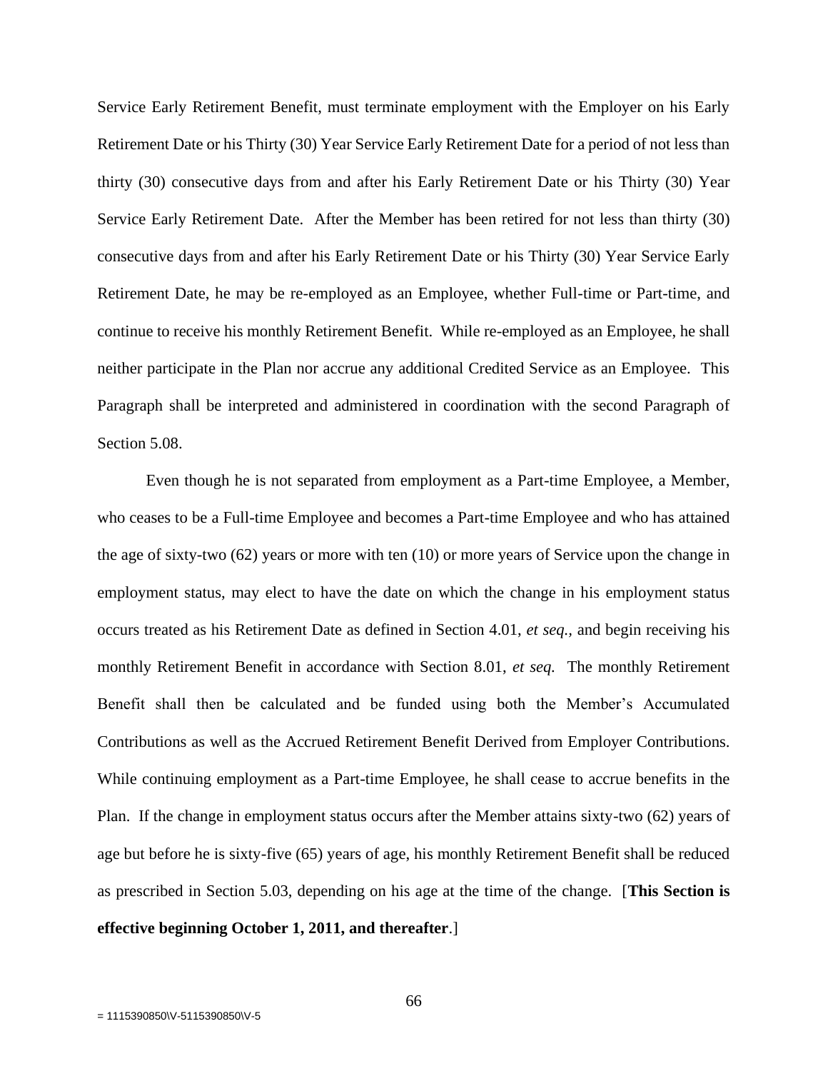Service Early Retirement Benefit, must terminate employment with the Employer on his Early Retirement Date or his Thirty (30) Year Service Early Retirement Date for a period of not less than thirty (30) consecutive days from and after his Early Retirement Date or his Thirty (30) Year Service Early Retirement Date. After the Member has been retired for not less than thirty (30) consecutive days from and after his Early Retirement Date or his Thirty (30) Year Service Early Retirement Date, he may be re-employed as an Employee, whether Full-time or Part-time, and continue to receive his monthly Retirement Benefit. While re-employed as an Employee, he shall neither participate in the Plan nor accrue any additional Credited Service as an Employee. This Paragraph shall be interpreted and administered in coordination with the second Paragraph of Section 5.08.

Even though he is not separated from employment as a Part-time Employee, a Member, who ceases to be a Full-time Employee and becomes a Part-time Employee and who has attained the age of sixty-two (62) years or more with ten (10) or more years of Service upon the change in employment status, may elect to have the date on which the change in his employment status occurs treated as his Retirement Date as defined in Section 4.01, *et seq.,* and begin receiving his monthly Retirement Benefit in accordance with Section 8.01, *et seq.* The monthly Retirement Benefit shall then be calculated and be funded using both the Member's Accumulated Contributions as well as the Accrued Retirement Benefit Derived from Employer Contributions. While continuing employment as a Part-time Employee, he shall cease to accrue benefits in the Plan. If the change in employment status occurs after the Member attains sixty-two (62) years of age but before he is sixty-five (65) years of age, his monthly Retirement Benefit shall be reduced as prescribed in Section 5.03, depending on his age at the time of the change. [**This Section is effective beginning October 1, 2011, and thereafter**.]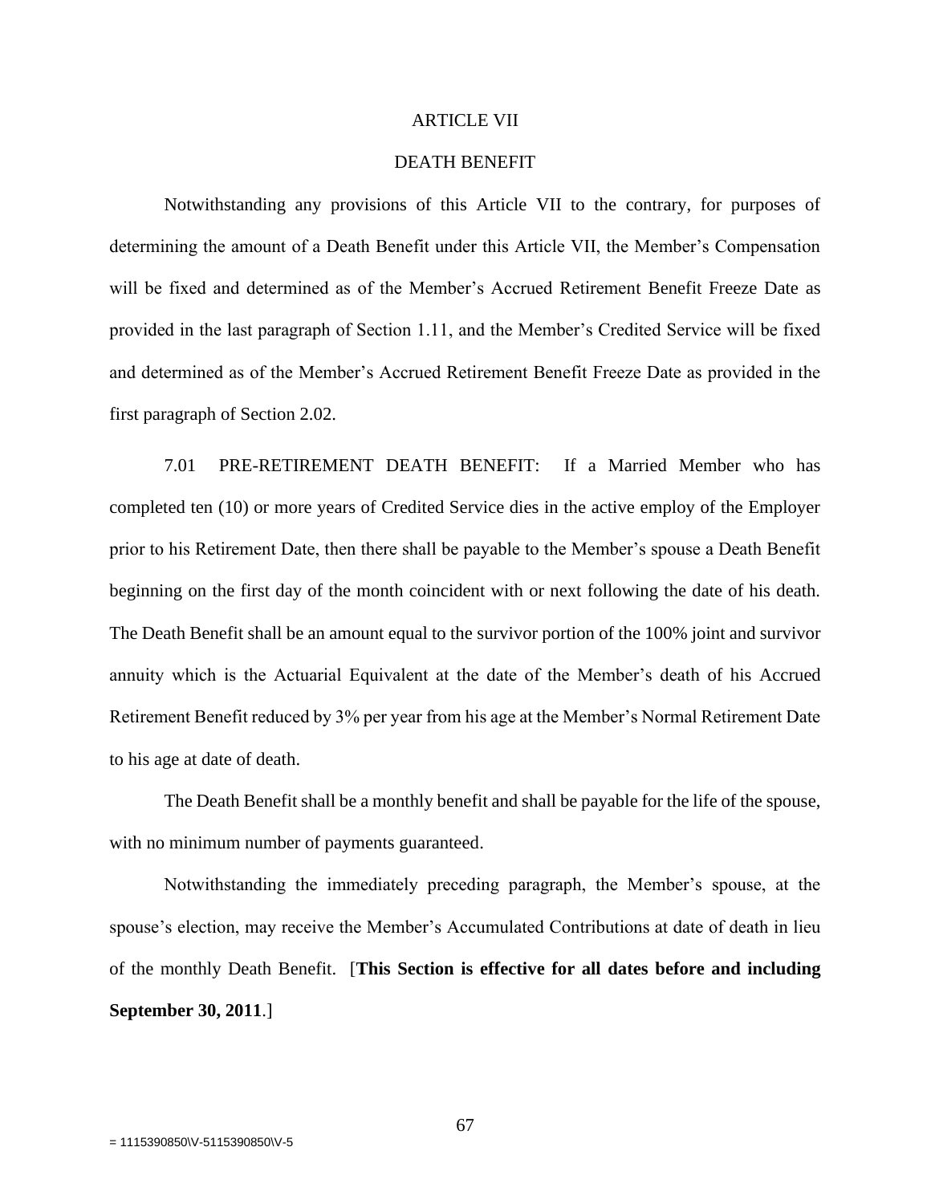# ARTICLE VII

## DEATH BENEFIT

Notwithstanding any provisions of this Article VII to the contrary, for purposes of determining the amount of a Death Benefit under this Article VII, the Member's Compensation will be fixed and determined as of the Member's Accrued Retirement Benefit Freeze Date as provided in the last paragraph of Section 1.11, and the Member's Credited Service will be fixed and determined as of the Member's Accrued Retirement Benefit Freeze Date as provided in the first paragraph of Section 2.02.

7.01 PRE-RETIREMENT DEATH BENEFIT: If a Married Member who has completed ten (10) or more years of Credited Service dies in the active employ of the Employer prior to his Retirement Date, then there shall be payable to the Member's spouse a Death Benefit beginning on the first day of the month coincident with or next following the date of his death. The Death Benefit shall be an amount equal to the survivor portion of the 100% joint and survivor annuity which is the Actuarial Equivalent at the date of the Member's death of his Accrued Retirement Benefit reduced by 3% per year from his age at the Member's Normal Retirement Date to his age at date of death.

The Death Benefit shall be a monthly benefit and shall be payable for the life of the spouse, with no minimum number of payments guaranteed.

Notwithstanding the immediately preceding paragraph, the Member's spouse, at the spouse's election, may receive the Member's Accumulated Contributions at date of death in lieu of the monthly Death Benefit. [**This Section is effective for all dates before and including September 30, 2011**.]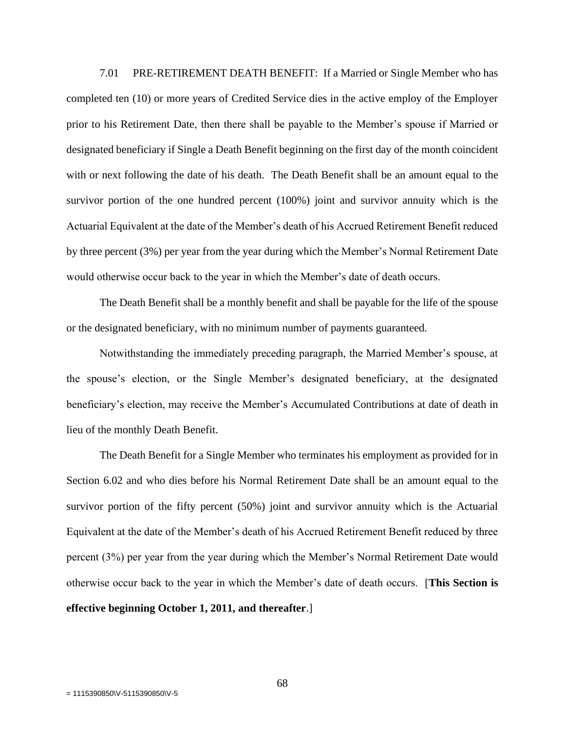7.01 PRE-RETIREMENT DEATH BENEFIT: If a Married or Single Member who has completed ten (10) or more years of Credited Service dies in the active employ of the Employer prior to his Retirement Date, then there shall be payable to the Member's spouse if Married or designated beneficiary if Single a Death Benefit beginning on the first day of the month coincident with or next following the date of his death. The Death Benefit shall be an amount equal to the survivor portion of the one hundred percent (100%) joint and survivor annuity which is the Actuarial Equivalent at the date of the Member's death of his Accrued Retirement Benefit reduced by three percent (3%) per year from the year during which the Member's Normal Retirement Date would otherwise occur back to the year in which the Member's date of death occurs.

The Death Benefit shall be a monthly benefit and shall be payable for the life of the spouse or the designated beneficiary, with no minimum number of payments guaranteed.

Notwithstanding the immediately preceding paragraph, the Married Member's spouse, at the spouse's election, or the Single Member's designated beneficiary, at the designated beneficiary's election, may receive the Member's Accumulated Contributions at date of death in lieu of the monthly Death Benefit.

The Death Benefit for a Single Member who terminates his employment as provided for in Section 6.02 and who dies before his Normal Retirement Date shall be an amount equal to the survivor portion of the fifty percent (50%) joint and survivor annuity which is the Actuarial Equivalent at the date of the Member's death of his Accrued Retirement Benefit reduced by three percent (3%) per year from the year during which the Member's Normal Retirement Date would otherwise occur back to the year in which the Member's date of death occurs. [**This Section is effective beginning October 1, 2011, and thereafter**.]

= 1115390850\V-5115390850\V-5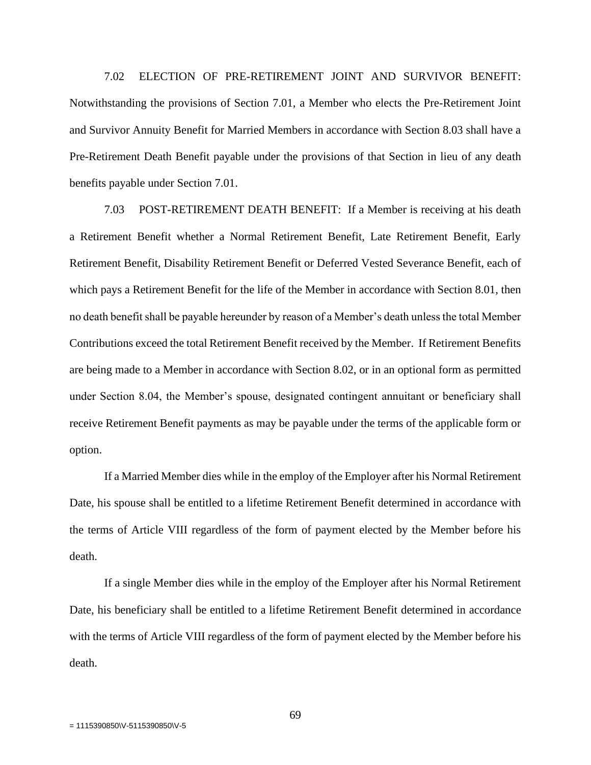7.02 ELECTION OF PRE-RETIREMENT JOINT AND SURVIVOR BENEFIT: Notwithstanding the provisions of Section 7.01, a Member who elects the Pre-Retirement Joint and Survivor Annuity Benefit for Married Members in accordance with Section 8.03 shall have a Pre-Retirement Death Benefit payable under the provisions of that Section in lieu of any death benefits payable under Section 7.01.

7.03 POST-RETIREMENT DEATH BENEFIT: If a Member is receiving at his death a Retirement Benefit whether a Normal Retirement Benefit, Late Retirement Benefit, Early Retirement Benefit, Disability Retirement Benefit or Deferred Vested Severance Benefit, each of which pays a Retirement Benefit for the life of the Member in accordance with Section 8.01, then no death benefit shall be payable hereunder by reason of a Member's death unless the total Member Contributions exceed the total Retirement Benefit received by the Member. If Retirement Benefits are being made to a Member in accordance with Section 8.02, or in an optional form as permitted under Section 8.04, the Member's spouse, designated contingent annuitant or beneficiary shall receive Retirement Benefit payments as may be payable under the terms of the applicable form or option.

If a Married Member dies while in the employ of the Employer after his Normal Retirement Date, his spouse shall be entitled to a lifetime Retirement Benefit determined in accordance with the terms of Article VIII regardless of the form of payment elected by the Member before his death.

If a single Member dies while in the employ of the Employer after his Normal Retirement Date, his beneficiary shall be entitled to a lifetime Retirement Benefit determined in accordance with the terms of Article VIII regardless of the form of payment elected by the Member before his death.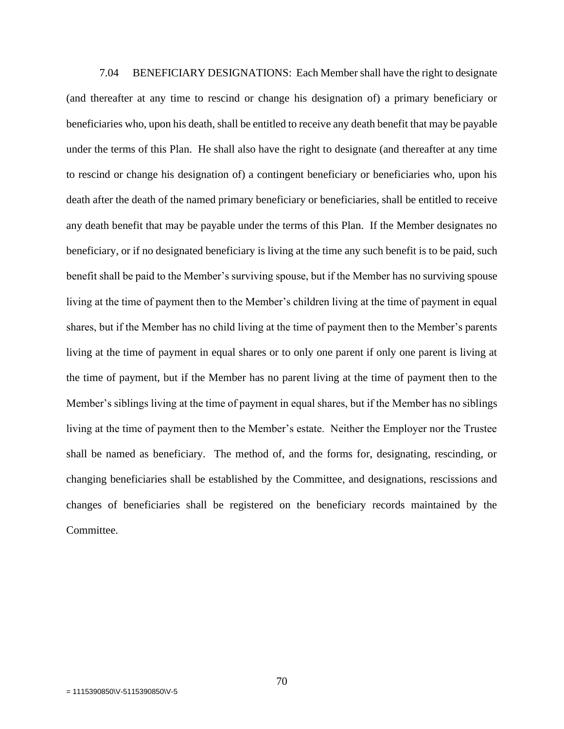7.04 BENEFICIARY DESIGNATIONS: Each Member shall have the right to designate (and thereafter at any time to rescind or change his designation of) a primary beneficiary or beneficiaries who, upon his death, shall be entitled to receive any death benefit that may be payable under the terms of this Plan. He shall also have the right to designate (and thereafter at any time to rescind or change his designation of) a contingent beneficiary or beneficiaries who, upon his death after the death of the named primary beneficiary or beneficiaries, shall be entitled to receive any death benefit that may be payable under the terms of this Plan. If the Member designates no beneficiary, or if no designated beneficiary is living at the time any such benefit is to be paid, such benefit shall be paid to the Member's surviving spouse, but if the Member has no surviving spouse living at the time of payment then to the Member's children living at the time of payment in equal shares, but if the Member has no child living at the time of payment then to the Member's parents living at the time of payment in equal shares or to only one parent if only one parent is living at the time of payment, but if the Member has no parent living at the time of payment then to the Member's siblings living at the time of payment in equal shares, but if the Member has no siblings living at the time of payment then to the Member's estate. Neither the Employer nor the Trustee shall be named as beneficiary. The method of, and the forms for, designating, rescinding, or changing beneficiaries shall be established by the Committee, and designations, rescissions and changes of beneficiaries shall be registered on the beneficiary records maintained by the Committee.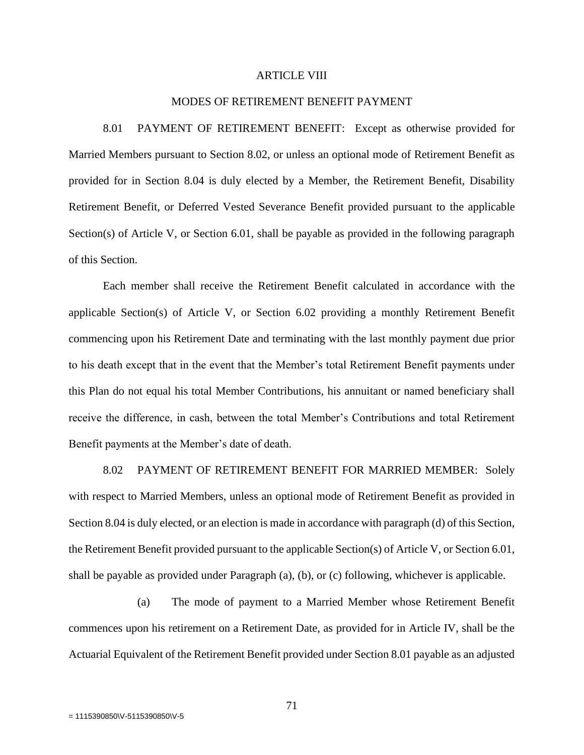# ARTICLE VIII

## MODES OF RETIREMENT BENEFIT PAYMENT

8.01 PAYMENT OF RETIREMENT BENEFIT: Except as otherwise provided for Married Members pursuant to Section 8.02, or unless an optional mode of Retirement Benefit as provided for in Section 8.04 is duly elected by a Member, the Retirement Benefit, Disability Retirement Benefit, or Deferred Vested Severance Benefit provided pursuant to the applicable Section(s) of Article V, or Section 6.01, shall be payable as provided in the following paragraph of this Section.

Each member shall receive the Retirement Benefit calculated in accordance with the applicable Section(s) of Article V, or Section 6.02 providing a monthly Retirement Benefit commencing upon his Retirement Date and terminating with the last monthly payment due prior to his death except that in the event that the Member's total Retirement Benefit payments under this Plan do not equal his total Member Contributions, his annuitant or named beneficiary shall receive the difference, in cash, between the total Member's Contributions and total Retirement Benefit payments at the Member's date of death.

8.02 PAYMENT OF RETIREMENT BENEFIT FOR MARRIED MEMBER: Solely with respect to Married Members, unless an optional mode of Retirement Benefit as provided in Section 8.04 is duly elected, or an election is made in accordance with paragraph (d) of this Section, the Retirement Benefit provided pursuant to the applicable Section(s) of Article V, or Section 6.01, shall be payable as provided under Paragraph (a), (b), or (c) following, whichever is applicable.

(a) The mode of payment to a Married Member whose Retirement Benefit commences upon his retirement on a Retirement Date, as provided for in Article IV, shall be the Actuarial Equivalent of the Retirement Benefit provided under Section 8.01 payable as an adjusted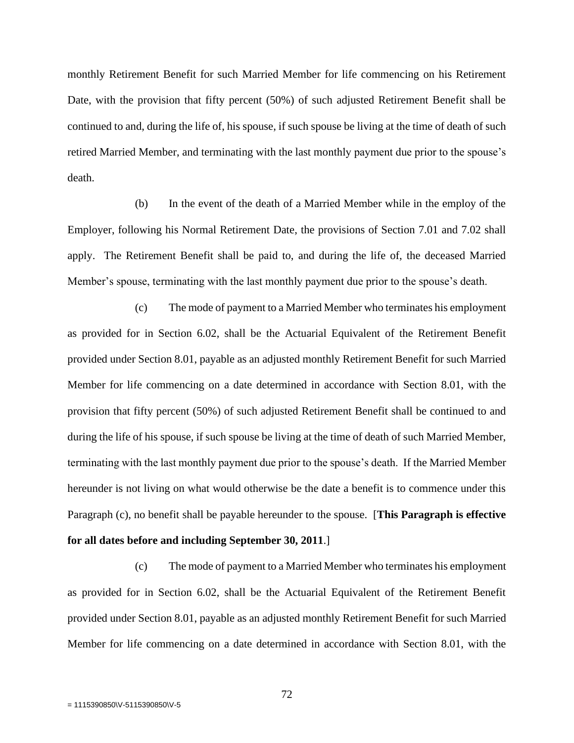monthly Retirement Benefit for such Married Member for life commencing on his Retirement Date, with the provision that fifty percent (50%) of such adjusted Retirement Benefit shall be continued to and, during the life of, his spouse, if such spouse be living at the time of death of such retired Married Member, and terminating with the last monthly payment due prior to the spouse's death.

(b) In the event of the death of a Married Member while in the employ of the Employer, following his Normal Retirement Date, the provisions of Section 7.01 and 7.02 shall apply. The Retirement Benefit shall be paid to, and during the life of, the deceased Married Member's spouse, terminating with the last monthly payment due prior to the spouse's death.

(c) The mode of payment to a Married Member who terminates his employment as provided for in Section 6.02, shall be the Actuarial Equivalent of the Retirement Benefit provided under Section 8.01, payable as an adjusted monthly Retirement Benefit for such Married Member for life commencing on a date determined in accordance with Section 8.01, with the provision that fifty percent (50%) of such adjusted Retirement Benefit shall be continued to and during the life of his spouse, if such spouse be living at the time of death of such Married Member, terminating with the last monthly payment due prior to the spouse's death. If the Married Member hereunder is not living on what would otherwise be the date a benefit is to commence under this Paragraph (c), no benefit shall be payable hereunder to the spouse. [**This Paragraph is effective for all dates before and including September 30, 2011**.]

(c) The mode of payment to a Married Member who terminates his employment as provided for in Section 6.02, shall be the Actuarial Equivalent of the Retirement Benefit provided under Section 8.01, payable as an adjusted monthly Retirement Benefit for such Married Member for life commencing on a date determined in accordance with Section 8.01, with the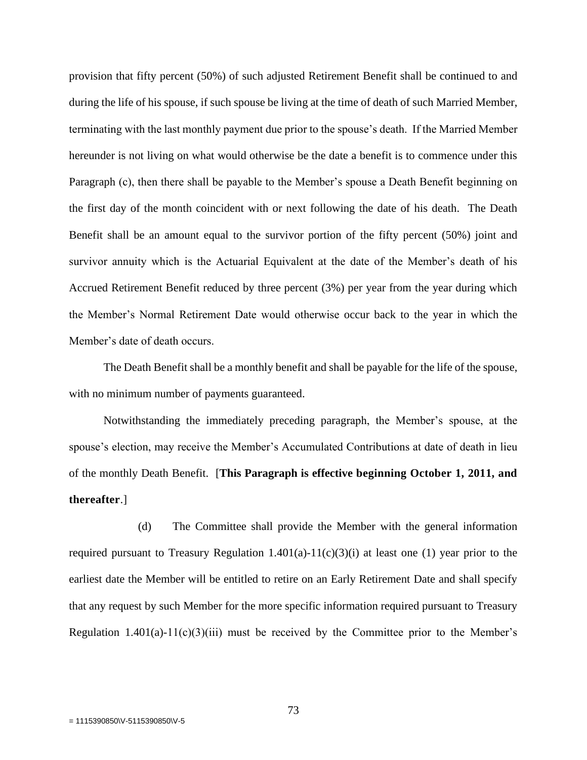provision that fifty percent (50%) of such adjusted Retirement Benefit shall be continued to and during the life of his spouse, if such spouse be living at the time of death of such Married Member, terminating with the last monthly payment due prior to the spouse's death. If the Married Member hereunder is not living on what would otherwise be the date a benefit is to commence under this Paragraph (c), then there shall be payable to the Member's spouse a Death Benefit beginning on the first day of the month coincident with or next following the date of his death. The Death Benefit shall be an amount equal to the survivor portion of the fifty percent (50%) joint and survivor annuity which is the Actuarial Equivalent at the date of the Member's death of his Accrued Retirement Benefit reduced by three percent (3%) per year from the year during which the Member's Normal Retirement Date would otherwise occur back to the year in which the Member's date of death occurs.

The Death Benefit shall be a monthly benefit and shall be payable for the life of the spouse, with no minimum number of payments guaranteed.

Notwithstanding the immediately preceding paragraph, the Member's spouse, at the spouse's election, may receive the Member's Accumulated Contributions at date of death in lieu of the monthly Death Benefit. [**This Paragraph is effective beginning October 1, 2011, and thereafter**.]

(d) The Committee shall provide the Member with the general information required pursuant to Treasury Regulation 1.401(a)-11(c)(3)(i) at least one (1) year prior to the earliest date the Member will be entitled to retire on an Early Retirement Date and shall specify that any request by such Member for the more specific information required pursuant to Treasury Regulation 1.401(a)-11(c)(3)(iii) must be received by the Committee prior to the Member's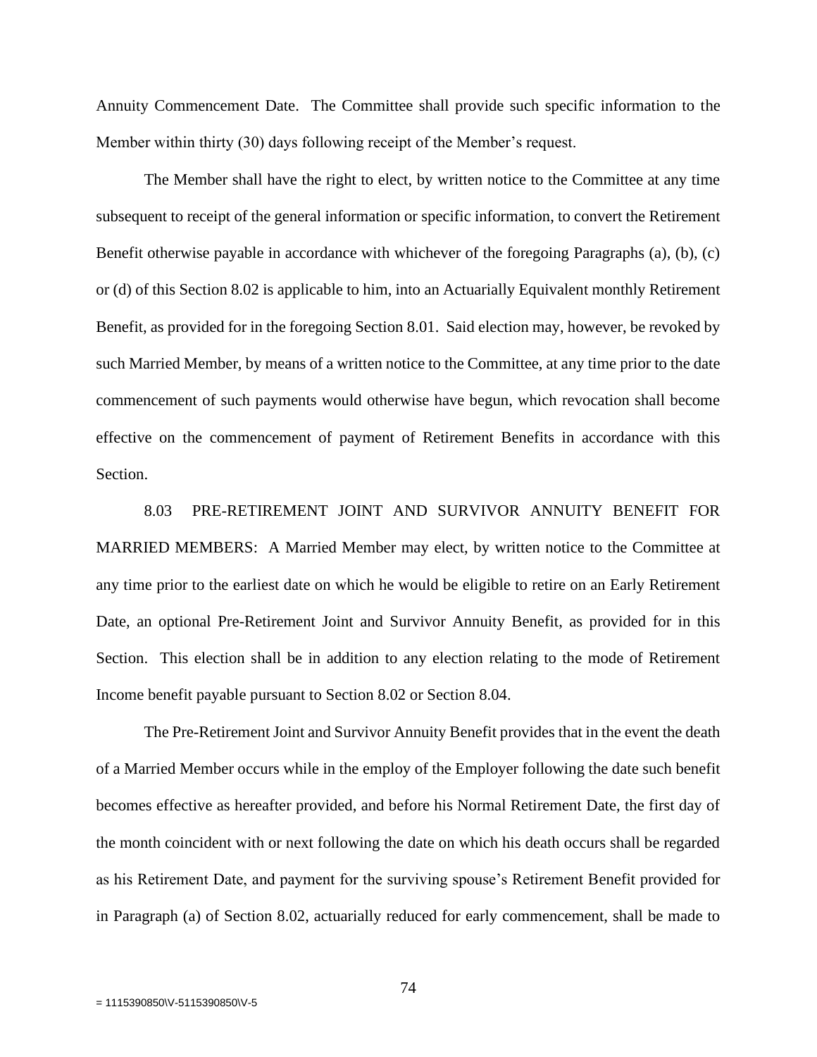Annuity Commencement Date. The Committee shall provide such specific information to the Member within thirty (30) days following receipt of the Member's request.

The Member shall have the right to elect, by written notice to the Committee at any time subsequent to receipt of the general information or specific information, to convert the Retirement Benefit otherwise payable in accordance with whichever of the foregoing Paragraphs (a), (b), (c) or (d) of this Section 8.02 is applicable to him, into an Actuarially Equivalent monthly Retirement Benefit, as provided for in the foregoing Section 8.01. Said election may, however, be revoked by such Married Member, by means of a written notice to the Committee, at any time prior to the date commencement of such payments would otherwise have begun, which revocation shall become effective on the commencement of payment of Retirement Benefits in accordance with this Section.

8.03 PRE-RETIREMENT JOINT AND SURVIVOR ANNUITY BENEFIT FOR MARRIED MEMBERS: A Married Member may elect, by written notice to the Committee at any time prior to the earliest date on which he would be eligible to retire on an Early Retirement Date, an optional Pre-Retirement Joint and Survivor Annuity Benefit, as provided for in this Section. This election shall be in addition to any election relating to the mode of Retirement Income benefit payable pursuant to Section 8.02 or Section 8.04.

The Pre-Retirement Joint and Survivor Annuity Benefit provides that in the event the death of a Married Member occurs while in the employ of the Employer following the date such benefit becomes effective as hereafter provided, and before his Normal Retirement Date, the first day of the month coincident with or next following the date on which his death occurs shall be regarded as his Retirement Date, and payment for the surviving spouse's Retirement Benefit provided for in Paragraph (a) of Section 8.02, actuarially reduced for early commencement, shall be made to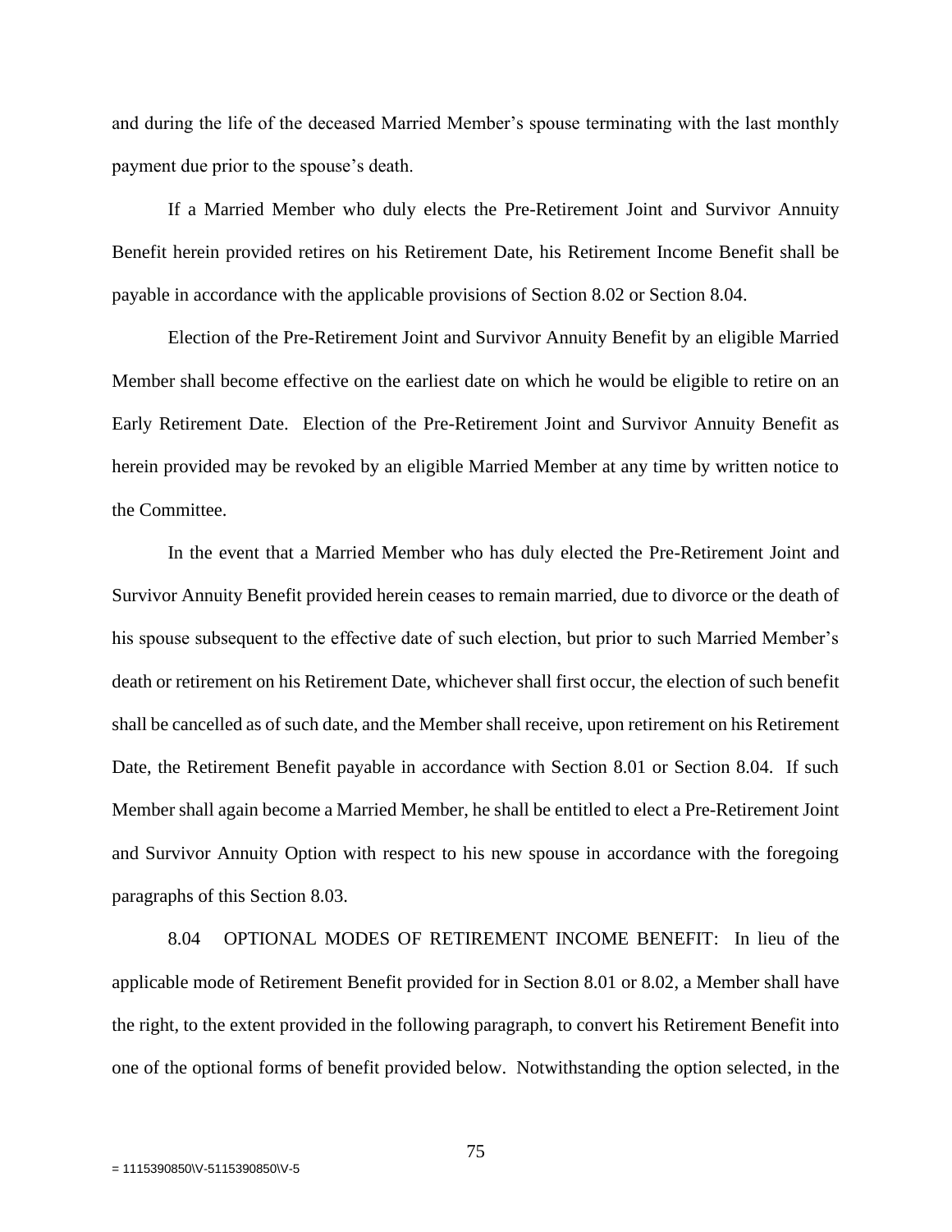and during the life of the deceased Married Member's spouse terminating with the last monthly payment due prior to the spouse's death.

If a Married Member who duly elects the Pre-Retirement Joint and Survivor Annuity Benefit herein provided retires on his Retirement Date, his Retirement Income Benefit shall be payable in accordance with the applicable provisions of Section 8.02 or Section 8.04.

Election of the Pre-Retirement Joint and Survivor Annuity Benefit by an eligible Married Member shall become effective on the earliest date on which he would be eligible to retire on an Early Retirement Date. Election of the Pre-Retirement Joint and Survivor Annuity Benefit as herein provided may be revoked by an eligible Married Member at any time by written notice to the Committee.

In the event that a Married Member who has duly elected the Pre-Retirement Joint and Survivor Annuity Benefit provided herein ceases to remain married, due to divorce or the death of his spouse subsequent to the effective date of such election, but prior to such Married Member's death or retirement on his Retirement Date, whichever shall first occur, the election of such benefit shall be cancelled as of such date, and the Member shall receive, upon retirement on his Retirement Date, the Retirement Benefit payable in accordance with Section 8.01 or Section 8.04. If such Member shall again become a Married Member, he shall be entitled to elect a Pre-Retirement Joint and Survivor Annuity Option with respect to his new spouse in accordance with the foregoing paragraphs of this Section 8.03.

8.04 OPTIONAL MODES OF RETIREMENT INCOME BENEFIT: In lieu of the applicable mode of Retirement Benefit provided for in Section 8.01 or 8.02, a Member shall have the right, to the extent provided in the following paragraph, to convert his Retirement Benefit into one of the optional forms of benefit provided below. Notwithstanding the option selected, in the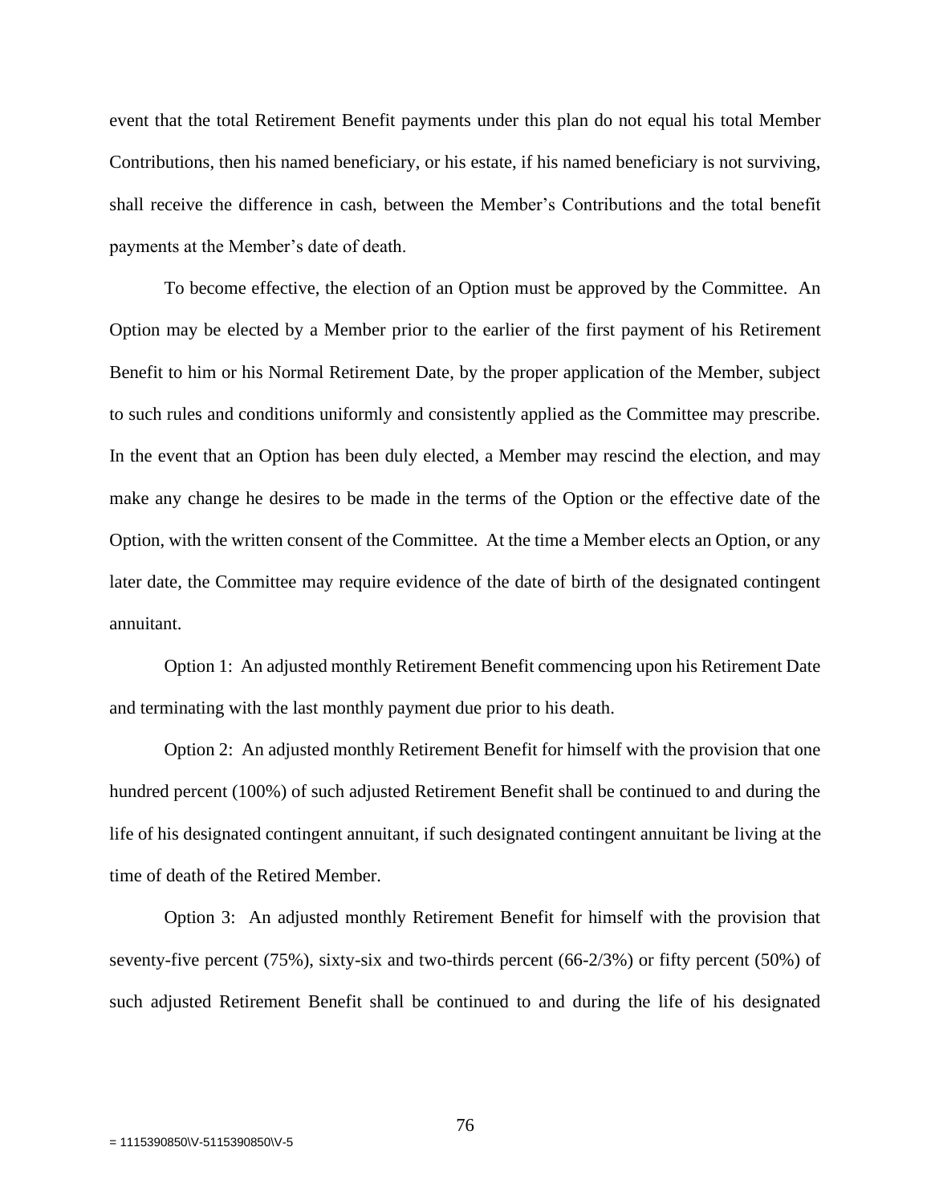event that the total Retirement Benefit payments under this plan do not equal his total Member Contributions, then his named beneficiary, or his estate, if his named beneficiary is not surviving, shall receive the difference in cash, between the Member's Contributions and the total benefit payments at the Member's date of death.

To become effective, the election of an Option must be approved by the Committee. An Option may be elected by a Member prior to the earlier of the first payment of his Retirement Benefit to him or his Normal Retirement Date, by the proper application of the Member, subject to such rules and conditions uniformly and consistently applied as the Committee may prescribe. In the event that an Option has been duly elected, a Member may rescind the election, and may make any change he desires to be made in the terms of the Option or the effective date of the Option, with the written consent of the Committee. At the time a Member elects an Option, or any later date, the Committee may require evidence of the date of birth of the designated contingent annuitant.

Option 1: An adjusted monthly Retirement Benefit commencing upon his Retirement Date and terminating with the last monthly payment due prior to his death.

Option 2: An adjusted monthly Retirement Benefit for himself with the provision that one hundred percent (100%) of such adjusted Retirement Benefit shall be continued to and during the life of his designated contingent annuitant, if such designated contingent annuitant be living at the time of death of the Retired Member.

Option 3: An adjusted monthly Retirement Benefit for himself with the provision that seventy-five percent (75%), sixty-six and two-thirds percent (66-2/3%) or fifty percent (50%) of such adjusted Retirement Benefit shall be continued to and during the life of his designated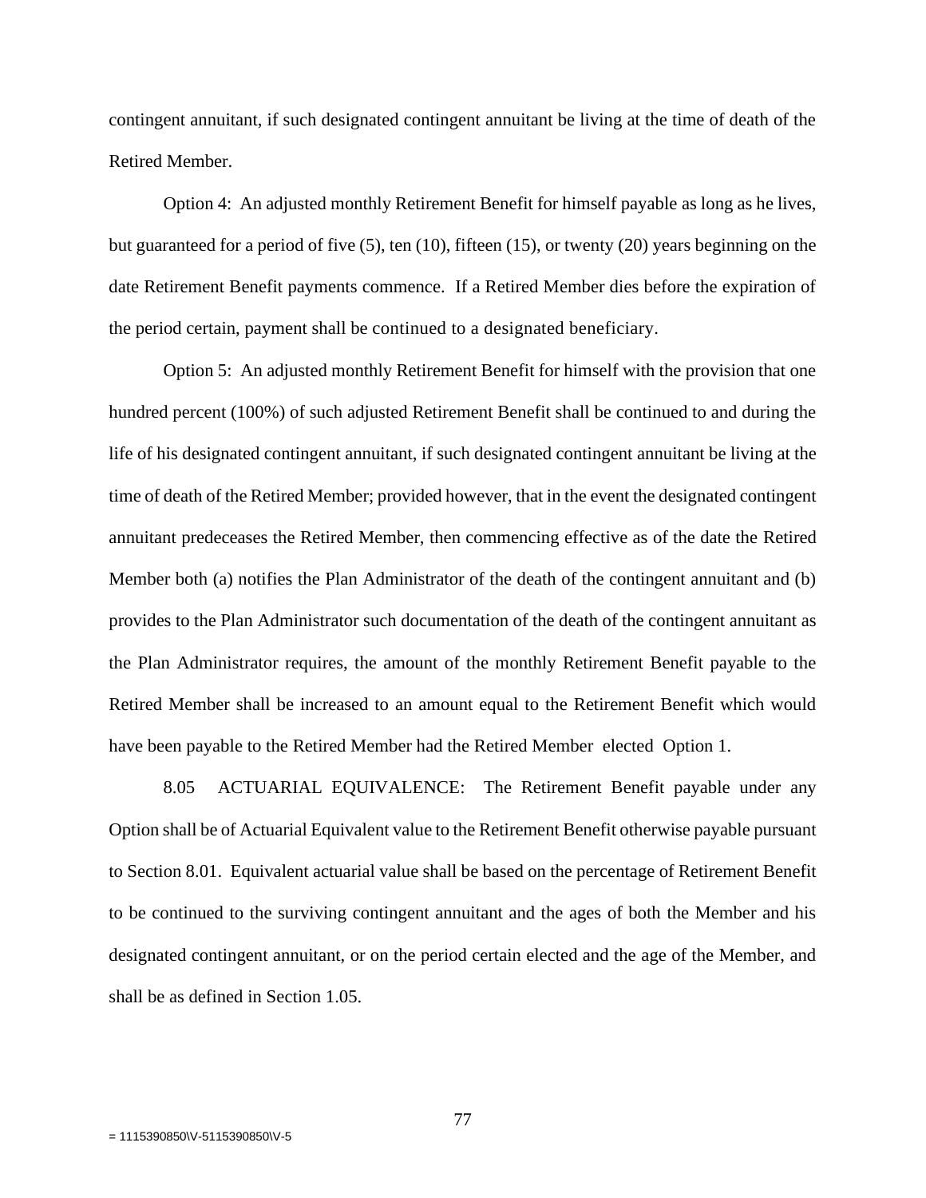contingent annuitant, if such designated contingent annuitant be living at the time of death of the Retired Member.

Option 4: An adjusted monthly Retirement Benefit for himself payable as long as he lives, but guaranteed for a period of five (5), ten (10), fifteen (15), or twenty (20) years beginning on the date Retirement Benefit payments commence. If a Retired Member dies before the expiration of the period certain, payment shall be continued to a designated beneficiary.

Option 5: An adjusted monthly Retirement Benefit for himself with the provision that one hundred percent (100%) of such adjusted Retirement Benefit shall be continued to and during the life of his designated contingent annuitant, if such designated contingent annuitant be living at the time of death of the Retired Member; provided however, that in the event the designated contingent annuitant predeceases the Retired Member, then commencing effective as of the date the Retired Member both (a) notifies the Plan Administrator of the death of the contingent annuitant and (b) provides to the Plan Administrator such documentation of the death of the contingent annuitant as the Plan Administrator requires, the amount of the monthly Retirement Benefit payable to the Retired Member shall be increased to an amount equal to the Retirement Benefit which would have been payable to the Retired Member had the Retired Member elected Option 1.

8.05 ACTUARIAL EQUIVALENCE: The Retirement Benefit payable under any Option shall be of Actuarial Equivalent value to the Retirement Benefit otherwise payable pursuant to Section 8.01. Equivalent actuarial value shall be based on the percentage of Retirement Benefit to be continued to the surviving contingent annuitant and the ages of both the Member and his designated contingent annuitant, or on the period certain elected and the age of the Member, and shall be as defined in Section 1.05.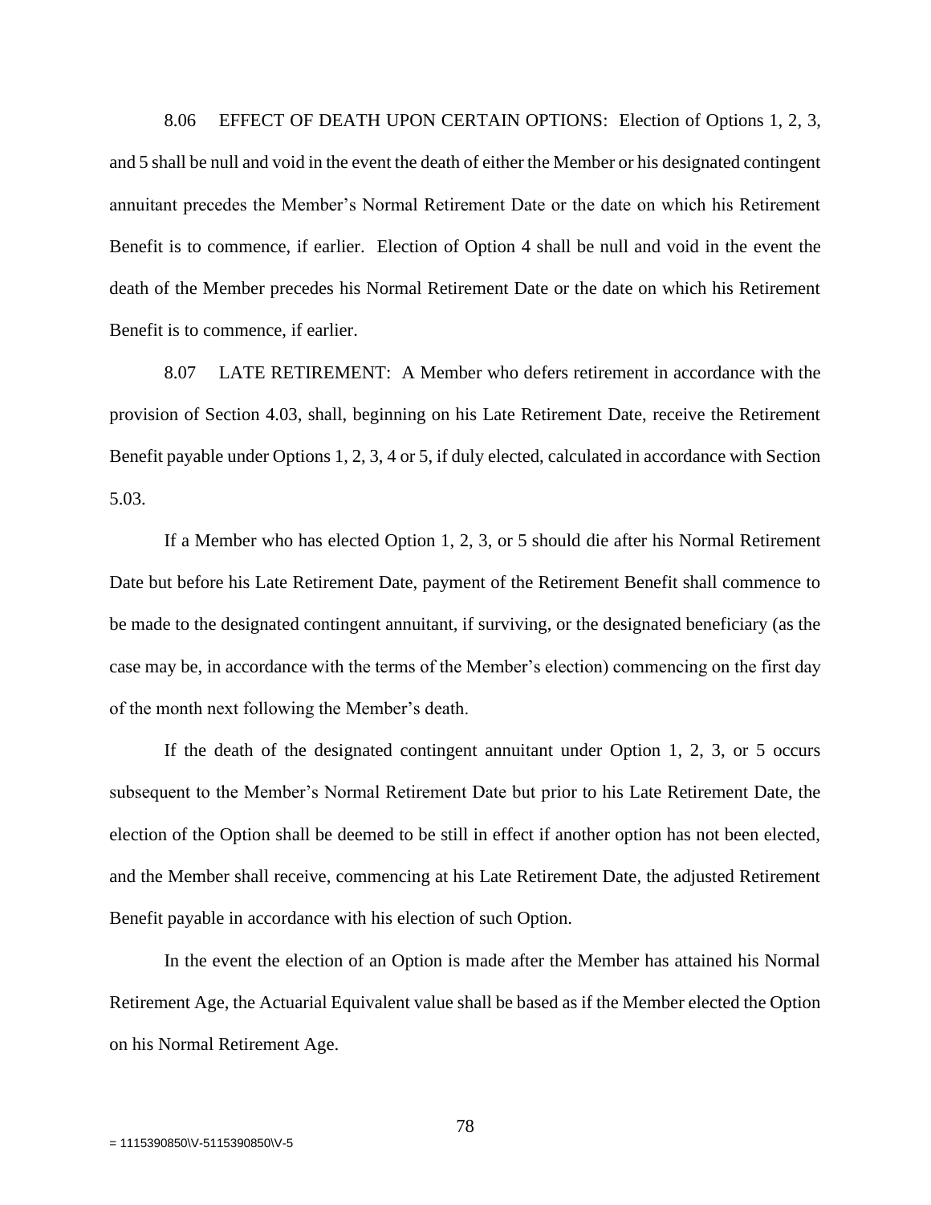8.06 EFFECT OF DEATH UPON CERTAIN OPTIONS: Election of Options 1, 2, 3, and 5 shall be null and void in the event the death of either the Member or his designated contingent annuitant precedes the Member's Normal Retirement Date or the date on which his Retirement Benefit is to commence, if earlier. Election of Option 4 shall be null and void in the event the death of the Member precedes his Normal Retirement Date or the date on which his Retirement Benefit is to commence, if earlier.

8.07 LATE RETIREMENT: A Member who defers retirement in accordance with the provision of Section 4.03, shall, beginning on his Late Retirement Date, receive the Retirement Benefit payable under Options 1, 2, 3, 4 or 5, if duly elected, calculated in accordance with Section 5.03.

If a Member who has elected Option 1, 2, 3, or 5 should die after his Normal Retirement Date but before his Late Retirement Date, payment of the Retirement Benefit shall commence to be made to the designated contingent annuitant, if surviving, or the designated beneficiary (as the case may be, in accordance with the terms of the Member's election) commencing on the first day of the month next following the Member's death.

If the death of the designated contingent annuitant under Option 1, 2, 3, or 5 occurs subsequent to the Member's Normal Retirement Date but prior to his Late Retirement Date, the election of the Option shall be deemed to be still in effect if another option has not been elected, and the Member shall receive, commencing at his Late Retirement Date, the adjusted Retirement Benefit payable in accordance with his election of such Option.

In the event the election of an Option is made after the Member has attained his Normal Retirement Age, the Actuarial Equivalent value shall be based as if the Member elected the Option on his Normal Retirement Age.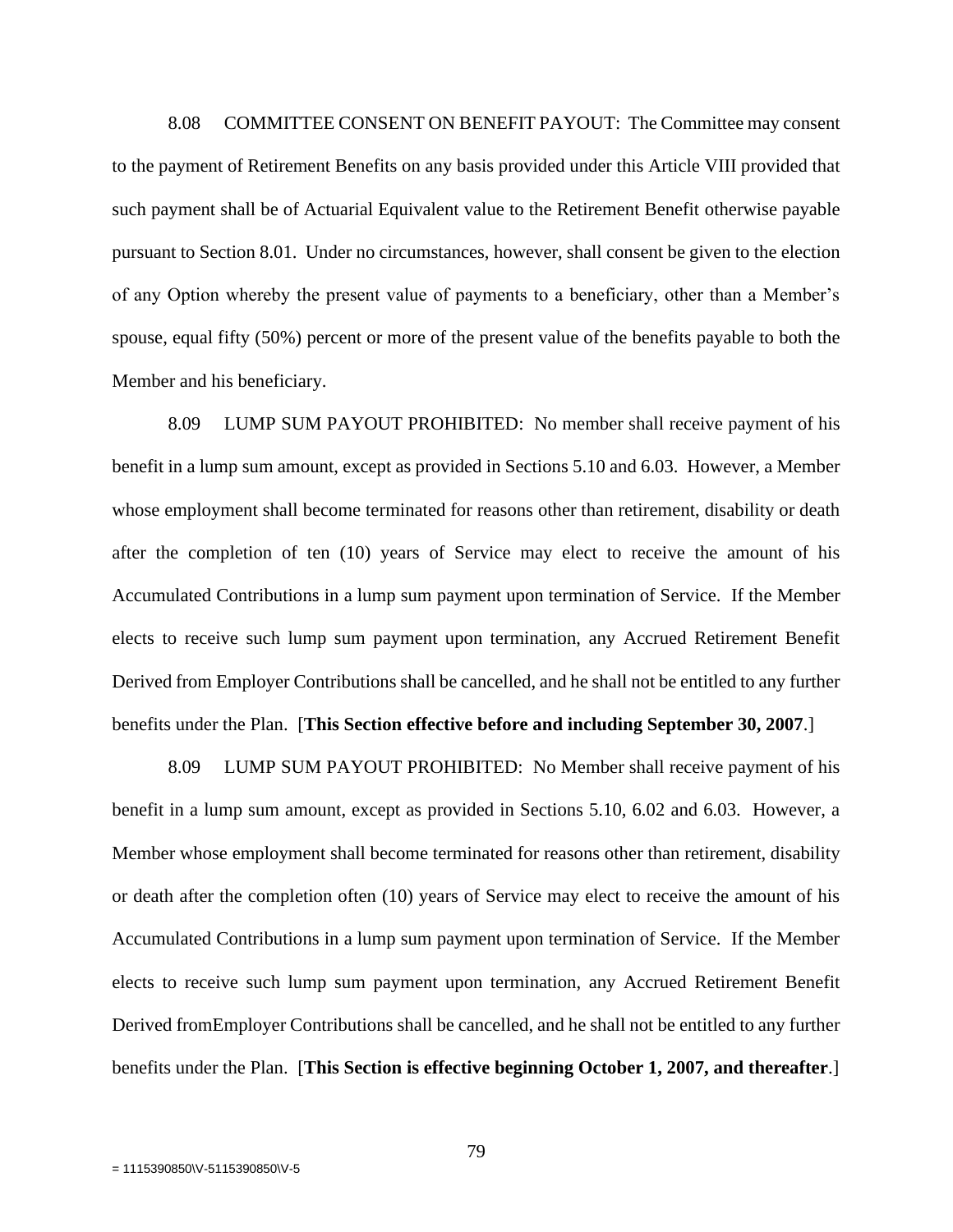8.08 COMMITTEE CONSENT ON BENEFIT PAYOUT: The Committee may consent to the payment of Retirement Benefits on any basis provided under this Article VIII provided that such payment shall be of Actuarial Equivalent value to the Retirement Benefit otherwise payable pursuant to Section 8.01. Under no circumstances, however, shall consent be given to the election of any Option whereby the present value of payments to a beneficiary, other than a Member's spouse, equal fifty (50%) percent or more of the present value of the benefits payable to both the Member and his beneficiary.

8.09 LUMP SUM PAYOUT PROHIBITED: No member shall receive payment of his benefit in a lump sum amount, except as provided in Sections 5.10 and 6.03. However, a Member whose employment shall become terminated for reasons other than retirement, disability or death after the completion of ten (10) years of Service may elect to receive the amount of his Accumulated Contributions in a lump sum payment upon termination of Service. If the Member elects to receive such lump sum payment upon termination, any Accrued Retirement Benefit Derived from Employer Contributions shall be cancelled, and he shall not be entitled to any further benefits under the Plan. [**This Section effective before and including September 30, 2007**.]

8.09 LUMP SUM PAYOUT PROHIBITED: No Member shall receive payment of his benefit in a lump sum amount, except as provided in Sections 5.10, 6.02 and 6.03. However, a Member whose employment shall become terminated for reasons other than retirement, disability or death after the completion often (10) years of Service may elect to receive the amount of his Accumulated Contributions in a lump sum payment upon termination of Service. If the Member elects to receive such lump sum payment upon termination, any Accrued Retirement Benefit Derived fromEmployer Contributions shall be cancelled, and he shall not be entitled to any further benefits under the Plan. [**This Section is effective beginning October 1, 2007, and thereafter**.]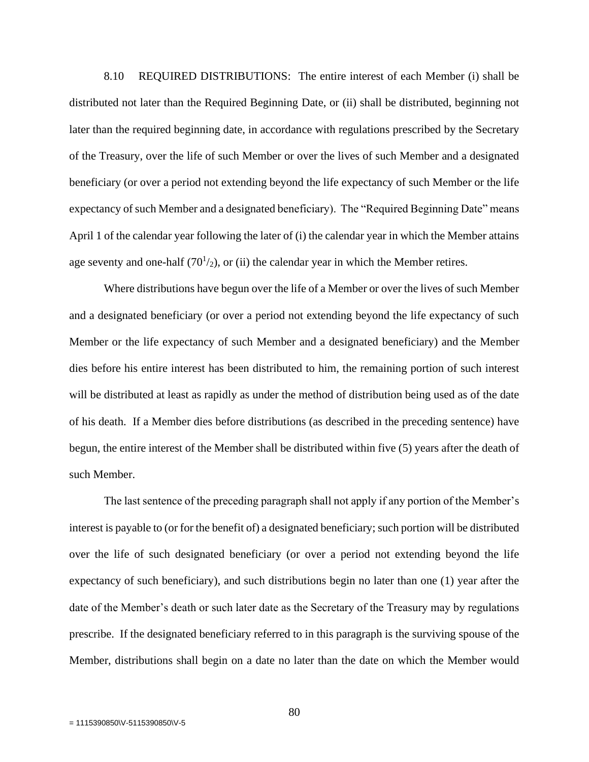8.10 REQUIRED DISTRIBUTIONS: The entire interest of each Member (i) shall be distributed not later than the Required Beginning Date, or (ii) shall be distributed, beginning not later than the required beginning date, in accordance with regulations prescribed by the Secretary of the Treasury, over the life of such Member or over the lives of such Member and a designated beneficiary (or over a period not extending beyond the life expectancy of such Member or the life expectancy of such Member and a designated beneficiary). The "Required Beginning Date" means April 1 of the calendar year following the later of (i) the calendar year in which the Member attains age seventy and one-half ($70^1/_2$), or (ii) the calendar year in which the Member retires.

Where distributions have begun over the life of a Member or over the lives of such Member and a designated beneficiary (or over a period not extending beyond the life expectancy of such Member or the life expectancy of such Member and a designated beneficiary) and the Member dies before his entire interest has been distributed to him, the remaining portion of such interest will be distributed at least as rapidly as under the method of distribution being used as of the date of his death. If a Member dies before distributions (as described in the preceding sentence) have begun, the entire interest of the Member shall be distributed within five (5) years after the death of such Member.

The last sentence of the preceding paragraph shall not apply if any portion of the Member's interest is payable to (or for the benefit of) a designated beneficiary; such portion will be distributed over the life of such designated beneficiary (or over a period not extending beyond the life expectancy of such beneficiary), and such distributions begin no later than one (1) year after the date of the Member's death or such later date as the Secretary of the Treasury may by regulations prescribe. If the designated beneficiary referred to in this paragraph is the surviving spouse of the Member, distributions shall begin on a date no later than the date on which the Member would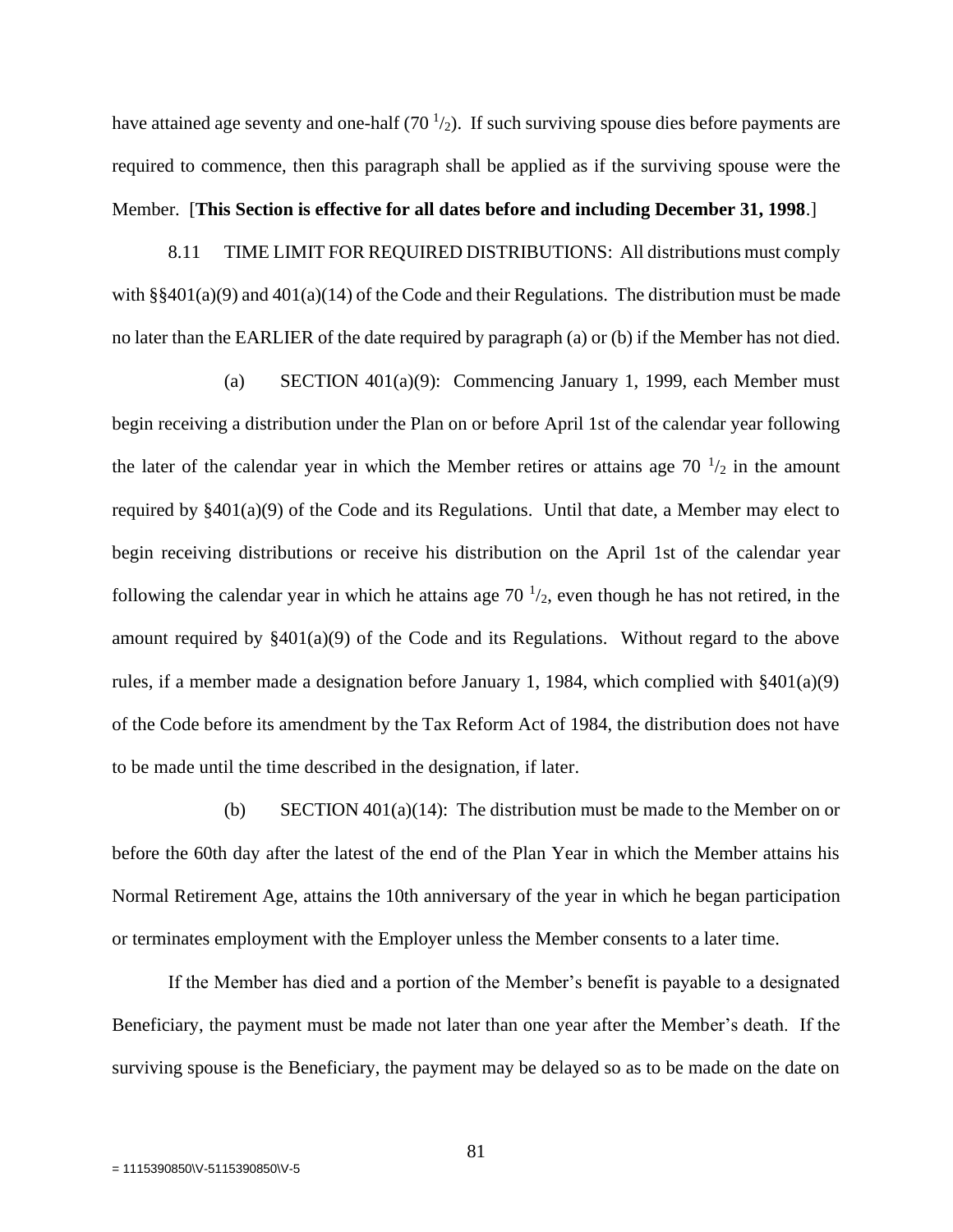have attained age seventy and one-half (70 $^{1}/_{2}$). If such surviving spouse dies before payments are required to commence, then this paragraph shall be applied as if the surviving spouse were the Member. [**This Section is effective for all dates before and including December 31, 1998**.]

8.11 TIME LIMIT FOR REQUIRED DISTRIBUTIONS: All distributions must comply with §§401(a)(9) and 401(a)(14) of the Code and their Regulations. The distribution must be made no later than the EARLIER of the date required by paragraph (a) or (b) if the Member has not died.

(a) SECTION 401(a)(9): Commencing January 1, 1999, each Member must begin receiving a distribution under the Plan on or before April 1st of the calendar year following the later of the calendar year in which the Member retires or attains age 70 $^{1}/_{2}$ in the amount required by §401(a)(9) of the Code and its Regulations. Until that date, a Member may elect to begin receiving distributions or receive his distribution on the April 1st of the calendar year following the calendar year in which he attains age 70 $^{1}/_{2}$, even though he has not retired, in the amount required by §401(a)(9) of the Code and its Regulations. Without regard to the above rules, if a member made a designation before January 1, 1984, which complied with §401(a)(9) of the Code before its amendment by the Tax Reform Act of 1984, the distribution does not have to be made until the time described in the designation, if later.

(b) SECTION 401(a)(14): The distribution must be made to the Member on or before the 60th day after the latest of the end of the Plan Year in which the Member attains his Normal Retirement Age, attains the 10th anniversary of the year in which he began participation or terminates employment with the Employer unless the Member consents to a later time.

If the Member has died and a portion of the Member's benefit is payable to a designated Beneficiary, the payment must be made not later than one year after the Member's death. If the surviving spouse is the Beneficiary, the payment may be delayed so as to be made on the date on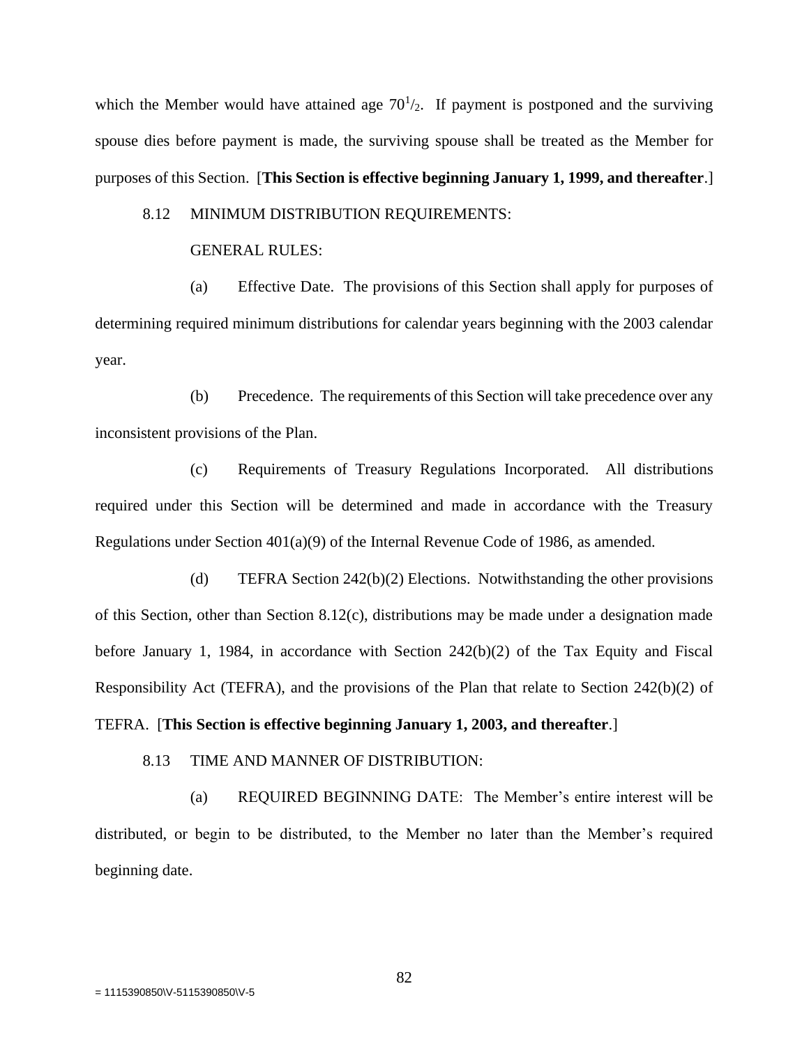which the Member would have attained age $70^{1}/_{2}$. If payment is postponed and the surviving spouse dies before payment is made, the surviving spouse shall be treated as the Member for purposes of this Section. [**This Section is effective beginning January 1, 1999, and thereafter**.]

8.12 MINIMUM DISTRIBUTION REQUIREMENTS:

GENERAL RULES:

(a) Effective Date. The provisions of this Section shall apply for purposes of determining required minimum distributions for calendar years beginning with the 2003 calendar year.

(b) Precedence. The requirements of this Section will take precedence over any inconsistent provisions of the Plan.

(c) Requirements of Treasury Regulations Incorporated. All distributions required under this Section will be determined and made in accordance with the Treasury Regulations under Section 401(a)(9) of the Internal Revenue Code of 1986, as amended.

(d) TEFRA Section 242(b)(2) Elections. Notwithstanding the other provisions of this Section, other than Section 8.12(c), distributions may be made under a designation made before January 1, 1984, in accordance with Section 242(b)(2) of the Tax Equity and Fiscal Responsibility Act (TEFRA), and the provisions of the Plan that relate to Section 242(b)(2) of TEFRA. [**This Section is effective beginning January 1, 2003, and thereafter**.]

8.13 TIME AND MANNER OF DISTRIBUTION:

(a) REQUIRED BEGINNING DATE: The Member's entire interest will be distributed, or begin to be distributed, to the Member no later than the Member's required beginning date.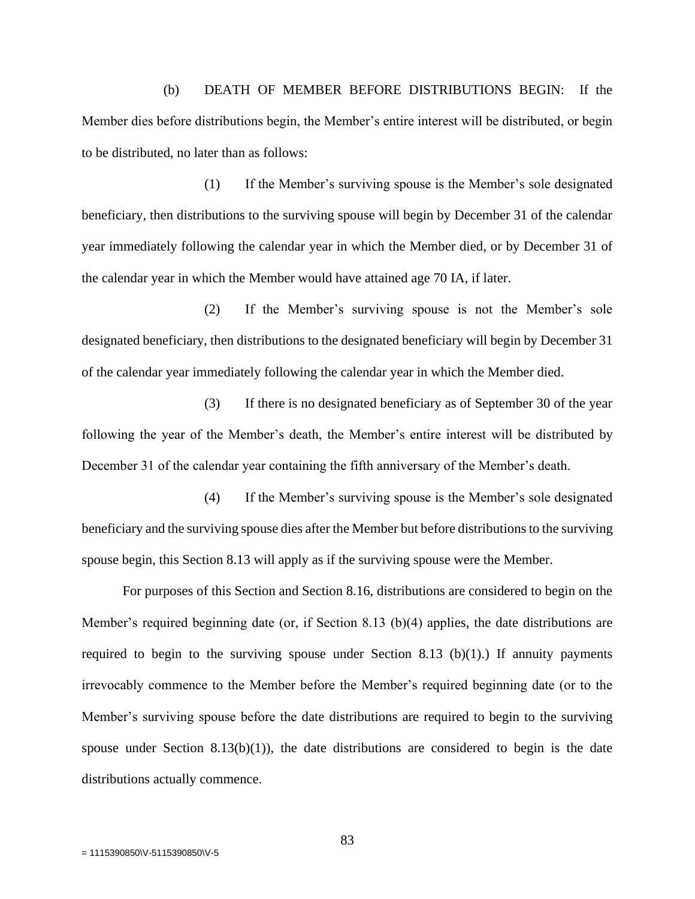(b) DEATH OF MEMBER BEFORE DISTRIBUTIONS BEGIN: If the Member dies before distributions begin, the Member's entire interest will be distributed, or begin to be distributed, no later than as follows:

(1) If the Member's surviving spouse is the Member's sole designated beneficiary, then distributions to the surviving spouse will begin by December 31 of the calendar year immediately following the calendar year in which the Member died, or by December 31 of the calendar year in which the Member would have attained age 70 IA, if later.

(2) If the Member's surviving spouse is not the Member's sole designated beneficiary, then distributions to the designated beneficiary will begin by December 31 of the calendar year immediately following the calendar year in which the Member died.

(3) If there is no designated beneficiary as of September 30 of the year following the year of the Member's death, the Member's entire interest will be distributed by December 31 of the calendar year containing the fifth anniversary of the Member's death.

(4) If the Member's surviving spouse is the Member's sole designated beneficiary and the surviving spouse dies after the Member but before distributions to the surviving spouse begin, this Section 8.13 will apply as if the surviving spouse were the Member.

For purposes of this Section and Section 8.16, distributions are considered to begin on the Member's required beginning date (or, if Section 8.13 (b)(4) applies, the date distributions are required to begin to the surviving spouse under Section 8.13 (b)(1).) If annuity payments irrevocably commence to the Member before the Member's required beginning date (or to the Member's surviving spouse before the date distributions are required to begin to the surviving spouse under Section 8.13(b)(1)), the date distributions are considered to begin is the date distributions actually commence.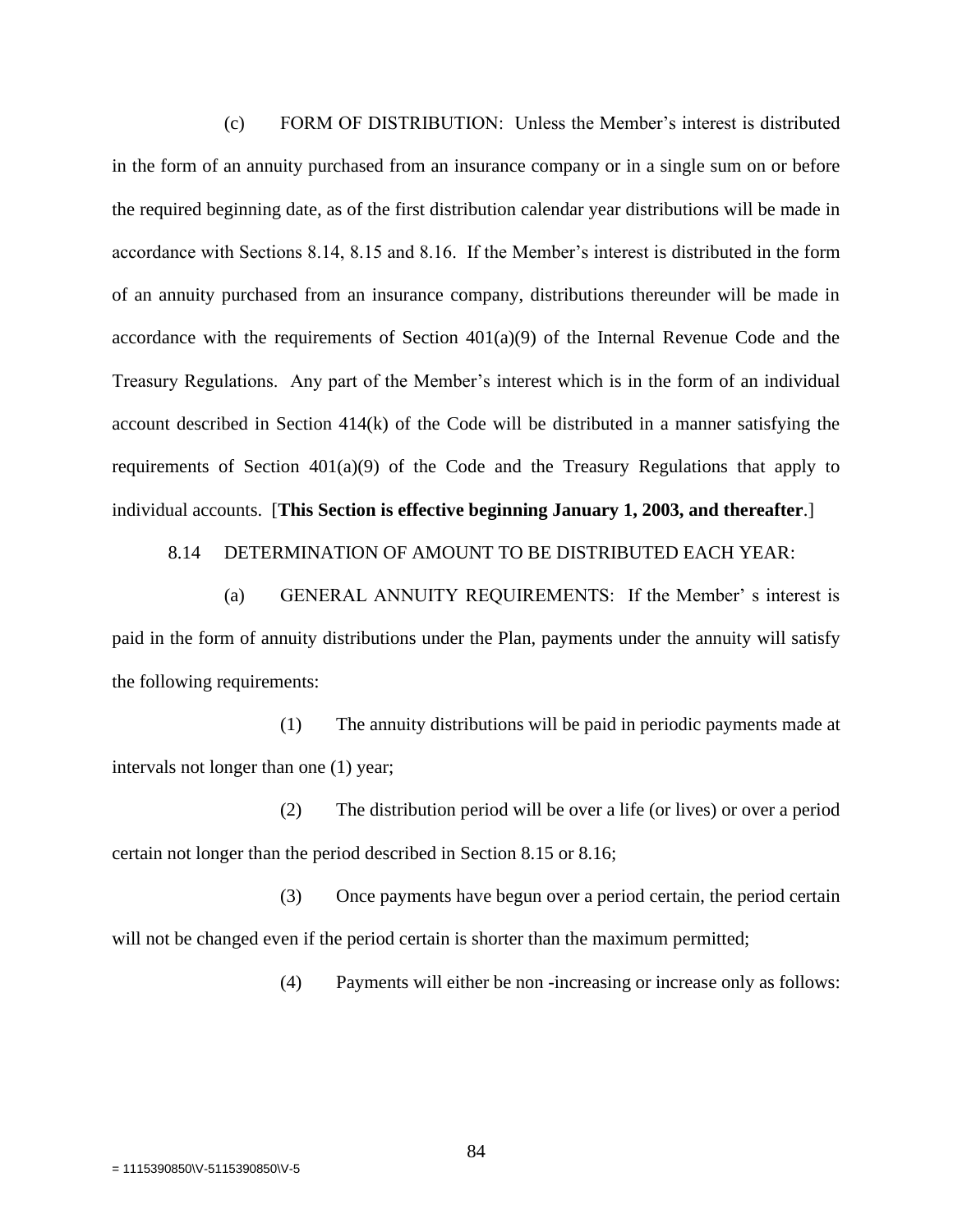(c) FORM OF DISTRIBUTION: Unless the Member's interest is distributed in the form of an annuity purchased from an insurance company or in a single sum on or before the required beginning date, as of the first distribution calendar year distributions will be made in accordance with Sections 8.14, 8.15 and 8.16. If the Member's interest is distributed in the form of an annuity purchased from an insurance company, distributions thereunder will be made in accordance with the requirements of Section 401(a)(9) of the Internal Revenue Code and the Treasury Regulations. Any part of the Member's interest which is in the form of an individual account described in Section 414(k) of the Code will be distributed in a manner satisfying the requirements of Section 401(a)(9) of the Code and the Treasury Regulations that apply to individual accounts. [**This Section is effective beginning January 1, 2003, and thereafter**.]

8.14 DETERMINATION OF AMOUNT TO BE DISTRIBUTED EACH YEAR:

(a) GENERAL ANNUITY REQUIREMENTS: If the Member' s interest is paid in the form of annuity distributions under the Plan, payments under the annuity will satisfy the following requirements:

(1) The annuity distributions will be paid in periodic payments made at intervals not longer than one (1) year;

(2) The distribution period will be over a life (or lives) or over a period certain not longer than the period described in Section 8.15 or 8.16;

(3) Once payments have begun over a period certain, the period certain will not be changed even if the period certain is shorter than the maximum permitted;

(4) Payments will either be non -increasing or increase only as follows:

= 1115390850\V-5115390850\V-5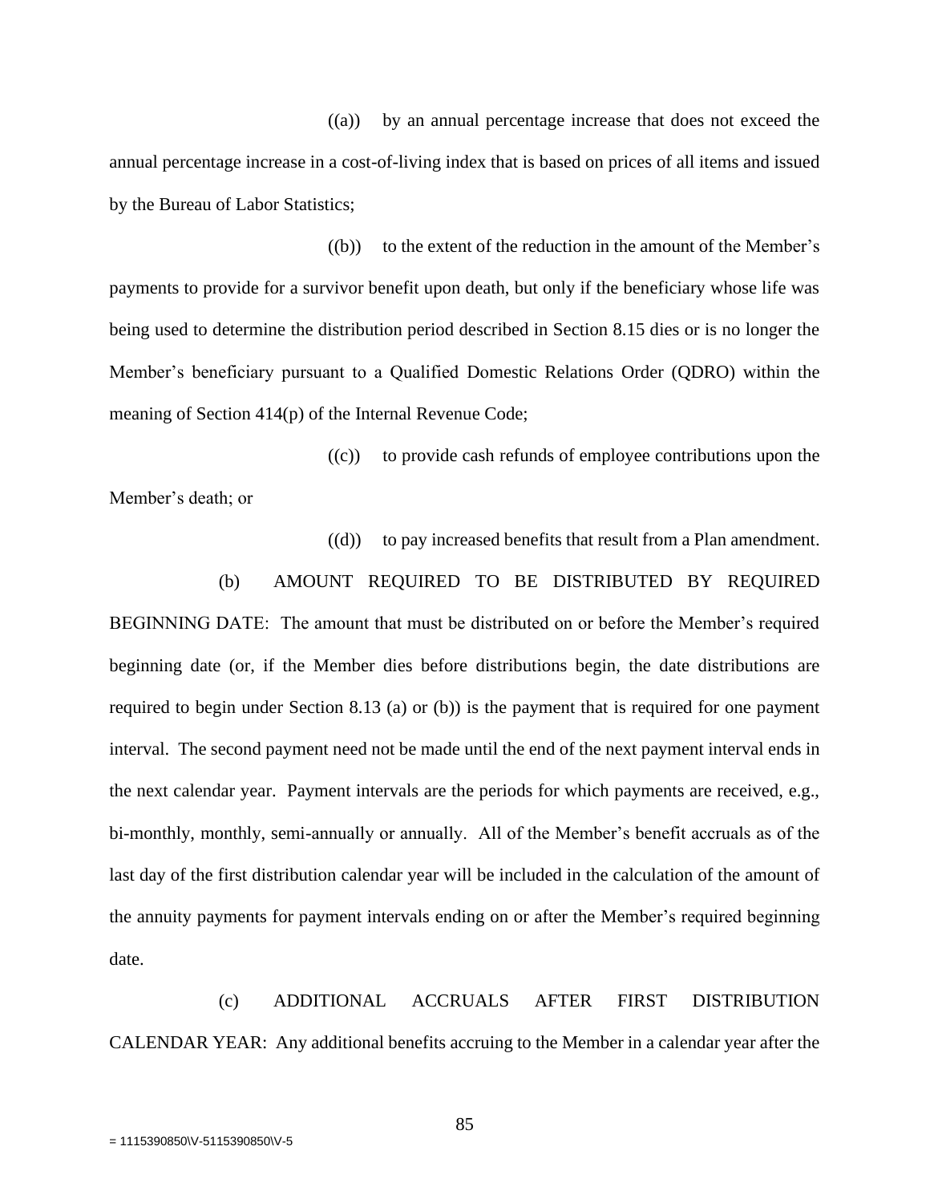((a)) by an annual percentage increase that does not exceed the annual percentage increase in a cost-of-living index that is based on prices of all items and issued by the Bureau of Labor Statistics;

((b)) to the extent of the reduction in the amount of the Member's payments to provide for a survivor benefit upon death, but only if the beneficiary whose life was being used to determine the distribution period described in Section 8.15 dies or is no longer the Member's beneficiary pursuant to a Qualified Domestic Relations Order (QDRO) within the meaning of Section 414(p) of the Internal Revenue Code;

((c)) to provide cash refunds of employee contributions upon the Member's death; or

((d)) to pay increased benefits that result from a Plan amendment.

(b) AMOUNT REQUIRED TO BE DISTRIBUTED BY REQUIRED BEGINNING DATE: The amount that must be distributed on or before the Member's required beginning date (or, if the Member dies before distributions begin, the date distributions are required to begin under Section 8.13 (a) or (b)) is the payment that is required for one payment interval. The second payment need not be made until the end of the next payment interval ends in the next calendar year. Payment intervals are the periods for which payments are received, e.g., bi-monthly, monthly, semi-annually or annually. All of the Member's benefit accruals as of the last day of the first distribution calendar year will be included in the calculation of the amount of the annuity payments for payment intervals ending on or after the Member's required beginning date.

(c) ADDITIONAL ACCRUALS AFTER FIRST DISTRIBUTION CALENDAR YEAR: Any additional benefits accruing to the Member in a calendar year after the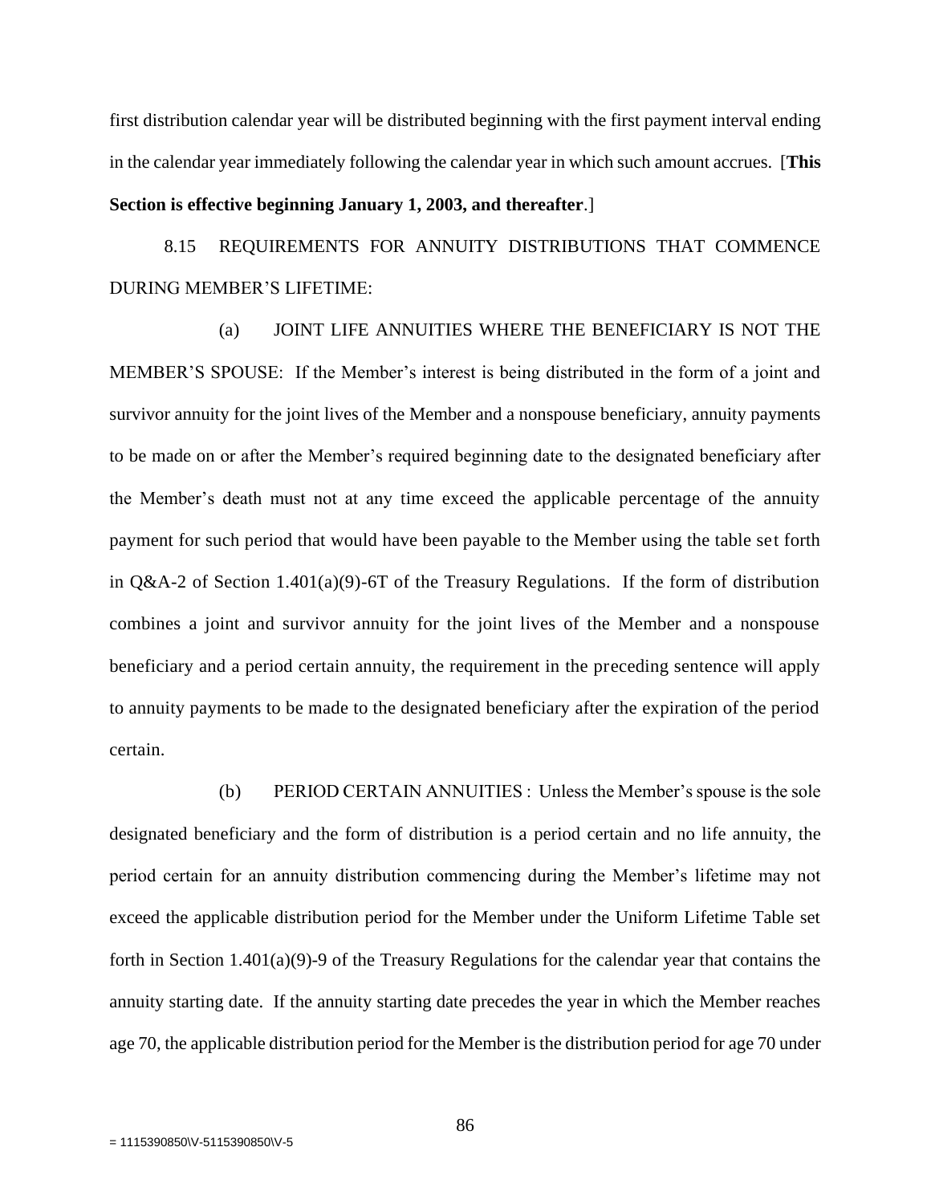first distribution calendar year will be distributed beginning with the first payment interval ending in the calendar year immediately following the calendar year in which such amount accrues. [**This Section is effective beginning January 1, 2003, and thereafter**.]

8.15 REQUIREMENTS FOR ANNUITY DISTRIBUTIONS THAT COMMENCE DURING MEMBER'S LIFETIME:

(a) JOINT LIFE ANNUITIES WHERE THE BENEFICIARY IS NOT THE MEMBER'S SPOUSE: If the Member's interest is being distributed in the form of a joint and survivor annuity for the joint lives of the Member and a nonspouse beneficiary, annuity payments to be made on or after the Member's required beginning date to the designated beneficiary after the Member's death must not at any time exceed the applicable percentage of the annuity payment for such period that would have been payable to the Member using the table set forth in Q&A-2 of Section 1.401(a)(9)-6T of the Treasury Regulations. If the form of distribution combines a joint and survivor annuity for the joint lives of the Member and a nonspouse beneficiary and a period certain annuity, the requirement in the preceding sentence will apply to annuity payments to be made to the designated beneficiary after the expiration of the period certain.

(b) PERIOD CERTAIN ANNUITIES : Unless the Member's spouse is the sole designated beneficiary and the form of distribution is a period certain and no life annuity, the period certain for an annuity distribution commencing during the Member's lifetime may not exceed the applicable distribution period for the Member under the Uniform Lifetime Table set forth in Section 1.401(a)(9)-9 of the Treasury Regulations for the calendar year that contains the annuity starting date. If the annuity starting date precedes the year in which the Member reaches age 70, the applicable distribution period for the Member is the distribution period for age 70 under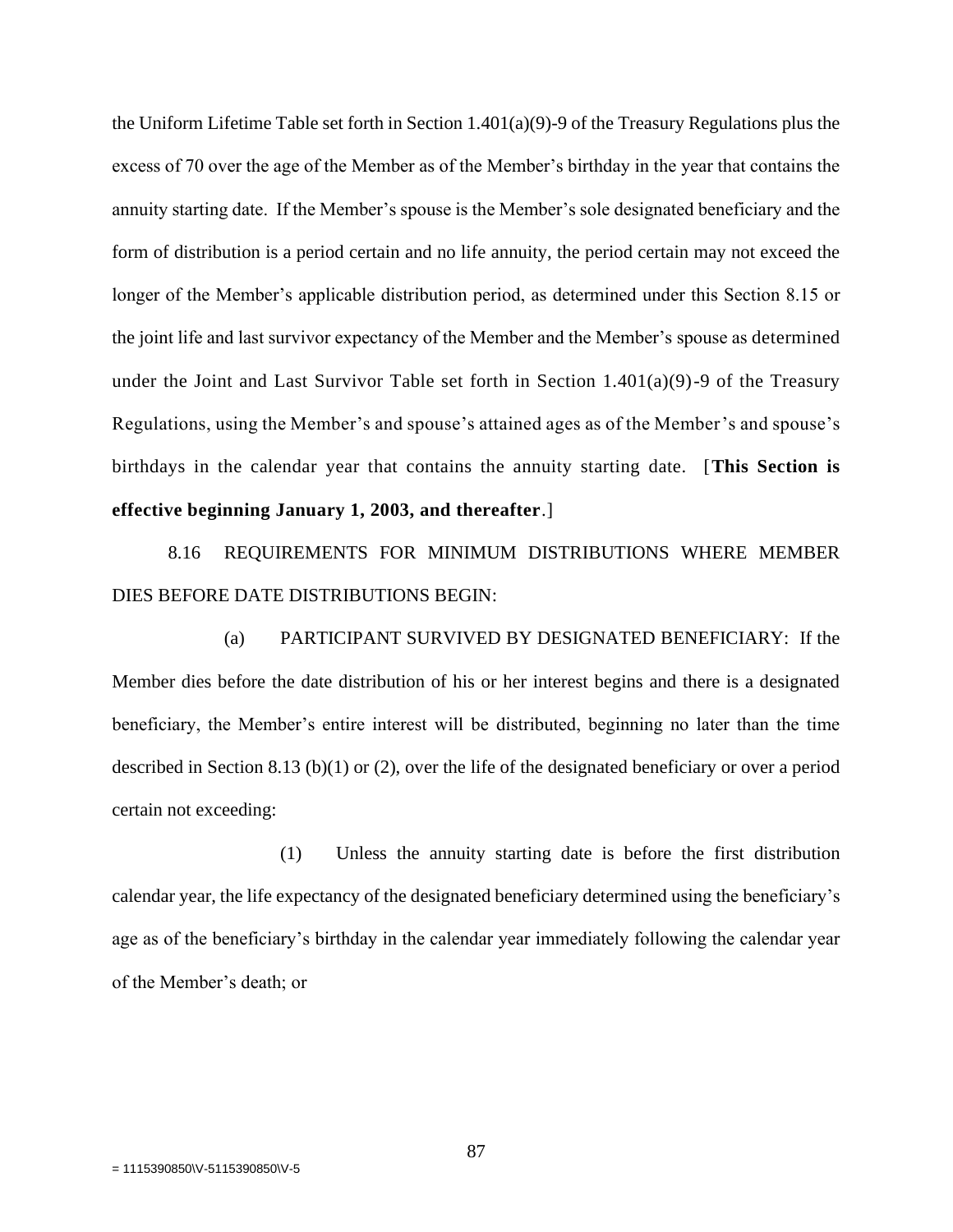the Uniform Lifetime Table set forth in Section 1.401(a)(9)-9 of the Treasury Regulations plus the excess of 70 over the age of the Member as of the Member's birthday in the year that contains the annuity starting date. If the Member's spouse is the Member's sole designated beneficiary and the form of distribution is a period certain and no life annuity, the period certain may not exceed the longer of the Member's applicable distribution period, as determined under this Section 8.15 or the joint life and last survivor expectancy of the Member and the Member's spouse as determined under the Joint and Last Survivor Table set forth in Section 1.401(a)(9)-9 of the Treasury Regulations, using the Member's and spouse's attained ages as of the Member's and spouse's birthdays in the calendar year that contains the annuity starting date. [**This Section is effective beginning January 1, 2003, and thereafter**.]

8.16 REQUIREMENTS FOR MINIMUM DISTRIBUTIONS WHERE MEMBER DIES BEFORE DATE DISTRIBUTIONS BEGIN:

(a) PARTICIPANT SURVIVED BY DESIGNATED BENEFICIARY: If the Member dies before the date distribution of his or her interest begins and there is a designated beneficiary, the Member's entire interest will be distributed, beginning no later than the time described in Section 8.13 (b)(1) or (2), over the life of the designated beneficiary or over a period certain not exceeding:

(1) Unless the annuity starting date is before the first distribution calendar year, the life expectancy of the designated beneficiary determined using the beneficiary's age as of the beneficiary's birthday in the calendar year immediately following the calendar year of the Member's death; or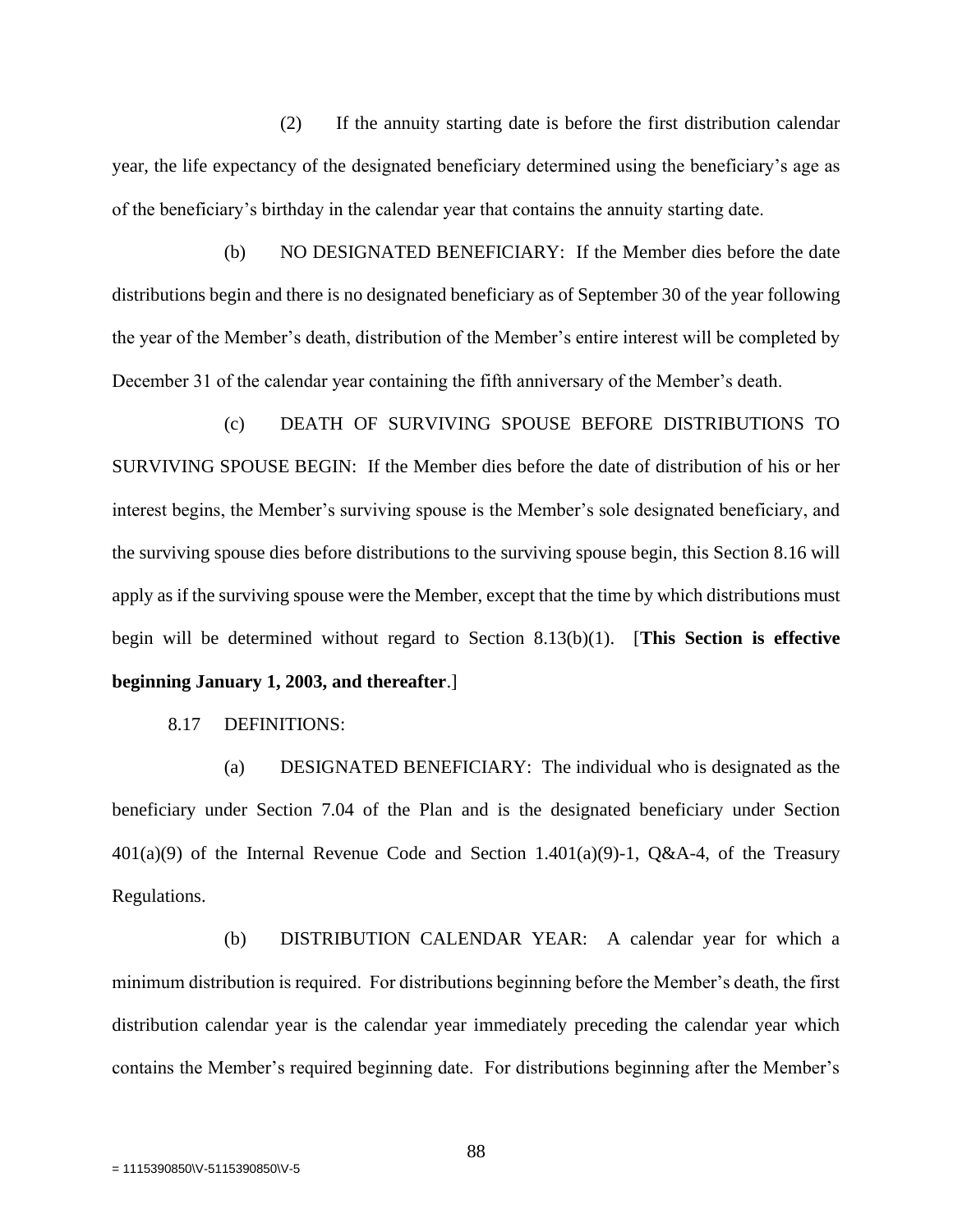(2) If the annuity starting date is before the first distribution calendar year, the life expectancy of the designated beneficiary determined using the beneficiary's age as of the beneficiary's birthday in the calendar year that contains the annuity starting date.

(b) NO DESIGNATED BENEFICIARY: If the Member dies before the date distributions begin and there is no designated beneficiary as of September 30 of the year following the year of the Member's death, distribution of the Member's entire interest will be completed by December 31 of the calendar year containing the fifth anniversary of the Member's death.

(c) DEATH OF SURVIVING SPOUSE BEFORE DISTRIBUTIONS TO SURVIVING SPOUSE BEGIN: If the Member dies before the date of distribution of his or her interest begins, the Member's surviving spouse is the Member's sole designated beneficiary, and the surviving spouse dies before distributions to the surviving spouse begin, this Section 8.16 will apply as if the surviving spouse were the Member, except that the time by which distributions must begin will be determined without regard to Section 8.13(b)(1). [**This Section is effective beginning January 1, 2003, and thereafter**.]

8.17 DEFINITIONS:

(a) DESIGNATED BENEFICIARY: The individual who is designated as the beneficiary under Section 7.04 of the Plan and is the designated beneficiary under Section 401(a)(9) of the Internal Revenue Code and Section 1.401(a)(9)-1, Q&A-4, of the Treasury Regulations.

(b) DISTRIBUTION CALENDAR YEAR: A calendar year for which a minimum distribution is required. For distributions beginning before the Member's death, the first distribution calendar year is the calendar year immediately preceding the calendar year which contains the Member's required beginning date. For distributions beginning after the Member's

= 1115390850\V-5115390850\V-5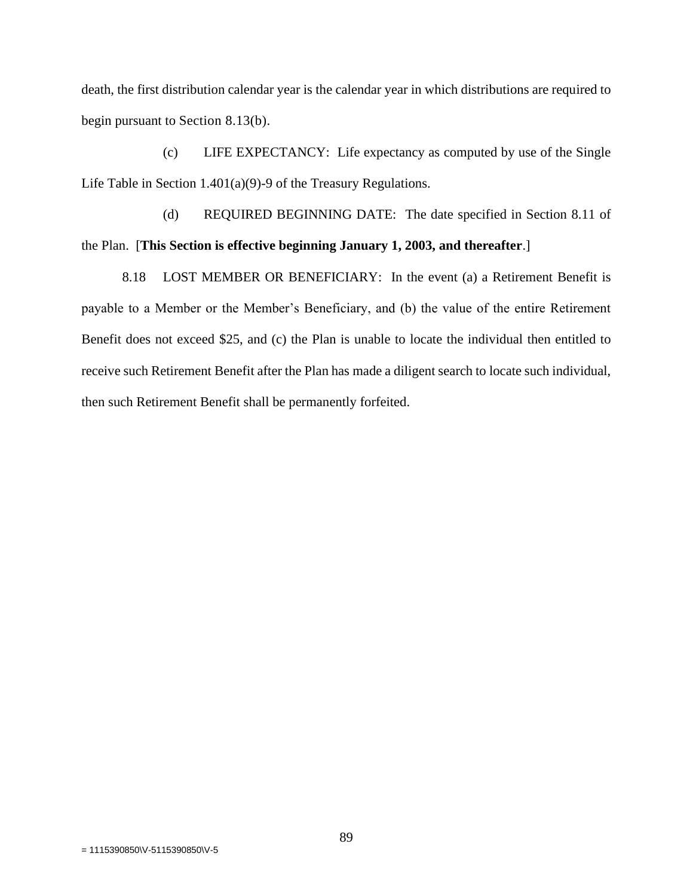death, the first distribution calendar year is the calendar year in which distributions are required to begin pursuant to Section 8.13(b).

(c) LIFE EXPECTANCY: Life expectancy as computed by use of the Single Life Table in Section 1.401(a)(9)-9 of the Treasury Regulations.

(d) REQUIRED BEGINNING DATE: The date specified in Section 8.11 of the Plan. [**This Section is effective beginning January 1, 2003, and thereafter**.]

8.18 LOST MEMBER OR BENEFICIARY: In the event (a) a Retirement Benefit is payable to a Member or the Member's Beneficiary, and (b) the value of the entire Retirement Benefit does not exceed $25, and (c) the Plan is unable to locate the individual then entitled to receive such Retirement Benefit after the Plan has made a diligent search to locate such individual, then such Retirement Benefit shall be permanently forfeited.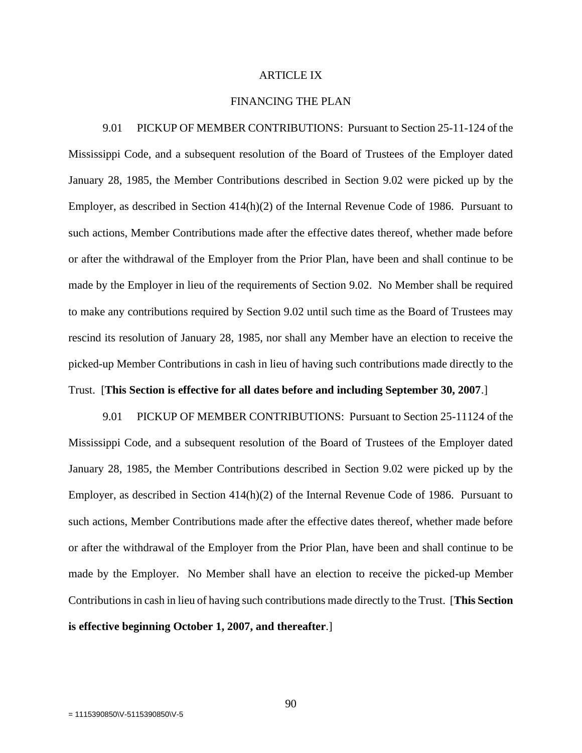# ARTICLE IX

## FINANCING THE PLAN

9.01 PICKUP OF MEMBER CONTRIBUTIONS: Pursuant to Section 25-11-124 of the Mississippi Code, and a subsequent resolution of the Board of Trustees of the Employer dated January 28, 1985, the Member Contributions described in Section 9.02 were picked up by the Employer, as described in Section 414(h)(2) of the Internal Revenue Code of 1986. Pursuant to such actions, Member Contributions made after the effective dates thereof, whether made before or after the withdrawal of the Employer from the Prior Plan, have been and shall continue to be made by the Employer in lieu of the requirements of Section 9.02. No Member shall be required to make any contributions required by Section 9.02 until such time as the Board of Trustees may rescind its resolution of January 28, 1985, nor shall any Member have an election to receive the picked-up Member Contributions in cash in lieu of having such contributions made directly to the Trust. [**This Section is effective for all dates before and including September 30, 2007**.]

9.01 PICKUP OF MEMBER CONTRIBUTIONS: Pursuant to Section 25-11124 of the Mississippi Code, and a subsequent resolution of the Board of Trustees of the Employer dated January 28, 1985, the Member Contributions described in Section 9.02 were picked up by the Employer, as described in Section 414(h)(2) of the Internal Revenue Code of 1986. Pursuant to such actions, Member Contributions made after the effective dates thereof, whether made before or after the withdrawal of the Employer from the Prior Plan, have been and shall continue to be made by the Employer. No Member shall have an election to receive the picked-up Member Contributions in cash in lieu of having such contributions made directly to the Trust. [**This Section is effective beginning October 1, 2007, and thereafter**.]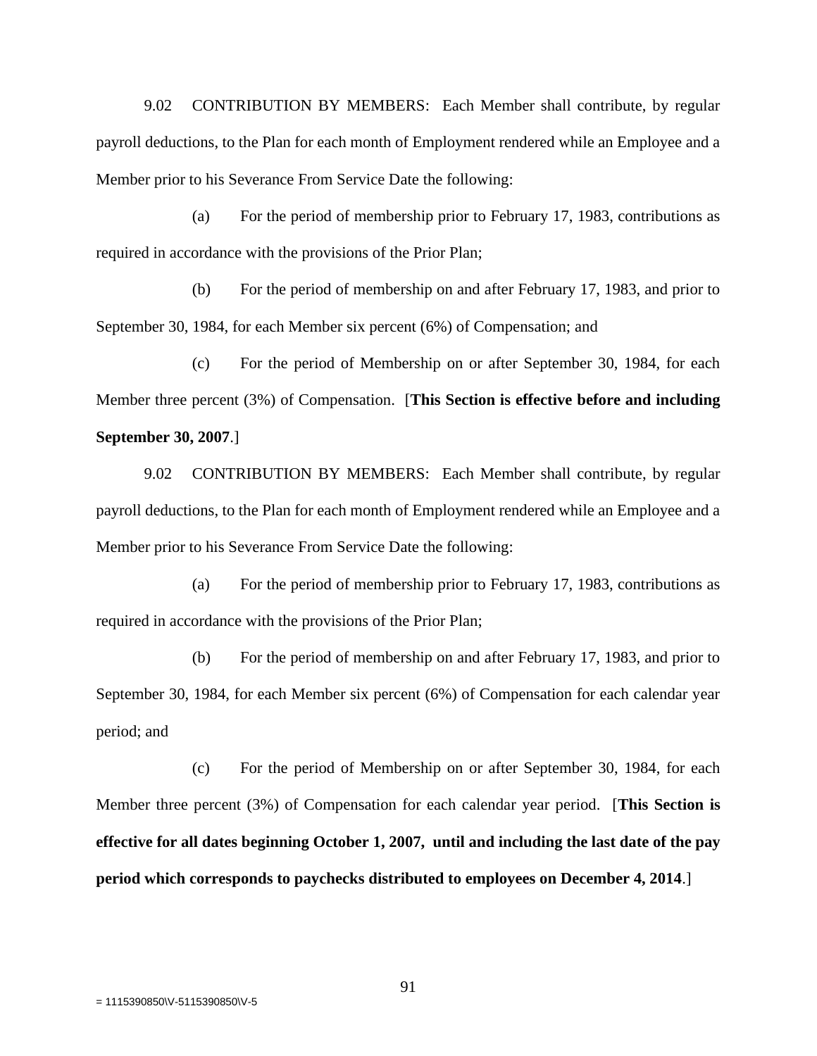9.02 CONTRIBUTION BY MEMBERS: Each Member shall contribute, by regular payroll deductions, to the Plan for each month of Employment rendered while an Employee and a Member prior to his Severance From Service Date the following:

(a) For the period of membership prior to February 17, 1983, contributions as required in accordance with the provisions of the Prior Plan;

(b) For the period of membership on and after February 17, 1983, and prior to September 30, 1984, for each Member six percent (6%) of Compensation; and

(c) For the period of Membership on or after September 30, 1984, for each Member three percent (3%) of Compensation. [**This Section is effective before and including September 30, 2007**.]

9.02 CONTRIBUTION BY MEMBERS: Each Member shall contribute, by regular payroll deductions, to the Plan for each month of Employment rendered while an Employee and a Member prior to his Severance From Service Date the following:

(a) For the period of membership prior to February 17, 1983, contributions as required in accordance with the provisions of the Prior Plan;

(b) For the period of membership on and after February 17, 1983, and prior to September 30, 1984, for each Member six percent (6%) of Compensation for each calendar year period; and

(c) For the period of Membership on or after September 30, 1984, for each Member three percent (3%) of Compensation for each calendar year period. [**This Section is effective for all dates beginning October 1, 2007, until and including the last date of the pay period which corresponds to paychecks distributed to employees on December 4, 2014**.]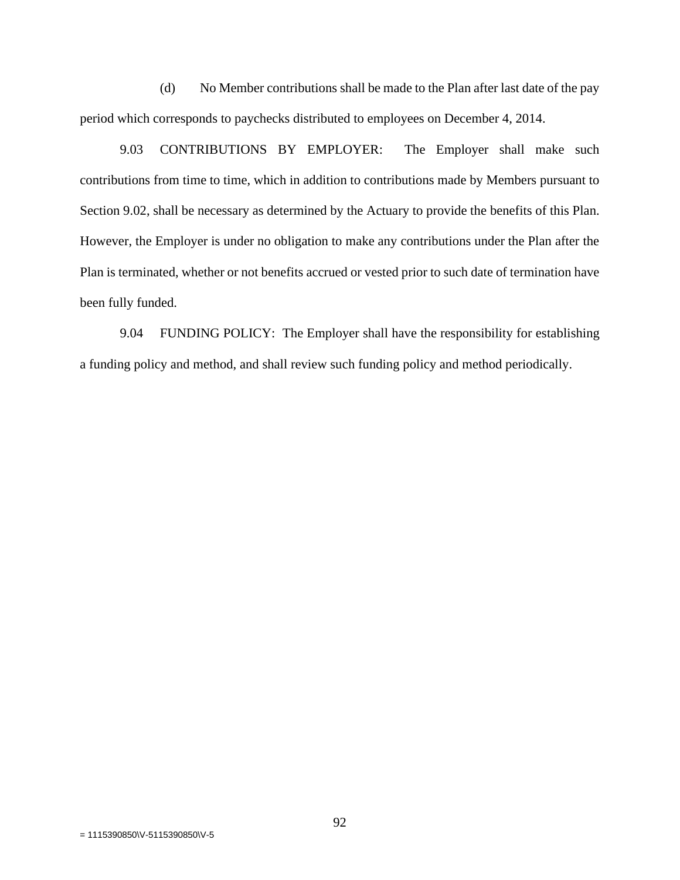(d) No Member contributions shall be made to the Plan after last date of the pay period which corresponds to paychecks distributed to employees on December 4, 2014.

9.03 CONTRIBUTIONS BY EMPLOYER: The Employer shall make such contributions from time to time, which in addition to contributions made by Members pursuant to Section 9.02, shall be necessary as determined by the Actuary to provide the benefits of this Plan. However, the Employer is under no obligation to make any contributions under the Plan after the Plan is terminated, whether or not benefits accrued or vested prior to such date of termination have been fully funded.

9.04 FUNDING POLICY: The Employer shall have the responsibility for establishing a funding policy and method, and shall review such funding policy and method periodically.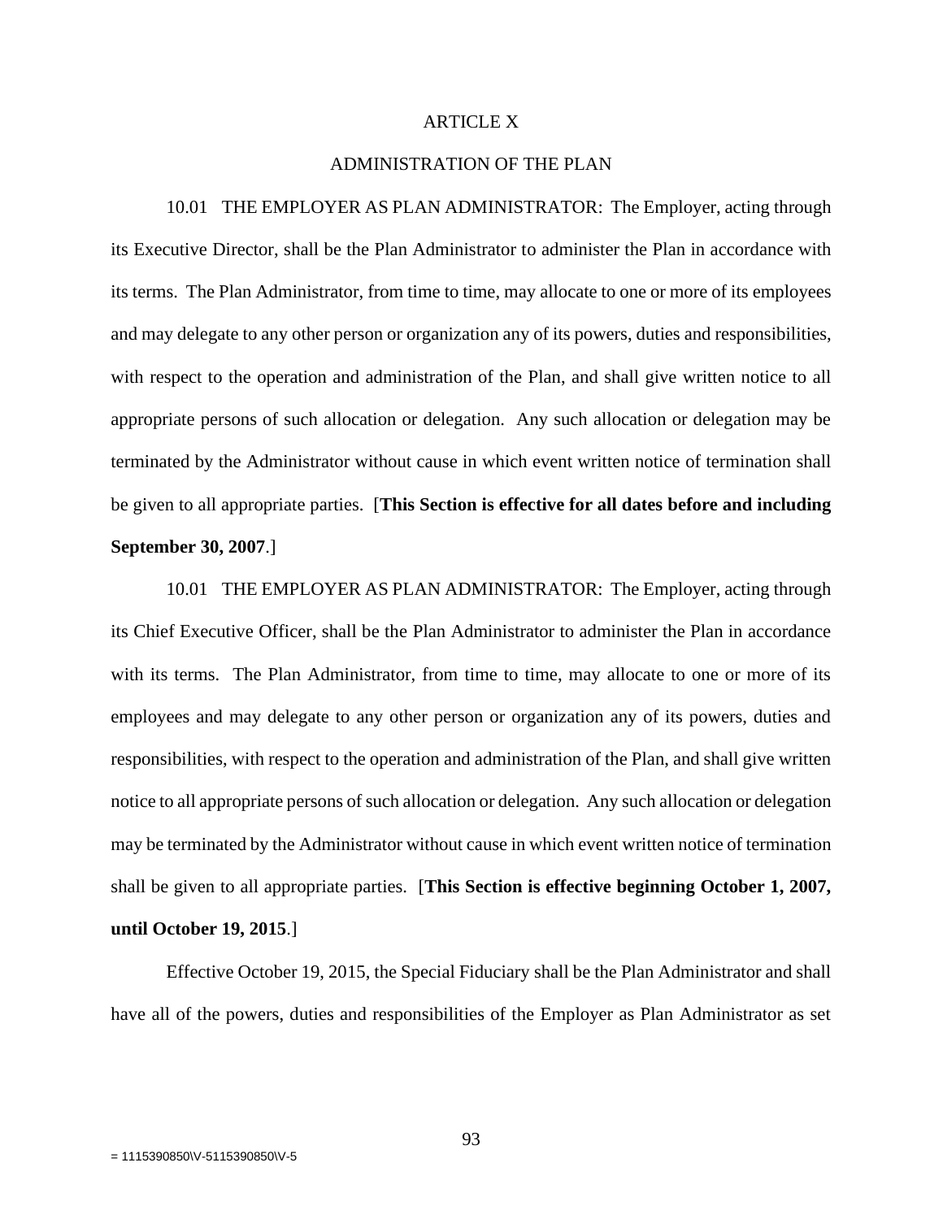# ARTICLE X

## ADMINISTRATION OF THE PLAN

10.01 THE EMPLOYER AS PLAN ADMINISTRATOR: The Employer, acting through its Executive Director, shall be the Plan Administrator to administer the Plan in accordance with its terms. The Plan Administrator, from time to time, may allocate to one or more of its employees and may delegate to any other person or organization any of its powers, duties and responsibilities, with respect to the operation and administration of the Plan, and shall give written notice to all appropriate persons of such allocation or delegation. Any such allocation or delegation may be terminated by the Administrator without cause in which event written notice of termination shall be given to all appropriate parties. [**This Section is effective for all dates before and including September 30, 2007**.]

10.01 THE EMPLOYER AS PLAN ADMINISTRATOR: The Employer, acting through its Chief Executive Officer, shall be the Plan Administrator to administer the Plan in accordance with its terms. The Plan Administrator, from time to time, may allocate to one or more of its employees and may delegate to any other person or organization any of its powers, duties and responsibilities, with respect to the operation and administration of the Plan, and shall give written notice to all appropriate persons of such allocation or delegation. Any such allocation or delegation may be terminated by the Administrator without cause in which event written notice of termination shall be given to all appropriate parties. [**This Section is effective beginning October 1, 2007, until October 19, 2015**.]

Effective October 19, 2015, the Special Fiduciary shall be the Plan Administrator and shall have all of the powers, duties and responsibilities of the Employer as Plan Administrator as set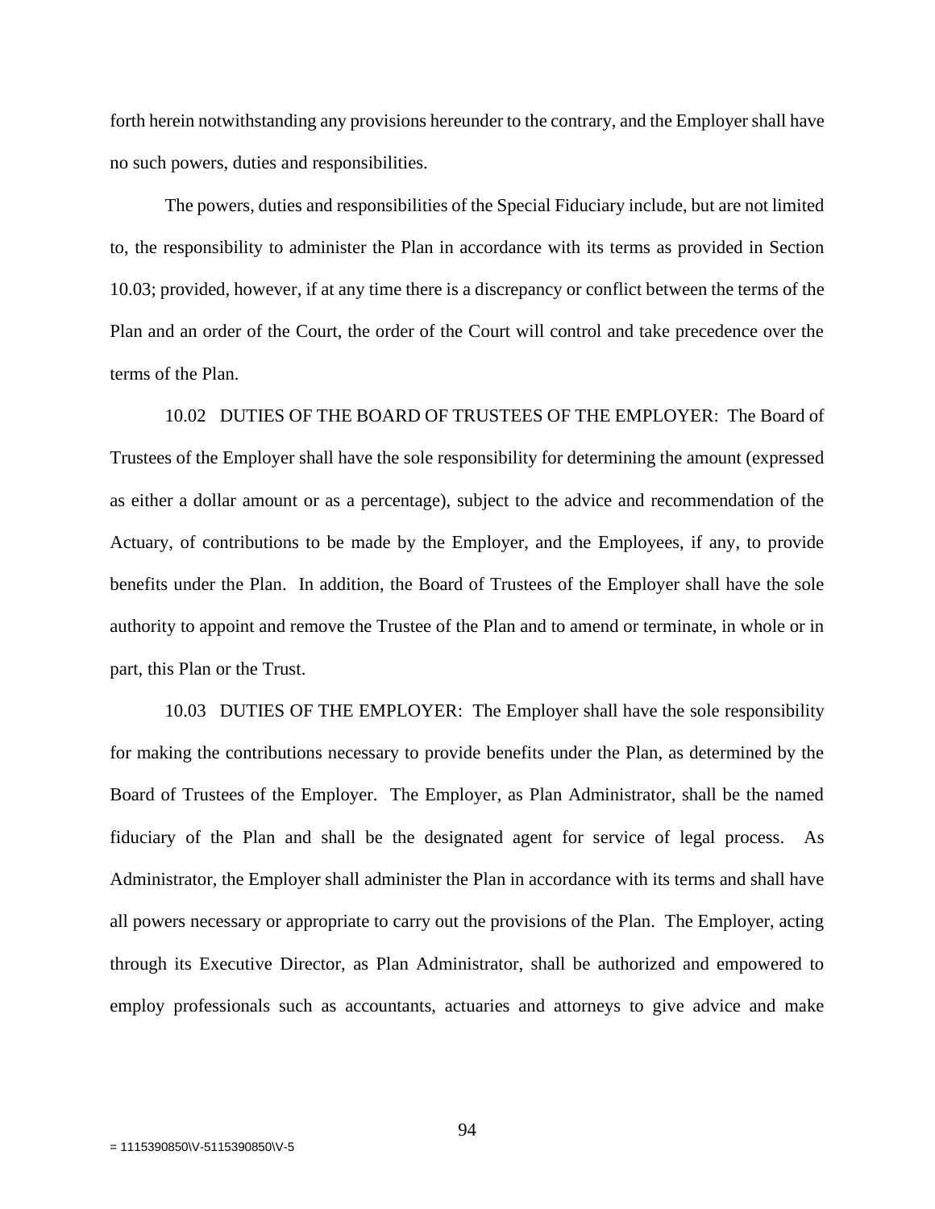forth herein notwithstanding any provisions hereunder to the contrary, and the Employer shall have no such powers, duties and responsibilities.

The powers, duties and responsibilities of the Special Fiduciary include, but are not limited to, the responsibility to administer the Plan in accordance with its terms as provided in Section 10.03; provided, however, if at any time there is a discrepancy or conflict between the terms of the Plan and an order of the Court, the order of the Court will control and take precedence over the terms of the Plan.

10.02 DUTIES OF THE BOARD OF TRUSTEES OF THE EMPLOYER: The Board of Trustees of the Employer shall have the sole responsibility for determining the amount (expressed as either a dollar amount or as a percentage), subject to the advice and recommendation of the Actuary, of contributions to be made by the Employer, and the Employees, if any, to provide benefits under the Plan. In addition, the Board of Trustees of the Employer shall have the sole authority to appoint and remove the Trustee of the Plan and to amend or terminate, in whole or in part, this Plan or the Trust.

10.03 DUTIES OF THE EMPLOYER: The Employer shall have the sole responsibility for making the contributions necessary to provide benefits under the Plan, as determined by the Board of Trustees of the Employer. The Employer, as Plan Administrator, shall be the named fiduciary of the Plan and shall be the designated agent for service of legal process. As Administrator, the Employer shall administer the Plan in accordance with its terms and shall have all powers necessary or appropriate to carry out the provisions of the Plan. The Employer, acting through its Executive Director, as Plan Administrator, shall be authorized and empowered to employ professionals such as accountants, actuaries and attorneys to give advice and make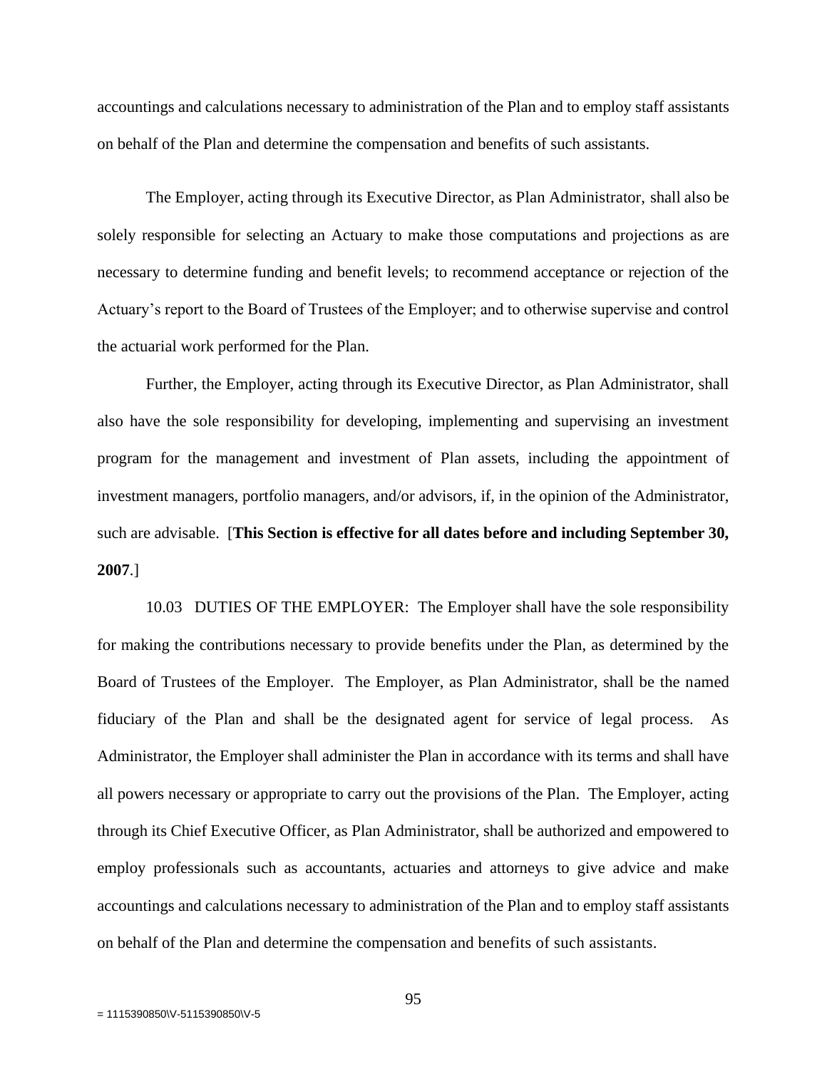accountings and calculations necessary to administration of the Plan and to employ staff assistants on behalf of the Plan and determine the compensation and benefits of such assistants.

The Employer, acting through its Executive Director, as Plan Administrator, shall also be solely responsible for selecting an Actuary to make those computations and projections as are necessary to determine funding and benefit levels; to recommend acceptance or rejection of the Actuary's report to the Board of Trustees of the Employer; and to otherwise supervise and control the actuarial work performed for the Plan.

Further, the Employer, acting through its Executive Director, as Plan Administrator, shall also have the sole responsibility for developing, implementing and supervising an investment program for the management and investment of Plan assets, including the appointment of investment managers, portfolio managers, and/or advisors, if, in the opinion of the Administrator, such are advisable. [**This Section is effective for all dates before and including September 30, 2007**.]

10.03 DUTIES OF THE EMPLOYER: The Employer shall have the sole responsibility for making the contributions necessary to provide benefits under the Plan, as determined by the Board of Trustees of the Employer. The Employer, as Plan Administrator, shall be the named fiduciary of the Plan and shall be the designated agent for service of legal process. As Administrator, the Employer shall administer the Plan in accordance with its terms and shall have all powers necessary or appropriate to carry out the provisions of the Plan. The Employer, acting through its Chief Executive Officer, as Plan Administrator, shall be authorized and empowered to employ professionals such as accountants, actuaries and attorneys to give advice and make accountings and calculations necessary to administration of the Plan and to employ staff assistants on behalf of the Plan and determine the compensation and benefits of such assistants.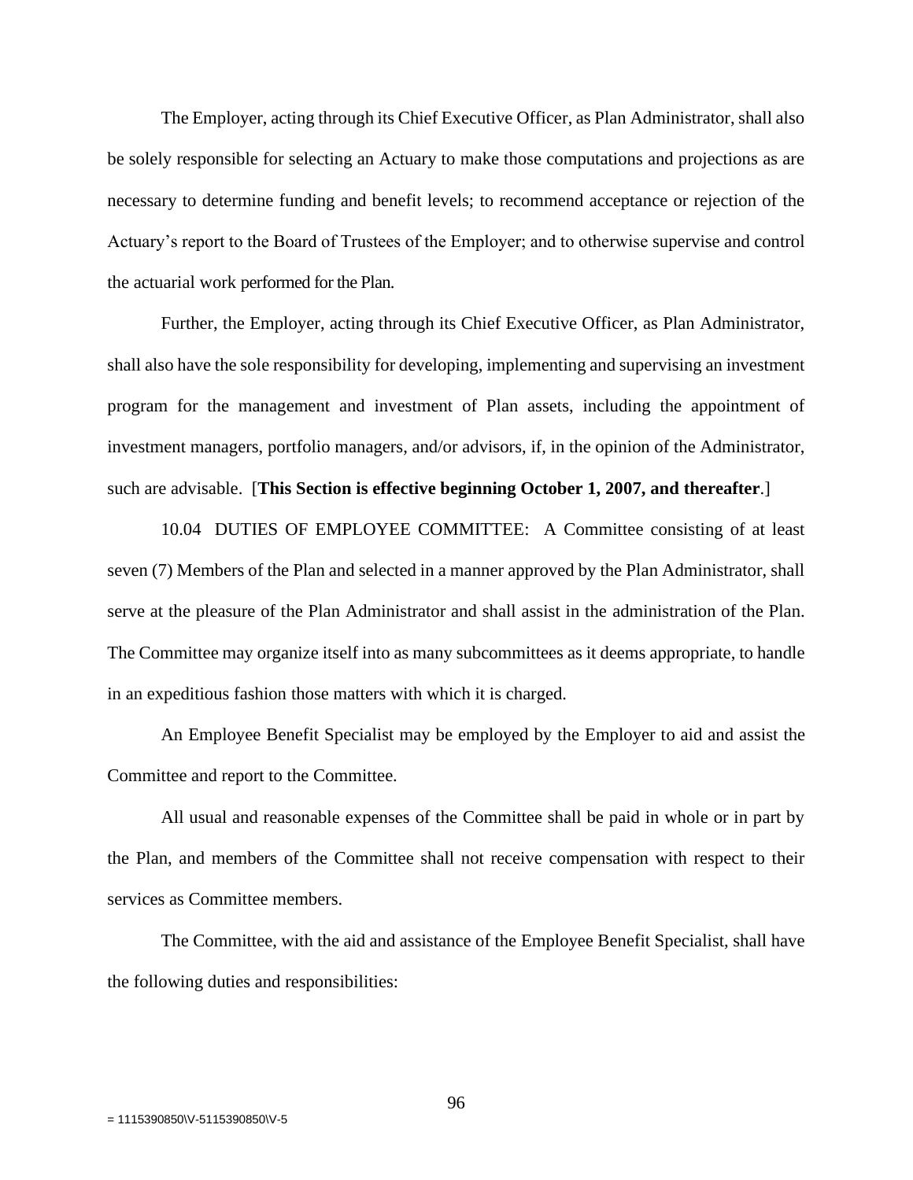The Employer, acting through its Chief Executive Officer, as Plan Administrator, shall also be solely responsible for selecting an Actuary to make those computations and projections as are necessary to determine funding and benefit levels; to recommend acceptance or rejection of the Actuary's report to the Board of Trustees of the Employer; and to otherwise supervise and control the actuarial work performed for the Plan.

Further, the Employer, acting through its Chief Executive Officer, as Plan Administrator, shall also have the sole responsibility for developing, implementing and supervising an investment program for the management and investment of Plan assets, including the appointment of investment managers, portfolio managers, and/or advisors, if, in the opinion of the Administrator, such are advisable. [**This Section is effective beginning October 1, 2007, and thereafter**.]

10.04 DUTIES OF EMPLOYEE COMMITTEE: A Committee consisting of at least seven (7) Members of the Plan and selected in a manner approved by the Plan Administrator, shall serve at the pleasure of the Plan Administrator and shall assist in the administration of the Plan. The Committee may organize itself into as many subcommittees as it deems appropriate, to handle in an expeditious fashion those matters with which it is charged.

An Employee Benefit Specialist may be employed by the Employer to aid and assist the Committee and report to the Committee.

All usual and reasonable expenses of the Committee shall be paid in whole or in part by the Plan, and members of the Committee shall not receive compensation with respect to their services as Committee members.

The Committee, with the aid and assistance of the Employee Benefit Specialist, shall have the following duties and responsibilities: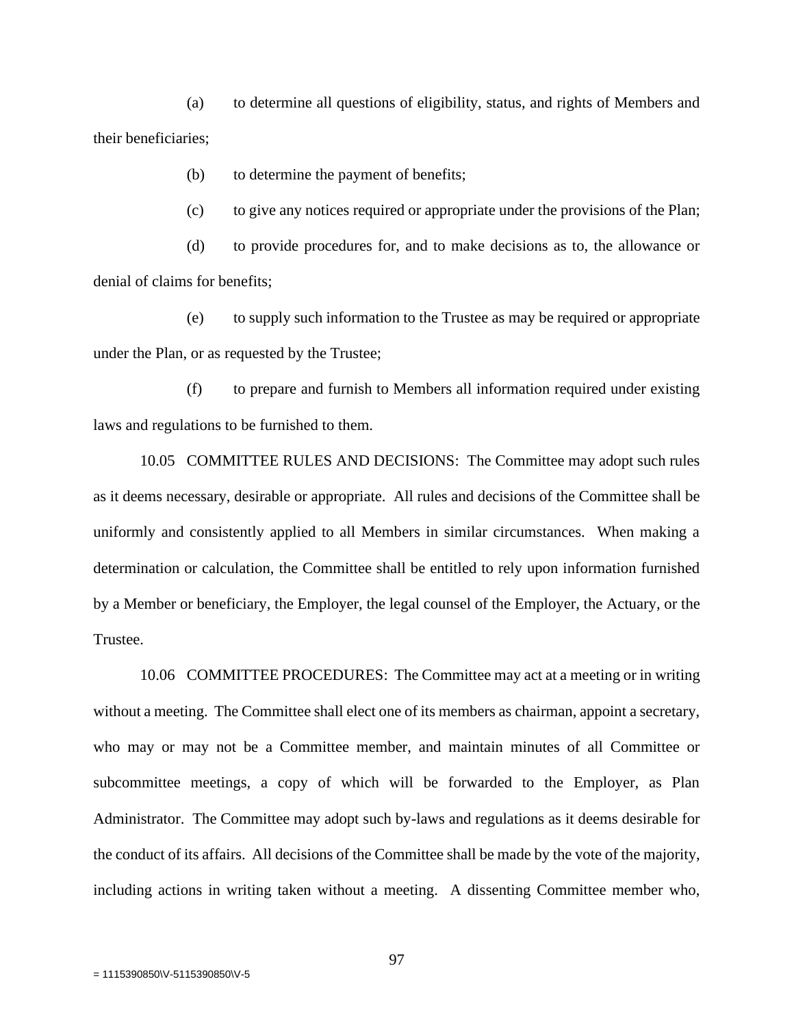(a) to determine all questions of eligibility, status, and rights of Members and their beneficiaries;

(b) to determine the payment of benefits;

(c) to give any notices required or appropriate under the provisions of the Plan;

(d) to provide procedures for, and to make decisions as to, the allowance or denial of claims for benefits;

(e) to supply such information to the Trustee as may be required or appropriate under the Plan, or as requested by the Trustee;

(f) to prepare and furnish to Members all information required under existing laws and regulations to be furnished to them.

10.05 COMMITTEE RULES AND DECISIONS: The Committee may adopt such rules as it deems necessary, desirable or appropriate. All rules and decisions of the Committee shall be uniformly and consistently applied to all Members in similar circumstances. When making a determination or calculation, the Committee shall be entitled to rely upon information furnished by a Member or beneficiary, the Employer, the legal counsel of the Employer, the Actuary, or the Trustee.

10.06 COMMITTEE PROCEDURES: The Committee may act at a meeting or in writing without a meeting. The Committee shall elect one of its members as chairman, appoint a secretary, who may or may not be a Committee member, and maintain minutes of all Committee or subcommittee meetings, a copy of which will be forwarded to the Employer, as Plan Administrator. The Committee may adopt such by-laws and regulations as it deems desirable for the conduct of its affairs. All decisions of the Committee shall be made by the vote of the majority, including actions in writing taken without a meeting. A dissenting Committee member who,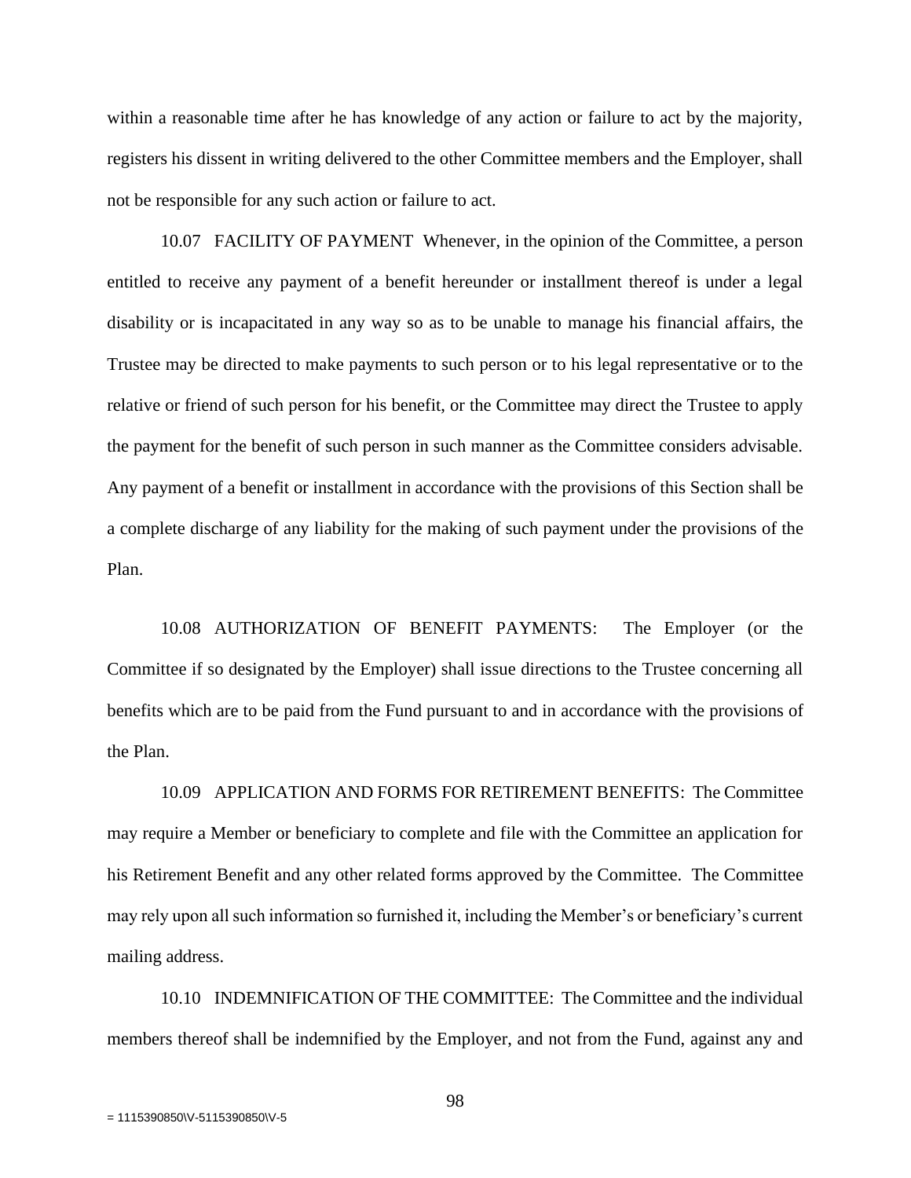within a reasonable time after he has knowledge of any action or failure to act by the majority, registers his dissent in writing delivered to the other Committee members and the Employer, shall not be responsible for any such action or failure to act.

10.07 FACILITY OF PAYMENT Whenever, in the opinion of the Committee, a person entitled to receive any payment of a benefit hereunder or installment thereof is under a legal disability or is incapacitated in any way so as to be unable to manage his financial affairs, the Trustee may be directed to make payments to such person or to his legal representative or to the relative or friend of such person for his benefit, or the Committee may direct the Trustee to apply the payment for the benefit of such person in such manner as the Committee considers advisable. Any payment of a benefit or installment in accordance with the provisions of this Section shall be a complete discharge of any liability for the making of such payment under the provisions of the Plan.

10.08 AUTHORIZATION OF BENEFIT PAYMENTS: The Employer (or the Committee if so designated by the Employer) shall issue directions to the Trustee concerning all benefits which are to be paid from the Fund pursuant to and in accordance with the provisions of the Plan.

10.09 APPLICATION AND FORMS FOR RETIREMENT BENEFITS: The Committee may require a Member or beneficiary to complete and file with the Committee an application for his Retirement Benefit and any other related forms approved by the Committee. The Committee may rely upon all such information so furnished it, including the Member's or beneficiary's current mailing address.

10.10 INDEMNIFICATION OF THE COMMITTEE: The Committee and the individual members thereof shall be indemnified by the Employer, and not from the Fund, against any and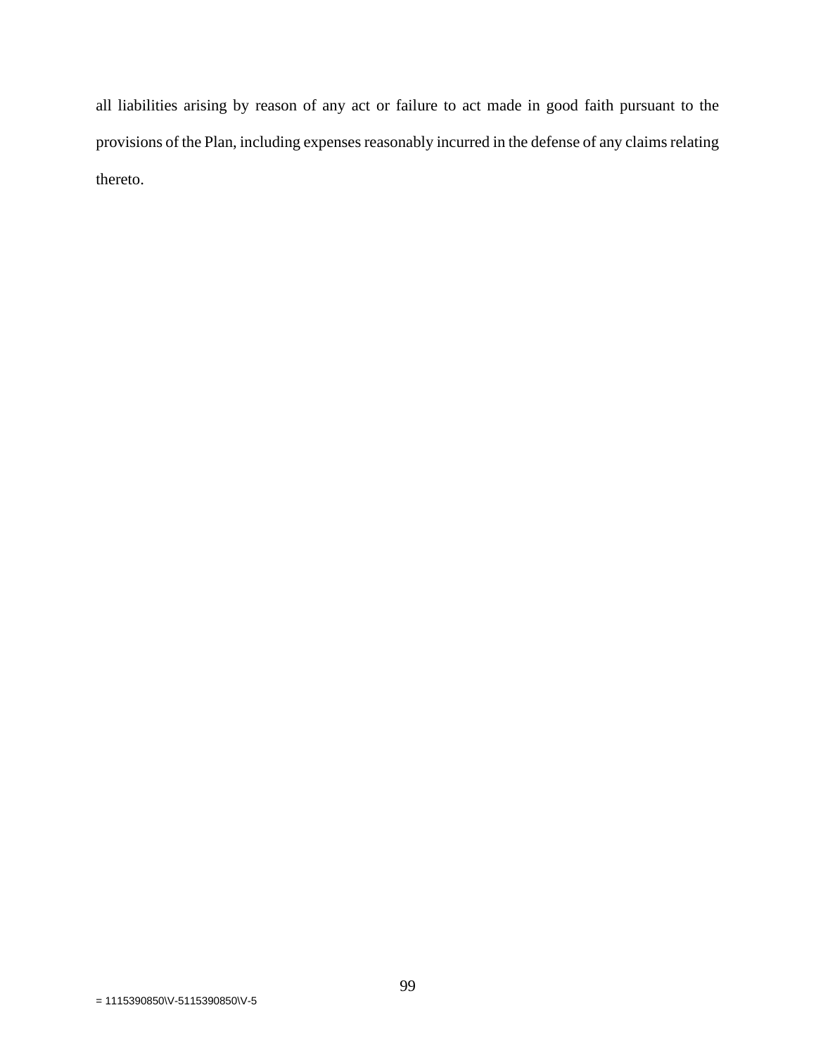all liabilities arising by reason of any act or failure to act made in good faith pursuant to the provisions of the Plan, including expenses reasonably incurred in the defense of any claims relating thereto.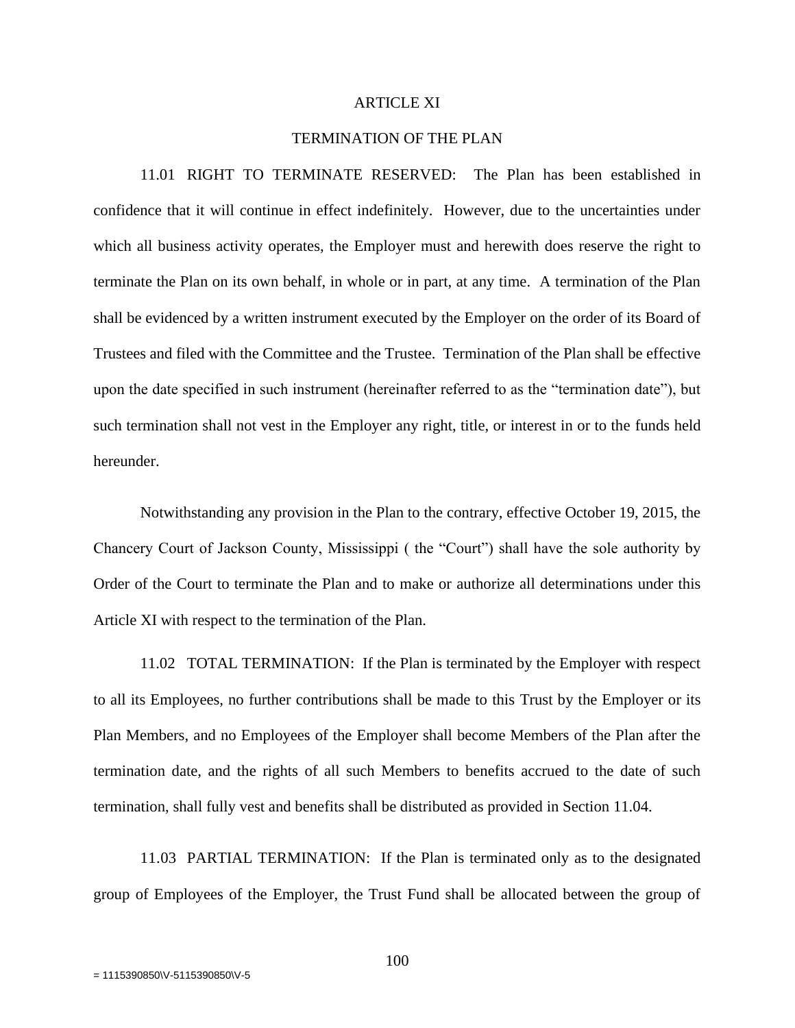# ARTICLE XI

## TERMINATION OF THE PLAN

11.01 RIGHT TO TERMINATE RESERVED: The Plan has been established in confidence that it will continue in effect indefinitely. However, due to the uncertainties under which all business activity operates, the Employer must and herewith does reserve the right to terminate the Plan on its own behalf, in whole or in part, at any time. A termination of the Plan shall be evidenced by a written instrument executed by the Employer on the order of its Board of Trustees and filed with the Committee and the Trustee. Termination of the Plan shall be effective upon the date specified in such instrument (hereinafter referred to as the "termination date"), but such termination shall not vest in the Employer any right, title, or interest in or to the funds held hereunder.

Notwithstanding any provision in the Plan to the contrary, effective October 19, 2015, the Chancery Court of Jackson County, Mississippi ( the "Court") shall have the sole authority by Order of the Court to terminate the Plan and to make or authorize all determinations under this Article XI with respect to the termination of the Plan.

11.02 TOTAL TERMINATION: If the Plan is terminated by the Employer with respect to all its Employees, no further contributions shall be made to this Trust by the Employer or its Plan Members, and no Employees of the Employer shall become Members of the Plan after the termination date, and the rights of all such Members to benefits accrued to the date of such termination, shall fully vest and benefits shall be distributed as provided in Section 11.04.

11.03 PARTIAL TERMINATION: If the Plan is terminated only as to the designated group of Employees of the Employer, the Trust Fund shall be allocated between the group of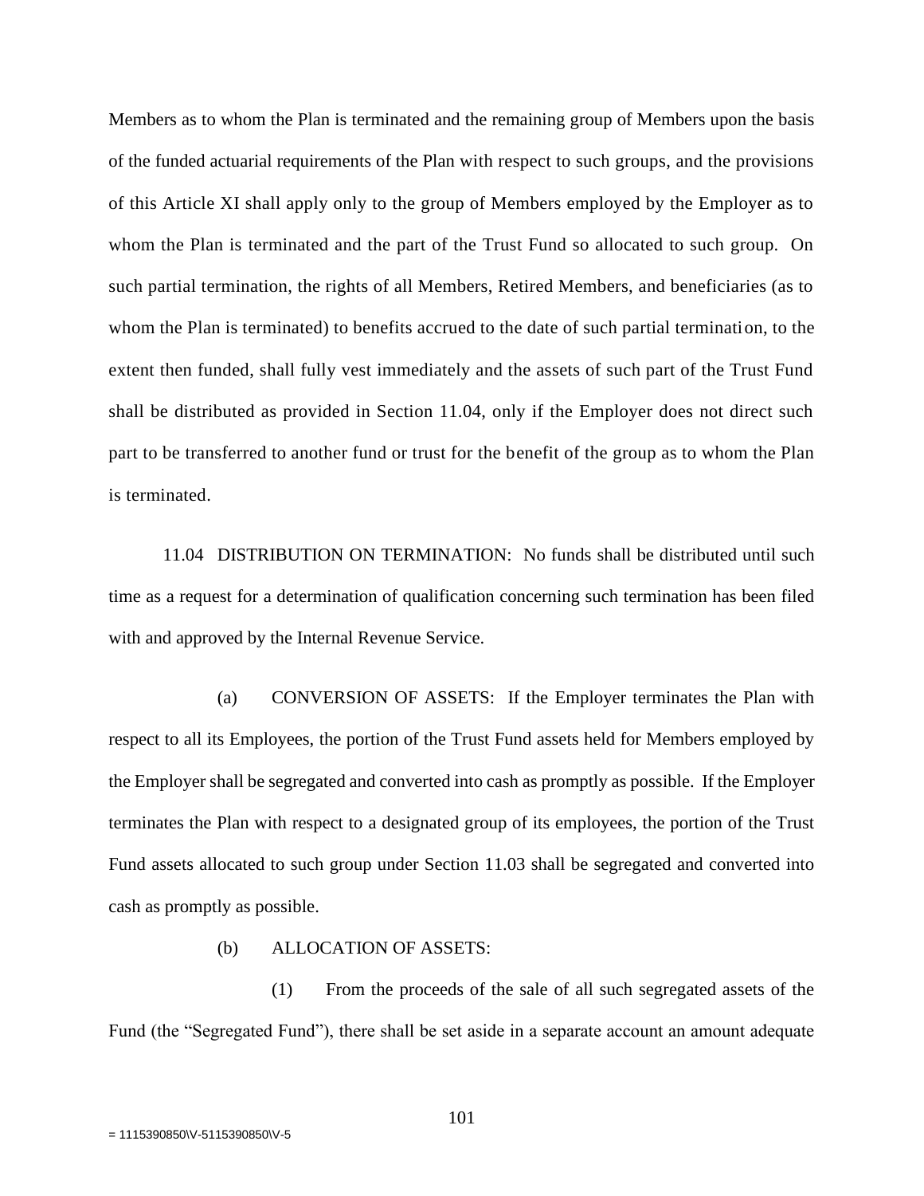Members as to whom the Plan is terminated and the remaining group of Members upon the basis of the funded actuarial requirements of the Plan with respect to such groups, and the provisions of this Article XI shall apply only to the group of Members employed by the Employer as to whom the Plan is terminated and the part of the Trust Fund so allocated to such group. On such partial termination, the rights of all Members, Retired Members, and beneficiaries (as to whom the Plan is terminated) to benefits accrued to the date of such partial termination, to the extent then funded, shall fully vest immediately and the assets of such part of the Trust Fund shall be distributed as provided in Section 11.04, only if the Employer does not direct such part to be transferred to another fund or trust for the benefit of the group as to whom the Plan is terminated.

11.04 DISTRIBUTION ON TERMINATION: No funds shall be distributed until such time as a request for a determination of qualification concerning such termination has been filed with and approved by the Internal Revenue Service.

(a) CONVERSION OF ASSETS: If the Employer terminates the Plan with respect to all its Employees, the portion of the Trust Fund assets held for Members employed by the Employer shall be segregated and converted into cash as promptly as possible. If the Employer terminates the Plan with respect to a designated group of its employees, the portion of the Trust Fund assets allocated to such group under Section 11.03 shall be segregated and converted into cash as promptly as possible.

(b) ALLOCATION OF ASSETS:

(1) From the proceeds of the sale of all such segregated assets of the Fund (the "Segregated Fund"), there shall be set aside in a separate account an amount adequate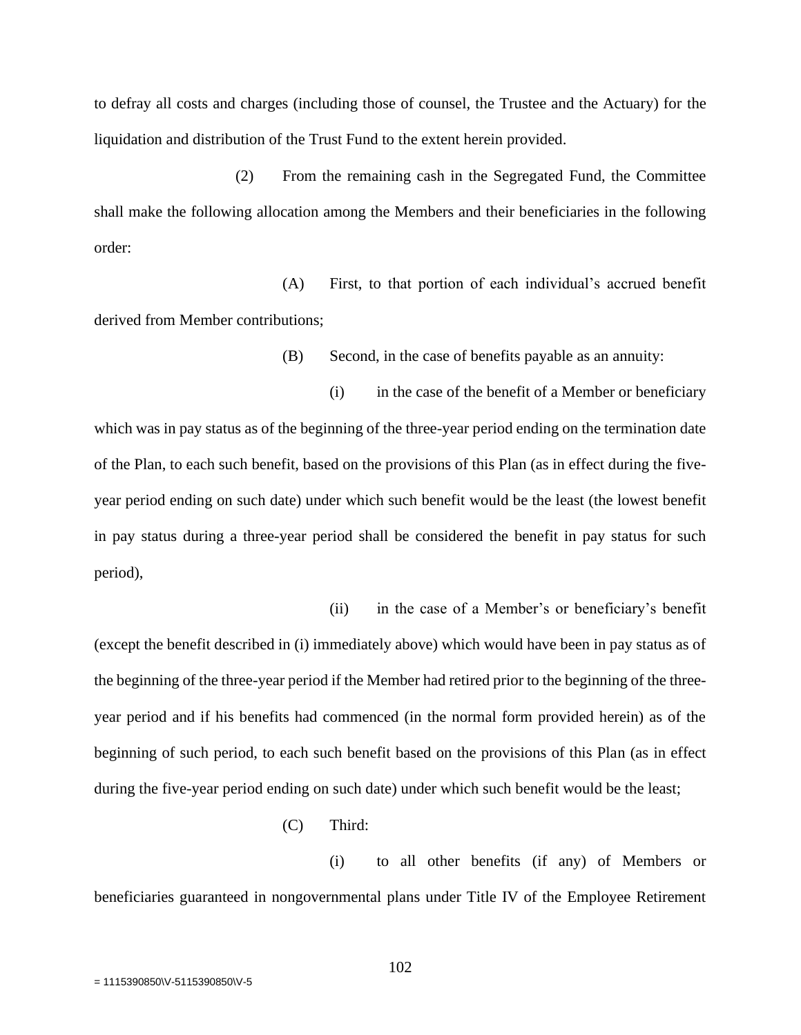to defray all costs and charges (including those of counsel, the Trustee and the Actuary) for the liquidation and distribution of the Trust Fund to the extent herein provided.

(2) From the remaining cash in the Segregated Fund, the Committee shall make the following allocation among the Members and their beneficiaries in the following order:

(A) First, to that portion of each individual's accrued benefit derived from Member contributions;

(B) Second, in the case of benefits payable as an annuity:

(i) in the case of the benefit of a Member or beneficiary which was in pay status as of the beginning of the three-year period ending on the termination date of the Plan, to each such benefit, based on the provisions of this Plan (as in effect during the five-year period ending on such date) under which such benefit would be the least (the lowest benefit in pay status during a three-year period shall be considered the benefit in pay status for such period),

(ii) in the case of a Member's or beneficiary's benefit (except the benefit described in (i) immediately above) which would have been in pay status as of the beginning of the three-year period if the Member had retired prior to the beginning of the three-year period and if his benefits had commenced (in the normal form provided herein) as of the beginning of such period, to each such benefit based on the provisions of this Plan (as in effect during the five-year period ending on such date) under which such benefit would be the least;

(C) Third:

(i) to all other benefits (if any) of Members or beneficiaries guaranteed in nongovernmental plans under Title IV of the Employee Retirement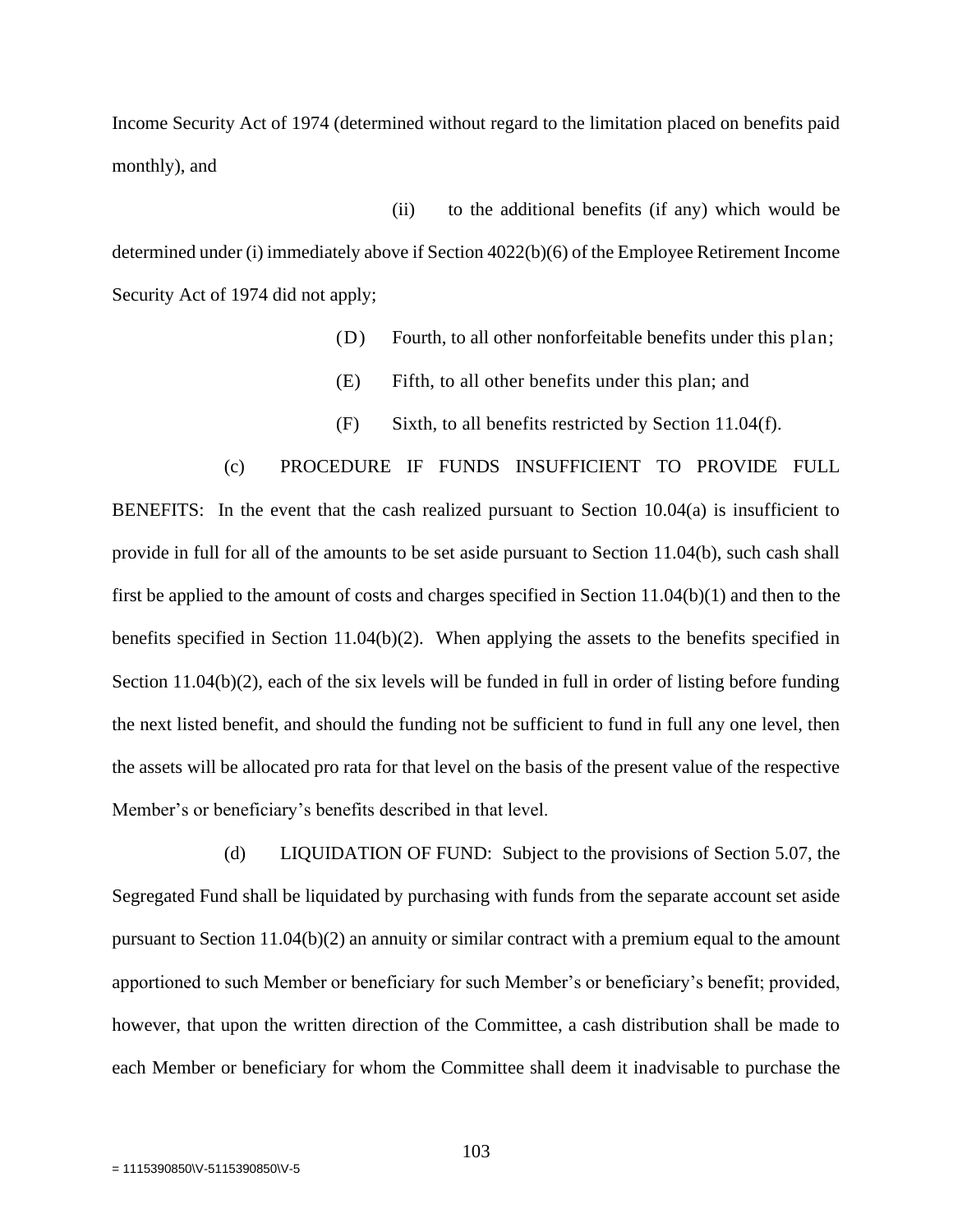Income Security Act of 1974 (determined without regard to the limitation placed on benefits paid monthly), and

(ii) to the additional benefits (if any) which would be determined under (i) immediately above if Section 4022(b)(6) of the Employee Retirement Income Security Act of 1974 did not apply;

(D) Fourth, to all other nonforfeitable benefits under this plan;

(E) Fifth, to all other benefits under this plan; and

(F) Sixth, to all benefits restricted by Section 11.04(f).

(c) PROCEDURE IF FUNDS INSUFFICIENT TO PROVIDE FULL BENEFITS: In the event that the cash realized pursuant to Section 10.04(a) is insufficient to provide in full for all of the amounts to be set aside pursuant to Section 11.04(b), such cash shall first be applied to the amount of costs and charges specified in Section 11.04(b)(1) and then to the benefits specified in Section 11.04(b)(2). When applying the assets to the benefits specified in Section 11.04(b)(2), each of the six levels will be funded in full in order of listing before funding the next listed benefit, and should the funding not be sufficient to fund in full any one level, then the assets will be allocated pro rata for that level on the basis of the present value of the respective Member's or beneficiary's benefits described in that level.

(d) LIQUIDATION OF FUND: Subject to the provisions of Section 5.07, the Segregated Fund shall be liquidated by purchasing with funds from the separate account set aside pursuant to Section 11.04(b)(2) an annuity or similar contract with a premium equal to the amount apportioned to such Member or beneficiary for such Member's or beneficiary's benefit; provided, however, that upon the written direction of the Committee, a cash distribution shall be made to each Member or beneficiary for whom the Committee shall deem it inadvisable to purchase the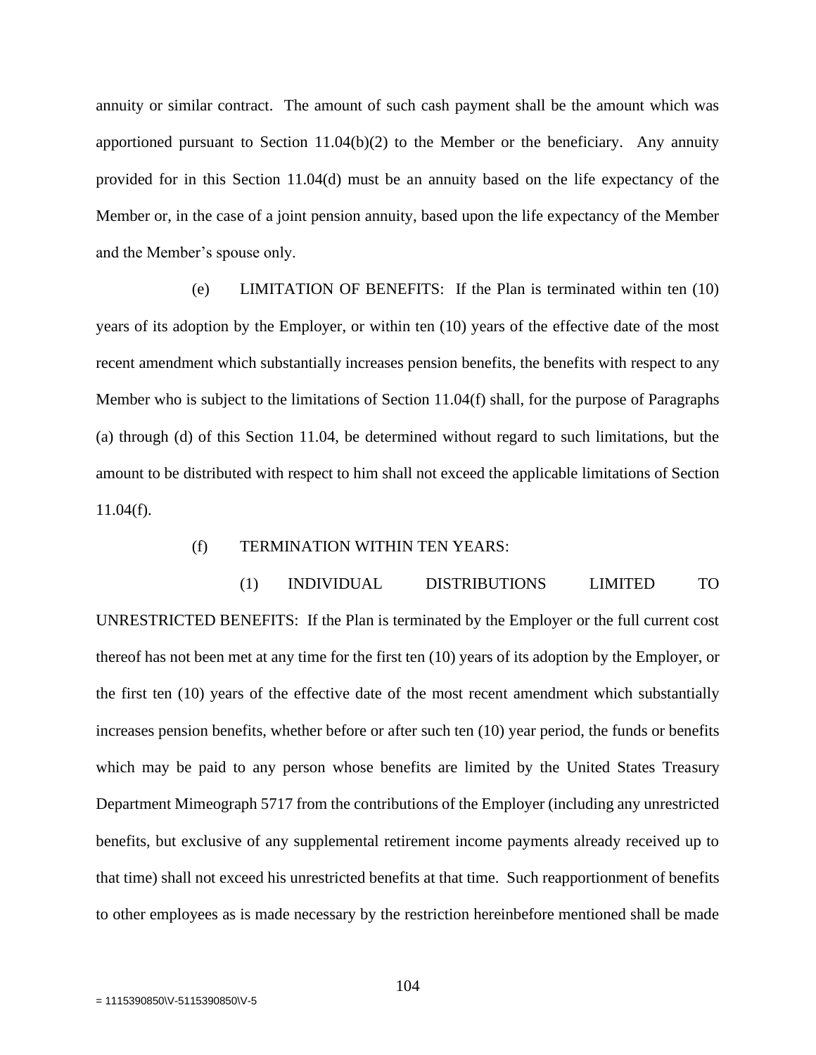annuity or similar contract. The amount of such cash payment shall be the amount which was apportioned pursuant to Section 11.04(b)(2) to the Member or the beneficiary. Any annuity provided for in this Section 11.04(d) must be an annuity based on the life expectancy of the Member or, in the case of a joint pension annuity, based upon the life expectancy of the Member and the Member's spouse only.

(e) LIMITATION OF BENEFITS: If the Plan is terminated within ten (10) years of its adoption by the Employer, or within ten (10) years of the effective date of the most recent amendment which substantially increases pension benefits, the benefits with respect to any Member who is subject to the limitations of Section 11.04(f) shall, for the purpose of Paragraphs (a) through (d) of this Section 11.04, be determined without regard to such limitations, but the amount to be distributed with respect to him shall not exceed the applicable limitations of Section 11.04(f).

(f) TERMINATION WITHIN TEN YEARS:

(1) INDIVIDUAL DISTRIBUTIONS LIMITED TO UNRESTRICTED BENEFITS: If the Plan is terminated by the Employer or the full current cost thereof has not been met at any time for the first ten (10) years of its adoption by the Employer, or the first ten (10) years of the effective date of the most recent amendment which substantially increases pension benefits, whether before or after such ten (10) year period, the funds or benefits which may be paid to any person whose benefits are limited by the United States Treasury Department Mimeograph 5717 from the contributions of the Employer (including any unrestricted benefits, but exclusive of any supplemental retirement income payments already received up to that time) shall not exceed his unrestricted benefits at that time. Such reapportionment of benefits to other employees as is made necessary by the restriction hereinbefore mentioned shall be made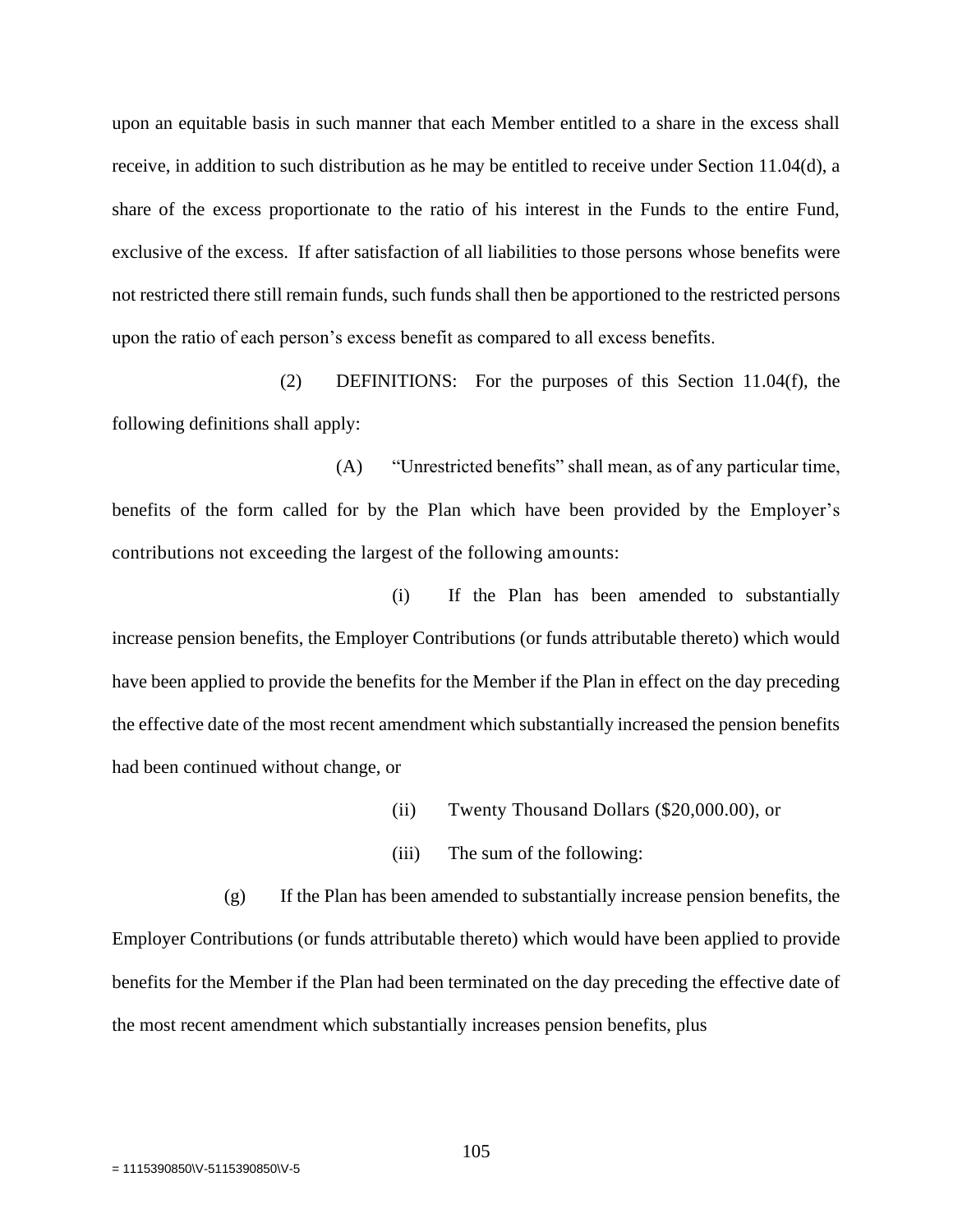upon an equitable basis in such manner that each Member entitled to a share in the excess shall receive, in addition to such distribution as he may be entitled to receive under Section 11.04(d), a share of the excess proportionate to the ratio of his interest in the Funds to the entire Fund, exclusive of the excess. If after satisfaction of all liabilities to those persons whose benefits were not restricted there still remain funds, such funds shall then be apportioned to the restricted persons upon the ratio of each person's excess benefit as compared to all excess benefits.

(2) DEFINITIONS: For the purposes of this Section 11.04(f), the following definitions shall apply:

(A) "Unrestricted benefits" shall mean, as of any particular time, benefits of the form called for by the Plan which have been provided by the Employer's contributions not exceeding the largest of the following amounts:

(i) If the Plan has been amended to substantially increase pension benefits, the Employer Contributions (or funds attributable thereto) which would have been applied to provide the benefits for the Member if the Plan in effect on the day preceding the effective date of the most recent amendment which substantially increased the pension benefits had been continued without change, or

(ii) Twenty Thousand Dollars ($20,000.00), or

(iii) The sum of the following:

(g) If the Plan has been amended to substantially increase pension benefits, the Employer Contributions (or funds attributable thereto) which would have been applied to provide benefits for the Member if the Plan had been terminated on the day preceding the effective date of the most recent amendment which substantially increases pension benefits, plus

= 1115390850\V-5115390850\V-5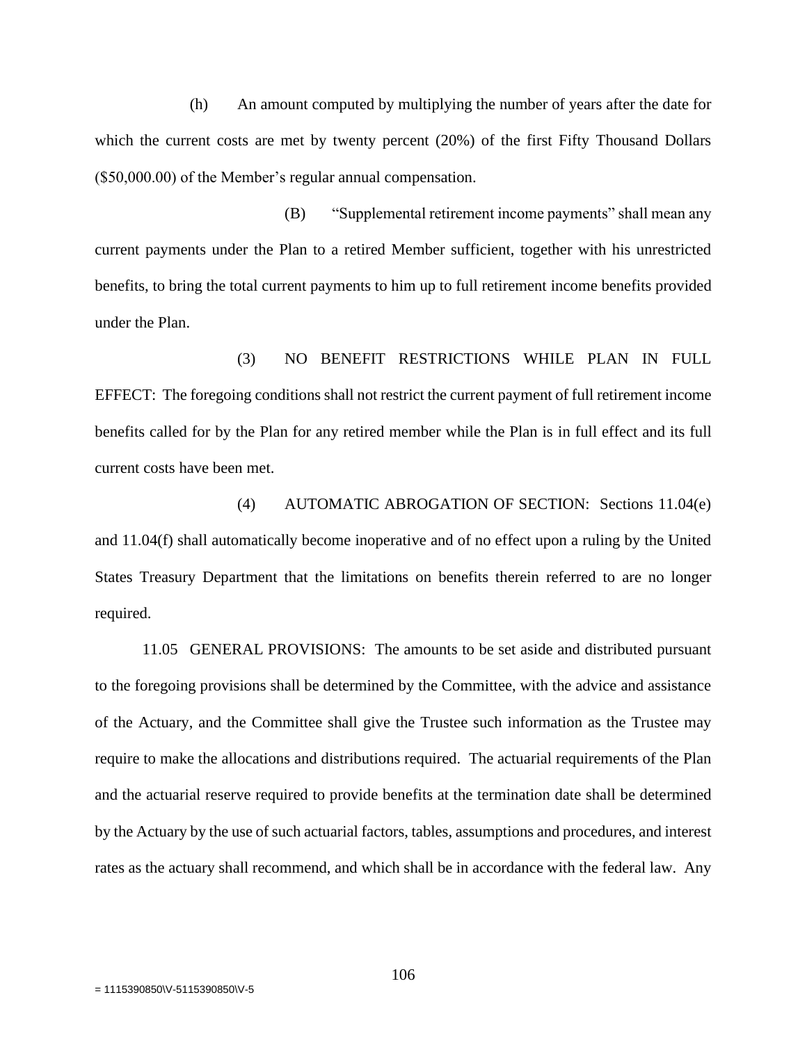(h) An amount computed by multiplying the number of years after the date for which the current costs are met by twenty percent (20%) of the first Fifty Thousand Dollars ($50,000.00) of the Member's regular annual compensation.

(B) "Supplemental retirement income payments" shall mean any current payments under the Plan to a retired Member sufficient, together with his unrestricted benefits, to bring the total current payments to him up to full retirement income benefits provided under the Plan.

(3) NO BENEFIT RESTRICTIONS WHILE PLAN IN FULL EFFECT: The foregoing conditions shall not restrict the current payment of full retirement income benefits called for by the Plan for any retired member while the Plan is in full effect and its full current costs have been met.

(4) AUTOMATIC ABROGATION OF SECTION: Sections 11.04(e) and 11.04(f) shall automatically become inoperative and of no effect upon a ruling by the United States Treasury Department that the limitations on benefits therein referred to are no longer required.

11.05 GENERAL PROVISIONS: The amounts to be set aside and distributed pursuant to the foregoing provisions shall be determined by the Committee, with the advice and assistance of the Actuary, and the Committee shall give the Trustee such information as the Trustee may require to make the allocations and distributions required. The actuarial requirements of the Plan and the actuarial reserve required to provide benefits at the termination date shall be determined by the Actuary by the use of such actuarial factors, tables, assumptions and procedures, and interest rates as the actuary shall recommend, and which shall be in accordance with the federal law. Any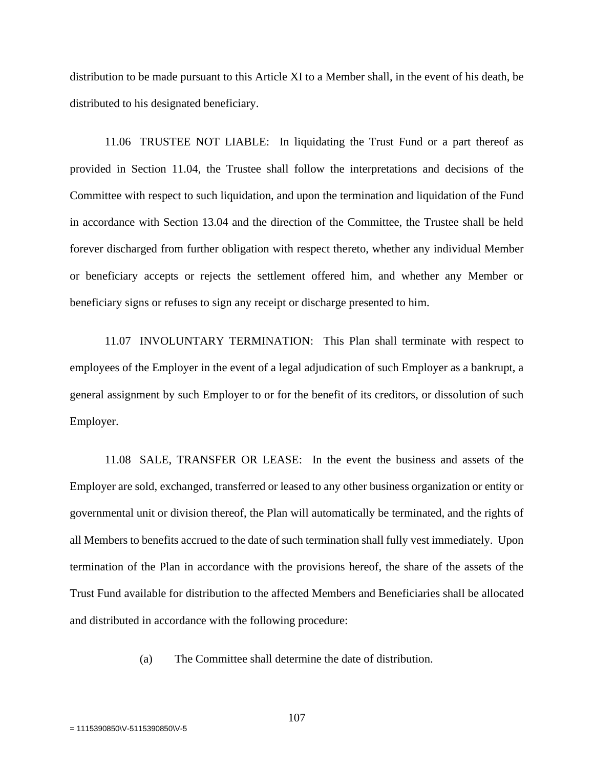distribution to be made pursuant to this Article XI to a Member shall, in the event of his death, be distributed to his designated beneficiary.

11.06 TRUSTEE NOT LIABLE: In liquidating the Trust Fund or a part thereof as provided in Section 11.04, the Trustee shall follow the interpretations and decisions of the Committee with respect to such liquidation, and upon the termination and liquidation of the Fund in accordance with Section 13.04 and the direction of the Committee, the Trustee shall be held forever discharged from further obligation with respect thereto, whether any individual Member or beneficiary accepts or rejects the settlement offered him, and whether any Member or beneficiary signs or refuses to sign any receipt or discharge presented to him.

11.07 INVOLUNTARY TERMINATION: This Plan shall terminate with respect to employees of the Employer in the event of a legal adjudication of such Employer as a bankrupt, a general assignment by such Employer to or for the benefit of its creditors, or dissolution of such Employer.

11.08 SALE, TRANSFER OR LEASE: In the event the business and assets of the Employer are sold, exchanged, transferred or leased to any other business organization or entity or governmental unit or division thereof, the Plan will automatically be terminated, and the rights of all Members to benefits accrued to the date of such termination shall fully vest immediately. Upon termination of the Plan in accordance with the provisions hereof, the share of the assets of the Trust Fund available for distribution to the affected Members and Beneficiaries shall be allocated and distributed in accordance with the following procedure:

(a) The Committee shall determine the date of distribution.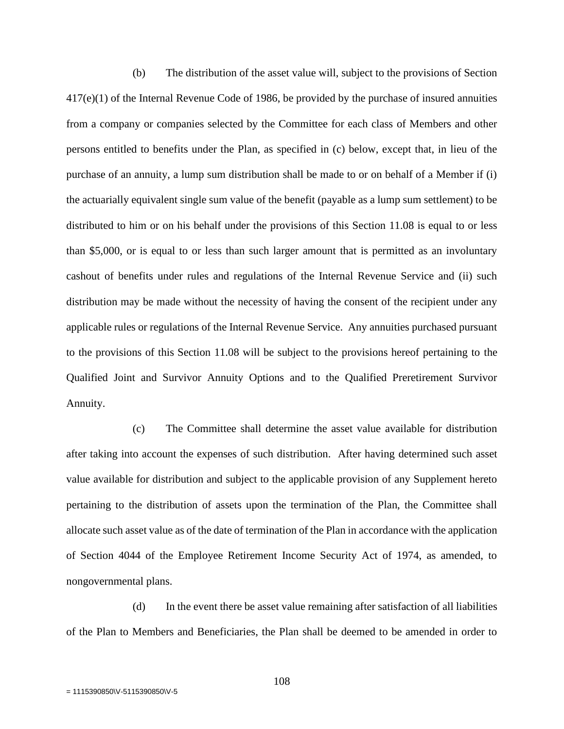(b) The distribution of the asset value will, subject to the provisions of Section 417(e)(1) of the Internal Revenue Code of 1986, be provided by the purchase of insured annuities from a company or companies selected by the Committee for each class of Members and other persons entitled to benefits under the Plan, as specified in (c) below, except that, in lieu of the purchase of an annuity, a lump sum distribution shall be made to or on behalf of a Member if (i) the actuarially equivalent single sum value of the benefit (payable as a lump sum settlement) to be distributed to him or on his behalf under the provisions of this Section 11.08 is equal to or less than $5,000, or is equal to or less than such larger amount that is permitted as an involuntary cashout of benefits under rules and regulations of the Internal Revenue Service and (ii) such distribution may be made without the necessity of having the consent of the recipient under any applicable rules or regulations of the Internal Revenue Service. Any annuities purchased pursuant to the provisions of this Section 11.08 will be subject to the provisions hereof pertaining to the Qualified Joint and Survivor Annuity Options and to the Qualified Preretirement Survivor Annuity.

(c) The Committee shall determine the asset value available for distribution after taking into account the expenses of such distribution. After having determined such asset value available for distribution and subject to the applicable provision of any Supplement hereto pertaining to the distribution of assets upon the termination of the Plan, the Committee shall allocate such asset value as of the date of termination of the Plan in accordance with the application of Section 4044 of the Employee Retirement Income Security Act of 1974, as amended, to nongovernmental plans.

(d) In the event there be asset value remaining after satisfaction of all liabilities of the Plan to Members and Beneficiaries, the Plan shall be deemed to be amended in order to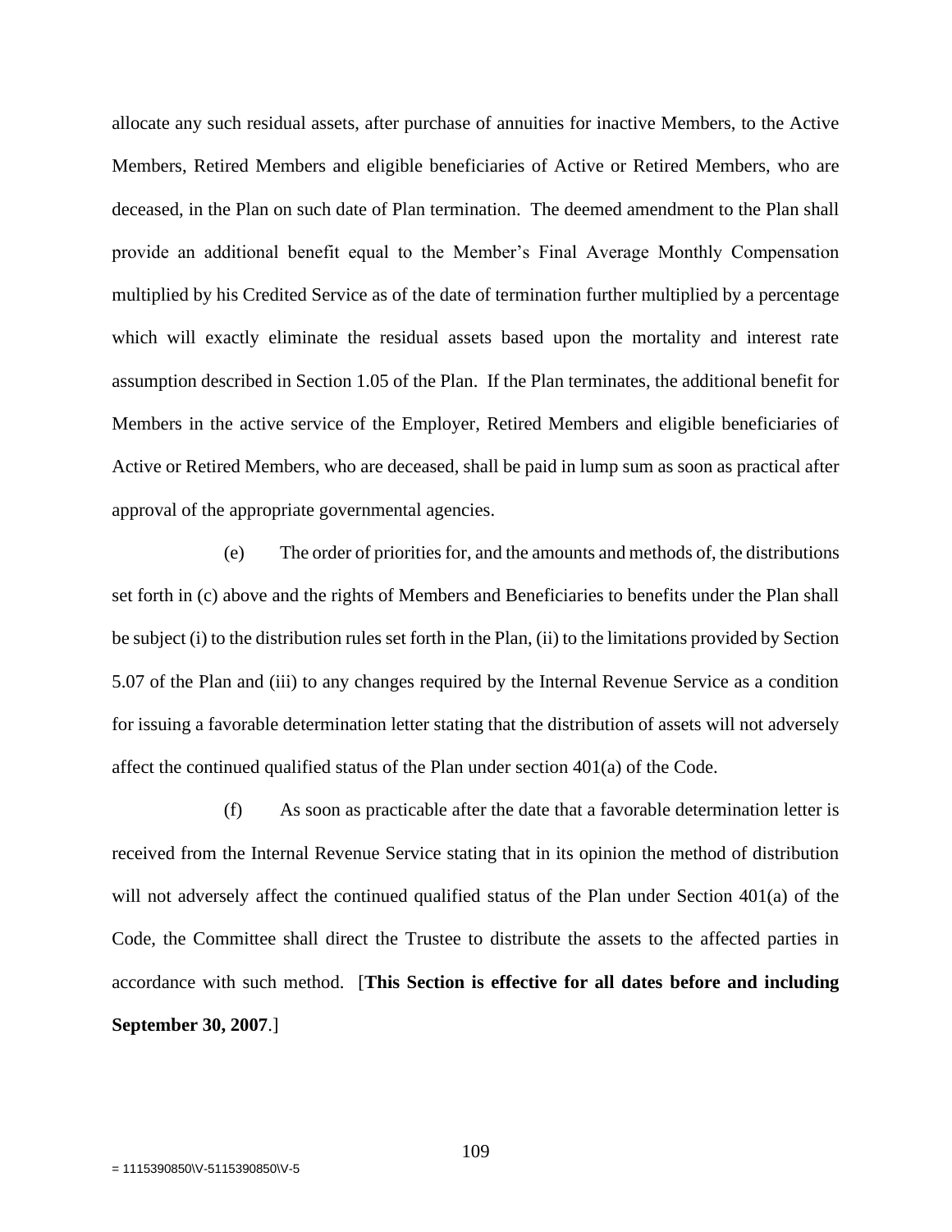allocate any such residual assets, after purchase of annuities for inactive Members, to the Active Members, Retired Members and eligible beneficiaries of Active or Retired Members, who are deceased, in the Plan on such date of Plan termination. The deemed amendment to the Plan shall provide an additional benefit equal to the Member's Final Average Monthly Compensation multiplied by his Credited Service as of the date of termination further multiplied by a percentage which will exactly eliminate the residual assets based upon the mortality and interest rate assumption described in Section 1.05 of the Plan. If the Plan terminates, the additional benefit for Members in the active service of the Employer, Retired Members and eligible beneficiaries of Active or Retired Members, who are deceased, shall be paid in lump sum as soon as practical after approval of the appropriate governmental agencies.

(e) The order of priorities for, and the amounts and methods of, the distributions set forth in (c) above and the rights of Members and Beneficiaries to benefits under the Plan shall be subject (i) to the distribution rules set forth in the Plan, (ii) to the limitations provided by Section 5.07 of the Plan and (iii) to any changes required by the Internal Revenue Service as a condition for issuing a favorable determination letter stating that the distribution of assets will not adversely affect the continued qualified status of the Plan under section 401(a) of the Code.

(f) As soon as practicable after the date that a favorable determination letter is received from the Internal Revenue Service stating that in its opinion the method of distribution will not adversely affect the continued qualified status of the Plan under Section 401(a) of the Code, the Committee shall direct the Trustee to distribute the assets to the affected parties in accordance with such method. [**This Section is effective for all dates before and including September 30, 2007**.]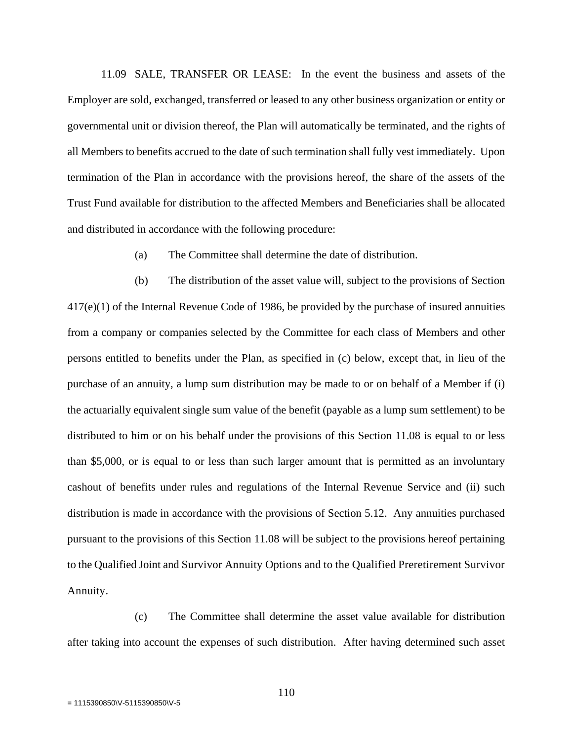11.09 SALE, TRANSFER OR LEASE: In the event the business and assets of the Employer are sold, exchanged, transferred or leased to any other business organization or entity or governmental unit or division thereof, the Plan will automatically be terminated, and the rights of all Members to benefits accrued to the date of such termination shall fully vest immediately. Upon termination of the Plan in accordance with the provisions hereof, the share of the assets of the Trust Fund available for distribution to the affected Members and Beneficiaries shall be allocated and distributed in accordance with the following procedure:

(a) The Committee shall determine the date of distribution.

(b) The distribution of the asset value will, subject to the provisions of Section 417(e)(1) of the Internal Revenue Code of 1986, be provided by the purchase of insured annuities from a company or companies selected by the Committee for each class of Members and other persons entitled to benefits under the Plan, as specified in (c) below, except that, in lieu of the purchase of an annuity, a lump sum distribution may be made to or on behalf of a Member if (i) the actuarially equivalent single sum value of the benefit (payable as a lump sum settlement) to be distributed to him or on his behalf under the provisions of this Section 11.08 is equal to or less than $5,000, or is equal to or less than such larger amount that is permitted as an involuntary cashout of benefits under rules and regulations of the Internal Revenue Service and (ii) such distribution is made in accordance with the provisions of Section 5.12. Any annuities purchased pursuant to the provisions of this Section 11.08 will be subject to the provisions hereof pertaining to the Qualified Joint and Survivor Annuity Options and to the Qualified Preretirement Survivor Annuity.

(c) The Committee shall determine the asset value available for distribution after taking into account the expenses of such distribution. After having determined such asset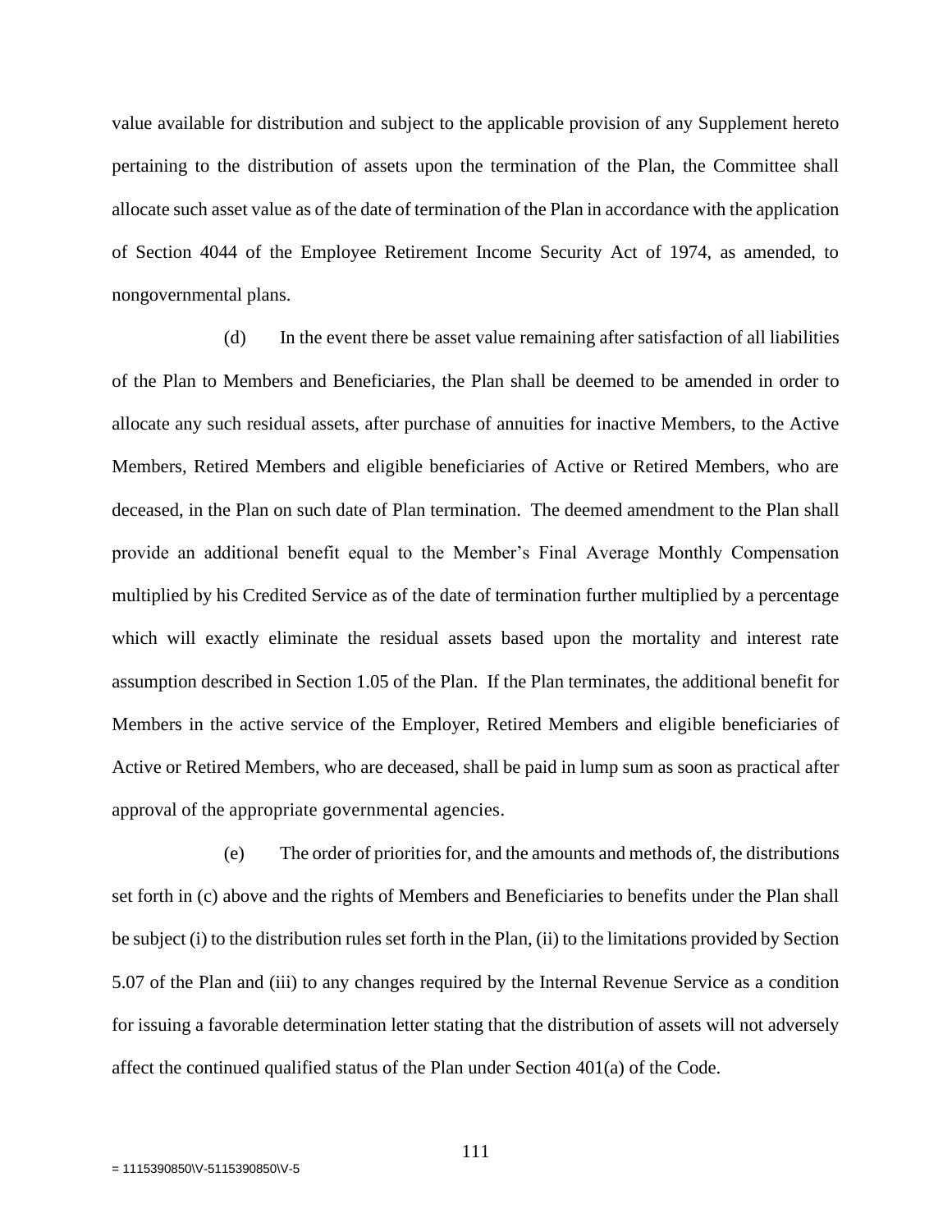value available for distribution and subject to the applicable provision of any Supplement hereto pertaining to the distribution of assets upon the termination of the Plan, the Committee shall allocate such asset value as of the date of termination of the Plan in accordance with the application of Section 4044 of the Employee Retirement Income Security Act of 1974, as amended, to nongovernmental plans.

(d) In the event there be asset value remaining after satisfaction of all liabilities of the Plan to Members and Beneficiaries, the Plan shall be deemed to be amended in order to allocate any such residual assets, after purchase of annuities for inactive Members, to the Active Members, Retired Members and eligible beneficiaries of Active or Retired Members, who are deceased, in the Plan on such date of Plan termination. The deemed amendment to the Plan shall provide an additional benefit equal to the Member's Final Average Monthly Compensation multiplied by his Credited Service as of the date of termination further multiplied by a percentage which will exactly eliminate the residual assets based upon the mortality and interest rate assumption described in Section 1.05 of the Plan. If the Plan terminates, the additional benefit for Members in the active service of the Employer, Retired Members and eligible beneficiaries of Active or Retired Members, who are deceased, shall be paid in lump sum as soon as practical after approval of the appropriate governmental agencies.

(e) The order of priorities for, and the amounts and methods of, the distributions set forth in (c) above and the rights of Members and Beneficiaries to benefits under the Plan shall be subject (i) to the distribution rules set forth in the Plan, (ii) to the limitations provided by Section 5.07 of the Plan and (iii) to any changes required by the Internal Revenue Service as a condition for issuing a favorable determination letter stating that the distribution of assets will not adversely affect the continued qualified status of the Plan under Section 401(a) of the Code.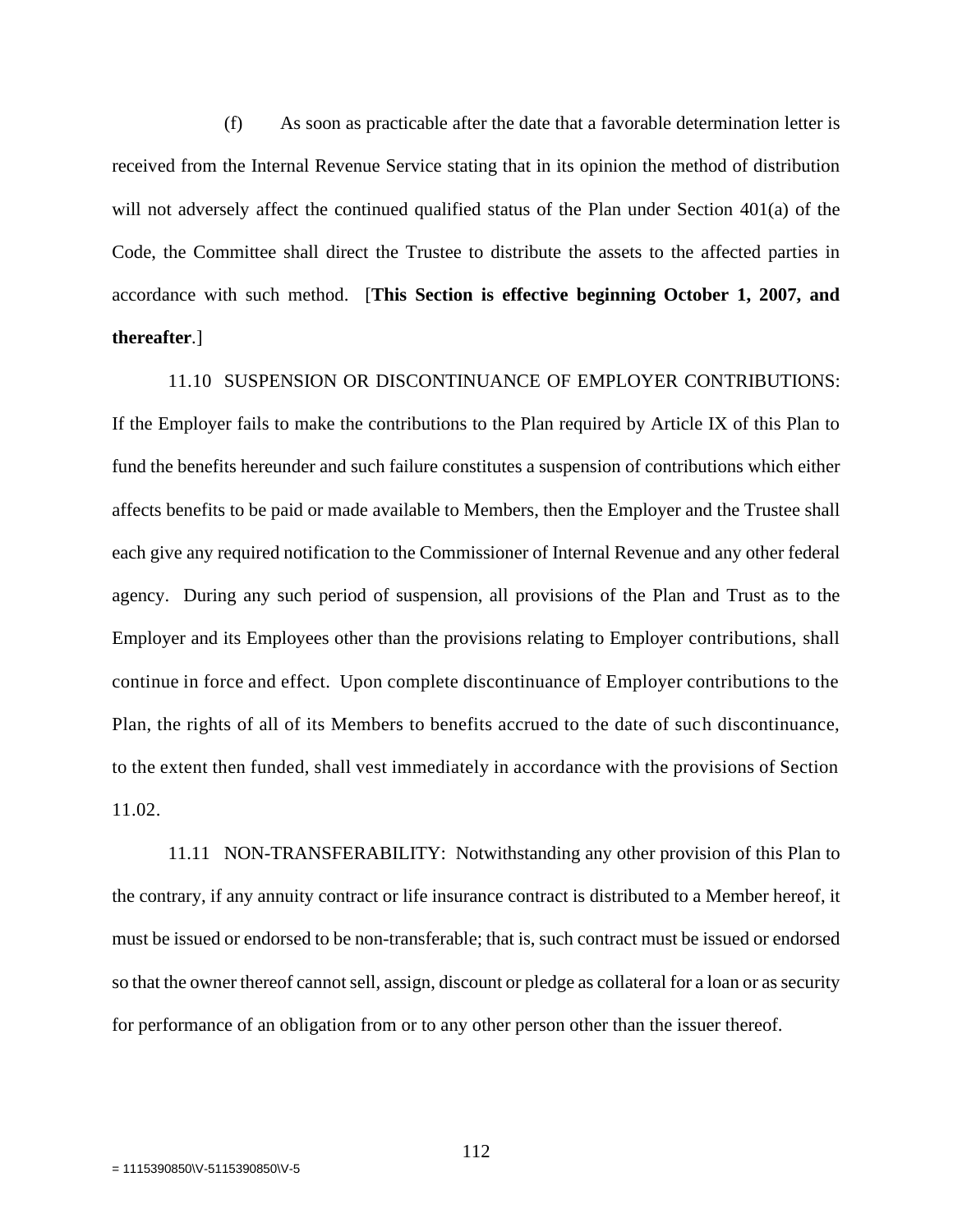(f) As soon as practicable after the date that a favorable determination letter is received from the Internal Revenue Service stating that in its opinion the method of distribution will not adversely affect the continued qualified status of the Plan under Section 401(a) of the Code, the Committee shall direct the Trustee to distribute the assets to the affected parties in accordance with such method. [**This Section is effective beginning October 1, 2007, and thereafter**.]

11.10 SUSPENSION OR DISCONTINUANCE OF EMPLOYER CONTRIBUTIONS: If the Employer fails to make the contributions to the Plan required by Article IX of this Plan to fund the benefits hereunder and such failure constitutes a suspension of contributions which either affects benefits to be paid or made available to Members, then the Employer and the Trustee shall each give any required notification to the Commissioner of Internal Revenue and any other federal agency. During any such period of suspension, all provisions of the Plan and Trust as to the Employer and its Employees other than the provisions relating to Employer contributions, shall continue in force and effect. Upon complete discontinuance of Employer contributions to the Plan, the rights of all of its Members to benefits accrued to the date of such discontinuance, to the extent then funded, shall vest immediately in accordance with the provisions of Section 11.02.

11.11 NON-TRANSFERABILITY: Notwithstanding any other provision of this Plan to the contrary, if any annuity contract or life insurance contract is distributed to a Member hereof, it must be issued or endorsed to be non-transferable; that is, such contract must be issued or endorsed so that the owner thereof cannot sell, assign, discount or pledge as collateral for a loan or as security for performance of an obligation from or to any other person other than the issuer thereof.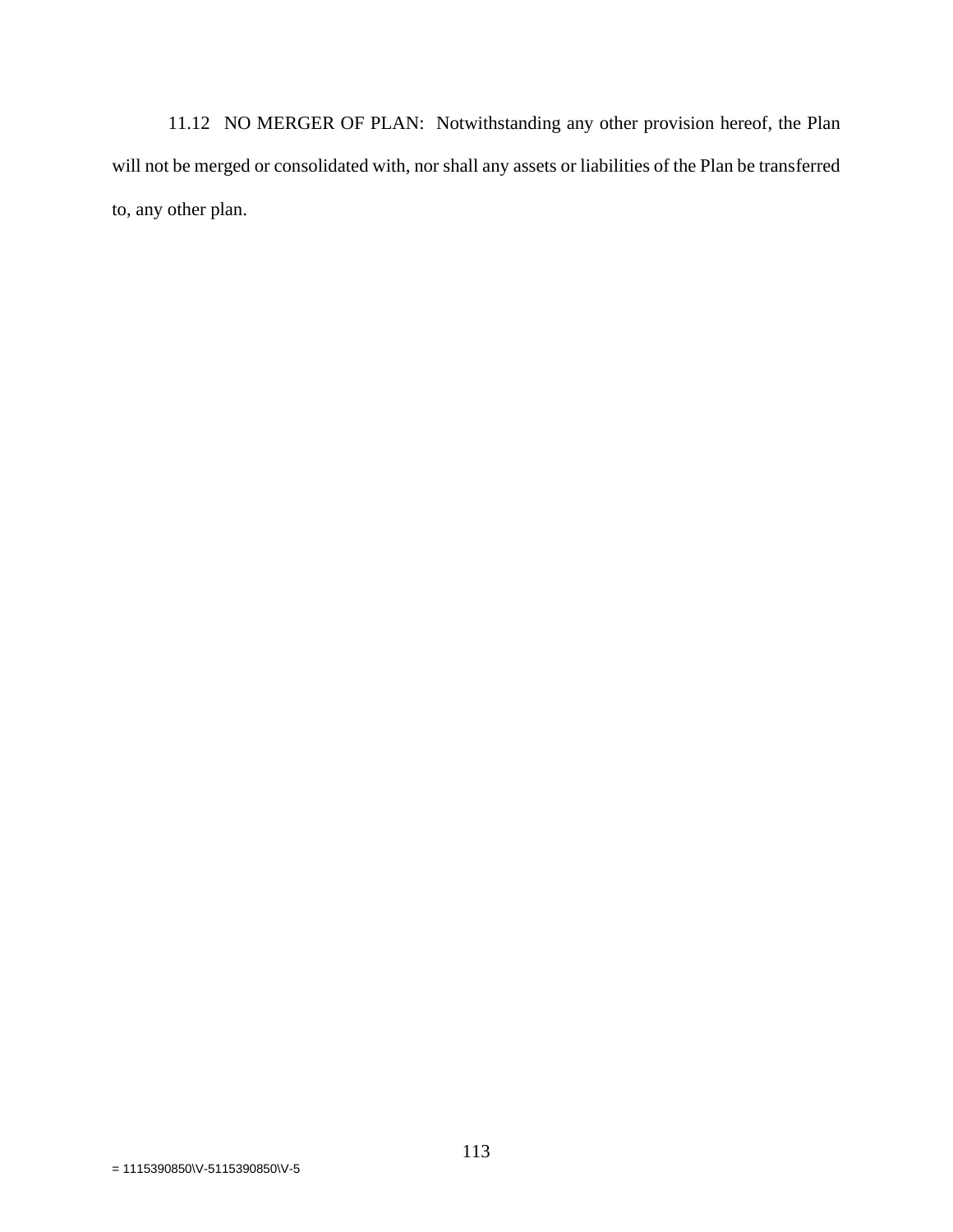11.12 NO MERGER OF PLAN: Notwithstanding any other provision hereof, the Plan will not be merged or consolidated with, nor shall any assets or liabilities of the Plan be transferred to, any other plan.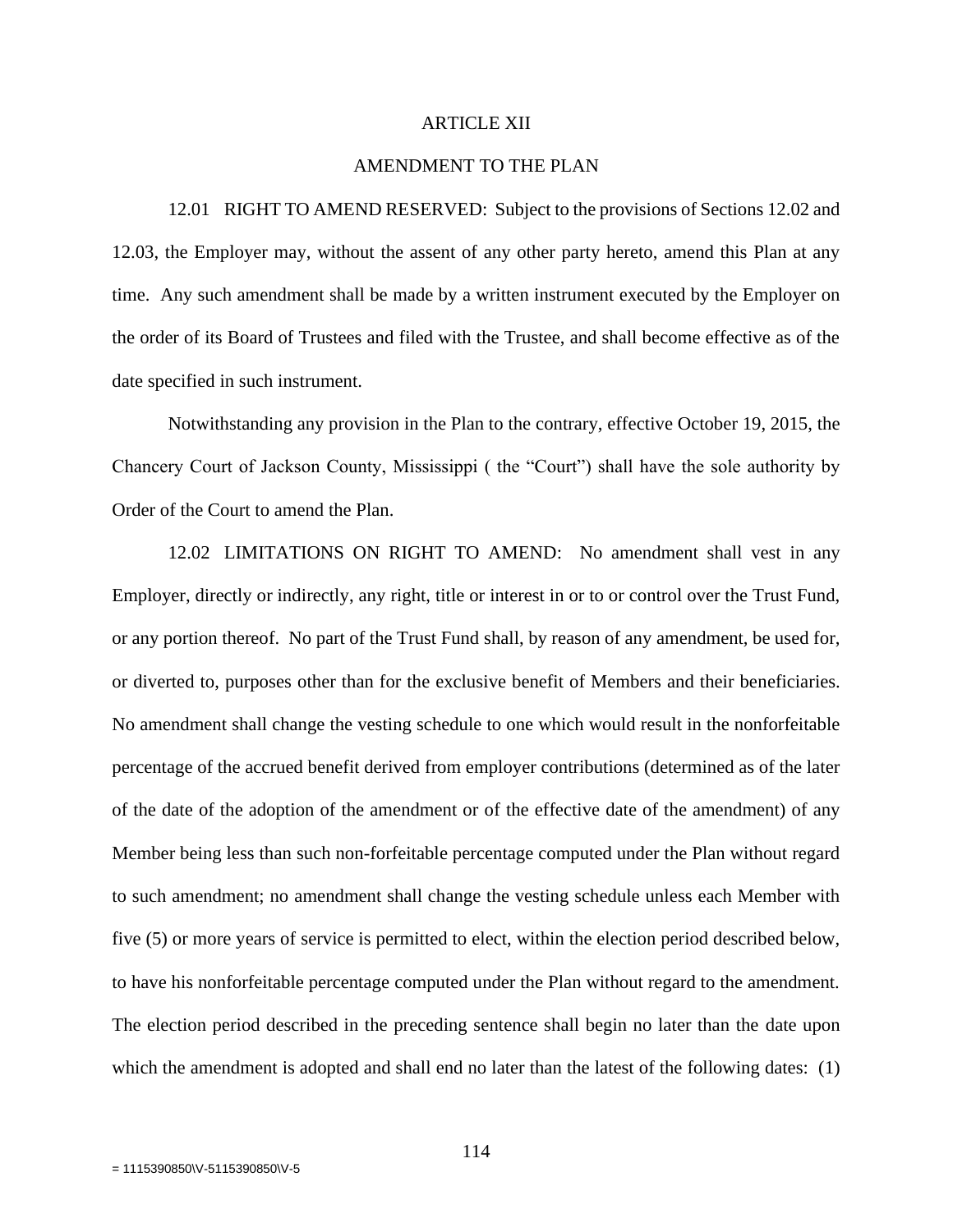# ARTICLE XII

## AMENDMENT TO THE PLAN

12.01 RIGHT TO AMEND RESERVED: Subject to the provisions of Sections 12.02 and 12.03, the Employer may, without the assent of any other party hereto, amend this Plan at any time. Any such amendment shall be made by a written instrument executed by the Employer on the order of its Board of Trustees and filed with the Trustee, and shall become effective as of the date specified in such instrument.

Notwithstanding any provision in the Plan to the contrary, effective October 19, 2015, the Chancery Court of Jackson County, Mississippi ( the "Court") shall have the sole authority by Order of the Court to amend the Plan.

12.02 LIMITATIONS ON RIGHT TO AMEND: No amendment shall vest in any Employer, directly or indirectly, any right, title or interest in or to or control over the Trust Fund, or any portion thereof. No part of the Trust Fund shall, by reason of any amendment, be used for, or diverted to, purposes other than for the exclusive benefit of Members and their beneficiaries. No amendment shall change the vesting schedule to one which would result in the nonforfeitable percentage of the accrued benefit derived from employer contributions (determined as of the later of the date of the adoption of the amendment or of the effective date of the amendment) of any Member being less than such non-forfeitable percentage computed under the Plan without regard to such amendment; no amendment shall change the vesting schedule unless each Member with five (5) or more years of service is permitted to elect, within the election period described below, to have his nonforfeitable percentage computed under the Plan without regard to the amendment. The election period described in the preceding sentence shall begin no later than the date upon which the amendment is adopted and shall end no later than the latest of the following dates: (1)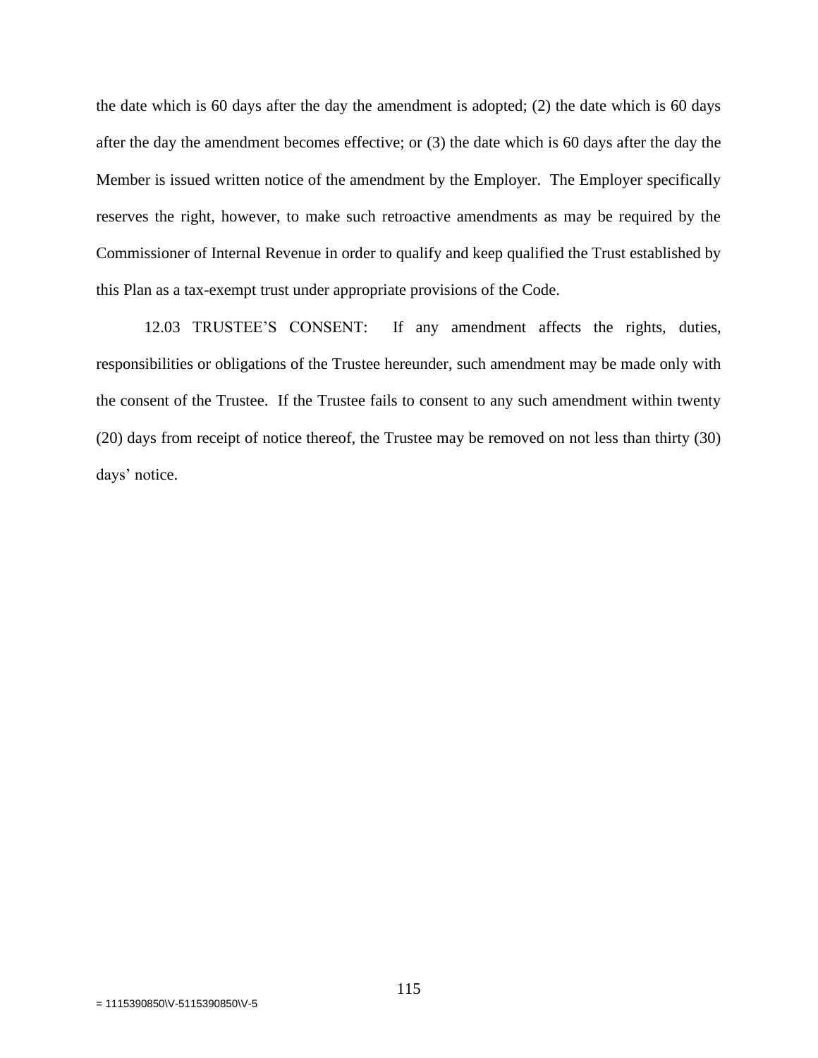the date which is 60 days after the day the amendment is adopted; (2) the date which is 60 days after the day the amendment becomes effective; or (3) the date which is 60 days after the day the Member is issued written notice of the amendment by the Employer. The Employer specifically reserves the right, however, to make such retroactive amendments as may be required by the Commissioner of Internal Revenue in order to qualify and keep qualified the Trust established by this Plan as a tax-exempt trust under appropriate provisions of the Code.

12.03 TRUSTEE'S CONSENT: If any amendment affects the rights, duties, responsibilities or obligations of the Trustee hereunder, such amendment may be made only with the consent of the Trustee. If the Trustee fails to consent to any such amendment within twenty (20) days from receipt of notice thereof, the Trustee may be removed on not less than thirty (30) days' notice.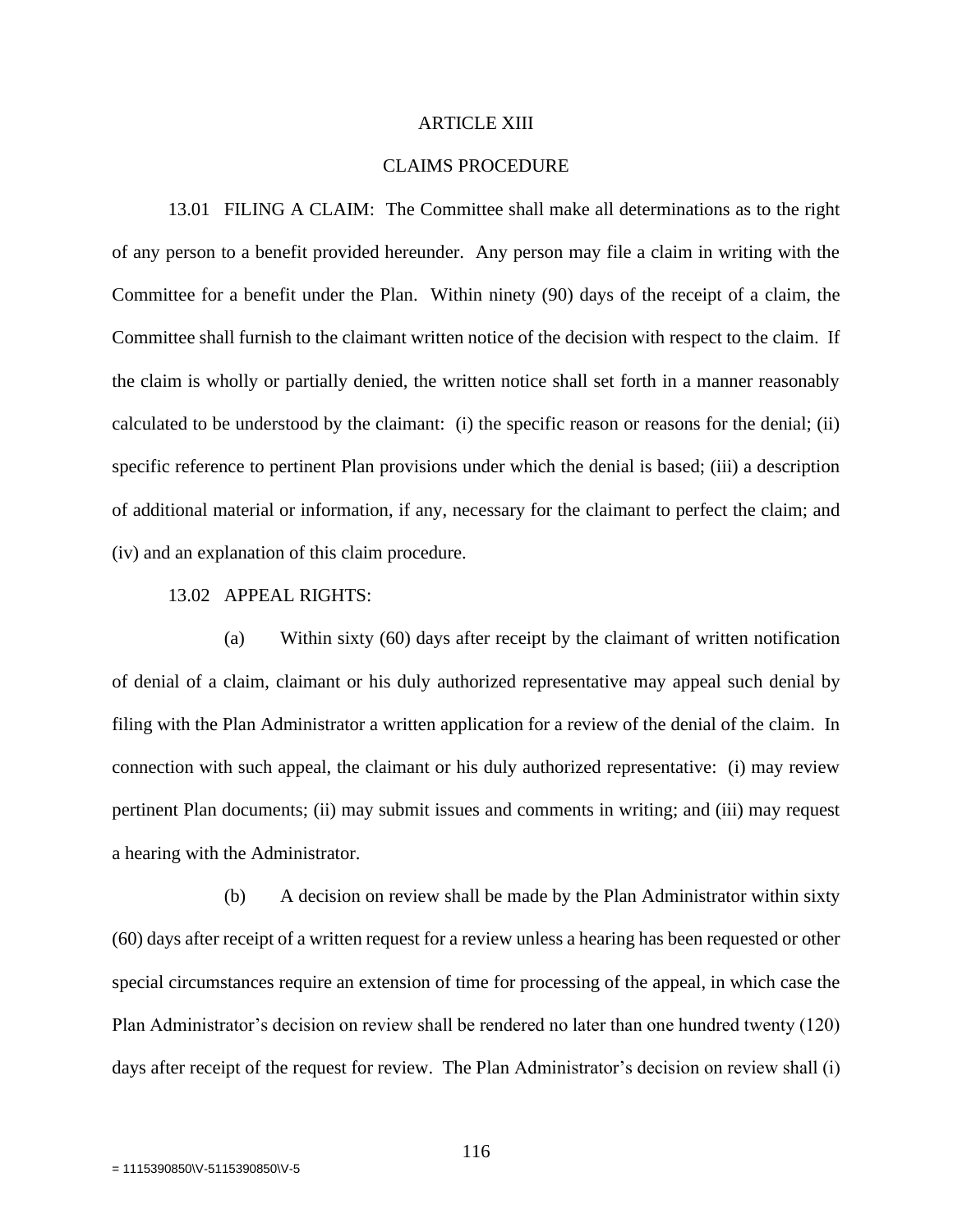# ARTICLE XIII

## CLAIMS PROCEDURE

13.01 FILING A CLAIM: The Committee shall make all determinations as to the right of any person to a benefit provided hereunder. Any person may file a claim in writing with the Committee for a benefit under the Plan. Within ninety (90) days of the receipt of a claim, the Committee shall furnish to the claimant written notice of the decision with respect to the claim. If the claim is wholly or partially denied, the written notice shall set forth in a manner reasonably calculated to be understood by the claimant: (i) the specific reason or reasons for the denial; (ii) specific reference to pertinent Plan provisions under which the denial is based; (iii) a description of additional material or information, if any, necessary for the claimant to perfect the claim; and (iv) and an explanation of this claim procedure.

13.02 APPEAL RIGHTS:

(a) Within sixty (60) days after receipt by the claimant of written notification of denial of a claim, claimant or his duly authorized representative may appeal such denial by filing with the Plan Administrator a written application for a review of the denial of the claim. In connection with such appeal, the claimant or his duly authorized representative: (i) may review pertinent Plan documents; (ii) may submit issues and comments in writing; and (iii) may request a hearing with the Administrator.

(b) A decision on review shall be made by the Plan Administrator within sixty (60) days after receipt of a written request for a review unless a hearing has been requested or other special circumstances require an extension of time for processing of the appeal, in which case the Plan Administrator's decision on review shall be rendered no later than one hundred twenty (120) days after receipt of the request for review. The Plan Administrator's decision on review shall (i)

= 1115390850\V-5115390850\V-5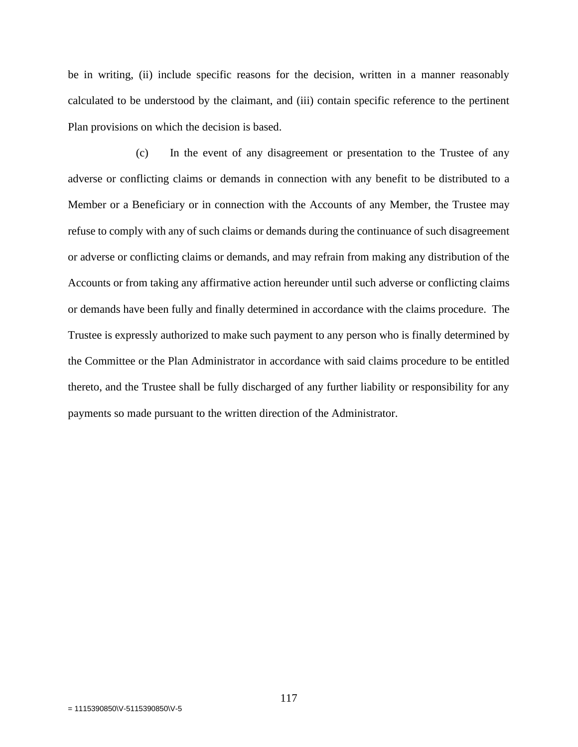be in writing, (ii) include specific reasons for the decision, written in a manner reasonably calculated to be understood by the claimant, and (iii) contain specific reference to the pertinent Plan provisions on which the decision is based.

(c) In the event of any disagreement or presentation to the Trustee of any adverse or conflicting claims or demands in connection with any benefit to be distributed to a Member or a Beneficiary or in connection with the Accounts of any Member, the Trustee may refuse to comply with any of such claims or demands during the continuance of such disagreement or adverse or conflicting claims or demands, and may refrain from making any distribution of the Accounts or from taking any affirmative action hereunder until such adverse or conflicting claims or demands have been fully and finally determined in accordance with the claims procedure. The Trustee is expressly authorized to make such payment to any person who is finally determined by the Committee or the Plan Administrator in accordance with said claims procedure to be entitled thereto, and the Trustee shall be fully discharged of any further liability or responsibility for any payments so made pursuant to the written direction of the Administrator.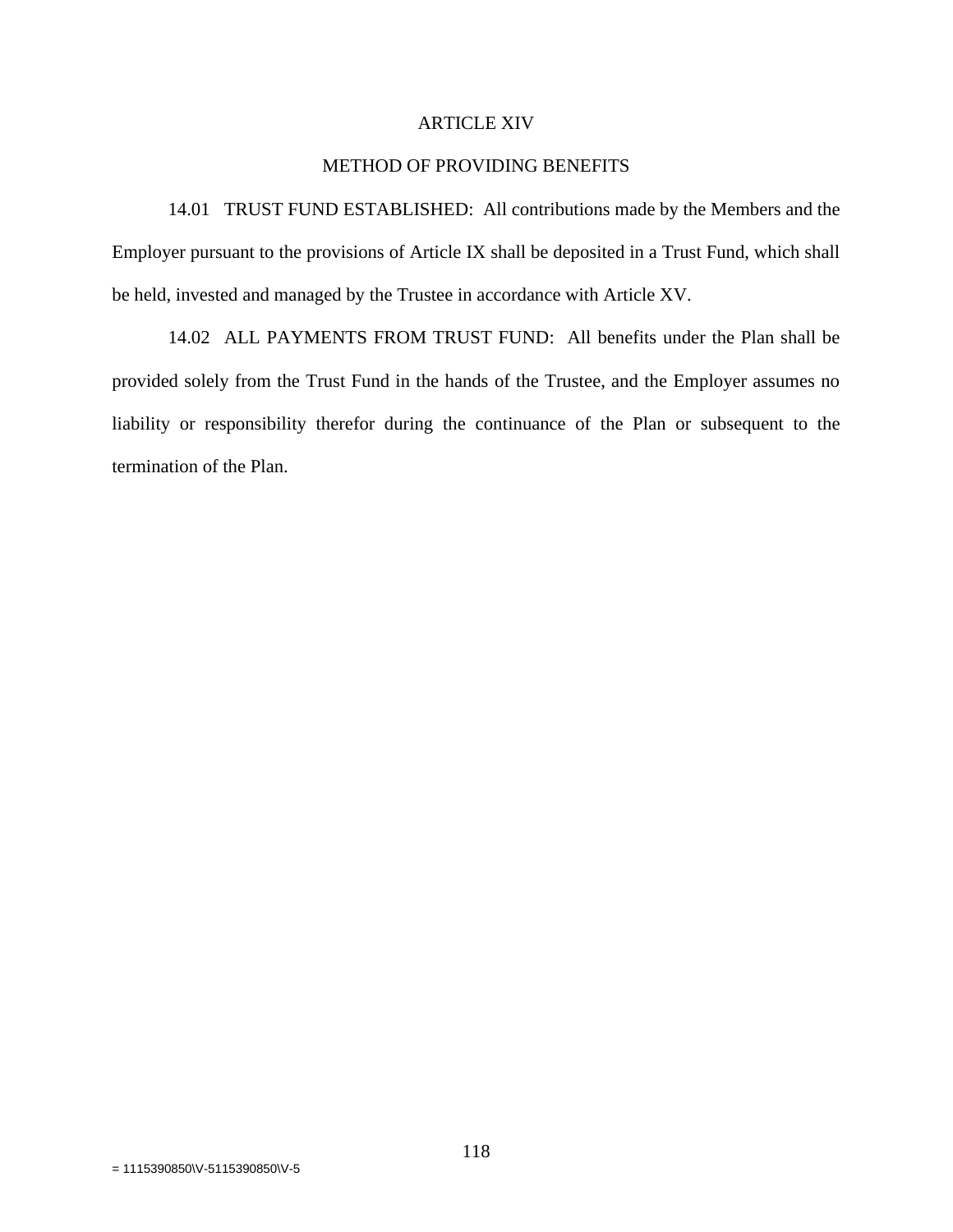# ARTICLE XIV

## METHOD OF PROVIDING BENEFITS

14.01 TRUST FUND ESTABLISHED: All contributions made by the Members and the Employer pursuant to the provisions of Article IX shall be deposited in a Trust Fund, which shall be held, invested and managed by the Trustee in accordance with Article XV.

14.02 ALL PAYMENTS FROM TRUST FUND: All benefits under the Plan shall be provided solely from the Trust Fund in the hands of the Trustee, and the Employer assumes no liability or responsibility therefor during the continuance of the Plan or subsequent to the termination of the Plan.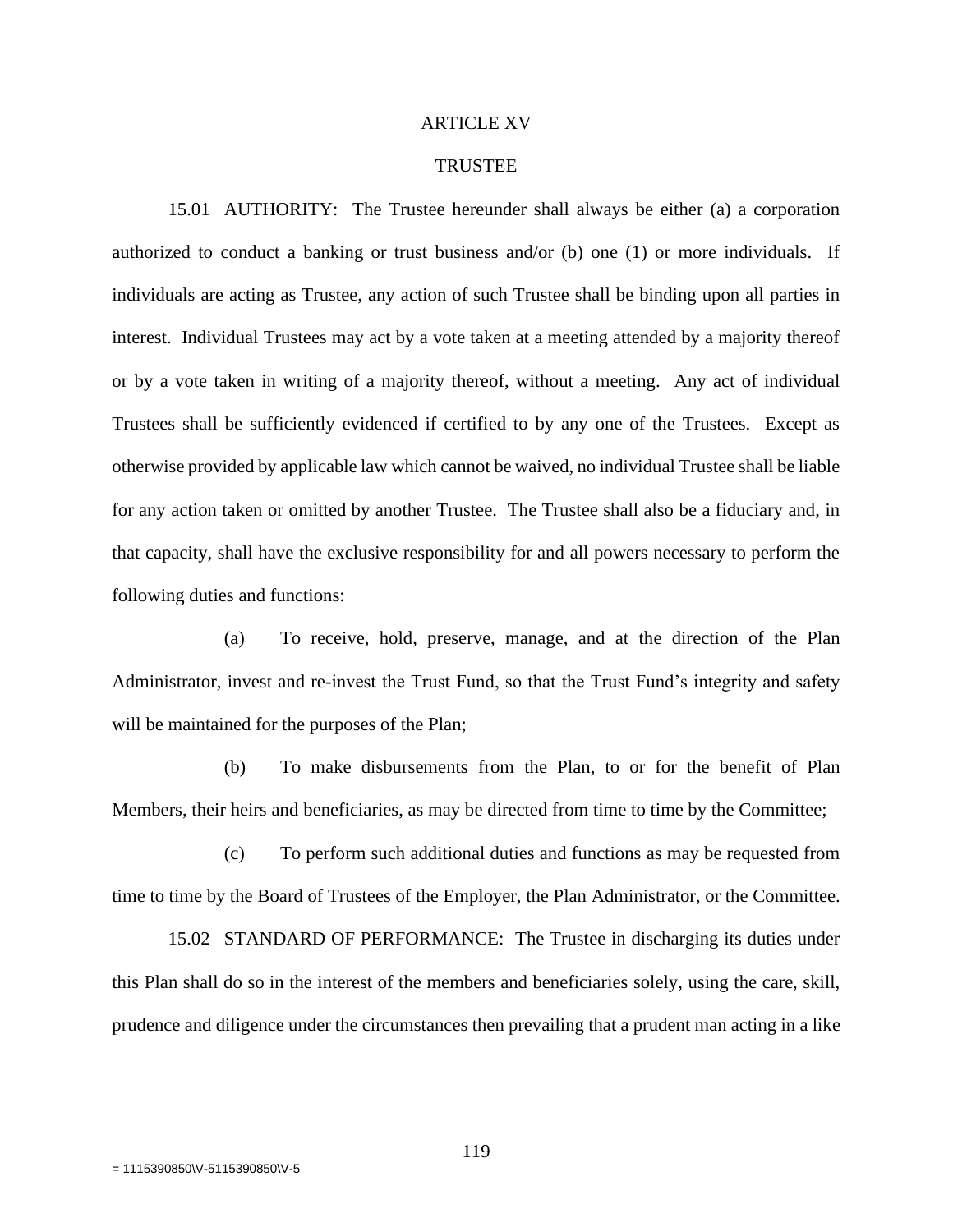# ARTICLE XV

## TRUSTEE

15.01 AUTHORITY: The Trustee hereunder shall always be either (a) a corporation authorized to conduct a banking or trust business and/or (b) one (1) or more individuals. If individuals are acting as Trustee, any action of such Trustee shall be binding upon all parties in interest. Individual Trustees may act by a vote taken at a meeting attended by a majority thereof or by a vote taken in writing of a majority thereof, without a meeting. Any act of individual Trustees shall be sufficiently evidenced if certified to by any one of the Trustees. Except as otherwise provided by applicable law which cannot be waived, no individual Trustee shall be liable for any action taken or omitted by another Trustee. The Trustee shall also be a fiduciary and, in that capacity, shall have the exclusive responsibility for and all powers necessary to perform the following duties and functions:

(a) To receive, hold, preserve, manage, and at the direction of the Plan Administrator, invest and re-invest the Trust Fund, so that the Trust Fund's integrity and safety will be maintained for the purposes of the Plan;

(b) To make disbursements from the Plan, to or for the benefit of Plan Members, their heirs and beneficiaries, as may be directed from time to time by the Committee;

(c) To perform such additional duties and functions as may be requested from time to time by the Board of Trustees of the Employer, the Plan Administrator, or the Committee.

15.02 STANDARD OF PERFORMANCE: The Trustee in discharging its duties under this Plan shall do so in the interest of the members and beneficiaries solely, using the care, skill, prudence and diligence under the circumstances then prevailing that a prudent man acting in a like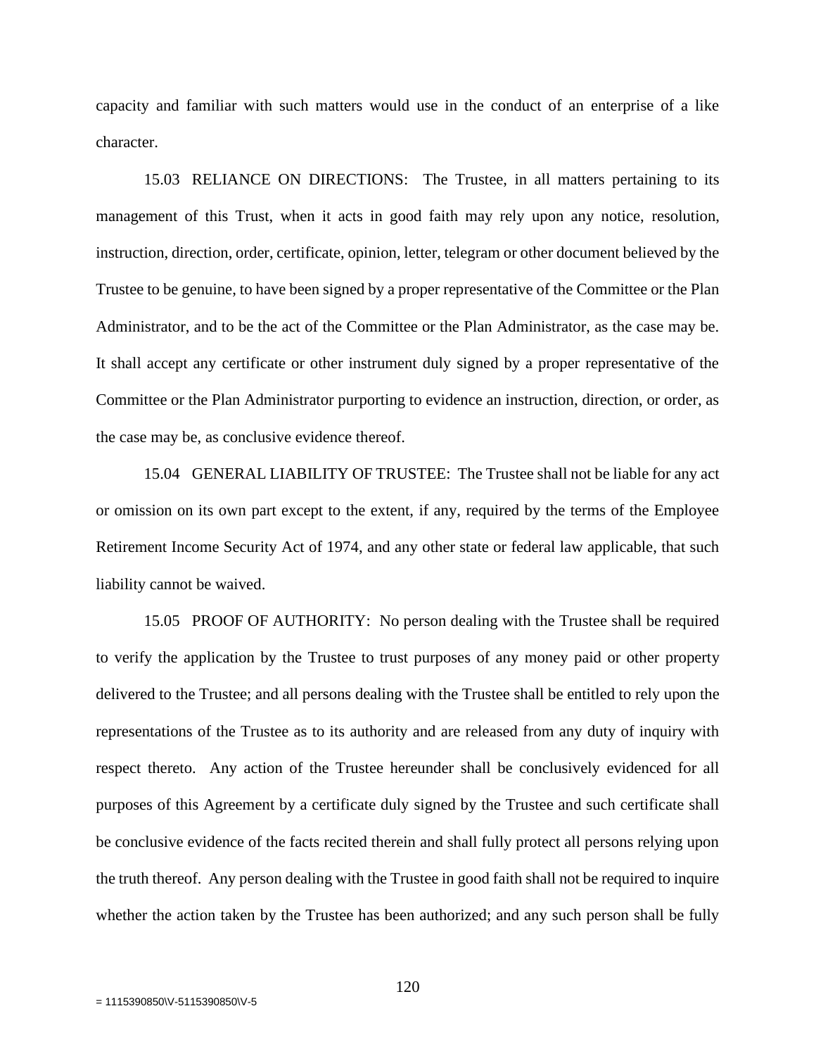capacity and familiar with such matters would use in the conduct of an enterprise of a like character.

15.03 RELIANCE ON DIRECTIONS: The Trustee, in all matters pertaining to its management of this Trust, when it acts in good faith may rely upon any notice, resolution, instruction, direction, order, certificate, opinion, letter, telegram or other document believed by the Trustee to be genuine, to have been signed by a proper representative of the Committee or the Plan Administrator, and to be the act of the Committee or the Plan Administrator, as the case may be. It shall accept any certificate or other instrument duly signed by a proper representative of the Committee or the Plan Administrator purporting to evidence an instruction, direction, or order, as the case may be, as conclusive evidence thereof.

15.04 GENERAL LIABILITY OF TRUSTEE: The Trustee shall not be liable for any act or omission on its own part except to the extent, if any, required by the terms of the Employee Retirement Income Security Act of 1974, and any other state or federal law applicable, that such liability cannot be waived.

15.05 PROOF OF AUTHORITY: No person dealing with the Trustee shall be required to verify the application by the Trustee to trust purposes of any money paid or other property delivered to the Trustee; and all persons dealing with the Trustee shall be entitled to rely upon the representations of the Trustee as to its authority and are released from any duty of inquiry with respect thereto. Any action of the Trustee hereunder shall be conclusively evidenced for all purposes of this Agreement by a certificate duly signed by the Trustee and such certificate shall be conclusive evidence of the facts recited therein and shall fully protect all persons relying upon the truth thereof. Any person dealing with the Trustee in good faith shall not be required to inquire whether the action taken by the Trustee has been authorized; and any such person shall be fully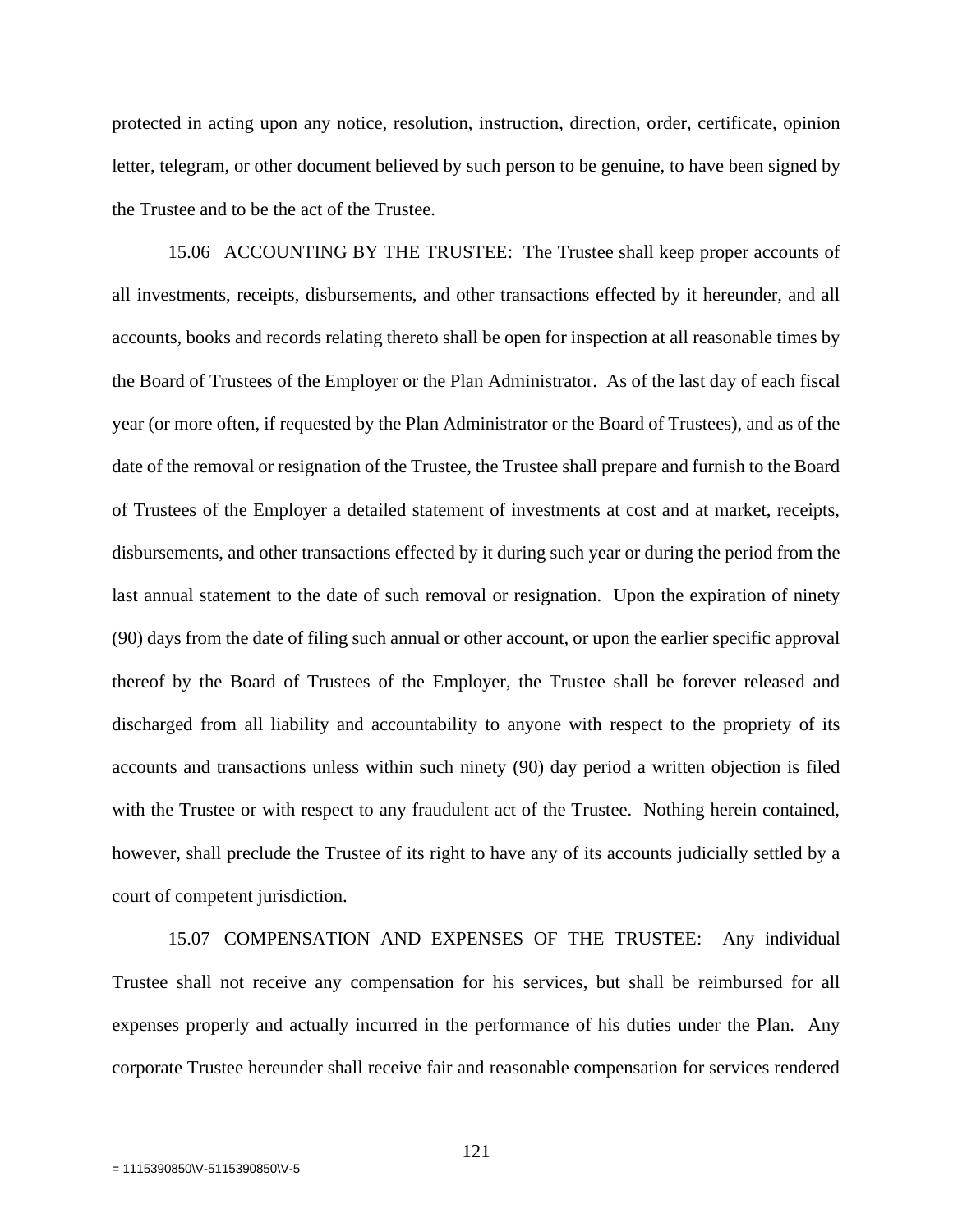protected in acting upon any notice, resolution, instruction, direction, order, certificate, opinion letter, telegram, or other document believed by such person to be genuine, to have been signed by the Trustee and to be the act of the Trustee.

15.06 ACCOUNTING BY THE TRUSTEE: The Trustee shall keep proper accounts of all investments, receipts, disbursements, and other transactions effected by it hereunder, and all accounts, books and records relating thereto shall be open for inspection at all reasonable times by the Board of Trustees of the Employer or the Plan Administrator. As of the last day of each fiscal year (or more often, if requested by the Plan Administrator or the Board of Trustees), and as of the date of the removal or resignation of the Trustee, the Trustee shall prepare and furnish to the Board of Trustees of the Employer a detailed statement of investments at cost and at market, receipts, disbursements, and other transactions effected by it during such year or during the period from the last annual statement to the date of such removal or resignation. Upon the expiration of ninety (90) days from the date of filing such annual or other account, or upon the earlier specific approval thereof by the Board of Trustees of the Employer, the Trustee shall be forever released and discharged from all liability and accountability to anyone with respect to the propriety of its accounts and transactions unless within such ninety (90) day period a written objection is filed with the Trustee or with respect to any fraudulent act of the Trustee. Nothing herein contained, however, shall preclude the Trustee of its right to have any of its accounts judicially settled by a court of competent jurisdiction.

15.07 COMPENSATION AND EXPENSES OF THE TRUSTEE: Any individual Trustee shall not receive any compensation for his services, but shall be reimbursed for all expenses properly and actually incurred in the performance of his duties under the Plan. Any corporate Trustee hereunder shall receive fair and reasonable compensation for services rendered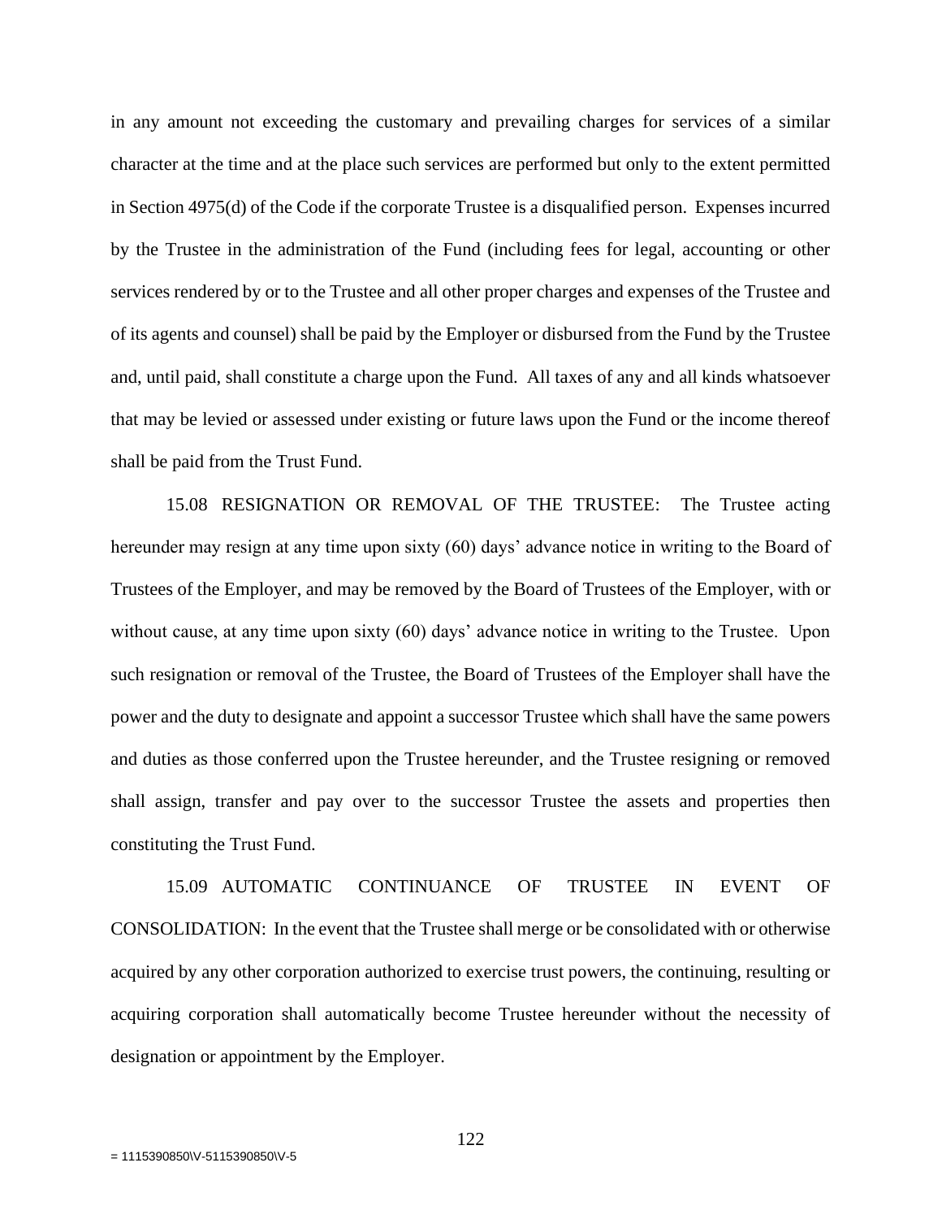in any amount not exceeding the customary and prevailing charges for services of a similar character at the time and at the place such services are performed but only to the extent permitted in Section 4975(d) of the Code if the corporate Trustee is a disqualified person. Expenses incurred by the Trustee in the administration of the Fund (including fees for legal, accounting or other services rendered by or to the Trustee and all other proper charges and expenses of the Trustee and of its agents and counsel) shall be paid by the Employer or disbursed from the Fund by the Trustee and, until paid, shall constitute a charge upon the Fund. All taxes of any and all kinds whatsoever that may be levied or assessed under existing or future laws upon the Fund or the income thereof shall be paid from the Trust Fund.

15.08 RESIGNATION OR REMOVAL OF THE TRUSTEE: The Trustee acting hereunder may resign at any time upon sixty (60) days' advance notice in writing to the Board of Trustees of the Employer, and may be removed by the Board of Trustees of the Employer, with or without cause, at any time upon sixty (60) days' advance notice in writing to the Trustee. Upon such resignation or removal of the Trustee, the Board of Trustees of the Employer shall have the power and the duty to designate and appoint a successor Trustee which shall have the same powers and duties as those conferred upon the Trustee hereunder, and the Trustee resigning or removed shall assign, transfer and pay over to the successor Trustee the assets and properties then constituting the Trust Fund.

15.09 AUTOMATIC CONTINUANCE OF TRUSTEE IN EVENT OF CONSOLIDATION: In the event that the Trustee shall merge or be consolidated with or otherwise acquired by any other corporation authorized to exercise trust powers, the continuing, resulting or acquiring corporation shall automatically become Trustee hereunder without the necessity of designation or appointment by the Employer.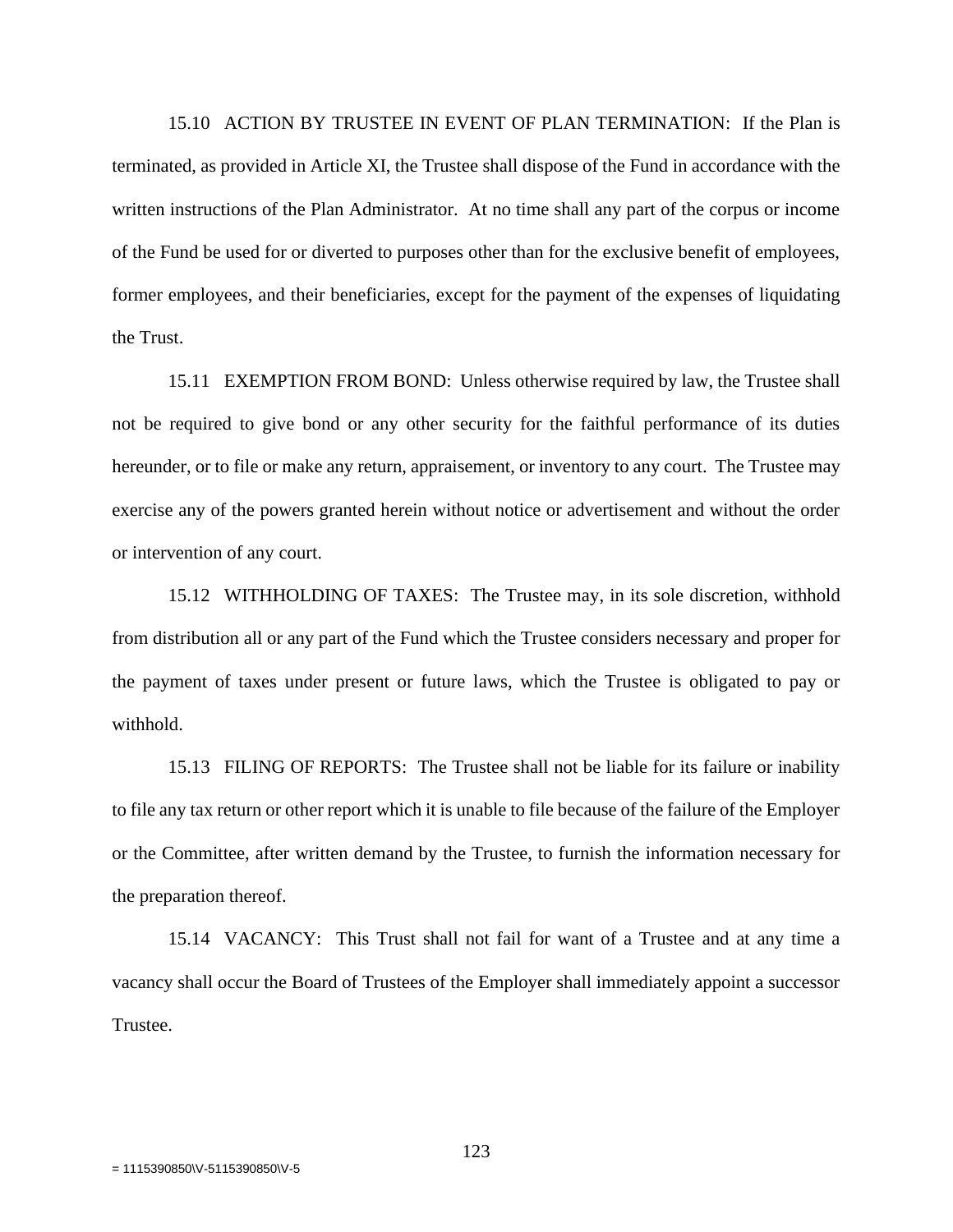15.10 ACTION BY TRUSTEE IN EVENT OF PLAN TERMINATION: If the Plan is terminated, as provided in Article XI, the Trustee shall dispose of the Fund in accordance with the written instructions of the Plan Administrator. At no time shall any part of the corpus or income of the Fund be used for or diverted to purposes other than for the exclusive benefit of employees, former employees, and their beneficiaries, except for the payment of the expenses of liquidating the Trust.

15.11 EXEMPTION FROM BOND: Unless otherwise required by law, the Trustee shall not be required to give bond or any other security for the faithful performance of its duties hereunder, or to file or make any return, appraisement, or inventory to any court. The Trustee may exercise any of the powers granted herein without notice or advertisement and without the order or intervention of any court.

15.12 WITHHOLDING OF TAXES: The Trustee may, in its sole discretion, withhold from distribution all or any part of the Fund which the Trustee considers necessary and proper for the payment of taxes under present or future laws, which the Trustee is obligated to pay or withhold.

15.13 FILING OF REPORTS: The Trustee shall not be liable for its failure or inability to file any tax return or other report which it is unable to file because of the failure of the Employer or the Committee, after written demand by the Trustee, to furnish the information necessary for the preparation thereof.

15.14 VACANCY: This Trust shall not fail for want of a Trustee and at any time a vacancy shall occur the Board of Trustees of the Employer shall immediately appoint a successor Trustee.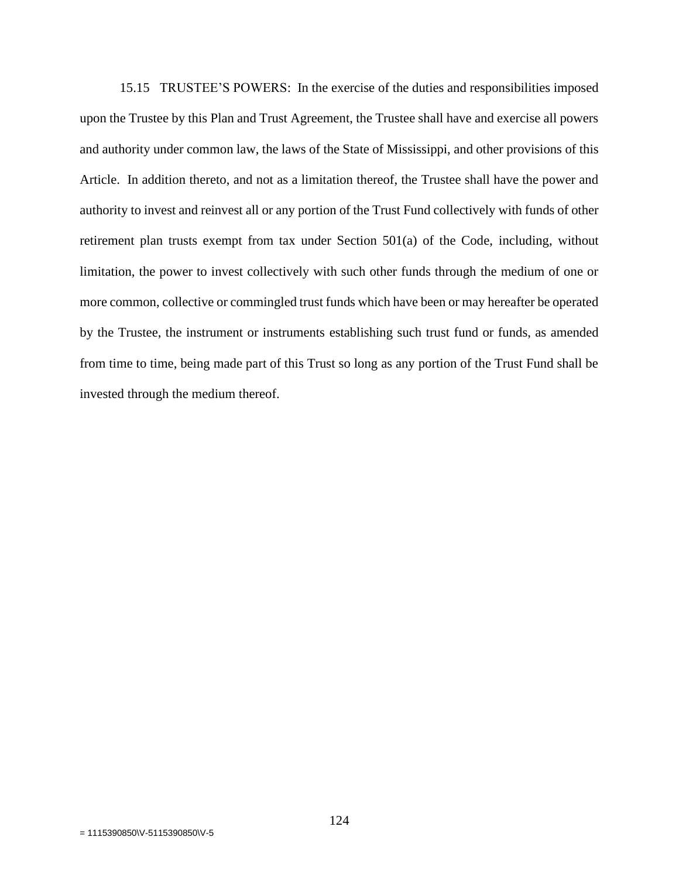15.15 TRUSTEE'S POWERS: In the exercise of the duties and responsibilities imposed upon the Trustee by this Plan and Trust Agreement, the Trustee shall have and exercise all powers and authority under common law, the laws of the State of Mississippi, and other provisions of this Article. In addition thereto, and not as a limitation thereof, the Trustee shall have the power and authority to invest and reinvest all or any portion of the Trust Fund collectively with funds of other retirement plan trusts exempt from tax under Section 501(a) of the Code, including, without limitation, the power to invest collectively with such other funds through the medium of one or more common, collective or commingled trust funds which have been or may hereafter be operated by the Trustee, the instrument or instruments establishing such trust fund or funds, as amended from time to time, being made part of this Trust so long as any portion of the Trust Fund shall be invested through the medium thereof.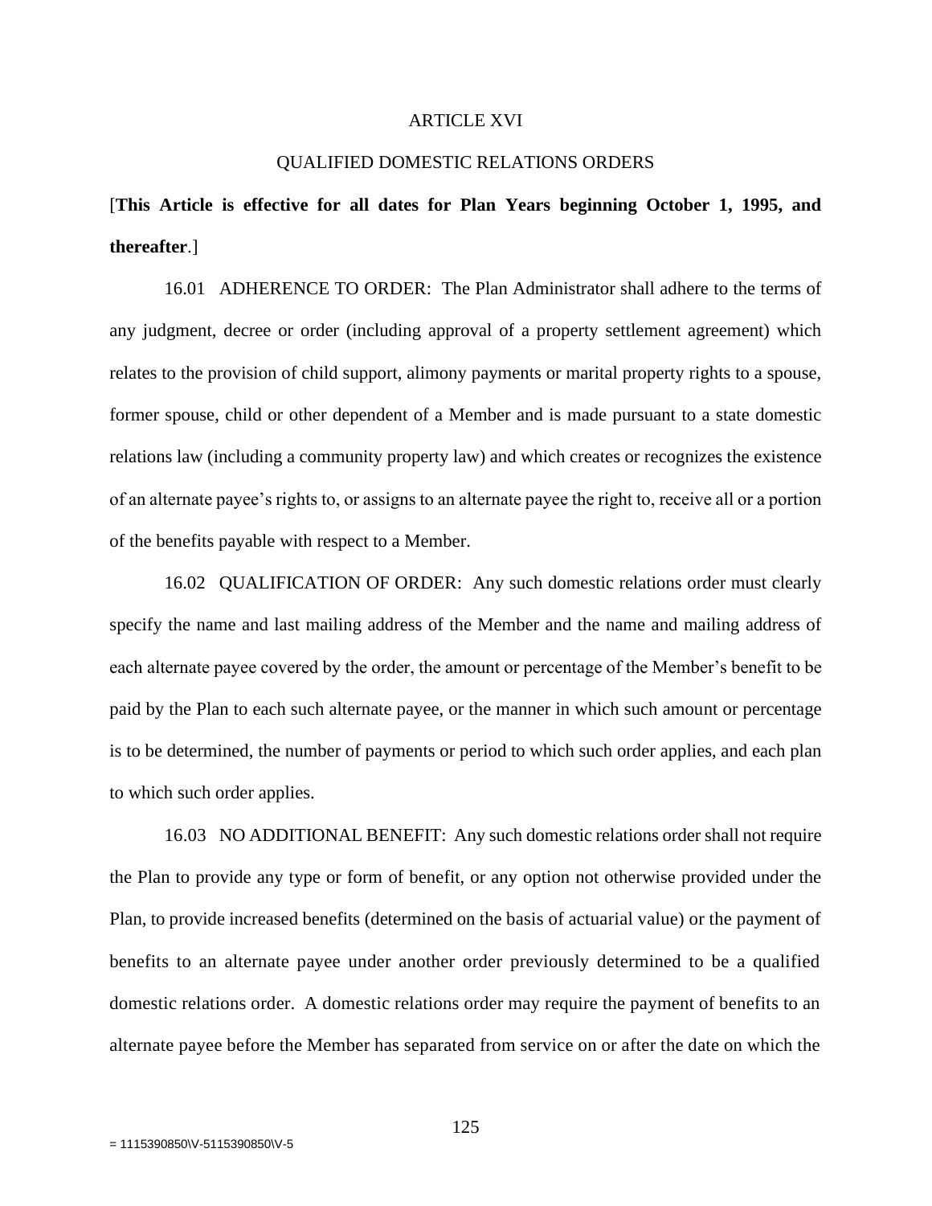# ARTICLE XVI

## QUALIFIED DOMESTIC RELATIONS ORDERS

[**This Article is effective for all dates for Plan Years beginning October 1, 1995, and thereafter**.]

16.01 ADHERENCE TO ORDER: The Plan Administrator shall adhere to the terms of any judgment, decree or order (including approval of a property settlement agreement) which relates to the provision of child support, alimony payments or marital property rights to a spouse, former spouse, child or other dependent of a Member and is made pursuant to a state domestic relations law (including a community property law) and which creates or recognizes the existence of an alternate payee's rights to, or assigns to an alternate payee the right to, receive all or a portion of the benefits payable with respect to a Member.

16.02 QUALIFICATION OF ORDER: Any such domestic relations order must clearly specify the name and last mailing address of the Member and the name and mailing address of each alternate payee covered by the order, the amount or percentage of the Member's benefit to be paid by the Plan to each such alternate payee, or the manner in which such amount or percentage is to be determined, the number of payments or period to which such order applies, and each plan to which such order applies.

16.03 NO ADDITIONAL BENEFIT: Any such domestic relations order shall not require the Plan to provide any type or form of benefit, or any option not otherwise provided under the Plan, to provide increased benefits (determined on the basis of actuarial value) or the payment of benefits to an alternate payee under another order previously determined to be a qualified domestic relations order. A domestic relations order may require the payment of benefits to an alternate payee before the Member has separated from service on or after the date on which the

= 1115390850\V-5115390850\V-5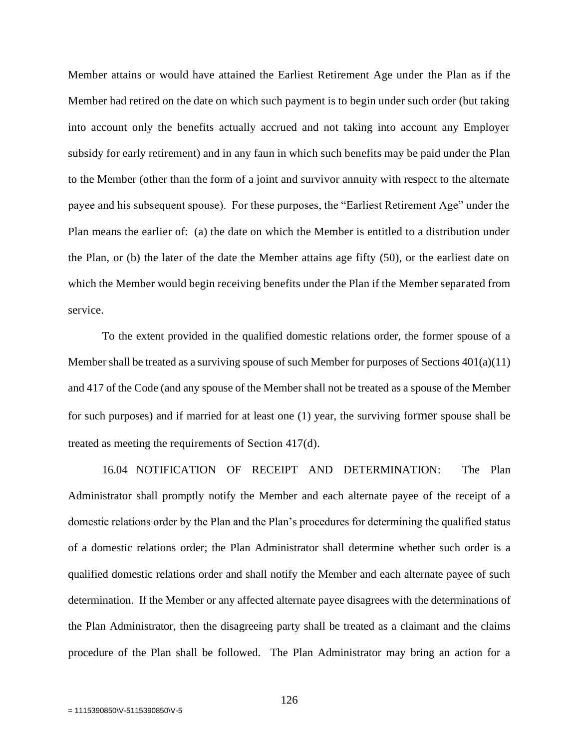Member attains or would have attained the Earliest Retirement Age under the Plan as if the Member had retired on the date on which such payment is to begin under such order (but taking into account only the benefits actually accrued and not taking into account any Employer subsidy for early retirement) and in any faun in which such benefits may be paid under the Plan to the Member (other than the form of a joint and survivor annuity with respect to the alternate payee and his subsequent spouse). For these purposes, the "Earliest Retirement Age" under the Plan means the earlier of: (a) the date on which the Member is entitled to a distribution under the Plan, or (b) the later of the date the Member attains age fifty (50), or the earliest date on which the Member would begin receiving benefits under the Plan if the Member separated from service.

To the extent provided in the qualified domestic relations order, the former spouse of a Member shall be treated as a surviving spouse of such Member for purposes of Sections 401(a)(11) and 417 of the Code (and any spouse of the Member shall not be treated as a spouse of the Member for such purposes) and if married for at least one (1) year, the surviving former spouse shall be treated as meeting the requirements of Section 417(d).

16.04 NOTIFICATION OF RECEIPT AND DETERMINATION: The Plan Administrator shall promptly notify the Member and each alternate payee of the receipt of a domestic relations order by the Plan and the Plan's procedures for determining the qualified status of a domestic relations order; the Plan Administrator shall determine whether such order is a qualified domestic relations order and shall notify the Member and each alternate payee of such determination. If the Member or any affected alternate payee disagrees with the determinations of the Plan Administrator, then the disagreeing party shall be treated as a claimant and the claims procedure of the Plan shall be followed. The Plan Administrator may bring an action for a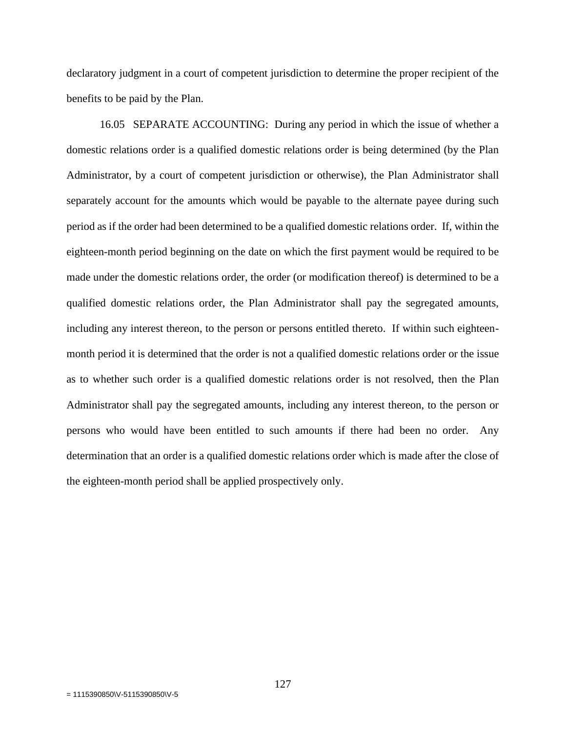declaratory judgment in a court of competent jurisdiction to determine the proper recipient of the benefits to be paid by the Plan.

16.05 SEPARATE ACCOUNTING: During any period in which the issue of whether a domestic relations order is a qualified domestic relations order is being determined (by the Plan Administrator, by a court of competent jurisdiction or otherwise), the Plan Administrator shall separately account for the amounts which would be payable to the alternate payee during such period as if the order had been determined to be a qualified domestic relations order. If, within the eighteen-month period beginning on the date on which the first payment would be required to be made under the domestic relations order, the order (or modification thereof) is determined to be a qualified domestic relations order, the Plan Administrator shall pay the segregated amounts, including any interest thereon, to the person or persons entitled thereto. If within such eighteen-month period it is determined that the order is not a qualified domestic relations order or the issue as to whether such order is a qualified domestic relations order is not resolved, then the Plan Administrator shall pay the segregated amounts, including any interest thereon, to the person or persons who would have been entitled to such amounts if there had been no order. Any determination that an order is a qualified domestic relations order which is made after the close of the eighteen-month period shall be applied prospectively only.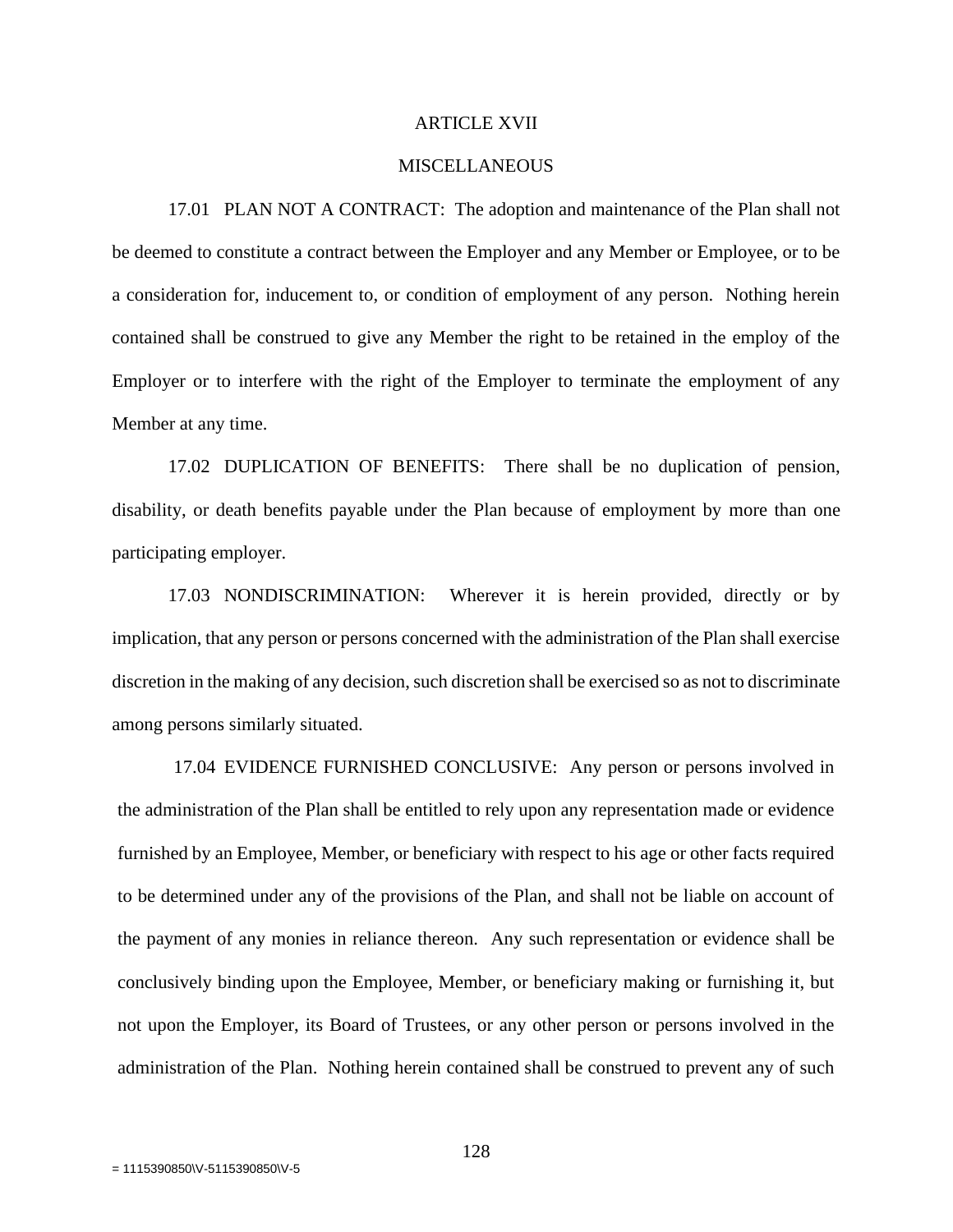## ARTICLE XVII

## MISCELLANEOUS

17.01 PLAN NOT A CONTRACT: The adoption and maintenance of the Plan shall not be deemed to constitute a contract between the Employer and any Member or Employee, or to be a consideration for, inducement to, or condition of employment of any person. Nothing herein contained shall be construed to give any Member the right to be retained in the employ of the Employer or to interfere with the right of the Employer to terminate the employment of any Member at any time.

17.02 DUPLICATION OF BENEFITS: There shall be no duplication of pension, disability, or death benefits payable under the Plan because of employment by more than one participating employer.

17.03 NONDISCRIMINATION: Wherever it is herein provided, directly or by implication, that any person or persons concerned with the administration of the Plan shall exercise discretion in the making of any decision, such discretion shall be exercised so as not to discriminate among persons similarly situated.

17.04 EVIDENCE FURNISHED CONCLUSIVE: Any person or persons involved in the administration of the Plan shall be entitled to rely upon any representation made or evidence furnished by an Employee, Member, or beneficiary with respect to his age or other facts required to be determined under any of the provisions of the Plan, and shall not be liable on account of the payment of any monies in reliance thereon. Any such representation or evidence shall be conclusively binding upon the Employee, Member, or beneficiary making or furnishing it, but not upon the Employer, its Board of Trustees, or any other person or persons involved in the administration of the Plan. Nothing herein contained shall be construed to prevent any of such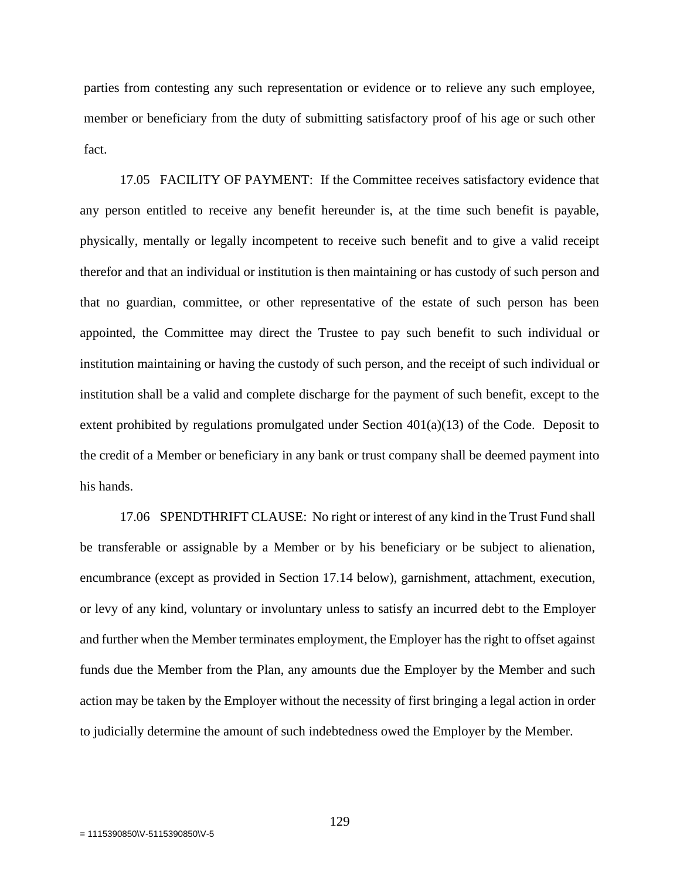parties from contesting any such representation or evidence or to relieve any such employee, member or beneficiary from the duty of submitting satisfactory proof of his age or such other fact.

17.05 FACILITY OF PAYMENT: If the Committee receives satisfactory evidence that any person entitled to receive any benefit hereunder is, at the time such benefit is payable, physically, mentally or legally incompetent to receive such benefit and to give a valid receipt therefor and that an individual or institution is then maintaining or has custody of such person and that no guardian, committee, or other representative of the estate of such person has been appointed, the Committee may direct the Trustee to pay such benefit to such individual or institution maintaining or having the custody of such person, and the receipt of such individual or institution shall be a valid and complete discharge for the payment of such benefit, except to the extent prohibited by regulations promulgated under Section 401(a)(13) of the Code. Deposit to the credit of a Member or beneficiary in any bank or trust company shall be deemed payment into his hands.

17.06 SPENDTHRIFT CLAUSE: No right or interest of any kind in the Trust Fund shall be transferable or assignable by a Member or by his beneficiary or be subject to alienation, encumbrance (except as provided in Section 17.14 below), garnishment, attachment, execution, or levy of any kind, voluntary or involuntary unless to satisfy an incurred debt to the Employer and further when the Member terminates employment, the Employer has the right to offset against funds due the Member from the Plan, any amounts due the Employer by the Member and such action may be taken by the Employer without the necessity of first bringing a legal action in order to judicially determine the amount of such indebtedness owed the Employer by the Member.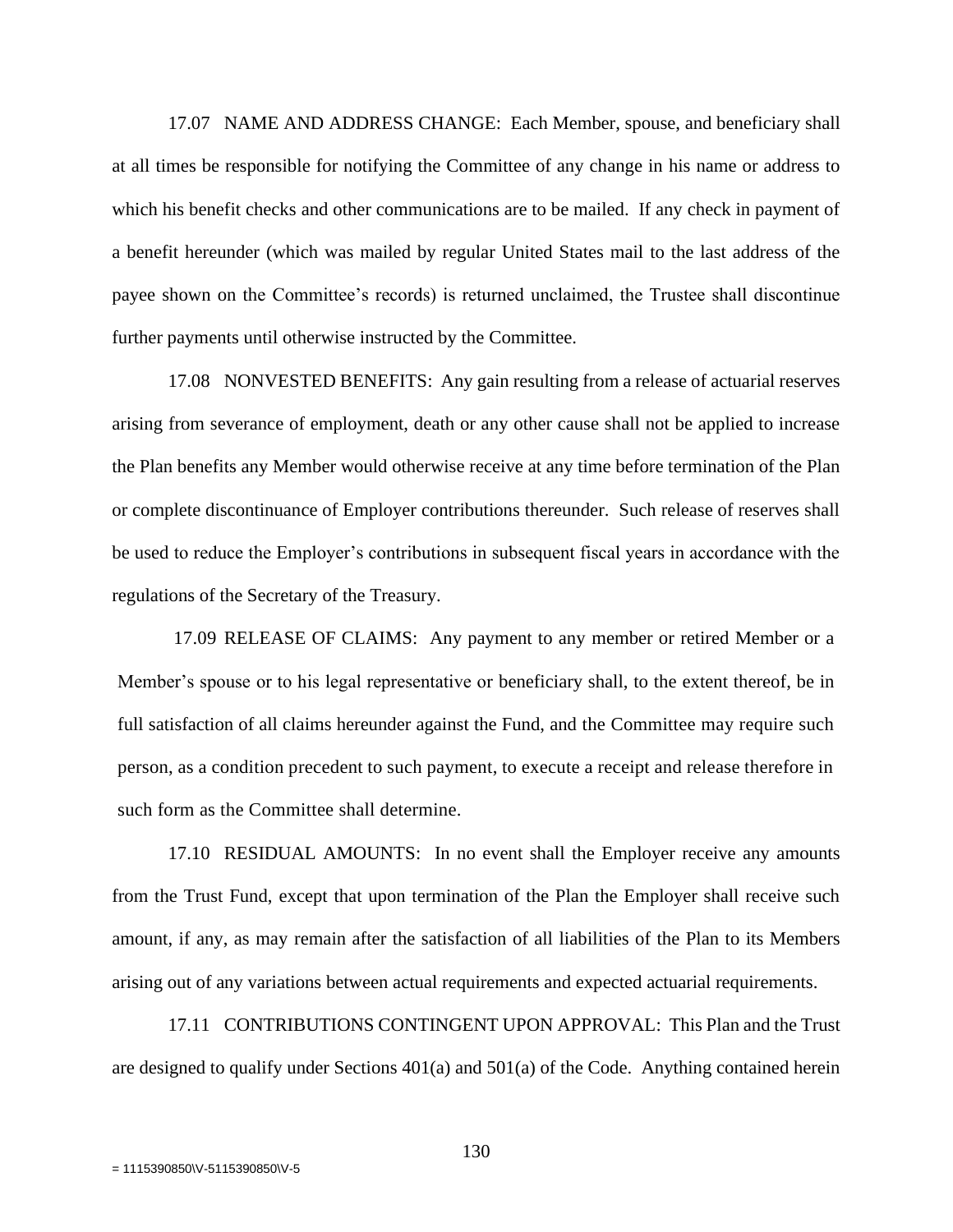17.07 NAME AND ADDRESS CHANGE: Each Member, spouse, and beneficiary shall at all times be responsible for notifying the Committee of any change in his name or address to which his benefit checks and other communications are to be mailed. If any check in payment of a benefit hereunder (which was mailed by regular United States mail to the last address of the payee shown on the Committee's records) is returned unclaimed, the Trustee shall discontinue further payments until otherwise instructed by the Committee.

17.08 NONVESTED BENEFITS: Any gain resulting from a release of actuarial reserves arising from severance of employment, death or any other cause shall not be applied to increase the Plan benefits any Member would otherwise receive at any time before termination of the Plan or complete discontinuance of Employer contributions thereunder. Such release of reserves shall be used to reduce the Employer's contributions in subsequent fiscal years in accordance with the regulations of the Secretary of the Treasury.

17.09 RELEASE OF CLAIMS: Any payment to any member or retired Member or a Member's spouse or to his legal representative or beneficiary shall, to the extent thereof, be in full satisfaction of all claims hereunder against the Fund, and the Committee may require such person, as a condition precedent to such payment, to execute a receipt and release therefore in such form as the Committee shall determine.

17.10 RESIDUAL AMOUNTS: In no event shall the Employer receive any amounts from the Trust Fund, except that upon termination of the Plan the Employer shall receive such amount, if any, as may remain after the satisfaction of all liabilities of the Plan to its Members arising out of any variations between actual requirements and expected actuarial requirements.

17.11 CONTRIBUTIONS CONTINGENT UPON APPROVAL: This Plan and the Trust are designed to qualify under Sections 401(a) and 501(a) of the Code. Anything contained herein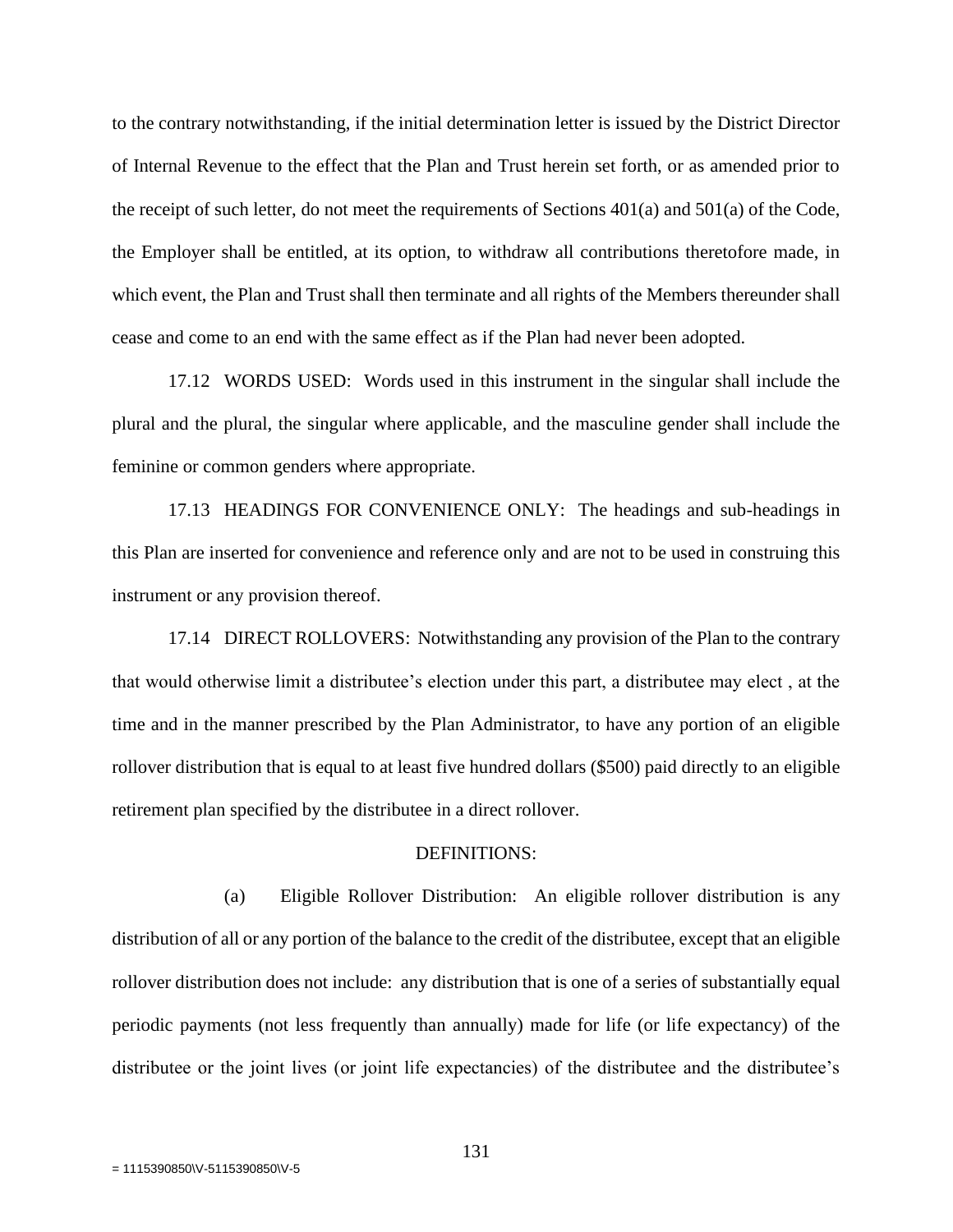to the contrary notwithstanding, if the initial determination letter is issued by the District Director of Internal Revenue to the effect that the Plan and Trust herein set forth, or as amended prior to the receipt of such letter, do not meet the requirements of Sections 401(a) and 501(a) of the Code, the Employer shall be entitled, at its option, to withdraw all contributions theretofore made, in which event, the Plan and Trust shall then terminate and all rights of the Members thereunder shall cease and come to an end with the same effect as if the Plan had never been adopted.

17.12 WORDS USED: Words used in this instrument in the singular shall include the plural and the plural, the singular where applicable, and the masculine gender shall include the feminine or common genders where appropriate.

17.13 HEADINGS FOR CONVENIENCE ONLY: The headings and sub-headings in this Plan are inserted for convenience and reference only and are not to be used in construing this instrument or any provision thereof.

17.14 DIRECT ROLLOVERS: Notwithstanding any provision of the Plan to the contrary that would otherwise limit a distributee's election under this part, a distributee may elect , at the time and in the manner prescribed by the Plan Administrator, to have any portion of an eligible rollover distribution that is equal to at least five hundred dollars ($500) paid directly to an eligible retirement plan specified by the distributee in a direct rollover.

DEFINITIONS:

(a) Eligible Rollover Distribution: An eligible rollover distribution is any distribution of all or any portion of the balance to the credit of the distributee, except that an eligible rollover distribution does not include: any distribution that is one of a series of substantially equal periodic payments (not less frequently than annually) made for life (or life expectancy) of the distributee or the joint lives (or joint life expectancies) of the distributee and the distributee's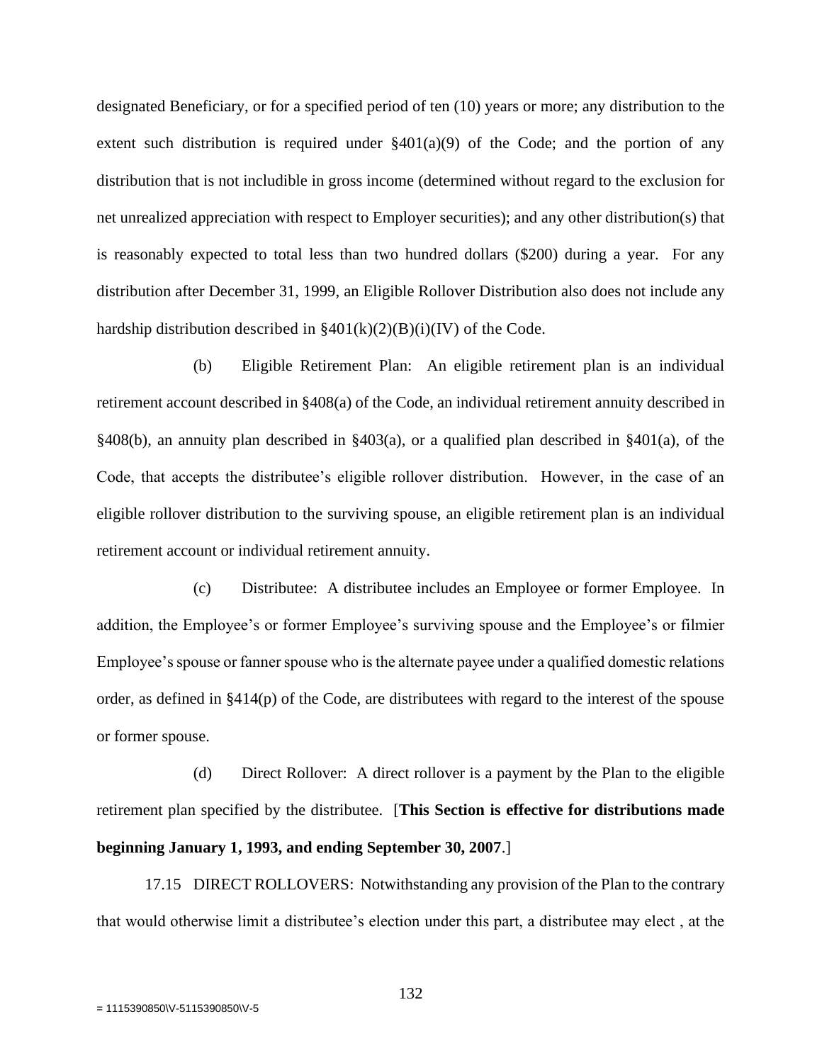designated Beneficiary, or for a specified period of ten (10) years or more; any distribution to the extent such distribution is required under §401(a)(9) of the Code; and the portion of any distribution that is not includible in gross income (determined without regard to the exclusion for net unrealized appreciation with respect to Employer securities); and any other distribution(s) that is reasonably expected to total less than two hundred dollars ($200) during a year. For any distribution after December 31, 1999, an Eligible Rollover Distribution also does not include any hardship distribution described in §401(k)(2)(B)(i)(IV) of the Code.

(b) Eligible Retirement Plan: An eligible retirement plan is an individual retirement account described in §408(a) of the Code, an individual retirement annuity described in §408(b), an annuity plan described in §403(a), or a qualified plan described in §401(a), of the Code, that accepts the distributee's eligible rollover distribution. However, in the case of an eligible rollover distribution to the surviving spouse, an eligible retirement plan is an individual retirement account or individual retirement annuity.

(c) Distributee: A distributee includes an Employee or former Employee. In addition, the Employee's or former Employee's surviving spouse and the Employee's or filmier Employee's spouse or fanner spouse who is the alternate payee under a qualified domestic relations order, as defined in §414(p) of the Code, are distributees with regard to the interest of the spouse or former spouse.

(d) Direct Rollover: A direct rollover is a payment by the Plan to the eligible retirement plan specified by the distributee. [**This Section is effective for distributions made beginning January 1, 1993, and ending September 30, 2007**.]

17.15 DIRECT ROLLOVERS: Notwithstanding any provision of the Plan to the contrary that would otherwise limit a distributee's election under this part, a distributee may elect , at the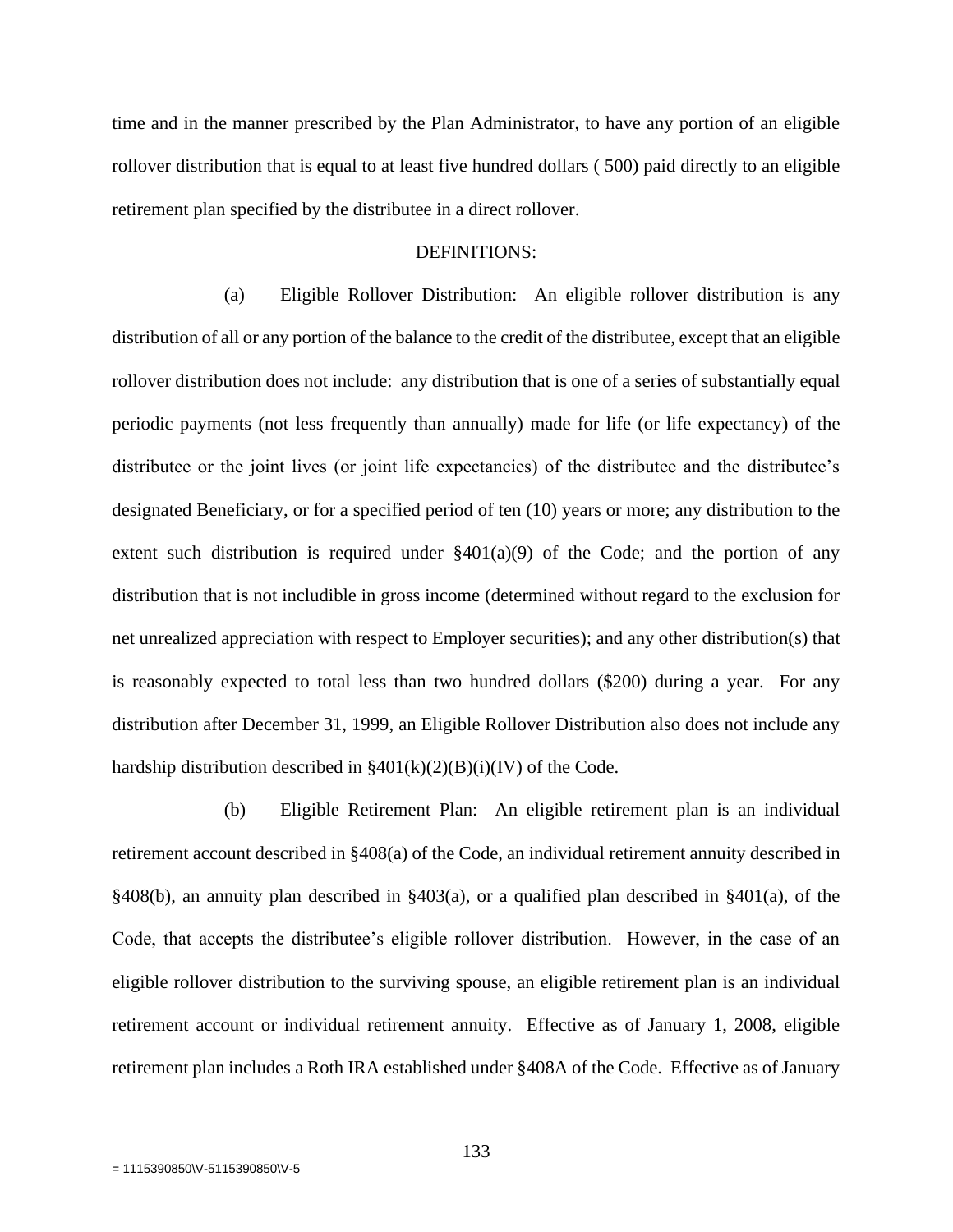time and in the manner prescribed by the Plan Administrator, to have any portion of an eligible rollover distribution that is equal to at least five hundred dollars ( 500) paid directly to an eligible retirement plan specified by the distributee in a direct rollover.

DEFINITIONS:

(a) Eligible Rollover Distribution: An eligible rollover distribution is any distribution of all or any portion of the balance to the credit of the distributee, except that an eligible rollover distribution does not include: any distribution that is one of a series of substantially equal periodic payments (not less frequently than annually) made for life (or life expectancy) of the distributee or the joint lives (or joint life expectancies) of the distributee and the distributee's designated Beneficiary, or for a specified period of ten (10) years or more; any distribution to the extent such distribution is required under §401(a)(9) of the Code; and the portion of any distribution that is not includible in gross income (determined without regard to the exclusion for net unrealized appreciation with respect to Employer securities); and any other distribution(s) that is reasonably expected to total less than two hundred dollars ($200) during a year. For any distribution after December 31, 1999, an Eligible Rollover Distribution also does not include any hardship distribution described in §401(k)(2)(B)(i)(IV) of the Code.

(b) Eligible Retirement Plan: An eligible retirement plan is an individual retirement account described in §408(a) of the Code, an individual retirement annuity described in §408(b), an annuity plan described in §403(a), or a qualified plan described in §401(a), of the Code, that accepts the distributee's eligible rollover distribution. However, in the case of an eligible rollover distribution to the surviving spouse, an eligible retirement plan is an individual retirement account or individual retirement annuity. Effective as of January 1, 2008, eligible retirement plan includes a Roth IRA established under §408A of the Code. Effective as of January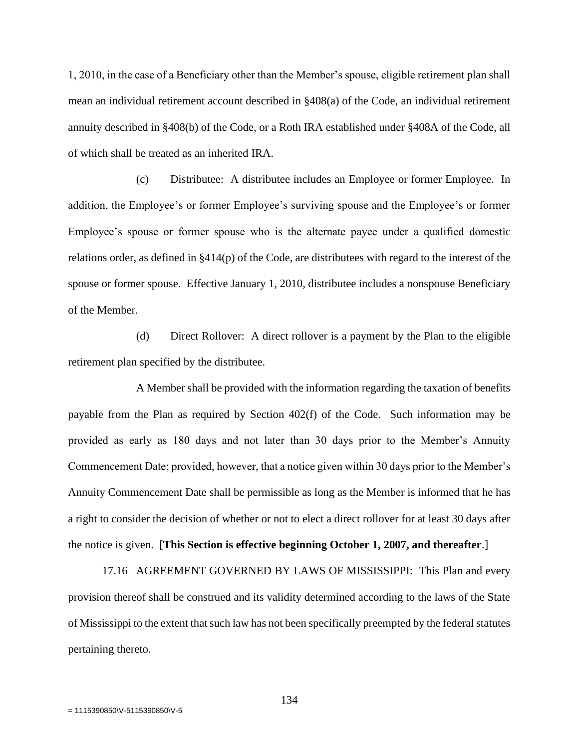1, 2010, in the case of a Beneficiary other than the Member's spouse, eligible retirement plan shall mean an individual retirement account described in §408(a) of the Code, an individual retirement annuity described in §408(b) of the Code, or a Roth IRA established under §408A of the Code, all of which shall be treated as an inherited IRA.

(c) Distributee: A distributee includes an Employee or former Employee. In addition, the Employee's or former Employee's surviving spouse and the Employee's or former Employee's spouse or former spouse who is the alternate payee under a qualified domestic relations order, as defined in §414(p) of the Code, are distributees with regard to the interest of the spouse or former spouse. Effective January 1, 2010, distributee includes a nonspouse Beneficiary of the Member.

(d) Direct Rollover: A direct rollover is a payment by the Plan to the eligible retirement plan specified by the distributee.

A Member shall be provided with the information regarding the taxation of benefits payable from the Plan as required by Section 402(f) of the Code. Such information may be provided as early as 180 days and not later than 30 days prior to the Member's Annuity Commencement Date; provided, however, that a notice given within 30 days prior to the Member's Annuity Commencement Date shall be permissible as long as the Member is informed that he has a right to consider the decision of whether or not to elect a direct rollover for at least 30 days after the notice is given. [**This Section is effective beginning October 1, 2007, and thereafter**.]

17.16 AGREEMENT GOVERNED BY LAWS OF MISSISSIPPI: This Plan and every provision thereof shall be construed and its validity determined according to the laws of the State of Mississippi to the extent that such law has not been specifically preempted by the federal statutes pertaining thereto.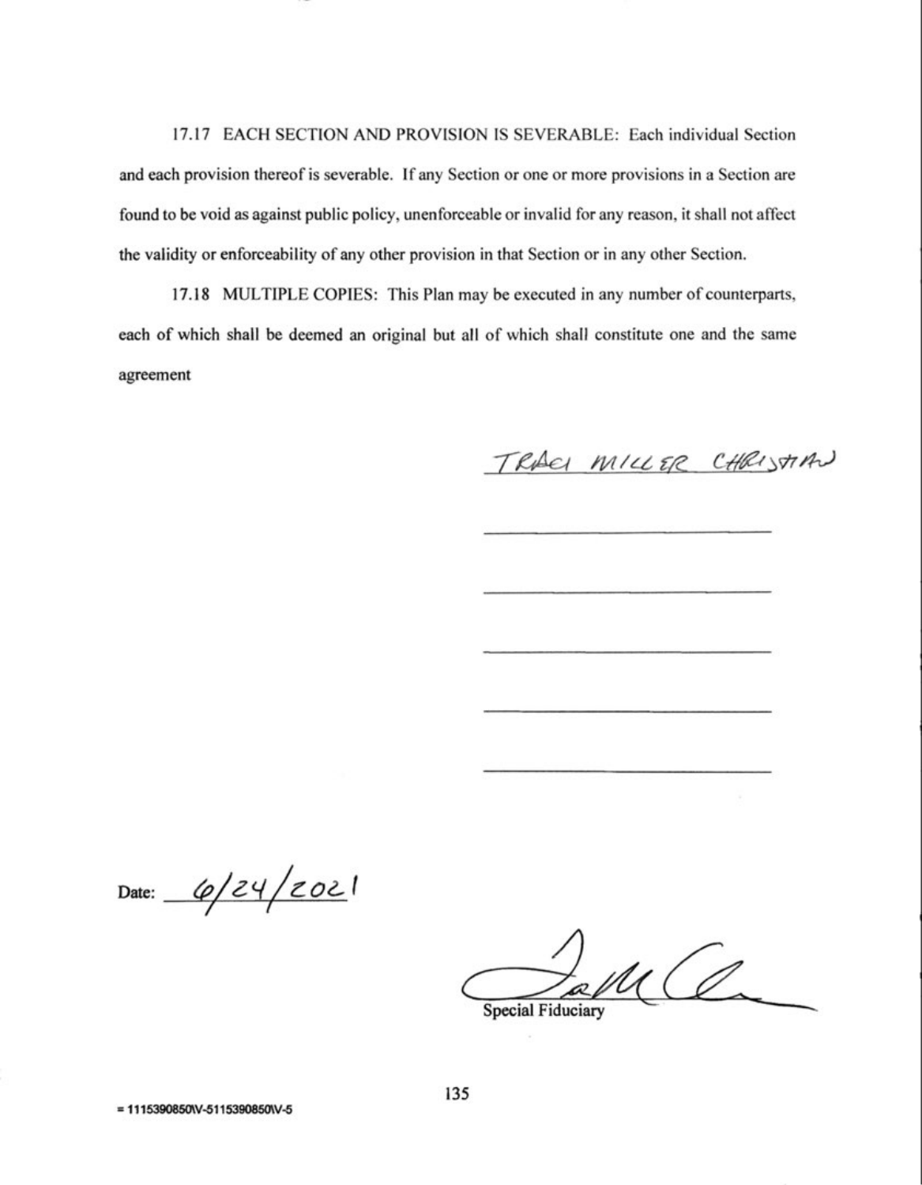17.17 EACH SECTION AND PROVISION IS SEVERABLE: Each individual Section and each provision thereof is severable. If any Section or one or more provisions in a Section are found to be void as against public policy, unenforceable or invalid for any reason, it shall not affect the validity or enforceability of any other provision in that Section or in any other Section.

17.18 MULTIPLE COPIES: This Plan may be executed in any number of counterparts, each of which shall be deemed an original but all of which shall constitute one and the same agreement

TRACI MILLER CHRISTIAN

\_\_\_\_\_\_\_\_\_\_\_\_\_\_\_\_\_\_\_\_\_\_\_\_\_\_\_\_

\_\_\_\_\_\_\_\_\_\_\_\_\_\_\_\_\_\_\_\_\_\_\_\_\_\_\_\_

\_\_\_\_\_\_\_\_\_\_\_\_\_\_\_\_\_\_\_\_\_\_\_\_\_\_\_\_

\_\_\_\_\_\_\_\_\_\_\_\_\_\_\_\_\_\_\_\_\_\_\_\_\_\_\_\_

\_\_\_\_\_\_\_\_\_\_\_\_\_\_\_\_\_\_\_\_\_\_\_\_\_\_\_\_

Date: 6/24/2021

Special Fiduciary

= 1115390850\V-5115390850\V-5